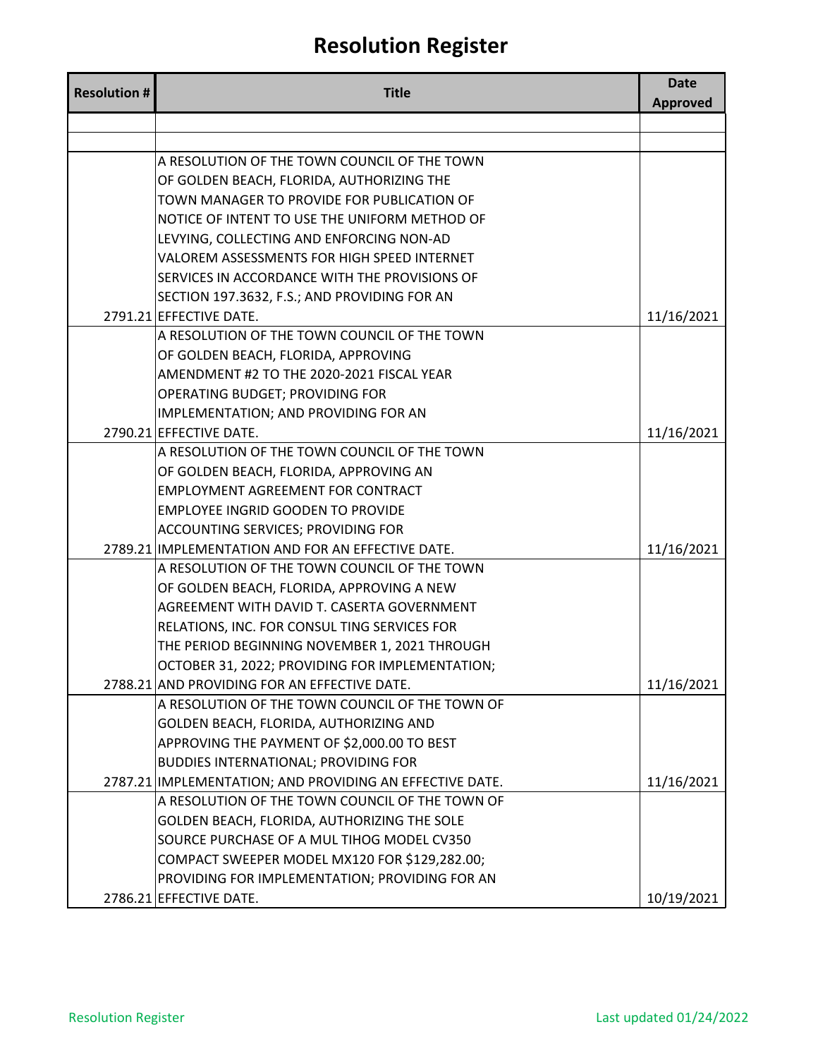# Resolution Register

| Resolution # | Title | Date Approved |
|---|---|---|
| | | |
| | | |
| 2791.21 | A RESOLUTION OF THE TOWN COUNCIL OF THE TOWN OF GOLDEN BEACH, FLORIDA, AUTHORIZING THE TOWN MANAGER TO PROVIDE FOR PUBLICATION OF NOTICE OF INTENT TO USE THE UNIFORM METHOD OF LEVYING, COLLECTING AND ENFORCING NON-AD VALOREM ASSESSMENTS FOR HIGH SPEED INTERNET SERVICES IN ACCORDANCE WITH THE PROVISIONS OF SECTION 197.3632, F.S.; AND PROVIDING FOR AN EFFECTIVE DATE. | 11/16/2021 |
| 2790.21 | A RESOLUTION OF THE TOWN COUNCIL OF THE TOWN OF GOLDEN BEACH, FLORIDA, APPROVING AMENDMENT #2 TO THE 2020-2021 FISCAL YEAR OPERATING BUDGET; PROVIDING FOR IMPLEMENTATION; AND PROVIDING FOR AN EFFECTIVE DATE. | 11/16/2021 |
| 2789.21 | A RESOLUTION OF THE TOWN COUNCIL OF THE TOWN OF GOLDEN BEACH, FLORIDA, APPROVING AN EMPLOYMENT AGREEMENT FOR CONTRACT EMPLOYEE INGRID GOODEN TO PROVIDE ACCOUNTING SERVICES; PROVIDING FOR IMPLEMENTATION AND FOR AN EFFECTIVE DATE. | 11/16/2021 |
| 2788.21 | A RESOLUTION OF THE TOWN COUNCIL OF THE TOWN OF GOLDEN BEACH, FLORIDA, APPROVING A NEW AGREEMENT WITH DAVID T. CASERTA GOVERNMENT RELATIONS, INC. FOR CONSUL TING SERVICES FOR THE PERIOD BEGINNING NOVEMBER 1, 2021 THROUGH OCTOBER 31, 2022; PROVIDING FOR IMPLEMENTATION; AND PROVIDING FOR AN EFFECTIVE DATE. | 11/16/2021 |
| 2787.21 | A RESOLUTION OF THE TOWN COUNCIL OF THE TOWN OF GOLDEN BEACH, FLORIDA, AUTHORIZING AND APPROVING THE PAYMENT OF $2,000.00 TO BEST BUDDIES INTERNATIONAL; PROVIDING FOR IMPLEMENTATION; AND PROVIDING AN EFFECTIVE DATE. | 11/16/2021 |
| 2786.21 | A RESOLUTION OF THE TOWN COUNCIL OF THE TOWN OF GOLDEN BEACH, FLORIDA, AUTHORIZING THE SOLE SOURCE PURCHASE OF A MUL TIHOG MODEL CV350 COMPACT SWEEPER MODEL MX120 FOR $129,282.00; PROVIDING FOR IMPLEMENTATION; PROVIDING FOR AN EFFECTIVE DATE. | 10/19/2021 |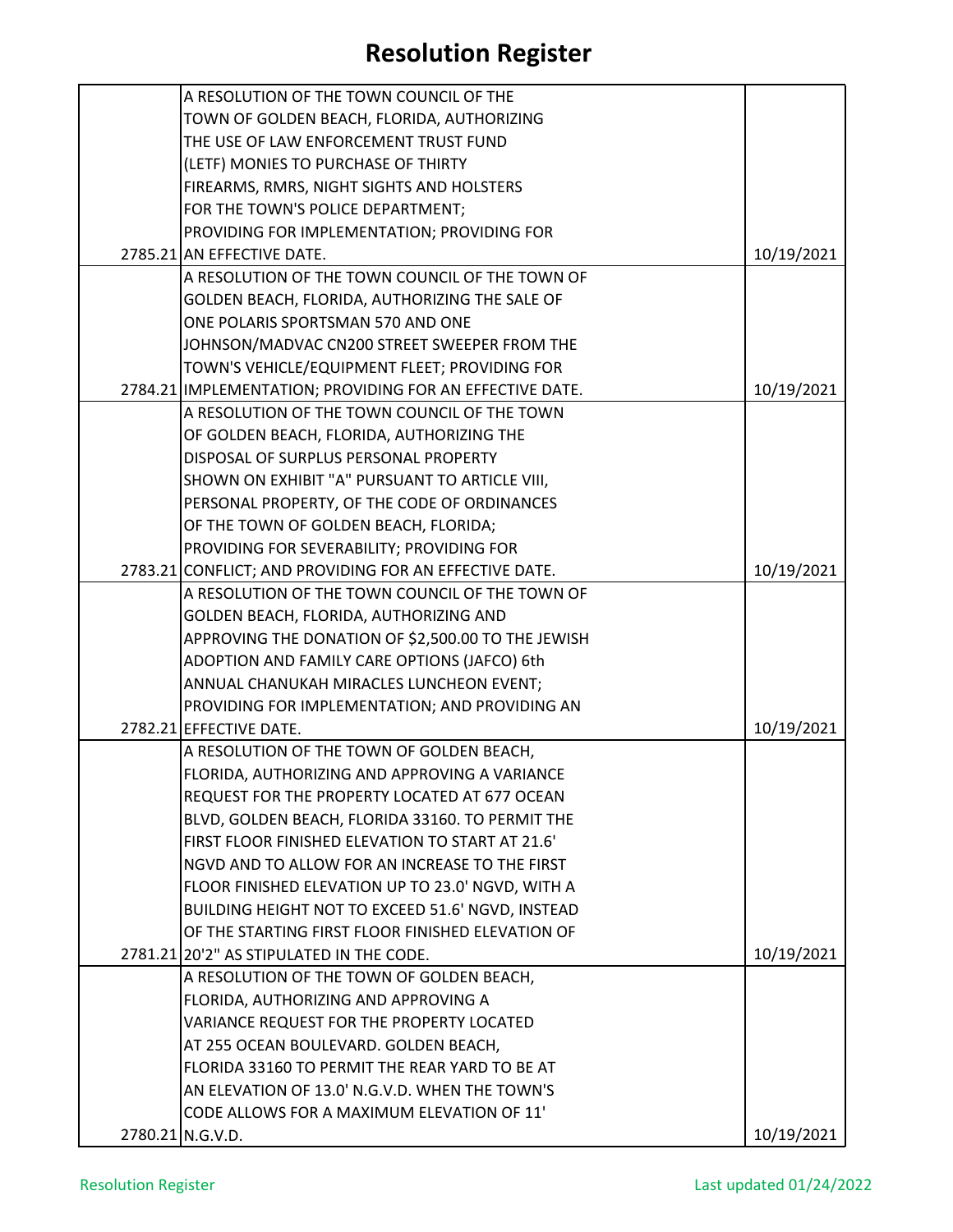# Resolution Register

| | | |
|---|---|---|
| 2785.21 | A RESOLUTION OF THE TOWN COUNCIL OF THE TOWN OF GOLDEN BEACH, FLORIDA, AUTHORIZING THE USE OF LAW ENFORCEMENT TRUST FUND (LETF) MONIES TO PURCHASE OF THIRTY FIREARMS, RMRS, NIGHT SIGHTS AND HOLSTERS FOR THE TOWN'S POLICE DEPARTMENT; PROVIDING FOR IMPLEMENTATION; PROVIDING FOR AN EFFECTIVE DATE. | 10/19/2021 |
| 2784.21 | A RESOLUTION OF THE TOWN COUNCIL OF THE TOWN OF GOLDEN BEACH, FLORIDA, AUTHORIZING THE SALE OF ONE POLARIS SPORTSMAN 570 AND ONE JOHNSON/MADVAC CN200 STREET SWEEPER FROM THE TOWN'S VEHICLE/EQUIPMENT FLEET; PROVIDING FOR IMPLEMENTATION; PROVIDING FOR AN EFFECTIVE DATE. | 10/19/2021 |
| 2783.21 | A RESOLUTION OF THE TOWN COUNCIL OF THE TOWN OF GOLDEN BEACH, FLORIDA, AUTHORIZING THE DISPOSAL OF SURPLUS PERSONAL PROPERTY SHOWN ON EXHIBIT "A" PURSUANT TO ARTICLE VIII, PERSONAL PROPERTY, OF THE CODE OF ORDINANCES OF THE TOWN OF GOLDEN BEACH, FLORIDA; PROVIDING FOR SEVERABILITY; PROVIDING FOR CONFLICT; AND PROVIDING FOR AN EFFECTIVE DATE. | 10/19/2021 |
| 2782.21 | A RESOLUTION OF THE TOWN COUNCIL OF THE TOWN OF GOLDEN BEACH, FLORIDA, AUTHORIZING AND APPROVING THE DONATION OF $2,500.00 TO THE JEWISH ADOPTION AND FAMILY CARE OPTIONS (JAFCO) 6th ANNUAL CHANUKAH MIRACLES LUNCHEON EVENT; PROVIDING FOR IMPLEMENTATION; AND PROVIDING AN EFFECTIVE DATE. | 10/19/2021 |
| 2781.21 | A RESOLUTION OF THE TOWN OF GOLDEN BEACH, FLORIDA, AUTHORIZING AND APPROVING A VARIANCE REQUEST FOR THE PROPERTY LOCATED AT 677 OCEAN BLVD, GOLDEN BEACH, FLORIDA 33160. TO PERMIT THE FIRST FLOOR FINISHED ELEVATION TO START AT 21.6' NGVD AND TO ALLOW FOR AN INCREASE TO THE FIRST FLOOR FINISHED ELEVATION UP TO 23.0' NGVD, WITH A BUILDING HEIGHT NOT TO EXCEED 51.6' NGVD, INSTEAD OF THE STARTING FIRST FLOOR FINISHED ELEVATION OF 20'2" AS STIPULATED IN THE CODE. | 10/19/2021 |
| 2780.21 | A RESOLUTION OF THE TOWN OF GOLDEN BEACH, FLORIDA, AUTHORIZING AND APPROVING A VARIANCE REQUEST FOR THE PROPERTY LOCATED AT 255 OCEAN BOULEVARD. GOLDEN BEACH, FLORIDA 33160 TO PERMIT THE REAR YARD TO BE AT AN ELEVATION OF 13.0' N.G.V.D. WHEN THE TOWN'S CODE ALLOWS FOR A MAXIMUM ELEVATION OF 11' N.G.V.D. | 10/19/2021 |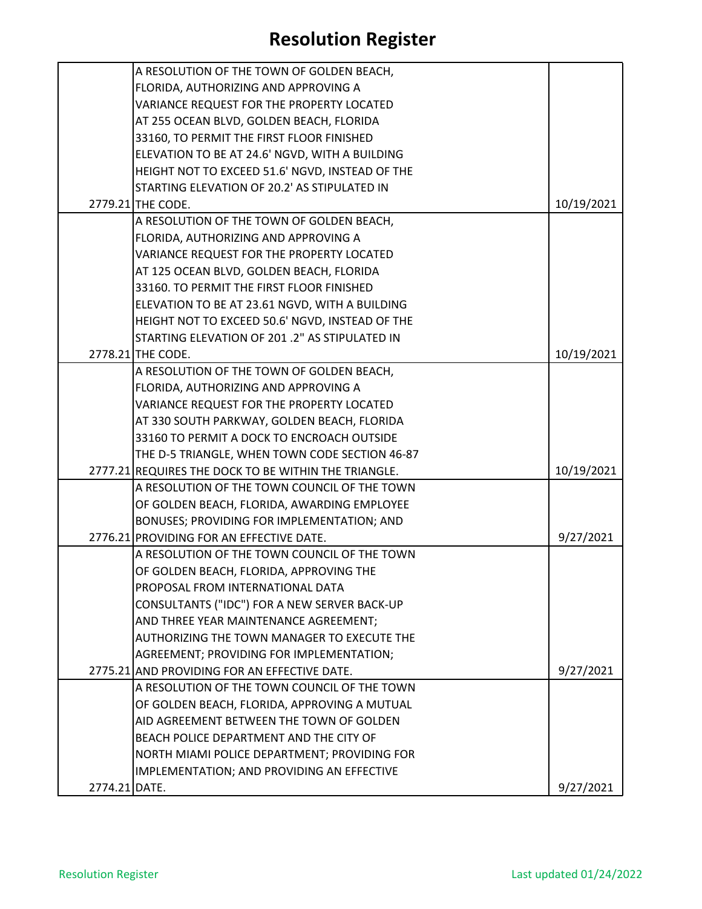# Resolution Register

| | | |
|---|---|---|
| 2779.21 | A RESOLUTION OF THE TOWN OF GOLDEN BEACH, FLORIDA, AUTHORIZING AND APPROVING A VARIANCE REQUEST FOR THE PROPERTY LOCATED AT 255 OCEAN BLVD, GOLDEN BEACH, FLORIDA 33160, TO PERMIT THE FIRST FLOOR FINISHED ELEVATION TO BE AT 24.6' NGVD, WITH A BUILDING HEIGHT NOT TO EXCEED 51.6' NGVD, INSTEAD OF THE STARTING ELEVATION OF 20.2' AS STIPULATED IN THE CODE. | 10/19/2021 |
| 2778.21 | A RESOLUTION OF THE TOWN OF GOLDEN BEACH, FLORIDA, AUTHORIZING AND APPROVING A VARIANCE REQUEST FOR THE PROPERTY LOCATED AT 125 OCEAN BLVD, GOLDEN BEACH, FLORIDA 33160. TO PERMIT THE FIRST FLOOR FINISHED ELEVATION TO BE AT 23.61 NGVD, WITH A BUILDING HEIGHT NOT TO EXCEED 50.6' NGVD, INSTEAD OF THE STARTING ELEVATION OF 201 .2" AS STIPULATED IN THE CODE. | 10/19/2021 |
| 2777.21 | A RESOLUTION OF THE TOWN OF GOLDEN BEACH, FLORIDA, AUTHORIZING AND APPROVING A VARIANCE REQUEST FOR THE PROPERTY LOCATED AT 330 SOUTH PARKWAY, GOLDEN BEACH, FLORIDA 33160 TO PERMIT A DOCK TO ENCROACH OUTSIDE THE D-5 TRIANGLE, WHEN TOWN CODE SECTION 46-87 REQUIRES THE DOCK TO BE WITHIN THE TRIANGLE. | 10/19/2021 |
| 2776.21 | A RESOLUTION OF THE TOWN COUNCIL OF THE TOWN OF GOLDEN BEACH, FLORIDA, AWARDING EMPLOYEE BONUSES; PROVIDING FOR IMPLEMENTATION; AND PROVIDING FOR AN EFFECTIVE DATE. | 9/27/2021 |
| 2775.21 | A RESOLUTION OF THE TOWN COUNCIL OF THE TOWN OF GOLDEN BEACH, FLORIDA, APPROVING THE PROPOSAL FROM INTERNATIONAL DATA CONSULTANTS ("IDC") FOR A NEW SERVER BACK-UP AND THREE YEAR MAINTENANCE AGREEMENT; AUTHORIZING THE TOWN MANAGER TO EXECUTE THE AGREEMENT; PROVIDING FOR IMPLEMENTATION; AND PROVIDING FOR AN EFFECTIVE DATE. | 9/27/2021 |
| 2774.21 | A RESOLUTION OF THE TOWN COUNCIL OF THE TOWN OF GOLDEN BEACH, FLORIDA, APPROVING A MUTUAL AID AGREEMENT BETWEEN THE TOWN OF GOLDEN BEACH POLICE DEPARTMENT AND THE CITY OF NORTH MIAMI POLICE DEPARTMENT; PROVIDING FOR IMPLEMENTATION; AND PROVIDING AN EFFECTIVE DATE. | 9/27/2021 |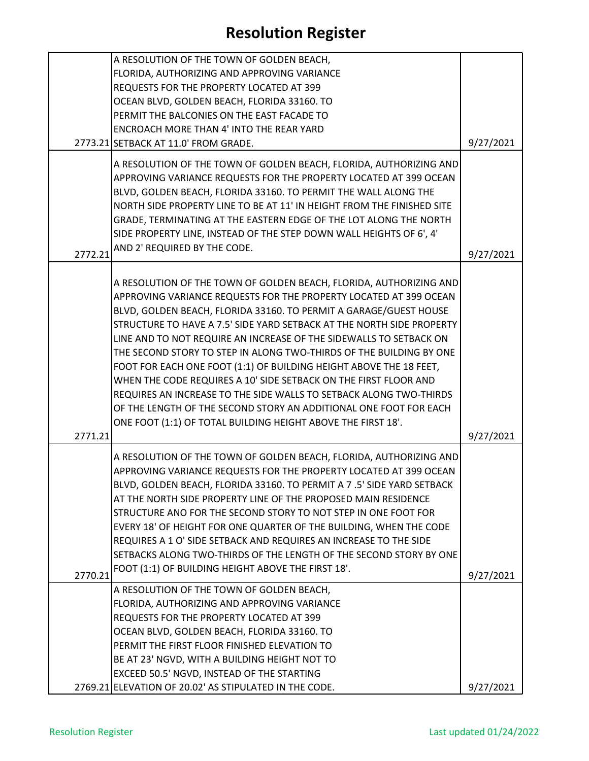# Resolution Register

| | | |
|---|---|---|
| 2773.21 | A RESOLUTION OF THE TOWN OF GOLDEN BEACH, FLORIDA, AUTHORIZING AND APPROVING VARIANCE REQUESTS FOR THE PROPERTY LOCATED AT 399 OCEAN BLVD, GOLDEN BEACH, FLORIDA 33160. TO PERMIT THE BALCONIES ON THE EAST FACADE TO ENCROACH MORE THAN 4' INTO THE REAR YARD SETBACK AT 11.0' FROM GRADE. | 9/27/2021 |
| 2772.21 | A RESOLUTION OF THE TOWN OF GOLDEN BEACH, FLORIDA, AUTHORIZING AND APPROVING VARIANCE REQUESTS FOR THE PROPERTY LOCATED AT 399 OCEAN BLVD, GOLDEN BEACH, FLORIDA 33160. TO PERMIT THE WALL ALONG THE NORTH SIDE PROPERTY LINE TO BE AT 11' IN HEIGHT FROM THE FINISHED SITE GRADE, TERMINATING AT THE EASTERN EDGE OF THE LOT ALONG THE NORTH SIDE PROPERTY LINE, INSTEAD OF THE STEP DOWN WALL HEIGHTS OF 6', 4' AND 2' REQUIRED BY THE CODE. | 9/27/2021 |
| 2771.21 | A RESOLUTION OF THE TOWN OF GOLDEN BEACH, FLORIDA, AUTHORIZING AND APPROVING VARIANCE REQUESTS FOR THE PROPERTY LOCATED AT 399 OCEAN BLVD, GOLDEN BEACH, FLORIDA 33160. TO PERMIT A GARAGE/GUEST HOUSE STRUCTURE TO HAVE A 7.5' SIDE YARD SETBACK AT THE NORTH SIDE PROPERTY LINE AND TO NOT REQUIRE AN INCREASE OF THE SIDEWALLS TO SETBACK ON THE SECOND STORY TO STEP IN ALONG TWO-THIRDS OF THE BUILDING BY ONE FOOT FOR EACH ONE FOOT (1:1) OF BUILDING HEIGHT ABOVE THE 18 FEET, WHEN THE CODE REQUIRES A 10' SIDE SETBACK ON THE FIRST FLOOR AND REQUIRES AN INCREASE TO THE SIDE WALLS TO SETBACK ALONG TWO-THIRDS OF THE LENGTH OF THE SECOND STORY AN ADDITIONAL ONE FOOT FOR EACH ONE FOOT (1:1) OF TOTAL BUILDING HEIGHT ABOVE THE FIRST 18'. | 9/27/2021 |
| 2770.21 | A RESOLUTION OF THE TOWN OF GOLDEN BEACH, FLORIDA, AUTHORIZING AND APPROVING VARIANCE REQUESTS FOR THE PROPERTY LOCATED AT 399 OCEAN BLVD, GOLDEN BEACH, FLORIDA 33160. TO PERMIT A 7 .5' SIDE YARD SETBACK AT THE NORTH SIDE PROPERTY LINE OF THE PROPOSED MAIN RESIDENCE STRUCTURE ANO FOR THE SECOND STORY TO NOT STEP IN ONE FOOT FOR EVERY 18' OF HEIGHT FOR ONE QUARTER OF THE BUILDING, WHEN THE CODE REQUIRES A 1 O' SIDE SETBACK AND REQUIRES AN INCREASE TO THE SIDE SETBACKS ALONG TWO-THIRDS OF THE LENGTH OF THE SECOND STORY BY ONE FOOT (1:1) OF BUILDING HEIGHT ABOVE THE FIRST 18'. | 9/27/2021 |
| 2769.21 | A RESOLUTION OF THE TOWN OF GOLDEN BEACH, FLORIDA, AUTHORIZING AND APPROVING VARIANCE REQUESTS FOR THE PROPERTY LOCATED AT 399 OCEAN BLVD, GOLDEN BEACH, FLORIDA 33160. TO PERMIT THE FIRST FLOOR FINISHED ELEVATION TO BE AT 23' NGVD, WITH A BUILDING HEIGHT NOT TO EXCEED 50.5' NGVD, INSTEAD OF THE STARTING ELEVATION OF 20.02' AS STIPULATED IN THE CODE. | 9/27/2021 |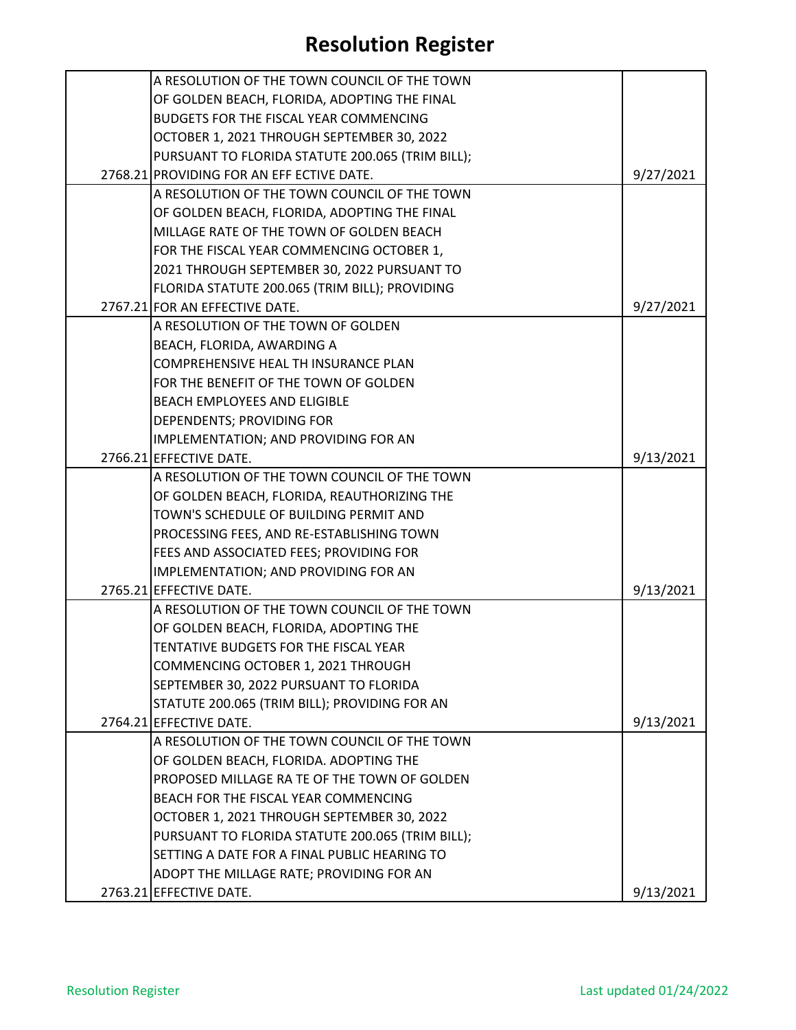# Resolution Register

| | | |
|---|---|---|
| 2768.21 | A RESOLUTION OF THE TOWN COUNCIL OF THE TOWN OF GOLDEN BEACH, FLORIDA, ADOPTING THE FINAL BUDGETS FOR THE FISCAL YEAR COMMENCING OCTOBER 1, 2021 THROUGH SEPTEMBER 30, 2022 PURSUANT TO FLORIDA STATUTE 200.065 (TRIM BILL); PROVIDING FOR AN EFF ECTIVE DATE. | 9/27/2021 |
| 2767.21 | A RESOLUTION OF THE TOWN COUNCIL OF THE TOWN OF GOLDEN BEACH, FLORIDA, ADOPTING THE FINAL MILLAGE RATE OF THE TOWN OF GOLDEN BEACH FOR THE FISCAL YEAR COMMENCING OCTOBER 1, 2021 THROUGH SEPTEMBER 30, 2022 PURSUANT TO FLORIDA STATUTE 200.065 (TRIM BILL); PROVIDING FOR AN EFFECTIVE DATE. | 9/27/2021 |
| 2766.21 | A RESOLUTION OF THE TOWN OF GOLDEN BEACH, FLORIDA, AWARDING A COMPREHENSIVE HEAL TH INSURANCE PLAN FOR THE BENEFIT OF THE TOWN OF GOLDEN BEACH EMPLOYEES AND ELIGIBLE DEPENDENTS; PROVIDING FOR IMPLEMENTATION; AND PROVIDING FOR AN EFFECTIVE DATE. | 9/13/2021 |
| 2765.21 | A RESOLUTION OF THE TOWN COUNCIL OF THE TOWN OF GOLDEN BEACH, FLORIDA, REAUTHORIZING THE TOWN'S SCHEDULE OF BUILDING PERMIT AND PROCESSING FEES, AND RE-ESTABLISHING TOWN FEES AND ASSOCIATED FEES; PROVIDING FOR IMPLEMENTATION; AND PROVIDING FOR AN EFFECTIVE DATE. | 9/13/2021 |
| 2764.21 | A RESOLUTION OF THE TOWN COUNCIL OF THE TOWN OF GOLDEN BEACH, FLORIDA, ADOPTING THE TENTATIVE BUDGETS FOR THE FISCAL YEAR COMMENCING OCTOBER 1, 2021 THROUGH SEPTEMBER 30, 2022 PURSUANT TO FLORIDA STATUTE 200.065 (TRIM BILL); PROVIDING FOR AN EFFECTIVE DATE. | 9/13/2021 |
| 2763.21 | A RESOLUTION OF THE TOWN COUNCIL OF THE TOWN OF GOLDEN BEACH, FLORIDA. ADOPTING THE PROPOSED MILLAGE RA TE OF THE TOWN OF GOLDEN BEACH FOR THE FISCAL YEAR COMMENCING OCTOBER 1, 2021 THROUGH SEPTEMBER 30, 2022 PURSUANT TO FLORIDA STATUTE 200.065 (TRIM BILL); SETTING A DATE FOR A FINAL PUBLIC HEARING TO ADOPT THE MILLAGE RATE; PROVIDING FOR AN EFFECTIVE DATE. | 9/13/2021 |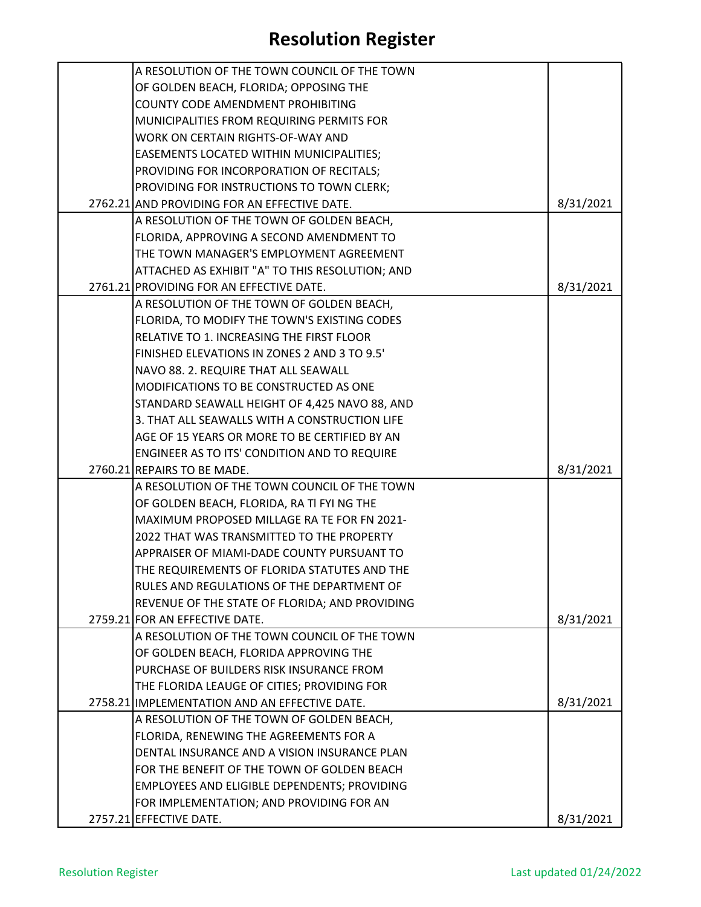# Resolution Register

| | | |
|---|---|---|
| 2762.21 | A RESOLUTION OF THE TOWN COUNCIL OF THE TOWN OF GOLDEN BEACH, FLORIDA; OPPOSING THE COUNTY CODE AMENDMENT PROHIBITING MUNICIPALITIES FROM REQUIRING PERMITS FOR WORK ON CERTAIN RIGHTS-OF-WAY AND EASEMENTS LOCATED WITHIN MUNICIPALITIES; PROVIDING FOR INCORPORATION OF RECITALS; PROVIDING FOR INSTRUCTIONS TO TOWN CLERK; AND PROVIDING FOR AN EFFECTIVE DATE. | 8/31/2021 |
| 2761.21 | A RESOLUTION OF THE TOWN OF GOLDEN BEACH, FLORIDA, APPROVING A SECOND AMENDMENT TO THE TOWN MANAGER'S EMPLOYMENT AGREEMENT ATTACHED AS EXHIBIT "A" TO THIS RESOLUTION; AND PROVIDING FOR AN EFFECTIVE DATE. | 8/31/2021 |
| 2760.21 | A RESOLUTION OF THE TOWN OF GOLDEN BEACH, FLORIDA, TO MODIFY THE TOWN'S EXISTING CODES RELATIVE TO 1. INCREASING THE FIRST FLOOR FINISHED ELEVATIONS IN ZONES 2 AND 3 TO 9.5' NAVO 88. 2. REQUIRE THAT ALL SEAWALL MODIFICATIONS TO BE CONSTRUCTED AS ONE STANDARD SEAWALL HEIGHT OF 4,425 NAVO 88, AND 3. THAT ALL SEAWALLS WITH A CONSTRUCTION LIFE AGE OF 15 YEARS OR MORE TO BE CERTIFIED BY AN ENGINEER AS TO ITS' CONDITION AND TO REQUIRE REPAIRS TO BE MADE. | 8/31/2021 |
| 2759.21 | A RESOLUTION OF THE TOWN COUNCIL OF THE TOWN OF GOLDEN BEACH, FLORIDA, RA Tl FYI NG THE MAXIMUM PROPOSED MILLAGE RA TE FOR FN 2021-2022 THAT WAS TRANSMITTED TO THE PROPERTY APPRAISER OF MIAMI-DADE COUNTY PURSUANT TO THE REQUIREMENTS OF FLORIDA STATUTES AND THE RULES AND REGULATIONS OF THE DEPARTMENT OF REVENUE OF THE STATE OF FLORIDA; AND PROVIDING FOR AN EFFECTIVE DATE. | 8/31/2021 |
| 2758.21 | A RESOLUTION OF THE TOWN COUNCIL OF THE TOWN OF GOLDEN BEACH, FLORIDA APPROVING THE PURCHASE OF BUILDERS RISK INSURANCE FROM THE FLORIDA LEAUGE OF CITIES; PROVIDING FOR IMPLEMENTATION AND AN EFFECTIVE DATE. | 8/31/2021 |
| 2757.21 | A RESOLUTION OF THE TOWN OF GOLDEN BEACH, FLORIDA, RENEWING THE AGREEMENTS FOR A DENTAL INSURANCE AND A VISION INSURANCE PLAN FOR THE BENEFIT OF THE TOWN OF GOLDEN BEACH EMPLOYEES AND ELIGIBLE DEPENDENTS; PROVIDING FOR IMPLEMENTATION; AND PROVIDING FOR AN EFFECTIVE DATE. | 8/31/2021 |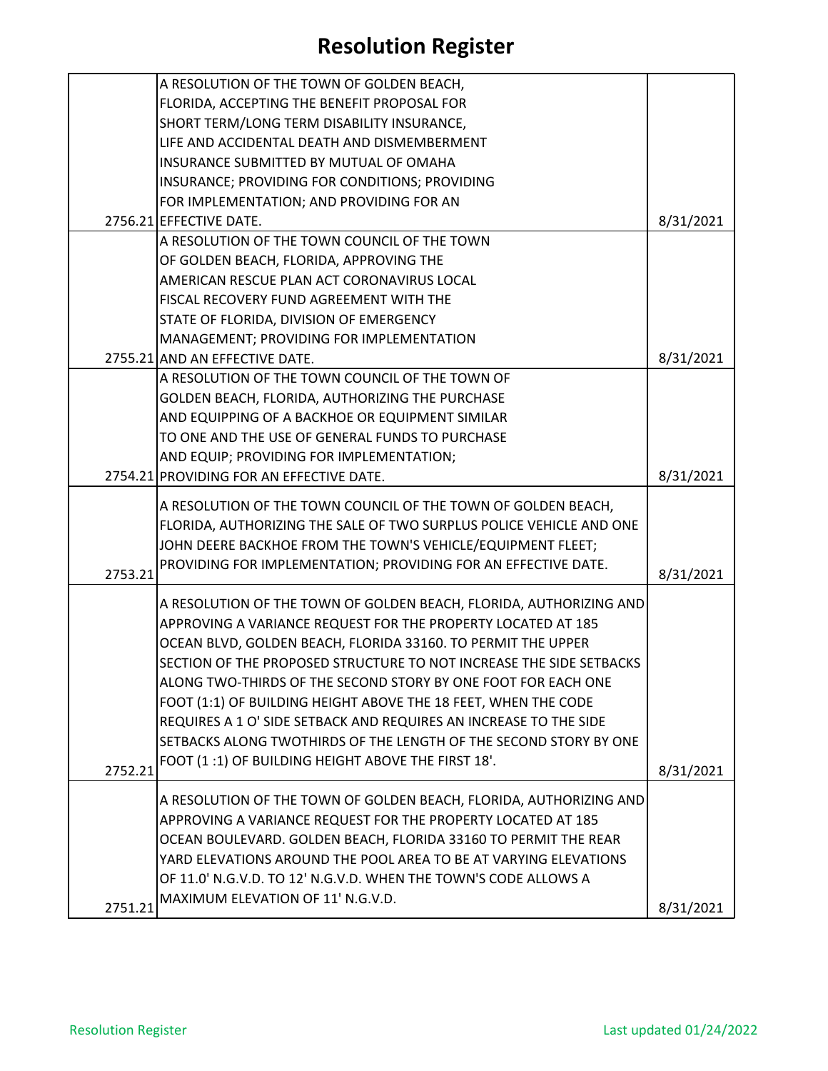# Resolution Register

| | | |
|---|---|---|
| 2756.21 | A RESOLUTION OF THE TOWN OF GOLDEN BEACH, FLORIDA, ACCEPTING THE BENEFIT PROPOSAL FOR SHORT TERM/LONG TERM DISABILITY INSURANCE, LIFE AND ACCIDENTAL DEATH AND DISMEMBERMENT INSURANCE SUBMITTED BY MUTUAL OF OMAHA INSURANCE; PROVIDING FOR CONDITIONS; PROVIDING FOR IMPLEMENTATION; AND PROVIDING FOR AN EFFECTIVE DATE. | 8/31/2021 |
| 2755.21 | A RESOLUTION OF THE TOWN COUNCIL OF THE TOWN OF GOLDEN BEACH, FLORIDA, APPROVING THE AMERICAN RESCUE PLAN ACT CORONAVIRUS LOCAL FISCAL RECOVERY FUND AGREEMENT WITH THE STATE OF FLORIDA, DIVISION OF EMERGENCY MANAGEMENT; PROVIDING FOR IMPLEMENTATION AND AN EFFECTIVE DATE. | 8/31/2021 |
| 2754.21 | A RESOLUTION OF THE TOWN COUNCIL OF THE TOWN OF GOLDEN BEACH, FLORIDA, AUTHORIZING THE PURCHASE AND EQUIPPING OF A BACKHOE OR EQUIPMENT SIMILAR TO ONE AND THE USE OF GENERAL FUNDS TO PURCHASE AND EQUIP; PROVIDING FOR IMPLEMENTATION; PROVIDING FOR AN EFFECTIVE DATE. | 8/31/2021 |
| 2753.21 | A RESOLUTION OF THE TOWN COUNCIL OF THE TOWN OF GOLDEN BEACH, FLORIDA, AUTHORIZING THE SALE OF TWO SURPLUS POLICE VEHICLE AND ONE JOHN DEERE BACKHOE FROM THE TOWN'S VEHICLE/EQUIPMENT FLEET; PROVIDING FOR IMPLEMENTATION; PROVIDING FOR AN EFFECTIVE DATE. | 8/31/2021 |
| 2752.21 | A RESOLUTION OF THE TOWN OF GOLDEN BEACH, FLORIDA, AUTHORIZING AND APPROVING A VARIANCE REQUEST FOR THE PROPERTY LOCATED AT 185 OCEAN BLVD, GOLDEN BEACH, FLORIDA 33160. TO PERMIT THE UPPER SECTION OF THE PROPOSED STRUCTURE TO NOT INCREASE THE SIDE SETBACKS ALONG TWO-THIRDS OF THE SECOND STORY BY ONE FOOT FOR EACH ONE FOOT (1:1) OF BUILDING HEIGHT ABOVE THE 18 FEET, WHEN THE CODE REQUIRES A 1 O' SIDE SETBACK AND REQUIRES AN INCREASE TO THE SIDE SETBACKS ALONG TWOTHIRDS OF THE LENGTH OF THE SECOND STORY BY ONE FOOT (1 :1) OF BUILDING HEIGHT ABOVE THE FIRST 18'. | 8/31/2021 |
| 2751.21 | A RESOLUTION OF THE TOWN OF GOLDEN BEACH, FLORIDA, AUTHORIZING AND APPROVING A VARIANCE REQUEST FOR THE PROPERTY LOCATED AT 185 OCEAN BOULEVARD. GOLDEN BEACH, FLORIDA 33160 TO PERMIT THE REAR YARD ELEVATIONS AROUND THE POOL AREA TO BE AT VARYING ELEVATIONS OF 11.0' N.G.V.D. TO 12' N.G.V.D. WHEN THE TOWN'S CODE ALLOWS A MAXIMUM ELEVATION OF 11' N.G.V.D. | 8/31/2021 |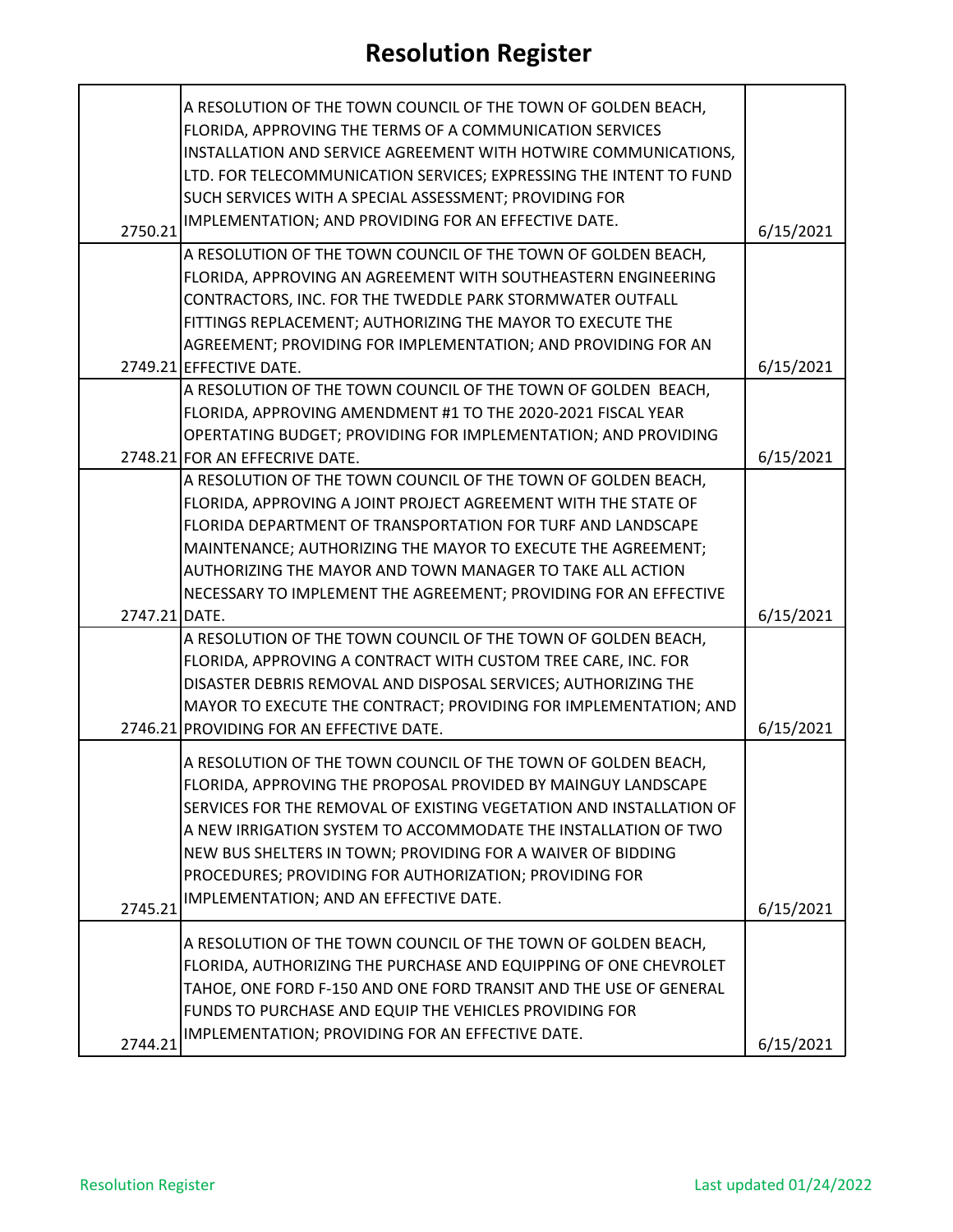# Resolution Register

| | | |
|---|---|---|
| 2750.21 | A RESOLUTION OF THE TOWN COUNCIL OF THE TOWN OF GOLDEN BEACH, FLORIDA, APPROVING THE TERMS OF A COMMUNICATION SERVICES INSTALLATION AND SERVICE AGREEMENT WITH HOTWIRE COMMUNICATIONS, LTD. FOR TELECOMMUNICATION SERVICES; EXPRESSING THE INTENT TO FUND SUCH SERVICES WITH A SPECIAL ASSESSMENT; PROVIDING FOR IMPLEMENTATION; AND PROVIDING FOR AN EFFECTIVE DATE. | 6/15/2021 |
| 2749.21 | A RESOLUTION OF THE TOWN COUNCIL OF THE TOWN OF GOLDEN BEACH, FLORIDA, APPROVING AN AGREEMENT WITH SOUTHEASTERN ENGINEERING CONTRACTORS, INC. FOR THE TWEDDLE PARK STORMWATER OUTFALL FITTINGS REPLACEMENT; AUTHORIZING THE MAYOR TO EXECUTE THE AGREEMENT; PROVIDING FOR IMPLEMENTATION; AND PROVIDING FOR AN EFFECTIVE DATE. | 6/15/2021 |
| 2748.21 | A RESOLUTION OF THE TOWN COUNCIL OF THE TOWN OF GOLDEN BEACH, FLORIDA, APPROVING AMENDMENT #1 TO THE 2020-2021 FISCAL YEAR OPERTATING BUDGET; PROVIDING FOR IMPLEMENTATION; AND PROVIDING FOR AN EFFECRIVE DATE. | 6/15/2021 |
| 2747.21 | A RESOLUTION OF THE TOWN COUNCIL OF THE TOWN OF GOLDEN BEACH, FLORIDA, APPROVING A JOINT PROJECT AGREEMENT WITH THE STATE OF FLORIDA DEPARTMENT OF TRANSPORTATION FOR TURF AND LANDSCAPE MAINTENANCE; AUTHORIZING THE MAYOR TO EXECUTE THE AGREEMENT; AUTHORIZING THE MAYOR AND TOWN MANAGER TO TAKE ALL ACTION NECESSARY TO IMPLEMENT THE AGREEMENT; PROVIDING FOR AN EFFECTIVE DATE. | 6/15/2021 |
| 2746.21 | A RESOLUTION OF THE TOWN COUNCIL OF THE TOWN OF GOLDEN BEACH, FLORIDA, APPROVING A CONTRACT WITH CUSTOM TREE CARE, INC. FOR DISASTER DEBRIS REMOVAL AND DISPOSAL SERVICES; AUTHORIZING THE MAYOR TO EXECUTE THE CONTRACT; PROVIDING FOR IMPLEMENTATION; AND PROVIDING FOR AN EFFECTIVE DATE. | 6/15/2021 |
| 2745.21 | A RESOLUTION OF THE TOWN COUNCIL OF THE TOWN OF GOLDEN BEACH, FLORIDA, APPROVING THE PROPOSAL PROVIDED BY MAINGUY LANDSCAPE SERVICES FOR THE REMOVAL OF EXISTING VEGETATION AND INSTALLATION OF A NEW IRRIGATION SYSTEM TO ACCOMMODATE THE INSTALLATION OF TWO NEW BUS SHELTERS IN TOWN; PROVIDING FOR A WAIVER OF BIDDING PROCEDURES; PROVIDING FOR AUTHORIZATION; PROVIDING FOR IMPLEMENTATION; AND AN EFFECTIVE DATE. | 6/15/2021 |
| 2744.21 | A RESOLUTION OF THE TOWN COUNCIL OF THE TOWN OF GOLDEN BEACH, FLORIDA, AUTHORIZING THE PURCHASE AND EQUIPPING OF ONE CHEVROLET TAHOE, ONE FORD F-150 AND ONE FORD TRANSIT AND THE USE OF GENERAL FUNDS TO PURCHASE AND EQUIP THE VEHICLES PROVIDING FOR IMPLEMENTATION; PROVIDING FOR AN EFFECTIVE DATE. | 6/15/2021 |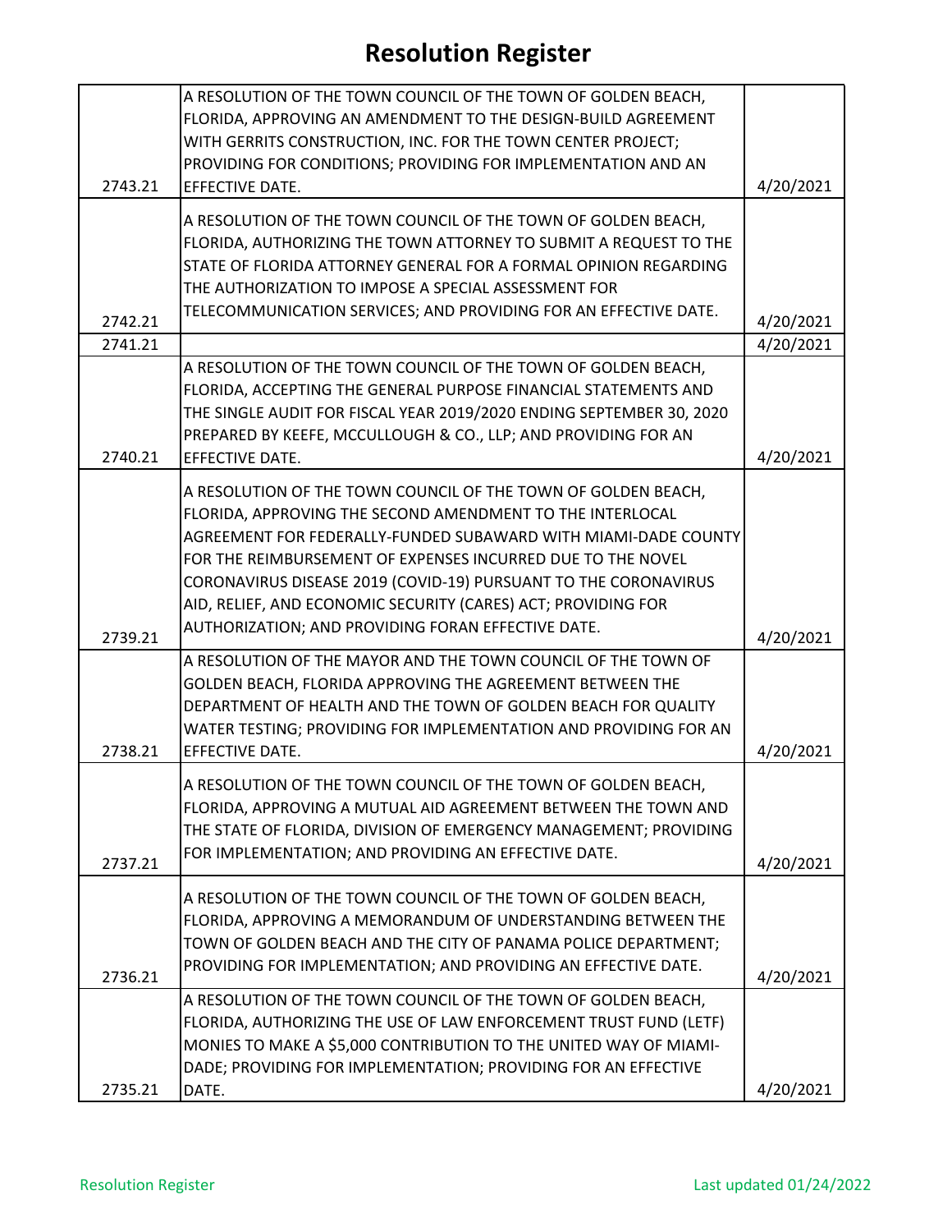# Resolution Register

| | | |
|---|---|---|
| 2743.21 | A RESOLUTION OF THE TOWN COUNCIL OF THE TOWN OF GOLDEN BEACH, FLORIDA, APPROVING AN AMENDMENT TO THE DESIGN-BUILD AGREEMENT WITH GERRITS CONSTRUCTION, INC. FOR THE TOWN CENTER PROJECT; PROVIDING FOR CONDITIONS; PROVIDING FOR IMPLEMENTATION AND AN EFFECTIVE DATE. | 4/20/2021 |
| 2742.21 | A RESOLUTION OF THE TOWN COUNCIL OF THE TOWN OF GOLDEN BEACH, FLORIDA, AUTHORIZING THE TOWN ATTORNEY TO SUBMIT A REQUEST TO THE STATE OF FLORIDA ATTORNEY GENERAL FOR A FORMAL OPINION REGARDING THE AUTHORIZATION TO IMPOSE A SPECIAL ASSESSMENT FOR TELECOMMUNICATION SERVICES; AND PROVIDING FOR AN EFFECTIVE DATE. | 4/20/2021 |
| 2741.21 | | 4/20/2021 |
| 2740.21 | A RESOLUTION OF THE TOWN COUNCIL OF THE TOWN OF GOLDEN BEACH, FLORIDA, ACCEPTING THE GENERAL PURPOSE FINANCIAL STATEMENTS AND THE SINGLE AUDIT FOR FISCAL YEAR 2019/2020 ENDING SEPTEMBER 30, 2020 PREPARED BY KEEFE, MCCULLOUGH & CO., LLP; AND PROVIDING FOR AN EFFECTIVE DATE. | 4/20/2021 |
| 2739.21 | A RESOLUTION OF THE TOWN COUNCIL OF THE TOWN OF GOLDEN BEACH, FLORIDA, APPROVING THE SECOND AMENDMENT TO THE INTERLOCAL AGREEMENT FOR FEDERALLY-FUNDED SUBAWARD WITH MIAMI-DADE COUNTY FOR THE REIMBURSEMENT OF EXPENSES INCURRED DUE TO THE NOVEL CORONAVIRUS DISEASE 2019 (COVID-19) PURSUANT TO THE CORONAVIRUS AID, RELIEF, AND ECONOMIC SECURITY (CARES) ACT; PROVIDING FOR AUTHORIZATION; AND PROVIDING FORAN EFFECTIVE DATE. | 4/20/2021 |
| 2738.21 | A RESOLUTION OF THE MAYOR AND THE TOWN COUNCIL OF THE TOWN OF GOLDEN BEACH, FLORIDA APPROVING THE AGREEMENT BETWEEN THE DEPARTMENT OF HEALTH AND THE TOWN OF GOLDEN BEACH FOR QUALITY WATER TESTING; PROVIDING FOR IMPLEMENTATION AND PROVIDING FOR AN EFFECTIVE DATE. | 4/20/2021 |
| 2737.21 | A RESOLUTION OF THE TOWN COUNCIL OF THE TOWN OF GOLDEN BEACH, FLORIDA, APPROVING A MUTUAL AID AGREEMENT BETWEEN THE TOWN AND THE STATE OF FLORIDA, DIVISION OF EMERGENCY MANAGEMENT; PROVIDING FOR IMPLEMENTATION; AND PROVIDING AN EFFECTIVE DATE. | 4/20/2021 |
| 2736.21 | A RESOLUTION OF THE TOWN COUNCIL OF THE TOWN OF GOLDEN BEACH, FLORIDA, APPROVING A MEMORANDUM OF UNDERSTANDING BETWEEN THE TOWN OF GOLDEN BEACH AND THE CITY OF PANAMA POLICE DEPARTMENT; PROVIDING FOR IMPLEMENTATION; AND PROVIDING AN EFFECTIVE DATE. | 4/20/2021 |
| 2735.21 | A RESOLUTION OF THE TOWN COUNCIL OF THE TOWN OF GOLDEN BEACH, FLORIDA, AUTHORIZING THE USE OF LAW ENFORCEMENT TRUST FUND (LETF) MONIES TO MAKE A $5,000 CONTRIBUTION TO THE UNITED WAY OF MIAMI-DADE; PROVIDING FOR IMPLEMENTATION; PROVIDING FOR AN EFFECTIVE DATE. | 4/20/2021 |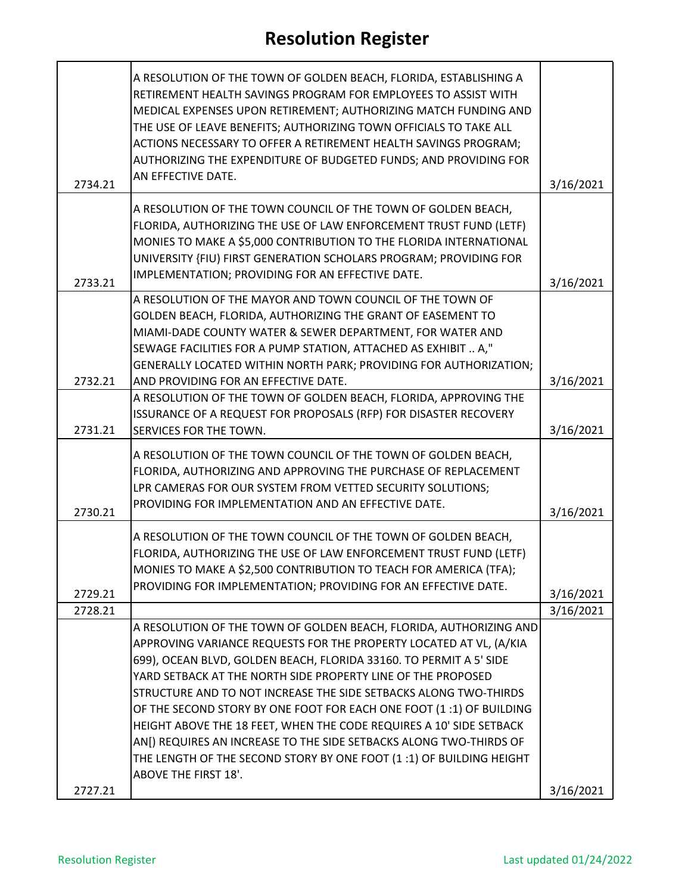# Resolution Register

| | | |
|---|---|---|
| 2734.21 | A RESOLUTION OF THE TOWN OF GOLDEN BEACH, FLORIDA, ESTABLISHING A RETIREMENT HEALTH SAVINGS PROGRAM FOR EMPLOYEES TO ASSIST WITH MEDICAL EXPENSES UPON RETIREMENT; AUTHORIZING MATCH FUNDING AND THE USE OF LEAVE BENEFITS; AUTHORIZING TOWN OFFICIALS TO TAKE ALL ACTIONS NECESSARY TO OFFER A RETIREMENT HEALTH SAVINGS PROGRAM; AUTHORIZING THE EXPENDITURE OF BUDGETED FUNDS; AND PROVIDING FOR AN EFFECTIVE DATE. | 3/16/2021 |
| 2733.21 | A RESOLUTION OF THE TOWN COUNCIL OF THE TOWN OF GOLDEN BEACH, FLORIDA, AUTHORIZING THE USE OF LAW ENFORCEMENT TRUST FUND (LETF) MONIES TO MAKE A $5,000 CONTRIBUTION TO THE FLORIDA INTERNATIONAL UNIVERSITY {FIU) FIRST GENERATION SCHOLARS PROGRAM; PROVIDING FOR IMPLEMENTATION; PROVIDING FOR AN EFFECTIVE DATE. | 3/16/2021 |
| 2732.21 | A RESOLUTION OF THE MAYOR AND TOWN COUNCIL OF THE TOWN OF GOLDEN BEACH, FLORIDA, AUTHORIZING THE GRANT OF EASEMENT TO MIAMI-DADE COUNTY WATER & SEWER DEPARTMENT, FOR WATER AND SEWAGE FACILITIES FOR A PUMP STATION, ATTACHED AS EXHIBIT .. A," GENERALLY LOCATED WITHIN NORTH PARK; PROVIDING FOR AUTHORIZATION; AND PROVIDING FOR AN EFFECTIVE DATE. | 3/16/2021 |
| 2731.21 | A RESOLUTION OF THE TOWN OF GOLDEN BEACH, FLORIDA, APPROVING THE ISSURANCE OF A REQUEST FOR PROPOSALS (RFP) FOR DISASTER RECOVERY SERVICES FOR THE TOWN. | 3/16/2021 |
| 2730.21 | A RESOLUTION OF THE TOWN COUNCIL OF THE TOWN OF GOLDEN BEACH, FLORIDA, AUTHORIZING AND APPROVING THE PURCHASE OF REPLACEMENT LPR CAMERAS FOR OUR SYSTEM FROM VETTED SECURITY SOLUTIONS; PROVIDING FOR IMPLEMENTATION AND AN EFFECTIVE DATE. | 3/16/2021 |
| 2729.21 | A RESOLUTION OF THE TOWN COUNCIL OF THE TOWN OF GOLDEN BEACH, FLORIDA, AUTHORIZING THE USE OF LAW ENFORCEMENT TRUST FUND (LETF) MONIES TO MAKE A $2,500 CONTRIBUTION TO TEACH FOR AMERICA (TFA); PROVIDING FOR IMPLEMENTATION; PROVIDING FOR AN EFFECTIVE DATE. | 3/16/2021 |
| 2728.21 | | 3/16/2021 |
| 2727.21 | A RESOLUTION OF THE TOWN OF GOLDEN BEACH, FLORIDA, AUTHORIZING AND APPROVING VARIANCE REQUESTS FOR THE PROPERTY LOCATED AT VL, (A/KIA 699), OCEAN BLVD, GOLDEN BEACH, FLORIDA 33160. TO PERMIT A 5' SIDE YARD SETBACK AT THE NORTH SIDE PROPERTY LINE OF THE PROPOSED STRUCTURE AND TO NOT INCREASE THE SIDE SETBACKS ALONG TWO-THIRDS OF THE SECOND STORY BY ONE FOOT FOR EACH ONE FOOT (1 :1) OF BUILDING HEIGHT ABOVE THE 18 FEET, WHEN THE CODE REQUIRES A 10' SIDE SETBACK AN[) REQUIRES AN INCREASE TO THE SIDE SETBACKS ALONG TWO-THIRDS OF THE LENGTH OF THE SECOND STORY BY ONE FOOT (1 :1) OF BUILDING HEIGHT ABOVE THE FIRST 18'. | 3/16/2021 |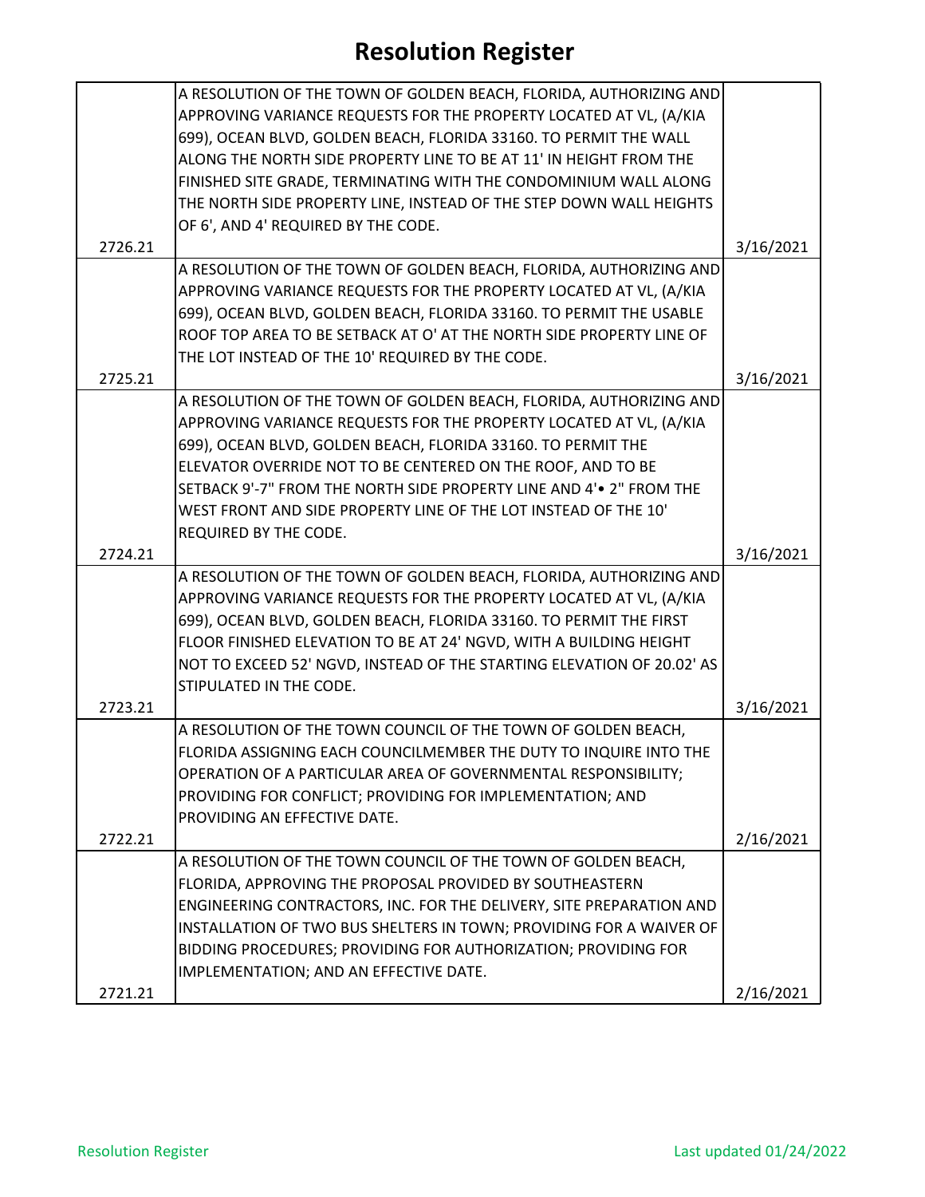# Resolution Register

| | | |
|---|---|---|
| 2726.21 | A RESOLUTION OF THE TOWN OF GOLDEN BEACH, FLORIDA, AUTHORIZING AND APPROVING VARIANCE REQUESTS FOR THE PROPERTY LOCATED AT VL, (A/KIA 699), OCEAN BLVD, GOLDEN BEACH, FLORIDA 33160. TO PERMIT THE WALL ALONG THE NORTH SIDE PROPERTY LINE TO BE AT 11' IN HEIGHT FROM THE FINISHED SITE GRADE, TERMINATING WITH THE CONDOMINIUM WALL ALONG THE NORTH SIDE PROPERTY LINE, INSTEAD OF THE STEP DOWN WALL HEIGHTS OF 6', AND 4' REQUIRED BY THE CODE. | 3/16/2021 |
| 2725.21 | A RESOLUTION OF THE TOWN OF GOLDEN BEACH, FLORIDA, AUTHORIZING AND APPROVING VARIANCE REQUESTS FOR THE PROPERTY LOCATED AT VL, (A/KIA 699), OCEAN BLVD, GOLDEN BEACH, FLORIDA 33160. TO PERMIT THE USABLE ROOF TOP AREA TO BE SETBACK AT O' AT THE NORTH SIDE PROPERTY LINE OF THE LOT INSTEAD OF THE 10' REQUIRED BY THE CODE. | 3/16/2021 |
| 2724.21 | A RESOLUTION OF THE TOWN OF GOLDEN BEACH, FLORIDA, AUTHORIZING AND APPROVING VARIANCE REQUESTS FOR THE PROPERTY LOCATED AT VL, (A/KIA 699), OCEAN BLVD, GOLDEN BEACH, FLORIDA 33160. TO PERMIT THE ELEVATOR OVERRIDE NOT TO BE CENTERED ON THE ROOF, AND TO BE SETBACK 9'-7" FROM THE NORTH SIDE PROPERTY LINE AND 4'• 2" FROM THE WEST FRONT AND SIDE PROPERTY LINE OF THE LOT INSTEAD OF THE 10' REQUIRED BY THE CODE. | 3/16/2021 |
| 2723.21 | A RESOLUTION OF THE TOWN OF GOLDEN BEACH, FLORIDA, AUTHORIZING AND APPROVING VARIANCE REQUESTS FOR THE PROPERTY LOCATED AT VL, (A/KIA 699), OCEAN BLVD, GOLDEN BEACH, FLORIDA 33160. TO PERMIT THE FIRST FLOOR FINISHED ELEVATION TO BE AT 24' NGVD, WITH A BUILDING HEIGHT NOT TO EXCEED 52' NGVD, INSTEAD OF THE STARTING ELEVATION OF 20.02' AS STIPULATED IN THE CODE. | 3/16/2021 |
| 2722.21 | A RESOLUTION OF THE TOWN COUNCIL OF THE TOWN OF GOLDEN BEACH, FLORIDA ASSIGNING EACH COUNCILMEMBER THE DUTY TO INQUIRE INTO THE OPERATION OF A PARTICULAR AREA OF GOVERNMENTAL RESPONSIBILITY; PROVIDING FOR CONFLICT; PROVIDING FOR IMPLEMENTATION; AND PROVIDING AN EFFECTIVE DATE. | 2/16/2021 |
| 2721.21 | A RESOLUTION OF THE TOWN COUNCIL OF THE TOWN OF GOLDEN BEACH, FLORIDA, APPROVING THE PROPOSAL PROVIDED BY SOUTHEASTERN ENGINEERING CONTRACTORS, INC. FOR THE DELIVERY, SITE PREPARATION AND INSTALLATION OF TWO BUS SHELTERS IN TOWN; PROVIDING FOR A WAIVER OF BIDDING PROCEDURES; PROVIDING FOR AUTHORIZATION; PROVIDING FOR IMPLEMENTATION; AND AN EFFECTIVE DATE. | 2/16/2021 |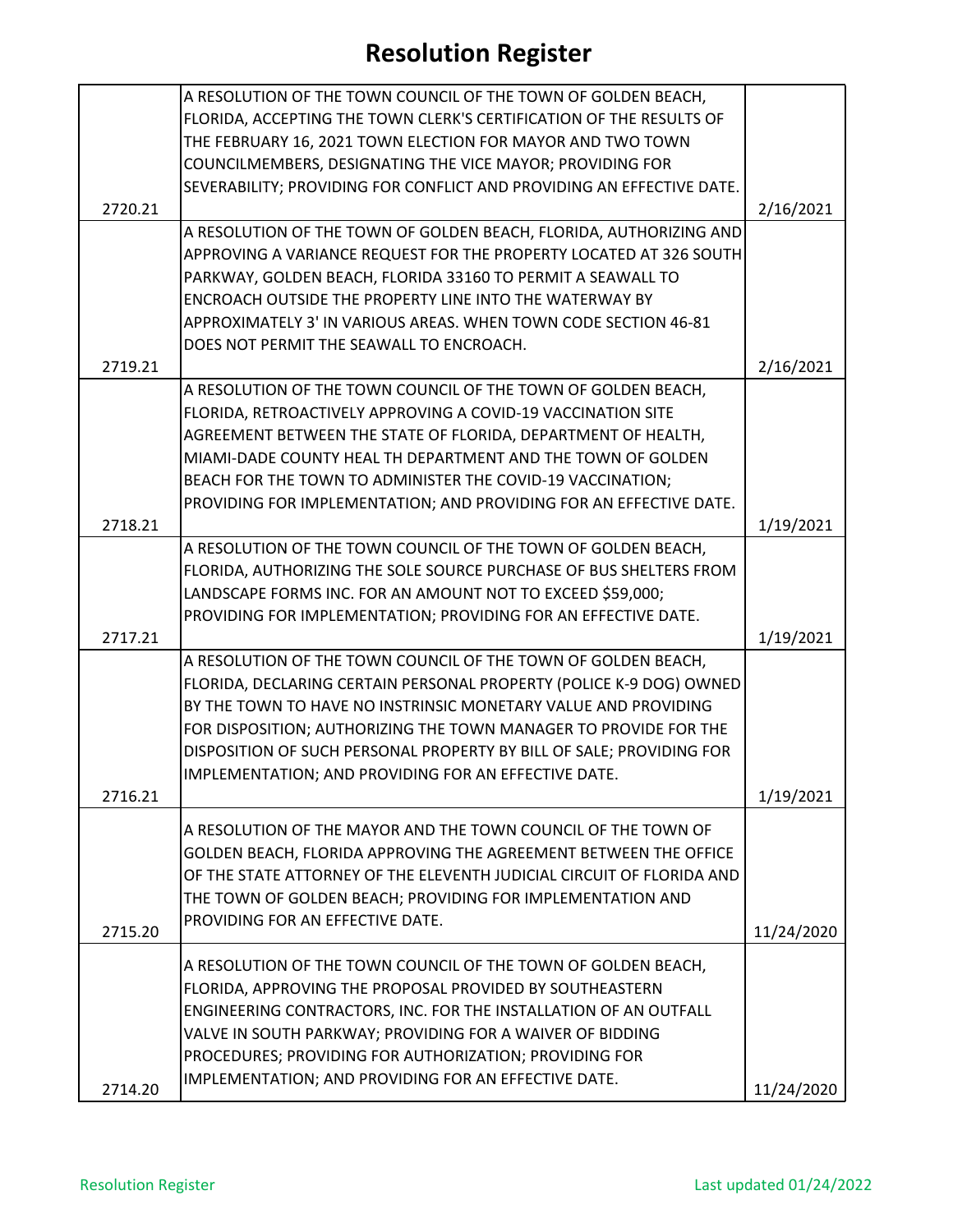# Resolution Register

| | | |
|---|---|---|
| 2720.21 | A RESOLUTION OF THE TOWN COUNCIL OF THE TOWN OF GOLDEN BEACH, FLORIDA, ACCEPTING THE TOWN CLERK'S CERTIFICATION OF THE RESULTS OF THE FEBRUARY 16, 2021 TOWN ELECTION FOR MAYOR AND TWO TOWN COUNCILMEMBERS, DESIGNATING THE VICE MAYOR; PROVIDING FOR SEVERABILITY; PROVIDING FOR CONFLICT AND PROVIDING AN EFFECTIVE DATE. | 2/16/2021 |
| 2719.21 | A RESOLUTION OF THE TOWN OF GOLDEN BEACH, FLORIDA, AUTHORIZING AND APPROVING A VARIANCE REQUEST FOR THE PROPERTY LOCATED AT 326 SOUTH PARKWAY, GOLDEN BEACH, FLORIDA 33160 TO PERMIT A SEAWALL TO ENCROACH OUTSIDE THE PROPERTY LINE INTO THE WATERWAY BY APPROXIMATELY 3' IN VARIOUS AREAS. WHEN TOWN CODE SECTION 46-81 DOES NOT PERMIT THE SEAWALL TO ENCROACH. | 2/16/2021 |
| 2718.21 | A RESOLUTION OF THE TOWN COUNCIL OF THE TOWN OF GOLDEN BEACH, FLORIDA, RETROACTIVELY APPROVING A COVID-19 VACCINATION SITE AGREEMENT BETWEEN THE STATE OF FLORIDA, DEPARTMENT OF HEALTH, MIAMI-DADE COUNTY HEAL TH DEPARTMENT AND THE TOWN OF GOLDEN BEACH FOR THE TOWN TO ADMINISTER THE COVID-19 VACCINATION; PROVIDING FOR IMPLEMENTATION; AND PROVIDING FOR AN EFFECTIVE DATE. | 1/19/2021 |
| 2717.21 | A RESOLUTION OF THE TOWN COUNCIL OF THE TOWN OF GOLDEN BEACH, FLORIDA, AUTHORIZING THE SOLE SOURCE PURCHASE OF BUS SHELTERS FROM LANDSCAPE FORMS INC. FOR AN AMOUNT NOT TO EXCEED $59,000; PROVIDING FOR IMPLEMENTATION; PROVIDING FOR AN EFFECTIVE DATE. | 1/19/2021 |
| 2716.21 | A RESOLUTION OF THE TOWN COUNCIL OF THE TOWN OF GOLDEN BEACH, FLORIDA, DECLARING CERTAIN PERSONAL PROPERTY (POLICE K-9 DOG) OWNED BY THE TOWN TO HAVE NO INSTRINSIC MONETARY VALUE AND PROVIDING FOR DISPOSITION; AUTHORIZING THE TOWN MANAGER TO PROVIDE FOR THE DISPOSITION OF SUCH PERSONAL PROPERTY BY BILL OF SALE; PROVIDING FOR IMPLEMENTATION; AND PROVIDING FOR AN EFFECTIVE DATE. | 1/19/2021 |
| 2715.20 | A RESOLUTION OF THE MAYOR AND THE TOWN COUNCIL OF THE TOWN OF GOLDEN BEACH, FLORIDA APPROVING THE AGREEMENT BETWEEN THE OFFICE OF THE STATE ATTORNEY OF THE ELEVENTH JUDICIAL CIRCUIT OF FLORIDA AND THE TOWN OF GOLDEN BEACH; PROVIDING FOR IMPLEMENTATION AND PROVIDING FOR AN EFFECTIVE DATE. | 11/24/2020 |
| 2714.20 | A RESOLUTION OF THE TOWN COUNCIL OF THE TOWN OF GOLDEN BEACH, FLORIDA, APPROVING THE PROPOSAL PROVIDED BY SOUTHEASTERN ENGINEERING CONTRACTORS, INC. FOR THE INSTALLATION OF AN OUTFALL VALVE IN SOUTH PARKWAY; PROVIDING FOR A WAIVER OF BIDDING PROCEDURES; PROVIDING FOR AUTHORIZATION; PROVIDING FOR IMPLEMENTATION; AND PROVIDING FOR AN EFFECTIVE DATE. | 11/24/2020 |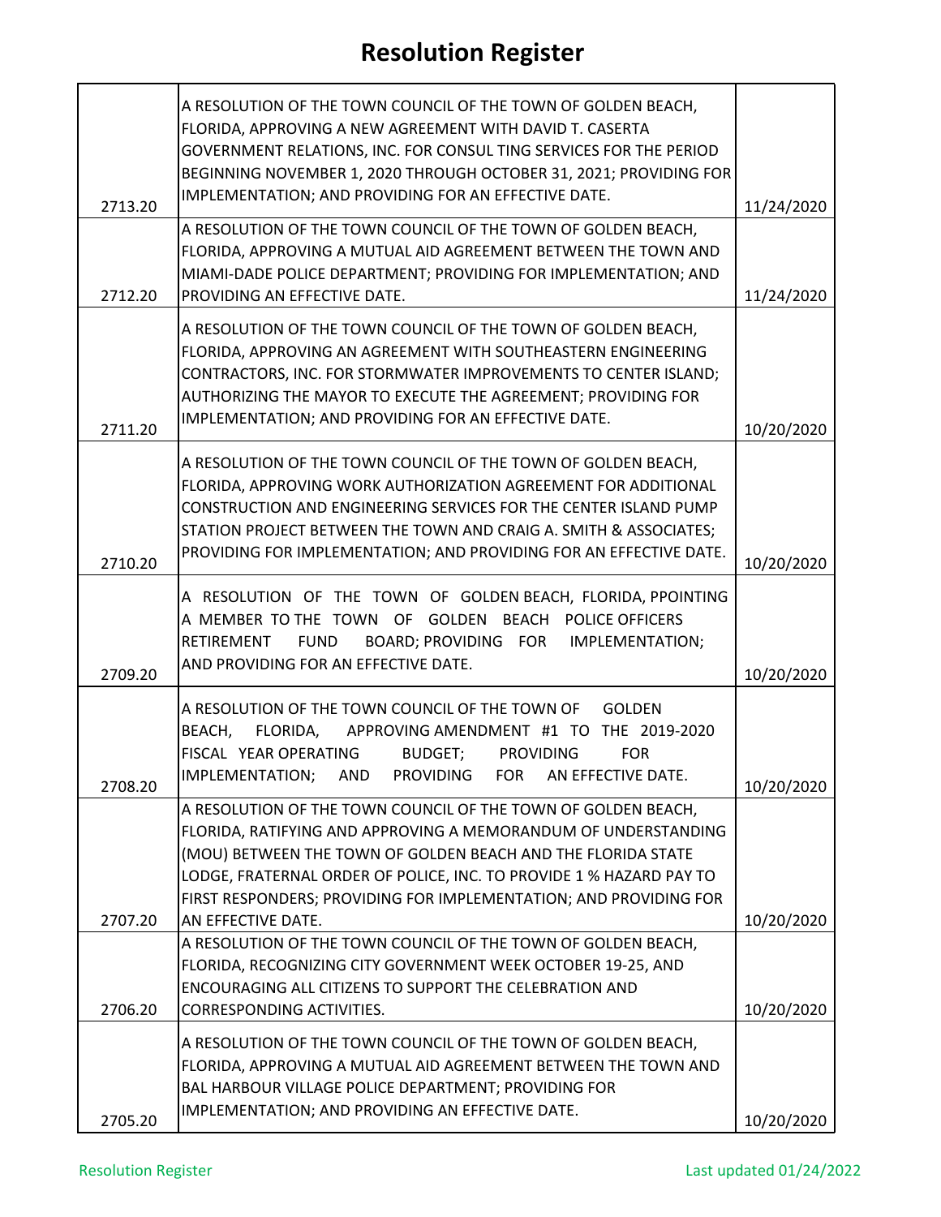# Resolution Register

| | | |
|---|---|---|
| 2713.20 | A RESOLUTION OF THE TOWN COUNCIL OF THE TOWN OF GOLDEN BEACH, FLORIDA, APPROVING A NEW AGREEMENT WITH DAVID T. CASERTA GOVERNMENT RELATIONS, INC. FOR CONSUL TING SERVICES FOR THE PERIOD BEGINNING NOVEMBER 1, 2020 THROUGH OCTOBER 31, 2021; PROVIDING FOR IMPLEMENTATION; AND PROVIDING FOR AN EFFECTIVE DATE. | 11/24/2020 |
| 2712.20 | A RESOLUTION OF THE TOWN COUNCIL OF THE TOWN OF GOLDEN BEACH, FLORIDA, APPROVING A MUTUAL AID AGREEMENT BETWEEN THE TOWN AND MIAMI-DADE POLICE DEPARTMENT; PROVIDING FOR IMPLEMENTATION; AND PROVIDING AN EFFECTIVE DATE. | 11/24/2020 |
| 2711.20 | A RESOLUTION OF THE TOWN COUNCIL OF THE TOWN OF GOLDEN BEACH, FLORIDA, APPROVING AN AGREEMENT WITH SOUTHEASTERN ENGINEERING CONTRACTORS, INC. FOR STORMWATER IMPROVEMENTS TO CENTER ISLAND; AUTHORIZING THE MAYOR TO EXECUTE THE AGREEMENT; PROVIDING FOR IMPLEMENTATION; AND PROVIDING FOR AN EFFECTIVE DATE. | 10/20/2020 |
| 2710.20 | A RESOLUTION OF THE TOWN COUNCIL OF THE TOWN OF GOLDEN BEACH, FLORIDA, APPROVING WORK AUTHORIZATION AGREEMENT FOR ADDITIONAL CONSTRUCTION AND ENGINEERING SERVICES FOR THE CENTER ISLAND PUMP STATION PROJECT BETWEEN THE TOWN AND CRAIG A. SMITH & ASSOCIATES; PROVIDING FOR IMPLEMENTATION; AND PROVIDING FOR AN EFFECTIVE DATE. | 10/20/2020 |
| 2709.20 | A RESOLUTION OF THE TOWN OF GOLDEN BEACH, FLORIDA, PPOINTING A MEMBER TO THE TOWN OF GOLDEN BEACH POLICE OFFICERS RETIREMENT FUND BOARD; PROVIDING FOR IMPLEMENTATION; AND PROVIDING FOR AN EFFECTIVE DATE. | 10/20/2020 |
| 2708.20 | A RESOLUTION OF THE TOWN COUNCIL OF THE TOWN OF GOLDEN BEACH, FLORIDA, APPROVING AMENDMENT #1 TO THE 2019-2020 FISCAL YEAR OPERATING BUDGET; PROVIDING FOR IMPLEMENTATION; AND PROVIDING FOR AN EFFECTIVE DATE. | 10/20/2020 |
| 2707.20 | A RESOLUTION OF THE TOWN COUNCIL OF THE TOWN OF GOLDEN BEACH, FLORIDA, RATIFYING AND APPROVING A MEMORANDUM OF UNDERSTANDING (MOU) BETWEEN THE TOWN OF GOLDEN BEACH AND THE FLORIDA STATE LODGE, FRATERNAL ORDER OF POLICE, INC. TO PROVIDE 1 % HAZARD PAY TO FIRST RESPONDERS; PROVIDING FOR IMPLEMENTATION; AND PROVIDING FOR AN EFFECTIVE DATE. | 10/20/2020 |
| 2706.20 | A RESOLUTION OF THE TOWN COUNCIL OF THE TOWN OF GOLDEN BEACH, FLORIDA, RECOGNIZING CITY GOVERNMENT WEEK OCTOBER 19-25, AND ENCOURAGING ALL CITIZENS TO SUPPORT THE CELEBRATION AND CORRESPONDING ACTIVITIES. | 10/20/2020 |
| 2705.20 | A RESOLUTION OF THE TOWN COUNCIL OF THE TOWN OF GOLDEN BEACH, FLORIDA, APPROVING A MUTUAL AID AGREEMENT BETWEEN THE TOWN AND BAL HARBOUR VILLAGE POLICE DEPARTMENT; PROVIDING FOR IMPLEMENTATION; AND PROVIDING AN EFFECTIVE DATE. | 10/20/2020 |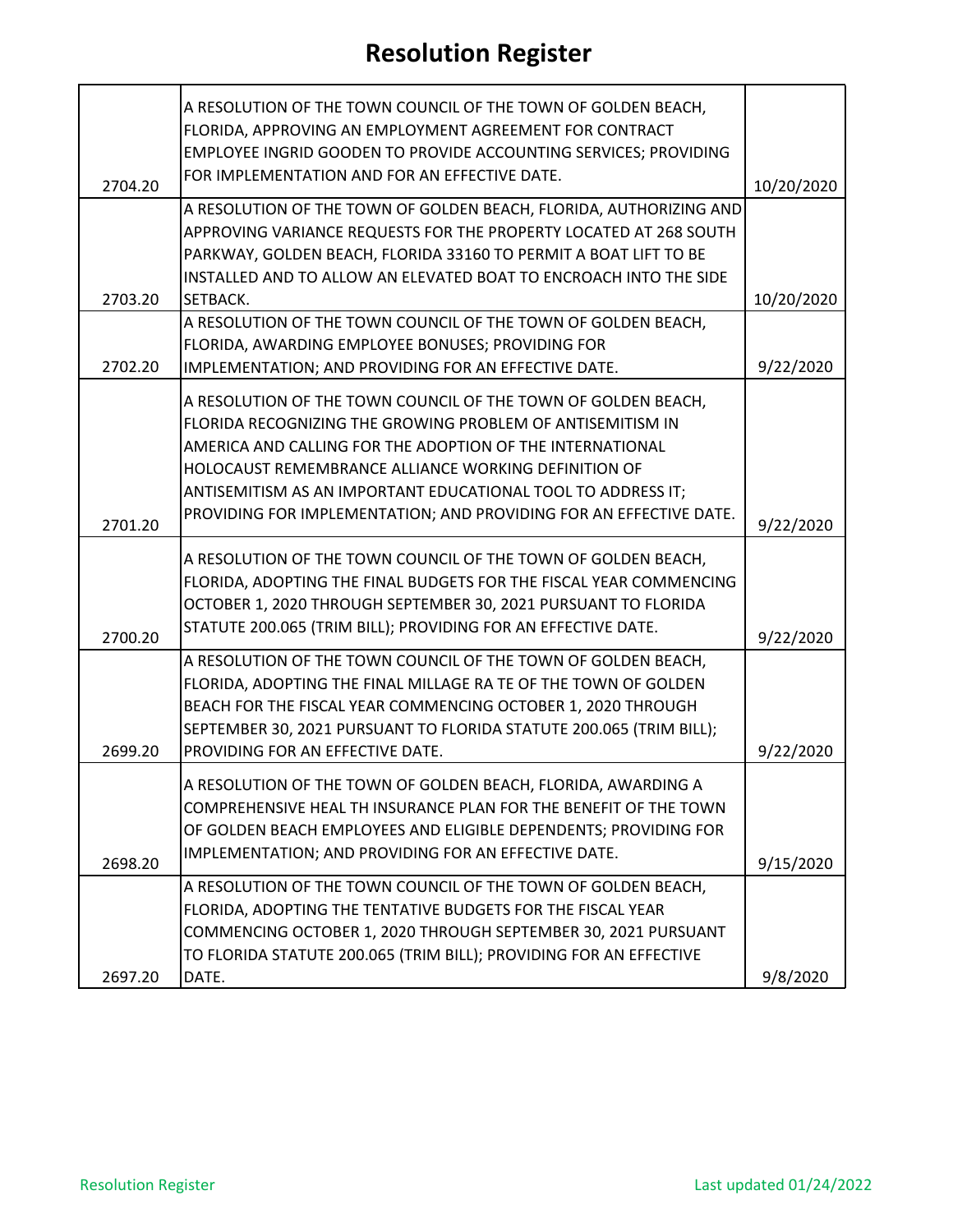# Resolution Register

| | | |
|---|---|---|
| 2704.20 | A RESOLUTION OF THE TOWN COUNCIL OF THE TOWN OF GOLDEN BEACH, FLORIDA, APPROVING AN EMPLOYMENT AGREEMENT FOR CONTRACT EMPLOYEE INGRID GOODEN TO PROVIDE ACCOUNTING SERVICES; PROVIDING FOR IMPLEMENTATION AND FOR AN EFFECTIVE DATE. | 10/20/2020 |
| 2703.20 | A RESOLUTION OF THE TOWN OF GOLDEN BEACH, FLORIDA, AUTHORIZING AND APPROVING VARIANCE REQUESTS FOR THE PROPERTY LOCATED AT 268 SOUTH PARKWAY, GOLDEN BEACH, FLORIDA 33160 TO PERMIT A BOAT LIFT TO BE INSTALLED AND TO ALLOW AN ELEVATED BOAT TO ENCROACH INTO THE SIDE SETBACK. | 10/20/2020 |
| 2702.20 | A RESOLUTION OF THE TOWN COUNCIL OF THE TOWN OF GOLDEN BEACH, FLORIDA, AWARDING EMPLOYEE BONUSES; PROVIDING FOR IMPLEMENTATION; AND PROVIDING FOR AN EFFECTIVE DATE. | 9/22/2020 |
| 2701.20 | A RESOLUTION OF THE TOWN COUNCIL OF THE TOWN OF GOLDEN BEACH, FLORIDA RECOGNIZING THE GROWING PROBLEM OF ANTISEMITISM IN AMERICA AND CALLING FOR THE ADOPTION OF THE INTERNATIONAL HOLOCAUST REMEMBRANCE ALLIANCE WORKING DEFINITION OF ANTISEMITISM AS AN IMPORTANT EDUCATIONAL TOOL TO ADDRESS IT; PROVIDING FOR IMPLEMENTATION; AND PROVIDING FOR AN EFFECTIVE DATE. | 9/22/2020 |
| 2700.20 | A RESOLUTION OF THE TOWN COUNCIL OF THE TOWN OF GOLDEN BEACH, FLORIDA, ADOPTING THE FINAL BUDGETS FOR THE FISCAL YEAR COMMENCING OCTOBER 1, 2020 THROUGH SEPTEMBER 30, 2021 PURSUANT TO FLORIDA STATUTE 200.065 (TRIM BILL); PROVIDING FOR AN EFFECTIVE DATE. | 9/22/2020 |
| 2699.20 | A RESOLUTION OF THE TOWN COUNCIL OF THE TOWN OF GOLDEN BEACH, FLORIDA, ADOPTING THE FINAL MILLAGE RA TE OF THE TOWN OF GOLDEN BEACH FOR THE FISCAL YEAR COMMENCING OCTOBER 1, 2020 THROUGH SEPTEMBER 30, 2021 PURSUANT TO FLORIDA STATUTE 200.065 (TRIM BILL); PROVIDING FOR AN EFFECTIVE DATE. | 9/22/2020 |
| 2698.20 | A RESOLUTION OF THE TOWN OF GOLDEN BEACH, FLORIDA, AWARDING A COMPREHENSIVE HEAL TH INSURANCE PLAN FOR THE BENEFIT OF THE TOWN OF GOLDEN BEACH EMPLOYEES AND ELIGIBLE DEPENDENTS; PROVIDING FOR IMPLEMENTATION; AND PROVIDING FOR AN EFFECTIVE DATE. | 9/15/2020 |
| 2697.20 | A RESOLUTION OF THE TOWN COUNCIL OF THE TOWN OF GOLDEN BEACH, FLORIDA, ADOPTING THE TENTATIVE BUDGETS FOR THE FISCAL YEAR COMMENCING OCTOBER 1, 2020 THROUGH SEPTEMBER 30, 2021 PURSUANT TO FLORIDA STATUTE 200.065 (TRIM BILL); PROVIDING FOR AN EFFECTIVE DATE. | 9/8/2020 |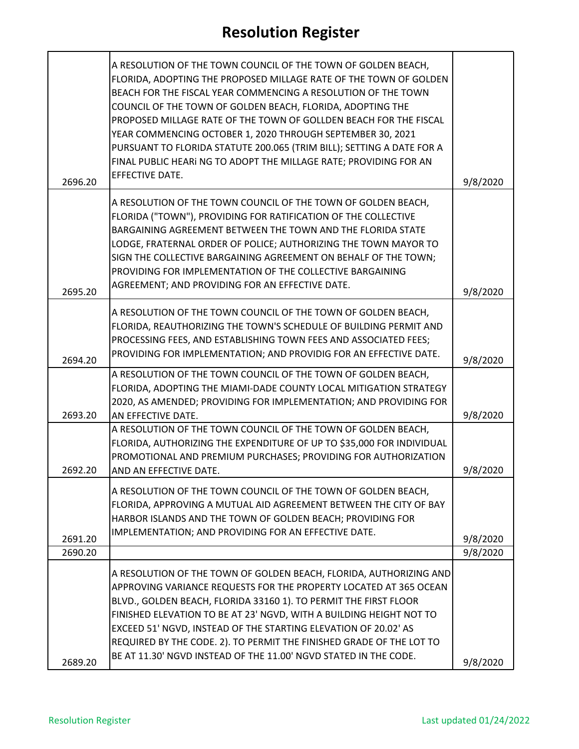# Resolution Register

| | | |
|---|---|---|
| 2696.20 | A RESOLUTION OF THE TOWN COUNCIL OF THE TOWN OF GOLDEN BEACH, FLORIDA, ADOPTING THE PROPOSED MILLAGE RATE OF THE TOWN OF GOLDEN BEACH FOR THE FISCAL YEAR COMMENCING A RESOLUTION OF THE TOWN COUNCIL OF THE TOWN OF GOLDEN BEACH, FLORIDA, ADOPTING THE PROPOSED MILLAGE RATE OF THE TOWN OF GOLLDEN BEACH FOR THE FISCAL YEAR COMMENCING OCTOBER 1, 2020 THROUGH SEPTEMBER 30, 2021 PURSUANT TO FLORIDA STATUTE 200.065 (TRIM BILL); SETTING A DATE FOR A FINAL PUBLIC HEARi NG TO ADOPT THE MILLAGE RATE; PROVIDING FOR AN EFFECTIVE DATE. | 9/8/2020 |
| 2695.20 | A RESOLUTION OF THE TOWN COUNCIL OF THE TOWN OF GOLDEN BEACH, FLORIDA ("TOWN"), PROVIDING FOR RATIFICATION OF THE COLLECTIVE BARGAINING AGREEMENT BETWEEN THE TOWN AND THE FLORIDA STATE LODGE, FRATERNAL ORDER OF POLICE; AUTHORIZING THE TOWN MAYOR TO SIGN THE COLLECTIVE BARGAINING AGREEMENT ON BEHALF OF THE TOWN; PROVIDING FOR IMPLEMENTATION OF THE COLLECTIVE BARGAINING AGREEMENT; AND PROVIDING FOR AN EFFECTIVE DATE. | 9/8/2020 |
| 2694.20 | A RESOLUTION OF THE TOWN COUNCIL OF THE TOWN OF GOLDEN BEACH, FLORIDA, REAUTHORIZING THE TOWN'S SCHEDULE OF BUILDING PERMIT AND PROCESSING FEES, AND ESTABLISHING TOWN FEES AND ASSOCIATED FEES; PROVIDING FOR IMPLEMENTATION; AND PROVIDIG FOR AN EFFECTIVE DATE. | 9/8/2020 |
| 2693.20 | A RESOLUTION OF THE TOWN COUNCIL OF THE TOWN OF GOLDEN BEACH, FLORIDA, ADOPTING THE MIAMI-DADE COUNTY LOCAL MITIGATION STRATEGY 2020, AS AMENDED; PROVIDING FOR IMPLEMENTATION; AND PROVIDING FOR AN EFFECTIVE DATE. | 9/8/2020 |
| 2692.20 | A RESOLUTION OF THE TOWN COUNCIL OF THE TOWN OF GOLDEN BEACH, FLORIDA, AUTHORIZING THE EXPENDITURE OF UP TO $35,000 FOR INDIVIDUAL PROMOTIONAL AND PREMIUM PURCHASES; PROVIDING FOR AUTHORIZATION AND AN EFFECTIVE DATE. | 9/8/2020 |
| 2691.20 | A RESOLUTION OF THE TOWN COUNCIL OF THE TOWN OF GOLDEN BEACH, FLORIDA, APPROVING A MUTUAL AID AGREEMENT BETWEEN THE CITY OF BAY HARBOR ISLANDS AND THE TOWN OF GOLDEN BEACH; PROVIDING FOR IMPLEMENTATION; AND PROVIDING FOR AN EFFECTIVE DATE. | 9/8/2020 |
| 2690.20 | | 9/8/2020 |
| 2689.20 | A RESOLUTION OF THE TOWN OF GOLDEN BEACH, FLORIDA, AUTHORIZING AND APPROVING VARIANCE REQUESTS FOR THE PROPERTY LOCATED AT 365 OCEAN BLVD., GOLDEN BEACH, FLORIDA 33160 1). TO PERMIT THE FIRST FLOOR FINISHED ELEVATION TO BE AT 23' NGVD, WITH A BUILDING HEIGHT NOT TO EXCEED 51' NGVD, INSTEAD OF THE STARTING ELEVATION OF 20.02' AS REQUIRED BY THE CODE. 2). TO PERMIT THE FINISHED GRADE OF THE LOT TO BE AT 11.30' NGVD INSTEAD OF THE 11.00' NGVD STATED IN THE CODE. | 9/8/2020 |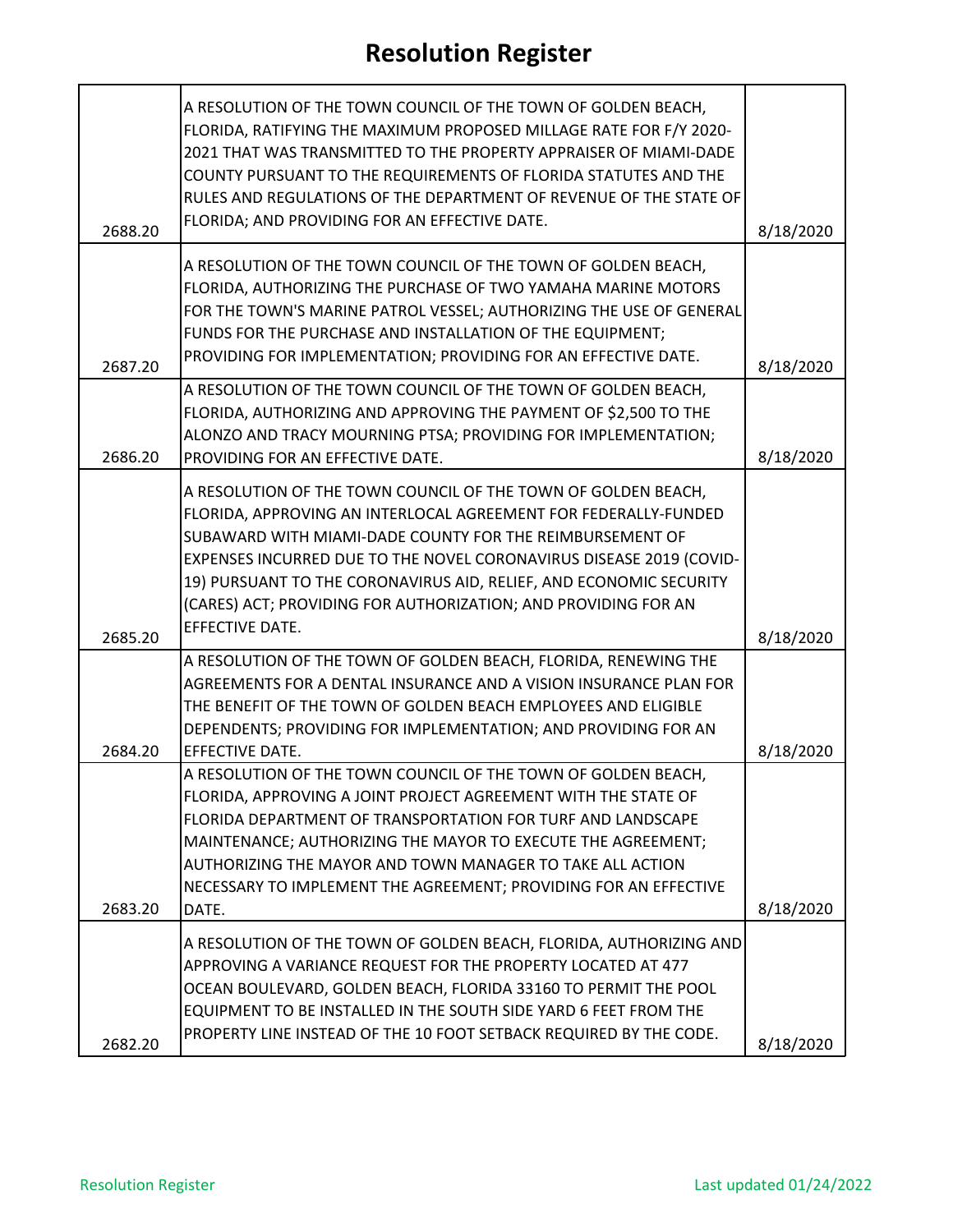# Resolution Register

| | | |
|---|---|---|
| 2688.20 | A RESOLUTION OF THE TOWN COUNCIL OF THE TOWN OF GOLDEN BEACH, FLORIDA, RATIFYING THE MAXIMUM PROPOSED MILLAGE RATE FOR F/Y 2020-2021 THAT WAS TRANSMITTED TO THE PROPERTY APPRAISER OF MIAMI-DADE COUNTY PURSUANT TO THE REQUIREMENTS OF FLORIDA STATUTES AND THE RULES AND REGULATIONS OF THE DEPARTMENT OF REVENUE OF THE STATE OF FLORIDA; AND PROVIDING FOR AN EFFECTIVE DATE. | 8/18/2020 |
| 2687.20 | A RESOLUTION OF THE TOWN COUNCIL OF THE TOWN OF GOLDEN BEACH, FLORIDA, AUTHORIZING THE PURCHASE OF TWO YAMAHA MARINE MOTORS FOR THE TOWN'S MARINE PATROL VESSEL; AUTHORIZING THE USE OF GENERAL FUNDS FOR THE PURCHASE AND INSTALLATION OF THE EQUIPMENT; PROVIDING FOR IMPLEMENTATION; PROVIDING FOR AN EFFECTIVE DATE. | 8/18/2020 |
| 2686.20 | A RESOLUTION OF THE TOWN COUNCIL OF THE TOWN OF GOLDEN BEACH, FLORIDA, AUTHORIZING AND APPROVING THE PAYMENT OF $2,500 TO THE ALONZO AND TRACY MOURNING PTSA; PROVIDING FOR IMPLEMENTATION; PROVIDING FOR AN EFFECTIVE DATE. | 8/18/2020 |
| 2685.20 | A RESOLUTION OF THE TOWN COUNCIL OF THE TOWN OF GOLDEN BEACH, FLORIDA, APPROVING AN INTERLOCAL AGREEMENT FOR FEDERALLY-FUNDED SUBAWARD WITH MIAMI-DADE COUNTY FOR THE REIMBURSEMENT OF EXPENSES INCURRED DUE TO THE NOVEL CORONAVIRUS DISEASE 2019 (COVID-19) PURSUANT TO THE CORONAVIRUS AID, RELIEF, AND ECONOMIC SECURITY (CARES) ACT; PROVIDING FOR AUTHORIZATION; AND PROVIDING FOR AN EFFECTIVE DATE. | 8/18/2020 |
| 2684.20 | A RESOLUTION OF THE TOWN OF GOLDEN BEACH, FLORIDA, RENEWING THE AGREEMENTS FOR A DENTAL INSURANCE AND A VISION INSURANCE PLAN FOR THE BENEFIT OF THE TOWN OF GOLDEN BEACH EMPLOYEES AND ELIGIBLE DEPENDENTS; PROVIDING FOR IMPLEMENTATION; AND PROVIDING FOR AN EFFECTIVE DATE. | 8/18/2020 |
| 2683.20 | A RESOLUTION OF THE TOWN COUNCIL OF THE TOWN OF GOLDEN BEACH, FLORIDA, APPROVING A JOINT PROJECT AGREEMENT WITH THE STATE OF FLORIDA DEPARTMENT OF TRANSPORTATION FOR TURF AND LANDSCAPE MAINTENANCE; AUTHORIZING THE MAYOR TO EXECUTE THE AGREEMENT; AUTHORIZING THE MAYOR AND TOWN MANAGER TO TAKE ALL ACTION NECESSARY TO IMPLEMENT THE AGREEMENT; PROVIDING FOR AN EFFECTIVE DATE. | 8/18/2020 |
| 2682.20 | A RESOLUTION OF THE TOWN OF GOLDEN BEACH, FLORIDA, AUTHORIZING AND APPROVING A VARIANCE REQUEST FOR THE PROPERTY LOCATED AT 477 OCEAN BOULEVARD, GOLDEN BEACH, FLORIDA 33160 TO PERMIT THE POOL EQUIPMENT TO BE INSTALLED IN THE SOUTH SIDE YARD 6 FEET FROM THE PROPERTY LINE INSTEAD OF THE 10 FOOT SETBACK REQUIRED BY THE CODE. | 8/18/2020 |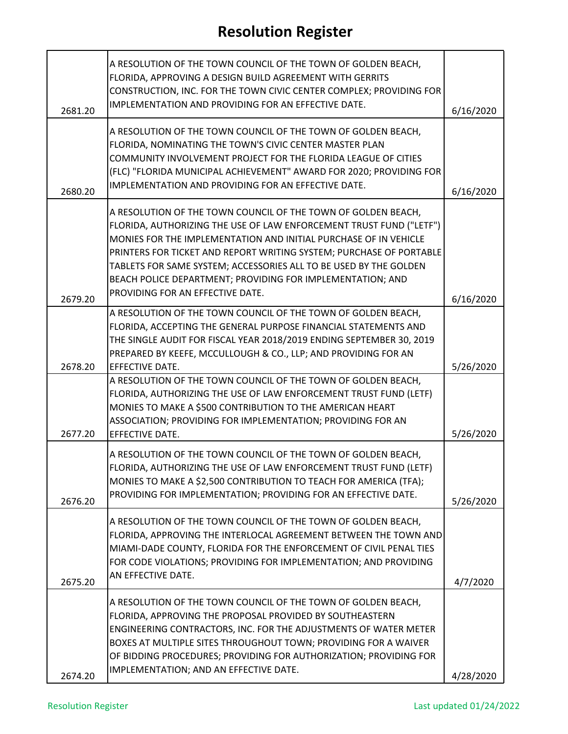# Resolution Register

| | | |
|---|---|---|
| 2681.20 | A RESOLUTION OF THE TOWN COUNCIL OF THE TOWN OF GOLDEN BEACH, FLORIDA, APPROVING A DESIGN BUILD AGREEMENT WITH GERRITS CONSTRUCTION, INC. FOR THE TOWN CIVIC CENTER COMPLEX; PROVIDING FOR IMPLEMENTATION AND PROVIDING FOR AN EFFECTIVE DATE. | 6/16/2020 |
| 2680.20 | A RESOLUTION OF THE TOWN COUNCIL OF THE TOWN OF GOLDEN BEACH, FLORIDA, NOMINATING THE TOWN'S CIVIC CENTER MASTER PLAN COMMUNITY INVOLVEMENT PROJECT FOR THE FLORIDA LEAGUE OF CITIES (FLC) "FLORIDA MUNICIPAL ACHIEVEMENT" AWARD FOR 2020; PROVIDING FOR IMPLEMENTATION AND PROVIDING FOR AN EFFECTIVE DATE. | 6/16/2020 |
| 2679.20 | A RESOLUTION OF THE TOWN COUNCIL OF THE TOWN OF GOLDEN BEACH, FLORIDA, AUTHORIZING THE USE OF LAW ENFORCEMENT TRUST FUND ("LETF") MONIES FOR THE IMPLEMENTATION AND INITIAL PURCHASE OF IN VEHICLE PRINTERS FOR TICKET AND REPORT WRITING SYSTEM; PURCHASE OF PORTABLE TABLETS FOR SAME SYSTEM; ACCESSORIES ALL TO BE USED BY THE GOLDEN BEACH POLICE DEPARTMENT; PROVIDING FOR IMPLEMENTATION; AND PROVIDING FOR AN EFFECTIVE DATE. | 6/16/2020 |
| 2678.20 | A RESOLUTION OF THE TOWN COUNCIL OF THE TOWN OF GOLDEN BEACH, FLORIDA, ACCEPTING THE GENERAL PURPOSE FINANCIAL STATEMENTS AND THE SINGLE AUDIT FOR FISCAL YEAR 2018/2019 ENDING SEPTEMBER 30, 2019 PREPARED BY KEEFE, MCCULLOUGH & CO., LLP; AND PROVIDING FOR AN EFFECTIVE DATE. | 5/26/2020 |
| 2677.20 | A RESOLUTION OF THE TOWN COUNCIL OF THE TOWN OF GOLDEN BEACH, FLORIDA, AUTHORIZING THE USE OF LAW ENFORCEMENT TRUST FUND (LETF) MONIES TO MAKE A $500 CONTRIBUTION TO THE AMERICAN HEART ASSOCIATION; PROVIDING FOR IMPLEMENTATION; PROVIDING FOR AN EFFECTIVE DATE. | 5/26/2020 |
| 2676.20 | A RESOLUTION OF THE TOWN COUNCIL OF THE TOWN OF GOLDEN BEACH, FLORIDA, AUTHORIZING THE USE OF LAW ENFORCEMENT TRUST FUND (LETF) MONIES TO MAKE A $2,500 CONTRIBUTION TO TEACH FOR AMERICA (TFA); PROVIDING FOR IMPLEMENTATION; PROVIDING FOR AN EFFECTIVE DATE. | 5/26/2020 |
| 2675.20 | A RESOLUTION OF THE TOWN COUNCIL OF THE TOWN OF GOLDEN BEACH, FLORIDA, APPROVING THE INTERLOCAL AGREEMENT BETWEEN THE TOWN AND MIAMI-DADE COUNTY, FLORIDA FOR THE ENFORCEMENT OF CIVIL PENAL TIES FOR CODE VIOLATIONS; PROVIDING FOR IMPLEMENTATION; AND PROVIDING AN EFFECTIVE DATE. | 4/7/2020 |
| 2674.20 | A RESOLUTION OF THE TOWN COUNCIL OF THE TOWN OF GOLDEN BEACH, FLORIDA, APPROVING THE PROPOSAL PROVIDED BY SOUTHEASTERN ENGINEERING CONTRACTORS, INC. FOR THE ADJUSTMENTS OF WATER METER BOXES AT MULTIPLE SITES THROUGHOUT TOWN; PROVIDING FOR A WAIVER OF BIDDING PROCEDURES; PROVIDING FOR AUTHORIZATION; PROVIDING FOR IMPLEMENTATION; AND AN EFFECTIVE DATE. | 4/28/2020 |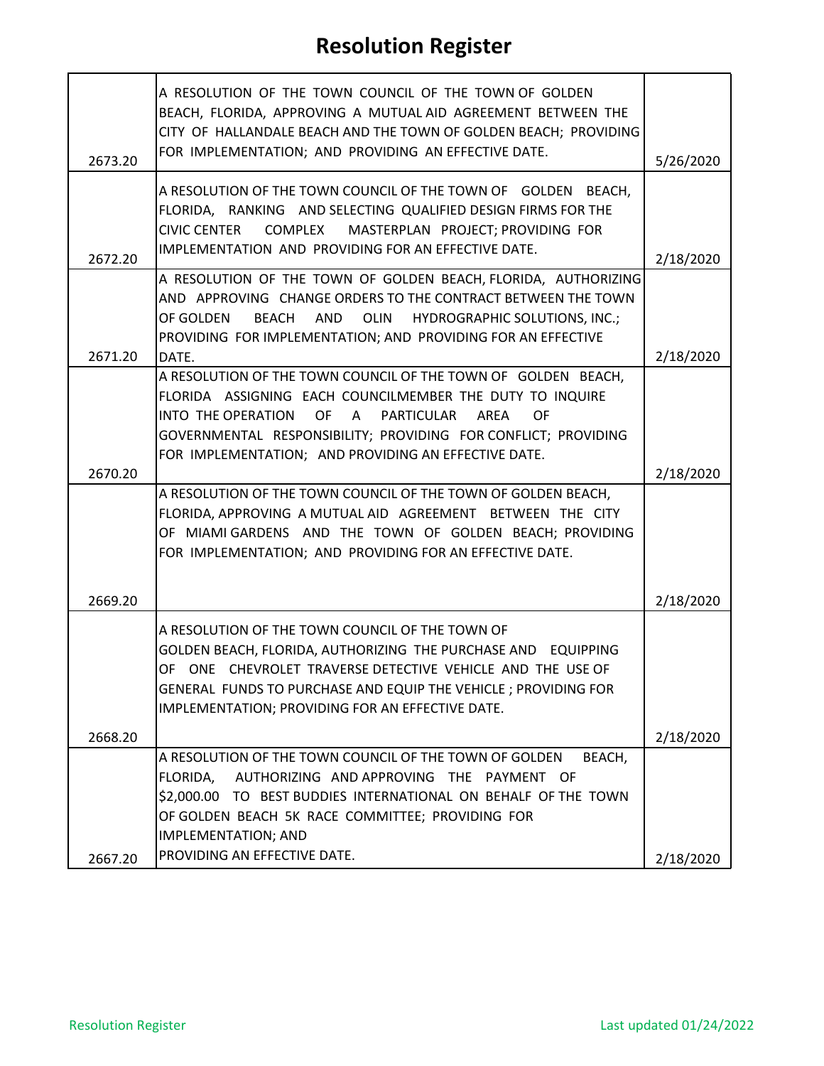# Resolution Register

| | | |
|---|---|---|
| 2673.20 | A RESOLUTION OF THE TOWN COUNCIL OF THE TOWN OF GOLDEN BEACH, FLORIDA, APPROVING A MUTUAL AID AGREEMENT BETWEEN THE CITY OF HALLANDALE BEACH AND THE TOWN OF GOLDEN BEACH; PROVIDING FOR IMPLEMENTATION; AND PROVIDING AN EFFECTIVE DATE. | 5/26/2020 |
| 2672.20 | A RESOLUTION OF THE TOWN COUNCIL OF THE TOWN OF GOLDEN BEACH, FLORIDA, RANKING AND SELECTING QUALIFIED DESIGN FIRMS FOR THE CIVIC CENTER COMPLEX MASTERPLAN PROJECT; PROVIDING FOR IMPLEMENTATION AND PROVIDING FOR AN EFFECTIVE DATE. | 2/18/2020 |
| 2671.20 | A RESOLUTION OF THE TOWN OF GOLDEN BEACH, FLORIDA, AUTHORIZING AND APPROVING CHANGE ORDERS TO THE CONTRACT BETWEEN THE TOWN OF GOLDEN BEACH AND OLIN HYDROGRAPHIC SOLUTIONS, INC.; PROVIDING FOR IMPLEMENTATION; AND PROVIDING FOR AN EFFECTIVE DATE. | 2/18/2020 |
| 2670.20 | A RESOLUTION OF THE TOWN COUNCIL OF THE TOWN OF GOLDEN BEACH, FLORIDA ASSIGNING EACH COUNCILMEMBER THE DUTY TO INQUIRE INTO THE OPERATION OF A PARTICULAR AREA OF GOVERNMENTAL RESPONSIBILITY; PROVIDING FOR CONFLICT; PROVIDING FOR IMPLEMENTATION; AND PROVIDING AN EFFECTIVE DATE. | 2/18/2020 |
| 2669.20 | A RESOLUTION OF THE TOWN COUNCIL OF THE TOWN OF GOLDEN BEACH, FLORIDA, APPROVING A MUTUAL AID AGREEMENT BETWEEN THE CITY OF MIAMI GARDENS AND THE TOWN OF GOLDEN BEACH; PROVIDING FOR IMPLEMENTATION; AND PROVIDING FOR AN EFFECTIVE DATE. | 2/18/2020 |
| 2668.20 | A RESOLUTION OF THE TOWN COUNCIL OF THE TOWN OF GOLDEN BEACH, FLORIDA, AUTHORIZING THE PURCHASE AND EQUIPPING OF ONE CHEVROLET TRAVERSE DETECTIVE VEHICLE AND THE USE OF GENERAL FUNDS TO PURCHASE AND EQUIP THE VEHICLE ; PROVIDING FOR IMPLEMENTATION; PROVIDING FOR AN EFFECTIVE DATE. | 2/18/2020 |
| 2667.20 | A RESOLUTION OF THE TOWN COUNCIL OF THE TOWN OF GOLDEN BEACH, FLORIDA, AUTHORIZING AND APPROVING THE PAYMENT OF $2,000.00 TO BEST BUDDIES INTERNATIONAL ON BEHALF OF THE TOWN OF GOLDEN BEACH 5K RACE COMMITTEE; PROVIDING FOR IMPLEMENTATION; AND PROVIDING AN EFFECTIVE DATE. | 2/18/2020 |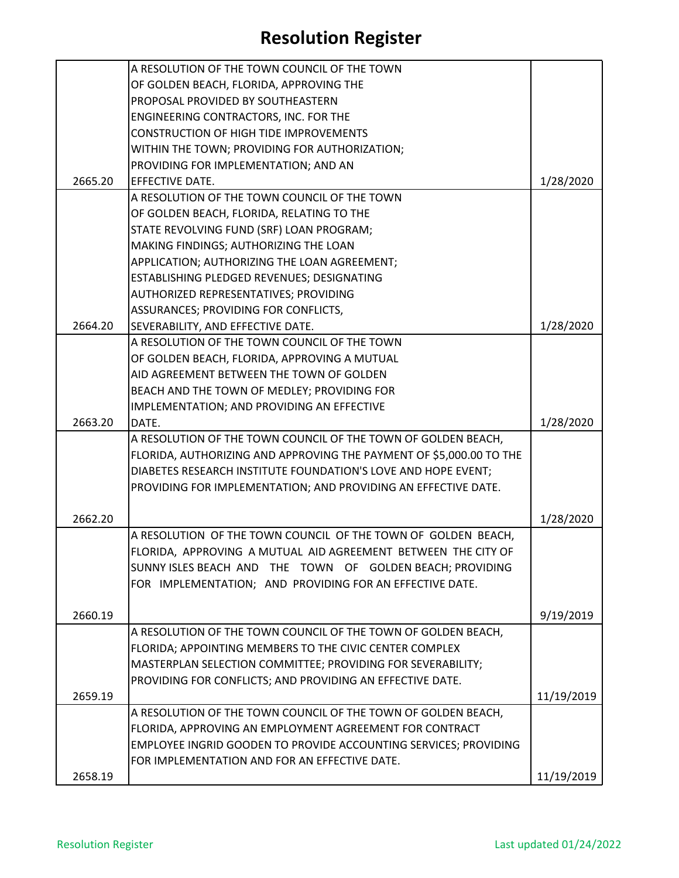# Resolution Register

| | | |
|---|---|---|
| 2665.20 | A RESOLUTION OF THE TOWN COUNCIL OF THE TOWN OF GOLDEN BEACH, FLORIDA, APPROVING THE PROPOSAL PROVIDED BY SOUTHEASTERN ENGINEERING CONTRACTORS, INC. FOR THE CONSTRUCTION OF HIGH TIDE IMPROVEMENTS WITHIN THE TOWN; PROVIDING FOR AUTHORIZATION; PROVIDING FOR IMPLEMENTATION; AND AN EFFECTIVE DATE. | 1/28/2020 |
| 2664.20 | A RESOLUTION OF THE TOWN COUNCIL OF THE TOWN OF GOLDEN BEACH, FLORIDA, RELATING TO THE STATE REVOLVING FUND (SRF) LOAN PROGRAM; MAKING FINDINGS; AUTHORIZING THE LOAN APPLICATION; AUTHORIZING THE LOAN AGREEMENT; ESTABLISHING PLEDGED REVENUES; DESIGNATING AUTHORIZED REPRESENTATIVES; PROVIDING ASSURANCES; PROVIDING FOR CONFLICTS, SEVERABILITY, AND EFFECTIVE DATE. | 1/28/2020 |
| 2663.20 | A RESOLUTION OF THE TOWN COUNCIL OF THE TOWN OF GOLDEN BEACH, FLORIDA, APPROVING A MUTUAL AID AGREEMENT BETWEEN THE TOWN OF GOLDEN BEACH AND THE TOWN OF MEDLEY; PROVIDING FOR IMPLEMENTATION; AND PROVIDING AN EFFECTIVE DATE. | 1/28/2020 |
| 2662.20 | A RESOLUTION OF THE TOWN COUNCIL OF THE TOWN OF GOLDEN BEACH, FLORIDA, AUTHORIZING AND APPROVING THE PAYMENT OF $5,000.00 TO THE DIABETES RESEARCH INSTITUTE FOUNDATION'S LOVE AND HOPE EVENT; PROVIDING FOR IMPLEMENTATION; AND PROVIDING AN EFFECTIVE DATE. | 1/28/2020 |
| 2660.19 | A RESOLUTION OF THE TOWN COUNCIL OF THE TOWN OF GOLDEN BEACH, FLORIDA, APPROVING A MUTUAL AID AGREEMENT BETWEEN THE CITY OF SUNNY ISLES BEACH AND THE TOWN OF GOLDEN BEACH; PROVIDING FOR IMPLEMENTATION; AND PROVIDING FOR AN EFFECTIVE DATE. | 9/19/2019 |
| 2659.19 | A RESOLUTION OF THE TOWN COUNCIL OF THE TOWN OF GOLDEN BEACH, FLORIDA; APPOINTING MEMBERS TO THE CIVIC CENTER COMPLEX MASTERPLAN SELECTION COMMITTEE; PROVIDING FOR SEVERABILITY; PROVIDING FOR CONFLICTS; AND PROVIDING AN EFFECTIVE DATE. | 11/19/2019 |
| 2658.19 | A RESOLUTION OF THE TOWN COUNCIL OF THE TOWN OF GOLDEN BEACH, FLORIDA, APPROVING AN EMPLOYMENT AGREEMENT FOR CONTRACT EMPLOYEE INGRID GOODEN TO PROVIDE ACCOUNTING SERVICES; PROVIDING FOR IMPLEMENTATION AND FOR AN EFFECTIVE DATE. | 11/19/2019 |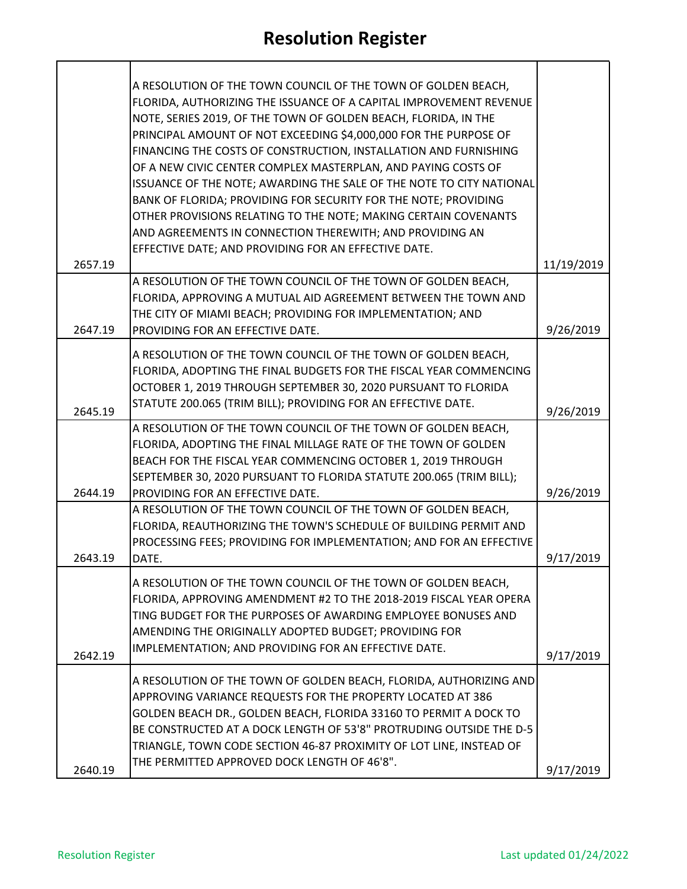# Resolution Register

| | | |
|---|---|---|
| 2657.19 | A RESOLUTION OF THE TOWN COUNCIL OF THE TOWN OF GOLDEN BEACH, FLORIDA, AUTHORIZING THE ISSUANCE OF A CAPITAL IMPROVEMENT REVENUE NOTE, SERIES 2019, OF THE TOWN OF GOLDEN BEACH, FLORIDA, IN THE PRINCIPAL AMOUNT OF NOT EXCEEDING $4,000,000 FOR THE PURPOSE OF FINANCING THE COSTS OF CONSTRUCTION, INSTALLATION AND FURNISHING OF A NEW CIVIC CENTER COMPLEX MASTERPLAN, AND PAYING COSTS OF ISSUANCE OF THE NOTE; AWARDING THE SALE OF THE NOTE TO CITY NATIONAL BANK OF FLORIDA; PROVIDING FOR SECURITY FOR THE NOTE; PROVIDING OTHER PROVISIONS RELATING TO THE NOTE; MAKING CERTAIN COVENANTS AND AGREEMENTS IN CONNECTION THEREWITH; AND PROVIDING AN EFFECTIVE DATE; AND PROVIDING FOR AN EFFECTIVE DATE. | 11/19/2019 |
| 2647.19 | A RESOLUTION OF THE TOWN COUNCIL OF THE TOWN OF GOLDEN BEACH, FLORIDA, APPROVING A MUTUAL AID AGREEMENT BETWEEN THE TOWN AND THE CITY OF MIAMI BEACH; PROVIDING FOR IMPLEMENTATION; AND PROVIDING FOR AN EFFECTIVE DATE. | 9/26/2019 |
| 2645.19 | A RESOLUTION OF THE TOWN COUNCIL OF THE TOWN OF GOLDEN BEACH, FLORIDA, ADOPTING THE FINAL BUDGETS FOR THE FISCAL YEAR COMMENCING OCTOBER 1, 2019 THROUGH SEPTEMBER 30, 2020 PURSUANT TO FLORIDA STATUTE 200.065 (TRIM BILL); PROVIDING FOR AN EFFECTIVE DATE. | 9/26/2019 |
| 2644.19 | A RESOLUTION OF THE TOWN COUNCIL OF THE TOWN OF GOLDEN BEACH, FLORIDA, ADOPTING THE FINAL MILLAGE RATE OF THE TOWN OF GOLDEN BEACH FOR THE FISCAL YEAR COMMENCING OCTOBER 1, 2019 THROUGH SEPTEMBER 30, 2020 PURSUANT TO FLORIDA STATUTE 200.065 (TRIM BILL); PROVIDING FOR AN EFFECTIVE DATE. | 9/26/2019 |
| 2643.19 | A RESOLUTION OF THE TOWN COUNCIL OF THE TOWN OF GOLDEN BEACH, FLORIDA, REAUTHORIZING THE TOWN'S SCHEDULE OF BUILDING PERMIT AND PROCESSING FEES; PROVIDING FOR IMPLEMENTATION; AND FOR AN EFFECTIVE DATE. | 9/17/2019 |
| 2642.19 | A RESOLUTION OF THE TOWN COUNCIL OF THE TOWN OF GOLDEN BEACH, FLORIDA, APPROVING AMENDMENT #2 TO THE 2018-2019 FISCAL YEAR OPERA TING BUDGET FOR THE PURPOSES OF AWARDING EMPLOYEE BONUSES AND AMENDING THE ORIGINALLY ADOPTED BUDGET; PROVIDING FOR IMPLEMENTATION; AND PROVIDING FOR AN EFFECTIVE DATE. | 9/17/2019 |
| 2640.19 | A RESOLUTION OF THE TOWN OF GOLDEN BEACH, FLORIDA, AUTHORIZING AND APPROVING VARIANCE REQUESTS FOR THE PROPERTY LOCATED AT 386 GOLDEN BEACH DR., GOLDEN BEACH, FLORIDA 33160 TO PERMIT A DOCK TO BE CONSTRUCTED AT A DOCK LENGTH OF 53'8" PROTRUDING OUTSIDE THE D-5 TRIANGLE, TOWN CODE SECTION 46-87 PROXIMITY OF LOT LINE, INSTEAD OF THE PERMITTED APPROVED DOCK LENGTH OF 46'8". | 9/17/2019 |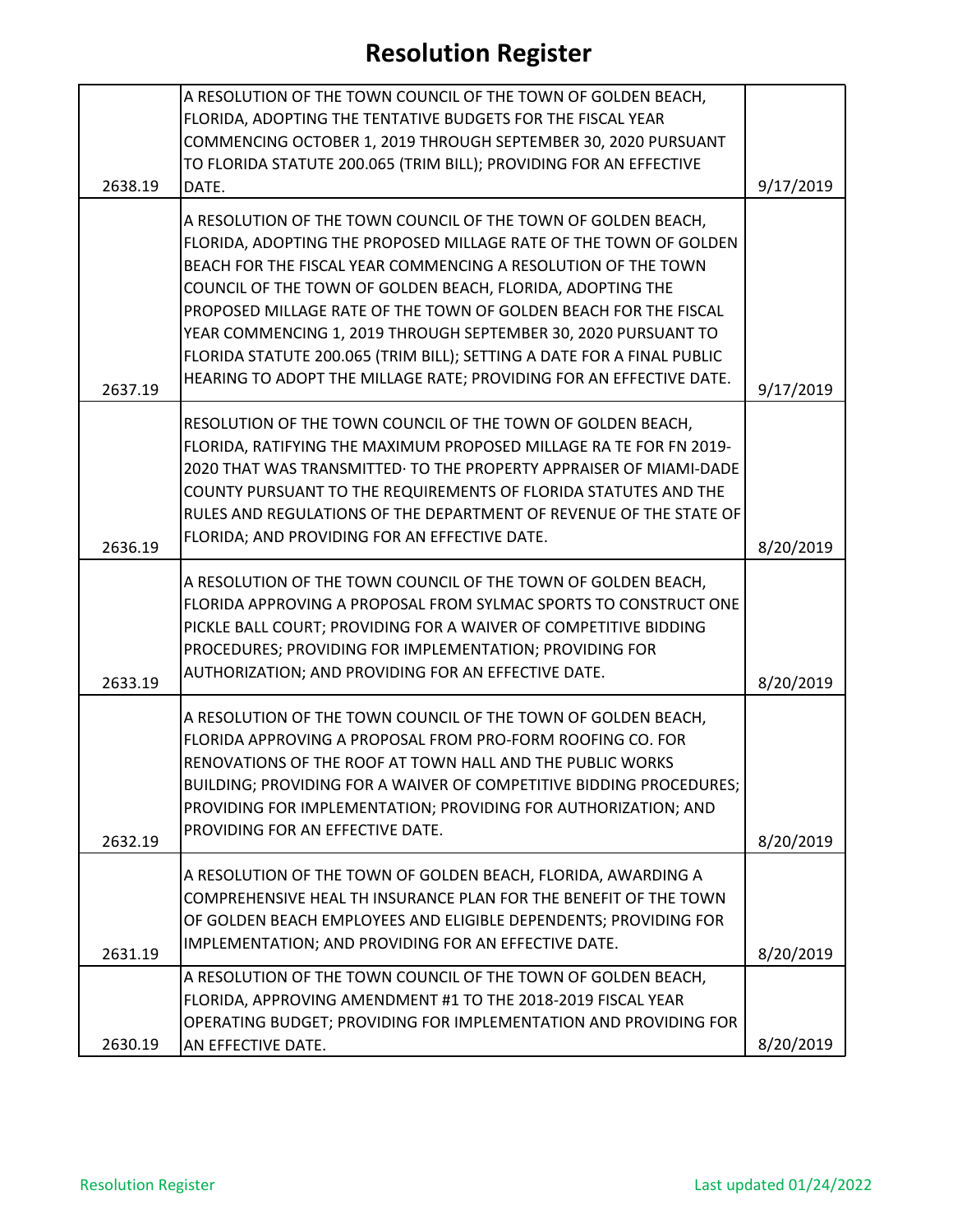# Resolution Register

| | | |
|---|---|---|
| 2638.19 | A RESOLUTION OF THE TOWN COUNCIL OF THE TOWN OF GOLDEN BEACH, FLORIDA, ADOPTING THE TENTATIVE BUDGETS FOR THE FISCAL YEAR COMMENCING OCTOBER 1, 2019 THROUGH SEPTEMBER 30, 2020 PURSUANT TO FLORIDA STATUTE 200.065 (TRIM BILL); PROVIDING FOR AN EFFECTIVE DATE. | 9/17/2019 |
| 2637.19 | A RESOLUTION OF THE TOWN COUNCIL OF THE TOWN OF GOLDEN BEACH, FLORIDA, ADOPTING THE PROPOSED MILLAGE RATE OF THE TOWN OF GOLDEN BEACH FOR THE FISCAL YEAR COMMENCING A RESOLUTION OF THE TOWN COUNCIL OF THE TOWN OF GOLDEN BEACH, FLORIDA, ADOPTING THE PROPOSED MILLAGE RATE OF THE TOWN OF GOLDEN BEACH FOR THE FISCAL YEAR COMMENCING 1, 2019 THROUGH SEPTEMBER 30, 2020 PURSUANT TO FLORIDA STATUTE 200.065 (TRIM BILL); SETTING A DATE FOR A FINAL PUBLIC HEARING TO ADOPT THE MILLAGE RATE; PROVIDING FOR AN EFFECTIVE DATE. | 9/17/2019 |
| 2636.19 | RESOLUTION OF THE TOWN COUNCIL OF THE TOWN OF GOLDEN BEACH, FLORIDA, RATIFYING THE MAXIMUM PROPOSED MILLAGE RA TE FOR FN 2019-2020 THAT WAS TRANSMITTED· TO THE PROPERTY APPRAISER OF MIAMI-DADE COUNTY PURSUANT TO THE REQUIREMENTS OF FLORIDA STATUTES AND THE RULES AND REGULATIONS OF THE DEPARTMENT OF REVENUE OF THE STATE OF FLORIDA; AND PROVIDING FOR AN EFFECTIVE DATE. | 8/20/2019 |
| 2633.19 | A RESOLUTION OF THE TOWN COUNCIL OF THE TOWN OF GOLDEN BEACH, FLORIDA APPROVING A PROPOSAL FROM SYLMAC SPORTS TO CONSTRUCT ONE PICKLE BALL COURT; PROVIDING FOR A WAIVER OF COMPETITIVE BIDDING PROCEDURES; PROVIDING FOR IMPLEMENTATION; PROVIDING FOR AUTHORIZATION; AND PROVIDING FOR AN EFFECTIVE DATE. | 8/20/2019 |
| 2632.19 | A RESOLUTION OF THE TOWN COUNCIL OF THE TOWN OF GOLDEN BEACH, FLORIDA APPROVING A PROPOSAL FROM PRO-FORM ROOFING CO. FOR RENOVATIONS OF THE ROOF AT TOWN HALL AND THE PUBLIC WORKS BUILDING; PROVIDING FOR A WAIVER OF COMPETITIVE BIDDING PROCEDURES; PROVIDING FOR IMPLEMENTATION; PROVIDING FOR AUTHORIZATION; AND PROVIDING FOR AN EFFECTIVE DATE. | 8/20/2019 |
| 2631.19 | A RESOLUTION OF THE TOWN OF GOLDEN BEACH, FLORIDA, AWARDING A COMPREHENSIVE HEAL TH INSURANCE PLAN FOR THE BENEFIT OF THE TOWN OF GOLDEN BEACH EMPLOYEES AND ELIGIBLE DEPENDENTS; PROVIDING FOR IMPLEMENTATION; AND PROVIDING FOR AN EFFECTIVE DATE. | 8/20/2019 |
| 2630.19 | A RESOLUTION OF THE TOWN COUNCIL OF THE TOWN OF GOLDEN BEACH, FLORIDA, APPROVING AMENDMENT #1 TO THE 2018-2019 FISCAL YEAR OPERATING BUDGET; PROVIDING FOR IMPLEMENTATION AND PROVIDING FOR AN EFFECTIVE DATE. | 8/20/2019 |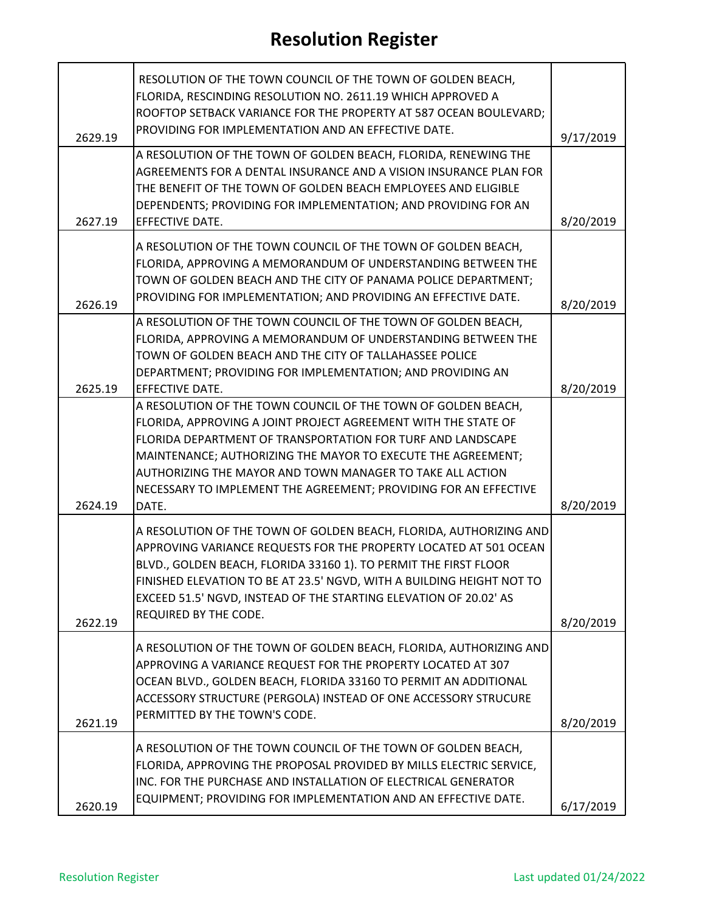# Resolution Register

| | | |
|---|---|---|
| 2629.19 | RESOLUTION OF THE TOWN COUNCIL OF THE TOWN OF GOLDEN BEACH, FLORIDA, RESCINDING RESOLUTION NO. 2611.19 WHICH APPROVED A ROOFTOP SETBACK VARIANCE FOR THE PROPERTY AT 587 OCEAN BOULEVARD; PROVIDING FOR IMPLEMENTATION AND AN EFFECTIVE DATE. | 9/17/2019 |
| 2627.19 | A RESOLUTION OF THE TOWN OF GOLDEN BEACH, FLORIDA, RENEWING THE AGREEMENTS FOR A DENTAL INSURANCE AND A VISION INSURANCE PLAN FOR THE BENEFIT OF THE TOWN OF GOLDEN BEACH EMPLOYEES AND ELIGIBLE DEPENDENTS; PROVIDING FOR IMPLEMENTATION; AND PROVIDING FOR AN EFFECTIVE DATE. | 8/20/2019 |
| 2626.19 | A RESOLUTION OF THE TOWN COUNCIL OF THE TOWN OF GOLDEN BEACH, FLORIDA, APPROVING A MEMORANDUM OF UNDERSTANDING BETWEEN THE TOWN OF GOLDEN BEACH AND THE CITY OF PANAMA POLICE DEPARTMENT; PROVIDING FOR IMPLEMENTATION; AND PROVIDING AN EFFECTIVE DATE. | 8/20/2019 |
| 2625.19 | A RESOLUTION OF THE TOWN COUNCIL OF THE TOWN OF GOLDEN BEACH, FLORIDA, APPROVING A MEMORANDUM OF UNDERSTANDING BETWEEN THE TOWN OF GOLDEN BEACH AND THE CITY OF TALLAHASSEE POLICE DEPARTMENT; PROVIDING FOR IMPLEMENTATION; AND PROVIDING AN EFFECTIVE DATE. | 8/20/2019 |
| 2624.19 | A RESOLUTION OF THE TOWN COUNCIL OF THE TOWN OF GOLDEN BEACH, FLORIDA, APPROVING A JOINT PROJECT AGREEMENT WITH THE STATE OF FLORIDA DEPARTMENT OF TRANSPORTATION FOR TURF AND LANDSCAPE MAINTENANCE; AUTHORIZING THE MAYOR TO EXECUTE THE AGREEMENT; AUTHORIZING THE MAYOR AND TOWN MANAGER TO TAKE ALL ACTION NECESSARY TO IMPLEMENT THE AGREEMENT; PROVIDING FOR AN EFFECTIVE DATE. | 8/20/2019 |
| 2622.19 | A RESOLUTION OF THE TOWN OF GOLDEN BEACH, FLORIDA, AUTHORIZING AND APPROVING VARIANCE REQUESTS FOR THE PROPERTY LOCATED AT 501 OCEAN BLVD., GOLDEN BEACH, FLORIDA 33160 1). TO PERMIT THE FIRST FLOOR FINISHED ELEVATION TO BE AT 23.5' NGVD, WITH A BUILDING HEIGHT NOT TO EXCEED 51.5' NGVD, INSTEAD OF THE STARTING ELEVATION OF 20.02' AS REQUIRED BY THE CODE. | 8/20/2019 |
| 2621.19 | A RESOLUTION OF THE TOWN OF GOLDEN BEACH, FLORIDA, AUTHORIZING AND APPROVING A VARIANCE REQUEST FOR THE PROPERTY LOCATED AT 307 OCEAN BLVD., GOLDEN BEACH, FLORIDA 33160 TO PERMIT AN ADDITIONAL ACCESSORY STRUCTURE (PERGOLA) INSTEAD OF ONE ACCESSORY STRUCURE PERMITTED BY THE TOWN'S CODE. | 8/20/2019 |
| 2620.19 | A RESOLUTION OF THE TOWN COUNCIL OF THE TOWN OF GOLDEN BEACH, FLORIDA, APPROVING THE PROPOSAL PROVIDED BY MILLS ELECTRIC SERVICE, INC. FOR THE PURCHASE AND INSTALLATION OF ELECTRICAL GENERATOR EQUIPMENT; PROVIDING FOR IMPLEMENTATION AND AN EFFECTIVE DATE. | 6/17/2019 |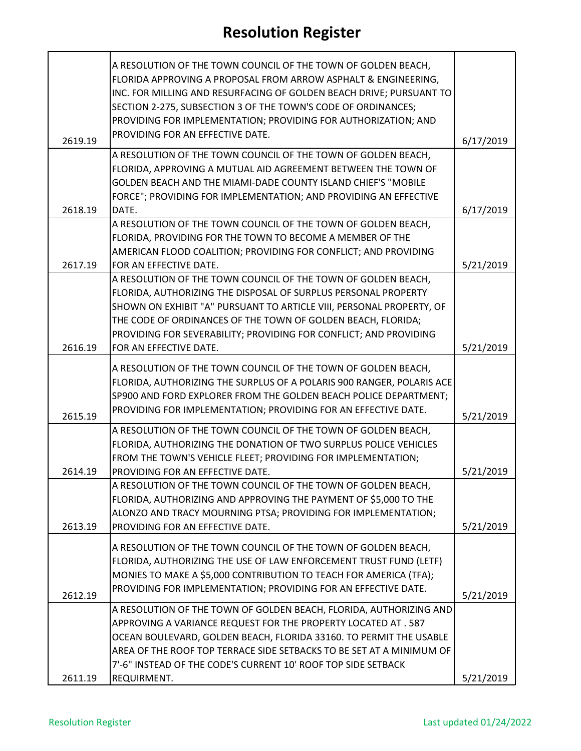# Resolution Register

| | | |
|---|---|---|
| 2619.19 | A RESOLUTION OF THE TOWN COUNCIL OF THE TOWN OF GOLDEN BEACH, FLORIDA APPROVING A PROPOSAL FROM ARROW ASPHALT & ENGINEERING, INC. FOR MILLING AND RESURFACING OF GOLDEN BEACH DRIVE; PURSUANT TO SECTION 2-275, SUBSECTION 3 OF THE TOWN'S CODE OF ORDINANCES; PROVIDING FOR IMPLEMENTATION; PROVIDING FOR AUTHORIZATION; AND PROVIDING FOR AN EFFECTIVE DATE. | 6/17/2019 |
| 2618.19 | A RESOLUTION OF THE TOWN COUNCIL OF THE TOWN OF GOLDEN BEACH, FLORIDA, APPROVING A MUTUAL AID AGREEMENT BETWEEN THE TOWN OF GOLDEN BEACH AND THE MIAMI-DADE COUNTY ISLAND CHIEF'S "MOBILE FORCE"; PROVIDING FOR IMPLEMENTATION; AND PROVIDING AN EFFECTIVE DATE. | 6/17/2019 |
| 2617.19 | A RESOLUTION OF THE TOWN COUNCIL OF THE TOWN OF GOLDEN BEACH, FLORIDA, PROVIDING FOR THE TOWN TO BECOME A MEMBER OF THE AMERICAN FLOOD COALITION; PROVIDING FOR CONFLICT; AND PROVIDING FOR AN EFFECTIVE DATE. | 5/21/2019 |
| 2616.19 | A RESOLUTION OF THE TOWN COUNCIL OF THE TOWN OF GOLDEN BEACH, FLORIDA, AUTHORIZING THE DISPOSAL OF SURPLUS PERSONAL PROPERTY SHOWN ON EXHIBIT "A" PURSUANT TO ARTICLE VIII, PERSONAL PROPERTY, OF THE CODE OF ORDINANCES OF THE TOWN OF GOLDEN BEACH, FLORIDA; PROVIDING FOR SEVERABILITY; PROVIDING FOR CONFLICT; AND PROVIDING FOR AN EFFECTIVE DATE. | 5/21/2019 |
| 2615.19 | A RESOLUTION OF THE TOWN COUNCIL OF THE TOWN OF GOLDEN BEACH, FLORIDA, AUTHORIZING THE SURPLUS OF A POLARIS 900 RANGER, POLARIS ACE SP900 AND FORD EXPLORER FROM THE GOLDEN BEACH POLICE DEPARTMENT; PROVIDING FOR IMPLEMENTATION; PROVIDING FOR AN EFFECTIVE DATE. | 5/21/2019 |
| 2614.19 | A RESOLUTION OF THE TOWN COUNCIL OF THE TOWN OF GOLDEN BEACH, FLORIDA, AUTHORIZING THE DONATION OF TWO SURPLUS POLICE VEHICLES FROM THE TOWN'S VEHICLE FLEET; PROVIDING FOR IMPLEMENTATION; PROVIDING FOR AN EFFECTIVE DATE. | 5/21/2019 |
| 2613.19 | A RESOLUTION OF THE TOWN COUNCIL OF THE TOWN OF GOLDEN BEACH, FLORIDA, AUTHORIZING AND APPROVING THE PAYMENT OF $5,000 TO THE ALONZO AND TRACY MOURNING PTSA; PROVIDING FOR IMPLEMENTATION; PROVIDING FOR AN EFFECTIVE DATE. | 5/21/2019 |
| 2612.19 | A RESOLUTION OF THE TOWN COUNCIL OF THE TOWN OF GOLDEN BEACH, FLORIDA, AUTHORIZING THE USE OF LAW ENFORCEMENT TRUST FUND (LETF) MONIES TO MAKE A $5,000 CONTRIBUTION TO TEACH FOR AMERICA (TFA); PROVIDING FOR IMPLEMENTATION; PROVIDING FOR AN EFFECTIVE DATE. | 5/21/2019 |
| 2611.19 | A RESOLUTION OF THE TOWN OF GOLDEN BEACH, FLORIDA, AUTHORIZING AND APPROVING A VARIANCE REQUEST FOR THE PROPERTY LOCATED AT . 587 OCEAN BOULEVARD, GOLDEN BEACH, FLORIDA 33160. TO PERMIT THE USABLE AREA OF THE ROOF TOP TERRACE SIDE SETBACKS TO BE SET AT A MINIMUM OF 7'-6" INSTEAD OF THE CODE'S CURRENT 10' ROOF TOP SIDE SETBACK REQUIRMENT. | 5/21/2019 |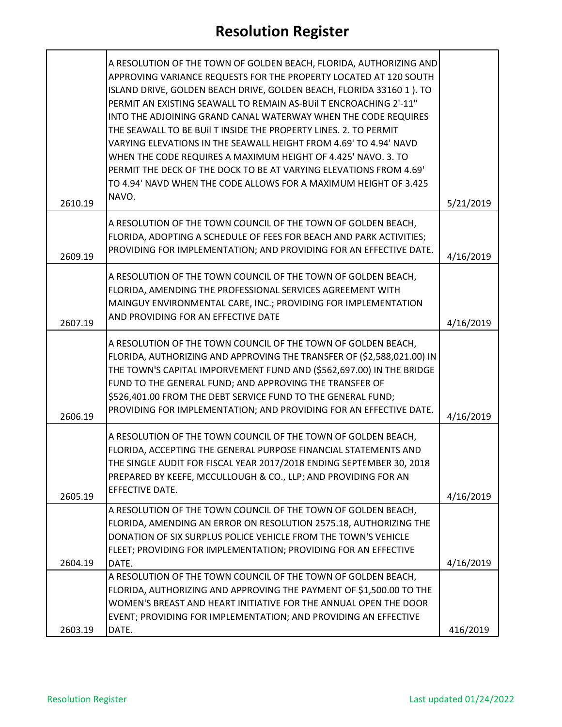# Resolution Register

| | | |
|---|---|---|
| 2610.19 | A RESOLUTION OF THE TOWN OF GOLDEN BEACH, FLORIDA, AUTHORIZING AND APPROVING VARIANCE REQUESTS FOR THE PROPERTY LOCATED AT 120 SOUTH ISLAND DRIVE, GOLDEN BEACH DRIVE, GOLDEN BEACH, FLORIDA 33160 1 ). TO PERMIT AN EXISTING SEAWALL TO REMAIN AS-BUil T ENCROACHING 2'-11" INTO THE ADJOINING GRAND CANAL WATERWAY WHEN THE CODE REQUIRES THE SEAWALL TO BE BUil T INSIDE THE PROPERTY LINES. 2. TO PERMIT VARYING ELEVATIONS IN THE SEAWALL HEIGHT FROM 4.69' TO 4.94' NAVD WHEN THE CODE REQUIRES A MAXIMUM HEIGHT OF 4.425' NAVO. 3. TO PERMIT THE DECK OF THE DOCK TO BE AT VARYING ELEVATIONS FROM 4.69' TO 4.94' NAVD WHEN THE CODE ALLOWS FOR A MAXIMUM HEIGHT OF 3.425 NAVO. | 5/21/2019 |
| 2609.19 | A RESOLUTION OF THE TOWN COUNCIL OF THE TOWN OF GOLDEN BEACH, FLORIDA, ADOPTING A SCHEDULE OF FEES FOR BEACH AND PARK ACTIVITIES; PROVIDING FOR IMPLEMENTATION; AND PROVIDING FOR AN EFFECTIVE DATE. | 4/16/2019 |
| 2607.19 | A RESOLUTION OF THE TOWN COUNCIL OF THE TOWN OF GOLDEN BEACH, FLORIDA, AMENDING THE PROFESSIONAL SERVICES AGREEMENT WITH MAINGUY ENVIRONMENTAL CARE, INC.; PROVIDING FOR IMPLEMENTATION AND PROVIDING FOR AN EFFECTIVE DATE | 4/16/2019 |
| 2606.19 | A RESOLUTION OF THE TOWN COUNCIL OF THE TOWN OF GOLDEN BEACH, FLORIDA, AUTHORIZING AND APPROVING THE TRANSFER OF ($2,588,021.00) IN THE TOWN'S CAPITAL IMPORVEMENT FUND AND ($562,697.00) IN THE BRIDGE FUND TO THE GENERAL FUND; AND APPROVING THE TRANSFER OF $526,401.00 FROM THE DEBT SERVICE FUND TO THE GENERAL FUND; PROVIDING FOR IMPLEMENTATION; AND PROVIDING FOR AN EFFECTIVE DATE. | 4/16/2019 |
| 2605.19 | A RESOLUTION OF THE TOWN COUNCIL OF THE TOWN OF GOLDEN BEACH, FLORIDA, ACCEPTING THE GENERAL PURPOSE FINANCIAL STATEMENTS AND THE SINGLE AUDIT FOR FISCAL YEAR 2017/2018 ENDING SEPTEMBER 30, 2018 PREPARED BY KEEFE, MCCULLOUGH & CO., LLP; AND PROVIDING FOR AN EFFECTIVE DATE. | 4/16/2019 |
| 2604.19 | A RESOLUTION OF THE TOWN COUNCIL OF THE TOWN OF GOLDEN BEACH, FLORIDA, AMENDING AN ERROR ON RESOLUTION 2575.18, AUTHORIZING THE DONATION OF SIX SURPLUS POLICE VEHICLE FROM THE TOWN'S VEHICLE FLEET; PROVIDING FOR IMPLEMENTATION; PROVIDING FOR AN EFFECTIVE DATE. | 4/16/2019 |
| 2603.19 | A RESOLUTION OF THE TOWN COUNCIL OF THE TOWN OF GOLDEN BEACH, FLORIDA, AUTHORIZING AND APPROVING THE PAYMENT OF $1,500.00 TO THE WOMEN'S BREAST AND HEART INITIATIVE FOR THE ANNUAL OPEN THE DOOR EVENT; PROVIDING FOR IMPLEMENTATION; AND PROVIDING AN EFFECTIVE DATE. | 416/2019 |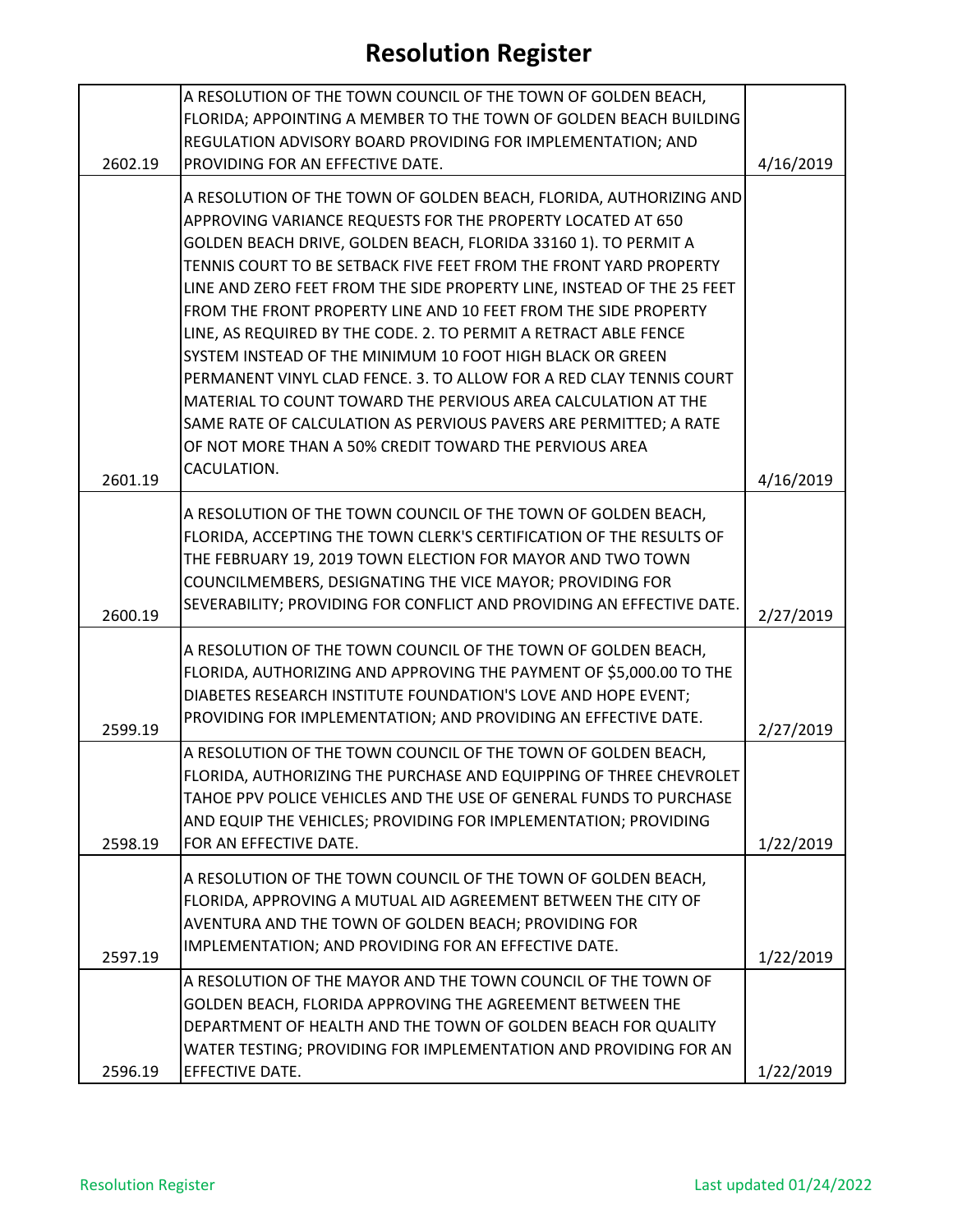# Resolution Register

| | | |
|---|---|---|
| 2602.19 | A RESOLUTION OF THE TOWN COUNCIL OF THE TOWN OF GOLDEN BEACH, FLORIDA; APPOINTING A MEMBER TO THE TOWN OF GOLDEN BEACH BUILDING REGULATION ADVISORY BOARD PROVIDING FOR IMPLEMENTATION; AND PROVIDING FOR AN EFFECTIVE DATE. | 4/16/2019 |
| 2601.19 | A RESOLUTION OF THE TOWN OF GOLDEN BEACH, FLORIDA, AUTHORIZING AND APPROVING VARIANCE REQUESTS FOR THE PROPERTY LOCATED AT 650 GOLDEN BEACH DRIVE, GOLDEN BEACH, FLORIDA 33160 1). TO PERMIT A TENNIS COURT TO BE SETBACK FIVE FEET FROM THE FRONT YARD PROPERTY LINE AND ZERO FEET FROM THE SIDE PROPERTY LINE, INSTEAD OF THE 25 FEET FROM THE FRONT PROPERTY LINE AND 10 FEET FROM THE SIDE PROPERTY LINE, AS REQUIRED BY THE CODE. 2. TO PERMIT A RETRACT ABLE FENCE SYSTEM INSTEAD OF THE MINIMUM 10 FOOT HIGH BLACK OR GREEN PERMANENT VINYL CLAD FENCE. 3. TO ALLOW FOR A RED CLAY TENNIS COURT MATERIAL TO COUNT TOWARD THE PERVIOUS AREA CALCULATION AT THE SAME RATE OF CALCULATION AS PERVIOUS PAVERS ARE PERMITTED; A RATE OF NOT MORE THAN A 50% CREDIT TOWARD THE PERVIOUS AREA CACULATION. | 4/16/2019 |
| 2600.19 | A RESOLUTION OF THE TOWN COUNCIL OF THE TOWN OF GOLDEN BEACH, FLORIDA, ACCEPTING THE TOWN CLERK'S CERTIFICATION OF THE RESULTS OF THE FEBRUARY 19, 2019 TOWN ELECTION FOR MAYOR AND TWO TOWN COUNCILMEMBERS, DESIGNATING THE VICE MAYOR; PROVIDING FOR SEVERABILITY; PROVIDING FOR CONFLICT AND PROVIDING AN EFFECTIVE DATE. | 2/27/2019 |
| 2599.19 | A RESOLUTION OF THE TOWN COUNCIL OF THE TOWN OF GOLDEN BEACH, FLORIDA, AUTHORIZING AND APPROVING THE PAYMENT OF $5,000.00 TO THE DIABETES RESEARCH INSTITUTE FOUNDATION'S LOVE AND HOPE EVENT; PROVIDING FOR IMPLEMENTATION; AND PROVIDING AN EFFECTIVE DATE. | 2/27/2019 |
| 2598.19 | A RESOLUTION OF THE TOWN COUNCIL OF THE TOWN OF GOLDEN BEACH, FLORIDA, AUTHORIZING THE PURCHASE AND EQUIPPING OF THREE CHEVROLET TAHOE PPV POLICE VEHICLES AND THE USE OF GENERAL FUNDS TO PURCHASE AND EQUIP THE VEHICLES; PROVIDING FOR IMPLEMENTATION; PROVIDING FOR AN EFFECTIVE DATE. | 1/22/2019 |
| 2597.19 | A RESOLUTION OF THE TOWN COUNCIL OF THE TOWN OF GOLDEN BEACH, FLORIDA, APPROVING A MUTUAL AID AGREEMENT BETWEEN THE CITY OF AVENTURA AND THE TOWN OF GOLDEN BEACH; PROVIDING FOR IMPLEMENTATION; AND PROVIDING FOR AN EFFECTIVE DATE. | 1/22/2019 |
| 2596.19 | A RESOLUTION OF THE MAYOR AND THE TOWN COUNCIL OF THE TOWN OF GOLDEN BEACH, FLORIDA APPROVING THE AGREEMENT BETWEEN THE DEPARTMENT OF HEALTH AND THE TOWN OF GOLDEN BEACH FOR QUALITY WATER TESTING; PROVIDING FOR IMPLEMENTATION AND PROVIDING FOR AN EFFECTIVE DATE. | 1/22/2019 |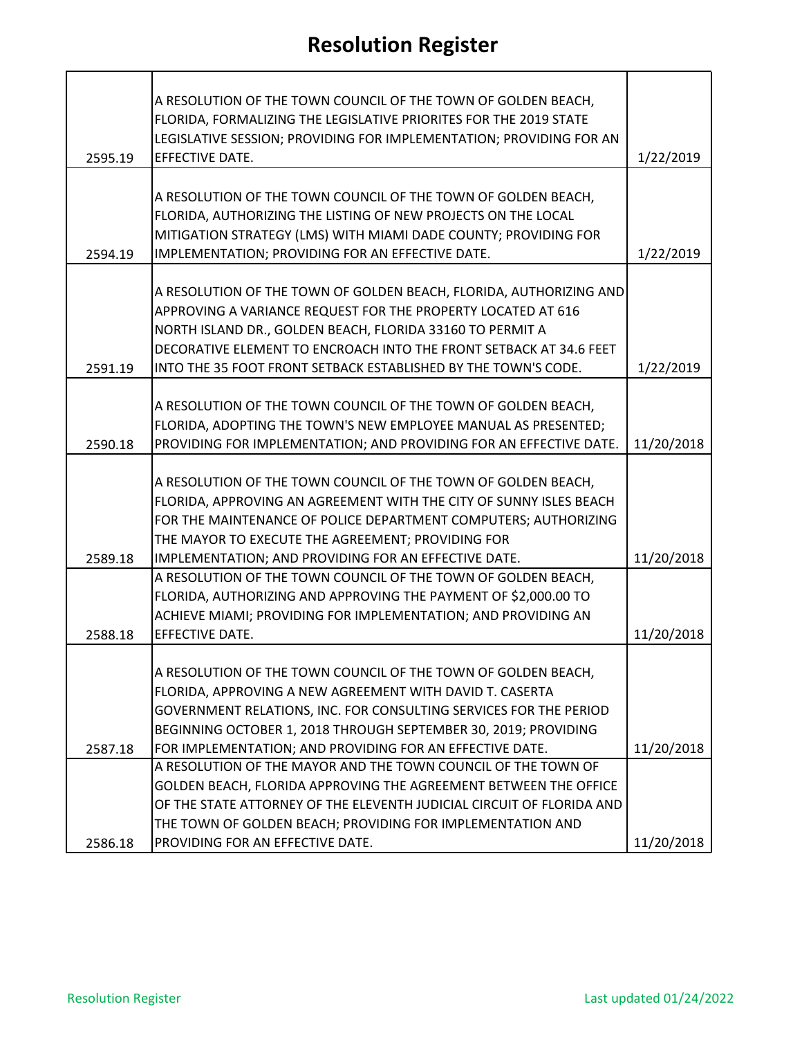# Resolution Register

| | | |
|---|---|---|
| 2595.19 | A RESOLUTION OF THE TOWN COUNCIL OF THE TOWN OF GOLDEN BEACH, FLORIDA, FORMALIZING THE LEGISLATIVE PRIORITES FOR THE 2019 STATE LEGISLATIVE SESSION; PROVIDING FOR IMPLEMENTATION; PROVIDING FOR AN EFFECTIVE DATE. | 1/22/2019 |
| 2594.19 | A RESOLUTION OF THE TOWN COUNCIL OF THE TOWN OF GOLDEN BEACH, FLORIDA, AUTHORIZING THE LISTING OF NEW PROJECTS ON THE LOCAL MITIGATION STRATEGY (LMS) WITH MIAMI DADE COUNTY; PROVIDING FOR IMPLEMENTATION; PROVIDING FOR AN EFFECTIVE DATE. | 1/22/2019 |
| 2591.19 | A RESOLUTION OF THE TOWN OF GOLDEN BEACH, FLORIDA, AUTHORIZING AND APPROVING A VARIANCE REQUEST FOR THE PROPERTY LOCATED AT 616 NORTH ISLAND DR., GOLDEN BEACH, FLORIDA 33160 TO PERMIT A DECORATIVE ELEMENT TO ENCROACH INTO THE FRONT SETBACK AT 34.6 FEET INTO THE 35 FOOT FRONT SETBACK ESTABLISHED BY THE TOWN'S CODE. | 1/22/2019 |
| 2590.18 | A RESOLUTION OF THE TOWN COUNCIL OF THE TOWN OF GOLDEN BEACH, FLORIDA, ADOPTING THE TOWN'S NEW EMPLOYEE MANUAL AS PRESENTED; PROVIDING FOR IMPLEMENTATION; AND PROVIDING FOR AN EFFECTIVE DATE. | 11/20/2018 |
| 2589.18 | A RESOLUTION OF THE TOWN COUNCIL OF THE TOWN OF GOLDEN BEACH, FLORIDA, APPROVING AN AGREEMENT WITH THE CITY OF SUNNY ISLES BEACH FOR THE MAINTENANCE OF POLICE DEPARTMENT COMPUTERS; AUTHORIZING THE MAYOR TO EXECUTE THE AGREEMENT; PROVIDING FOR IMPLEMENTATION; AND PROVIDING FOR AN EFFECTIVE DATE. | 11/20/2018 |
| 2588.18 | A RESOLUTION OF THE TOWN COUNCIL OF THE TOWN OF GOLDEN BEACH, FLORIDA, AUTHORIZING AND APPROVING THE PAYMENT OF $2,000.00 TO ACHIEVE MIAMI; PROVIDING FOR IMPLEMENTATION; AND PROVIDING AN EFFECTIVE DATE. | 11/20/2018 |
| 2587.18 | A RESOLUTION OF THE TOWN COUNCIL OF THE TOWN OF GOLDEN BEACH, FLORIDA, APPROVING A NEW AGREEMENT WITH DAVID T. CASERTA GOVERNMENT RELATIONS, INC. FOR CONSULTING SERVICES FOR THE PERIOD BEGINNING OCTOBER 1, 2018 THROUGH SEPTEMBER 30, 2019; PROVIDING FOR IMPLEMENTATION; AND PROVIDING FOR AN EFFECTIVE DATE. | 11/20/2018 |
| 2586.18 | A RESOLUTION OF THE MAYOR AND THE TOWN COUNCIL OF THE TOWN OF GOLDEN BEACH, FLORIDA APPROVING THE AGREEMENT BETWEEN THE OFFICE OF THE STATE ATTORNEY OF THE ELEVENTH JUDICIAL CIRCUIT OF FLORIDA AND THE TOWN OF GOLDEN BEACH; PROVIDING FOR IMPLEMENTATION AND PROVIDING FOR AN EFFECTIVE DATE. | 11/20/2018 |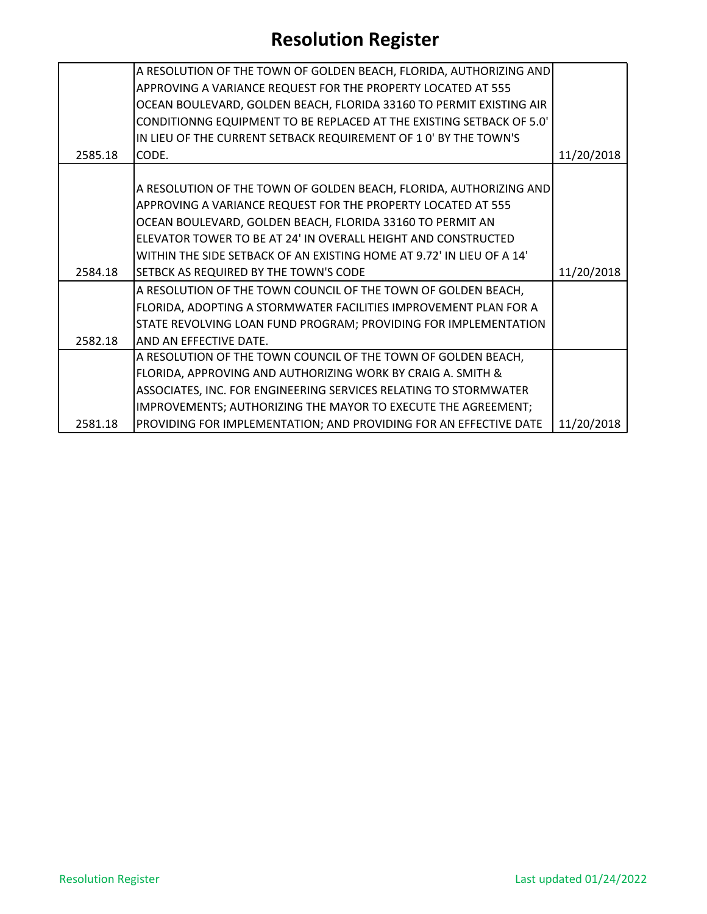# Resolution Register

| | | |
|---|---|---|
| 2585.18 | A RESOLUTION OF THE TOWN OF GOLDEN BEACH, FLORIDA, AUTHORIZING AND APPROVING A VARIANCE REQUEST FOR THE PROPERTY LOCATED AT 555 OCEAN BOULEVARD, GOLDEN BEACH, FLORIDA 33160 TO PERMIT EXISTING AIR CONDITIONNG EQUIPMENT TO BE REPLACED AT THE EXISTING SETBACK OF 5.0' IN LIEU OF THE CURRENT SETBACK REQUIREMENT OF 1 0' BY THE TOWN'S CODE. | 11/20/2018 |
| 2584.18 | A RESOLUTION OF THE TOWN OF GOLDEN BEACH, FLORIDA, AUTHORIZING AND APPROVING A VARIANCE REQUEST FOR THE PROPERTY LOCATED AT 555 OCEAN BOULEVARD, GOLDEN BEACH, FLORIDA 33160 TO PERMIT AN ELEVATOR TOWER TO BE AT 24' IN OVERALL HEIGHT AND CONSTRUCTED WITHIN THE SIDE SETBACK OF AN EXISTING HOME AT 9.72' IN LIEU OF A 14' SETBCK AS REQUIRED BY THE TOWN'S CODE | 11/20/2018 |
| 2582.18 | A RESOLUTION OF THE TOWN COUNCIL OF THE TOWN OF GOLDEN BEACH, FLORIDA, ADOPTING A STORMWATER FACILITIES IMPROVEMENT PLAN FOR A STATE REVOLVING LOAN FUND PROGRAM; PROVIDING FOR IMPLEMENTATION AND AN EFFECTIVE DATE. | |
| 2581.18 | A RESOLUTION OF THE TOWN COUNCIL OF THE TOWN OF GOLDEN BEACH, FLORIDA, APPROVING AND AUTHORIZING WORK BY CRAIG A. SMITH & ASSOCIATES, INC. FOR ENGINEERING SERVICES RELATING TO STORMWATER IMPROVEMENTS; AUTHORIZING THE MAYOR TO EXECUTE THE AGREEMENT; PROVIDING FOR IMPLEMENTATION; AND PROVIDING FOR AN EFFECTIVE DATE | 11/20/2018 |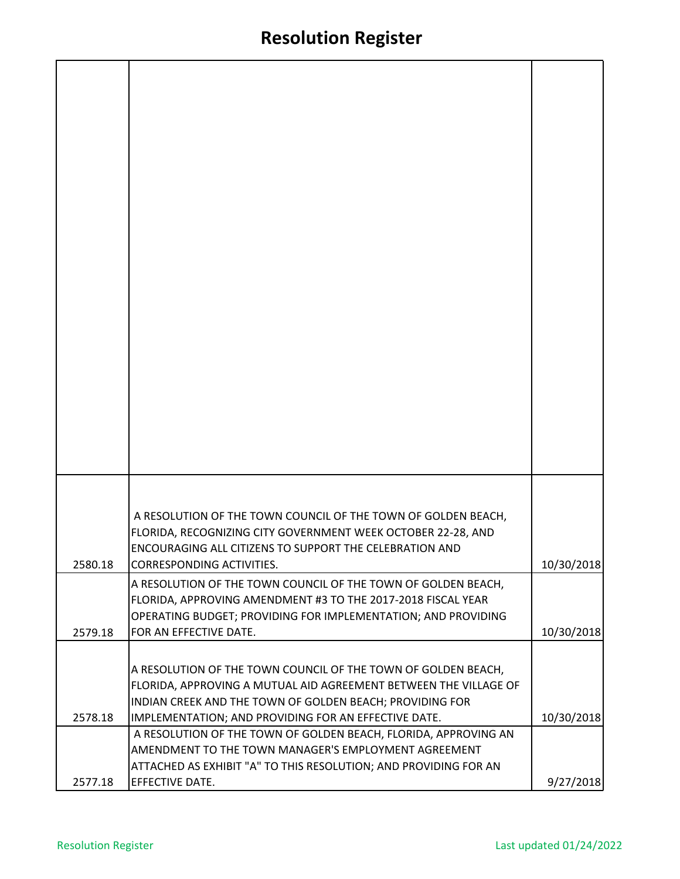# Resolution Register

| | | |
|---|---|---|
| | | |
| 2580.18 | A RESOLUTION OF THE TOWN COUNCIL OF THE TOWN OF GOLDEN BEACH, FLORIDA, RECOGNIZING CITY GOVERNMENT WEEK OCTOBER 22-28, AND ENCOURAGING ALL CITIZENS TO SUPPORT THE CELEBRATION AND CORRESPONDING ACTIVITIES. | 10/30/2018 |
| 2579.18 | A RESOLUTION OF THE TOWN COUNCIL OF THE TOWN OF GOLDEN BEACH, FLORIDA, APPROVING AMENDMENT #3 TO THE 2017-2018 FISCAL YEAR OPERATING BUDGET; PROVIDING FOR IMPLEMENTATION; AND PROVIDING FOR AN EFFECTIVE DATE. | 10/30/2018 |
| 2578.18 | A RESOLUTION OF THE TOWN COUNCIL OF THE TOWN OF GOLDEN BEACH, FLORIDA, APPROVING A MUTUAL AID AGREEMENT BETWEEN THE VILLAGE OF INDIAN CREEK AND THE TOWN OF GOLDEN BEACH; PROVIDING FOR IMPLEMENTATION; AND PROVIDING FOR AN EFFECTIVE DATE. | 10/30/2018 |
| 2577.18 | A RESOLUTION OF THE TOWN OF GOLDEN BEACH, FLORIDA, APPROVING AN AMENDMENT TO THE TOWN MANAGER'S EMPLOYMENT AGREEMENT ATTACHED AS EXHIBIT "A" TO THIS RESOLUTION; AND PROVIDING FOR AN EFFECTIVE DATE. | 9/27/2018 |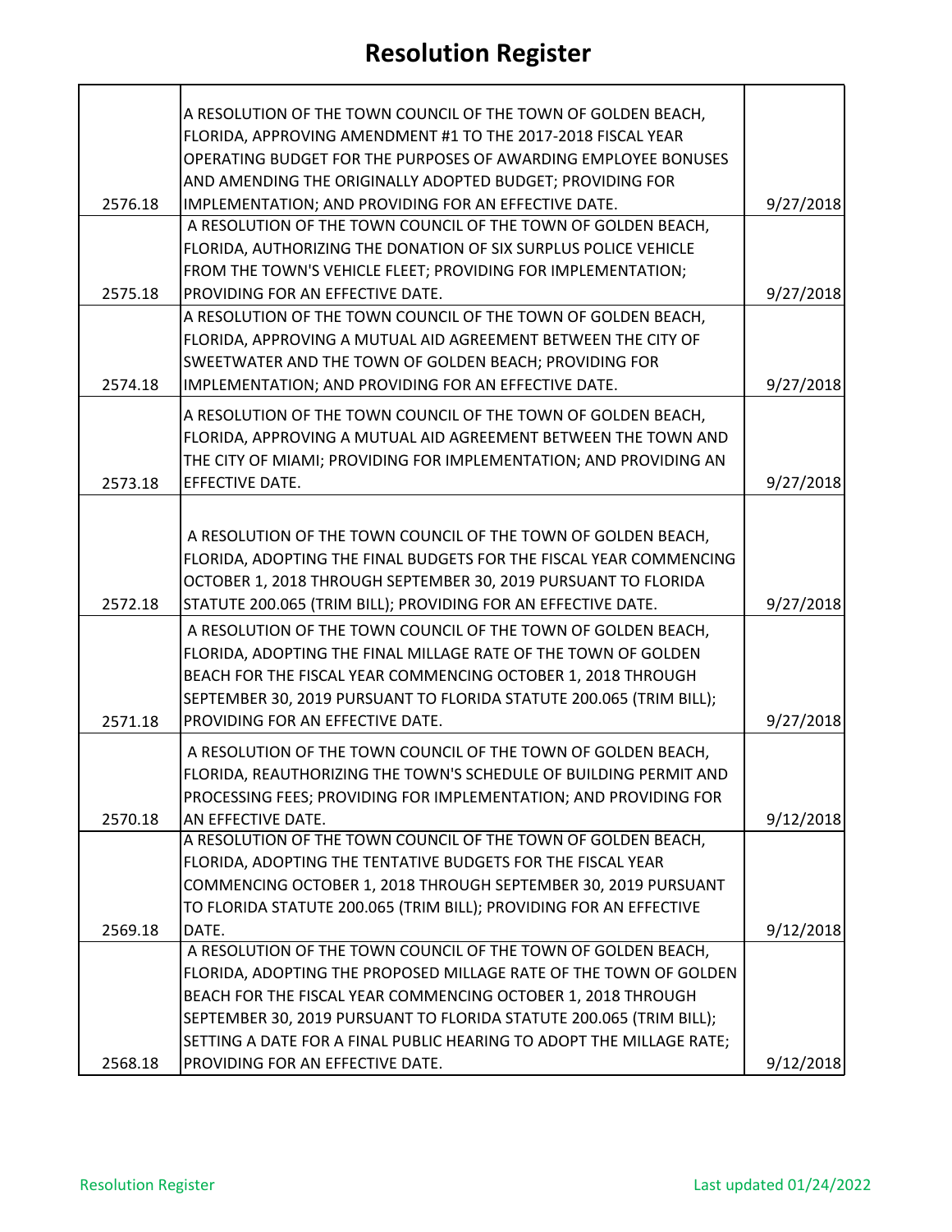# Resolution Register

| | | |
|---|---|---|
| 2576.18 | A RESOLUTION OF THE TOWN COUNCIL OF THE TOWN OF GOLDEN BEACH, FLORIDA, APPROVING AMENDMENT #1 TO THE 2017-2018 FISCAL YEAR OPERATING BUDGET FOR THE PURPOSES OF AWARDING EMPLOYEE BONUSES AND AMENDING THE ORIGINALLY ADOPTED BUDGET; PROVIDING FOR IMPLEMENTATION; AND PROVIDING FOR AN EFFECTIVE DATE. | 9/27/2018 |
| 2575.18 | A RESOLUTION OF THE TOWN COUNCIL OF THE TOWN OF GOLDEN BEACH, FLORIDA, AUTHORIZING THE DONATION OF SIX SURPLUS POLICE VEHICLE FROM THE TOWN'S VEHICLE FLEET; PROVIDING FOR IMPLEMENTATION; PROVIDING FOR AN EFFECTIVE DATE. | 9/27/2018 |
| 2574.18 | A RESOLUTION OF THE TOWN COUNCIL OF THE TOWN OF GOLDEN BEACH, FLORIDA, APPROVING A MUTUAL AID AGREEMENT BETWEEN THE CITY OF SWEETWATER AND THE TOWN OF GOLDEN BEACH; PROVIDING FOR IMPLEMENTATION; AND PROVIDING FOR AN EFFECTIVE DATE. | 9/27/2018 |
| 2573.18 | A RESOLUTION OF THE TOWN COUNCIL OF THE TOWN OF GOLDEN BEACH, FLORIDA, APPROVING A MUTUAL AID AGREEMENT BETWEEN THE TOWN AND THE CITY OF MIAMI; PROVIDING FOR IMPLEMENTATION; AND PROVIDING AN EFFECTIVE DATE. | 9/27/2018 |
| 2572.18 | A RESOLUTION OF THE TOWN COUNCIL OF THE TOWN OF GOLDEN BEACH, FLORIDA, ADOPTING THE FINAL BUDGETS FOR THE FISCAL YEAR COMMENCING OCTOBER 1, 2018 THROUGH SEPTEMBER 30, 2019 PURSUANT TO FLORIDA STATUTE 200.065 (TRIM BILL); PROVIDING FOR AN EFFECTIVE DATE. | 9/27/2018 |
| 2571.18 | A RESOLUTION OF THE TOWN COUNCIL OF THE TOWN OF GOLDEN BEACH, FLORIDA, ADOPTING THE FINAL MILLAGE RATE OF THE TOWN OF GOLDEN BEACH FOR THE FISCAL YEAR COMMENCING OCTOBER 1, 2018 THROUGH SEPTEMBER 30, 2019 PURSUANT TO FLORIDA STATUTE 200.065 (TRIM BILL); PROVIDING FOR AN EFFECTIVE DATE. | 9/27/2018 |
| 2570.18 | A RESOLUTION OF THE TOWN COUNCIL OF THE TOWN OF GOLDEN BEACH, FLORIDA, REAUTHORIZING THE TOWN'S SCHEDULE OF BUILDING PERMIT AND PROCESSING FEES; PROVIDING FOR IMPLEMENTATION; AND PROVIDING FOR AN EFFECTIVE DATE. | 9/12/2018 |
| 2569.18 | A RESOLUTION OF THE TOWN COUNCIL OF THE TOWN OF GOLDEN BEACH, FLORIDA, ADOPTING THE TENTATIVE BUDGETS FOR THE FISCAL YEAR COMMENCING OCTOBER 1, 2018 THROUGH SEPTEMBER 30, 2019 PURSUANT TO FLORIDA STATUTE 200.065 (TRIM BILL); PROVIDING FOR AN EFFECTIVE DATE. | 9/12/2018 |
| 2568.18 | A RESOLUTION OF THE TOWN COUNCIL OF THE TOWN OF GOLDEN BEACH, FLORIDA, ADOPTING THE PROPOSED MILLAGE RATE OF THE TOWN OF GOLDEN BEACH FOR THE FISCAL YEAR COMMENCING OCTOBER 1, 2018 THROUGH SEPTEMBER 30, 2019 PURSUANT TO FLORIDA STATUTE 200.065 (TRIM BILL); SETTING A DATE FOR A FINAL PUBLIC HEARING TO ADOPT THE MILLAGE RATE; PROVIDING FOR AN EFFECTIVE DATE. | 9/12/2018 |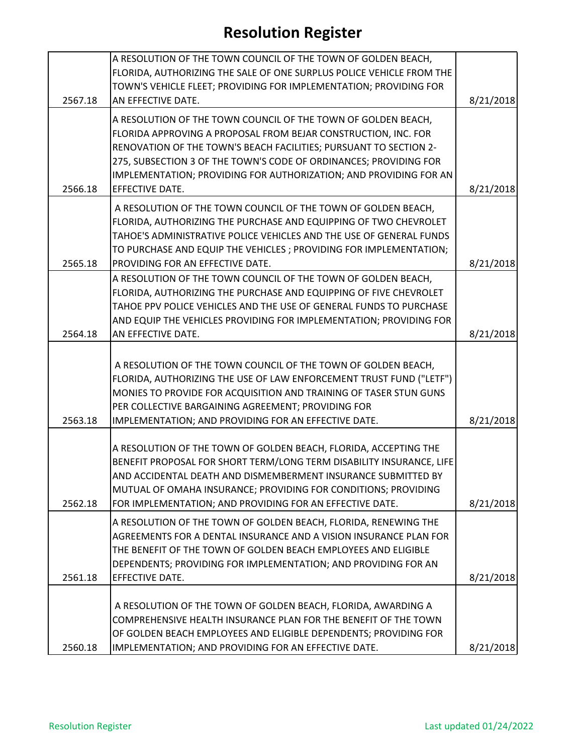# Resolution Register

| | | |
|---|---|---|
| 2567.18 | A RESOLUTION OF THE TOWN COUNCIL OF THE TOWN OF GOLDEN BEACH, FLORIDA, AUTHORIZING THE SALE OF ONE SURPLUS POLICE VEHICLE FROM THE TOWN'S VEHICLE FLEET; PROVIDING FOR IMPLEMENTATION; PROVIDING FOR AN EFFECTIVE DATE. | 8/21/2018 |
| 2566.18 | A RESOLUTION OF THE TOWN COUNCIL OF THE TOWN OF GOLDEN BEACH, FLORIDA APPROVING A PROPOSAL FROM BEJAR CONSTRUCTION, INC. FOR RENOVATION OF THE TOWN'S BEACH FACILITIES; PURSUANT TO SECTION 2-275, SUBSECTION 3 OF THE TOWN'S CODE OF ORDINANCES; PROVIDING FOR IMPLEMENTATION; PROVIDING FOR AUTHORIZATION; AND PROVIDING FOR AN EFFECTIVE DATE. | 8/21/2018 |
| 2565.18 | A RESOLUTION OF THE TOWN COUNCIL OF THE TOWN OF GOLDEN BEACH, FLORIDA, AUTHORIZING THE PURCHASE AND EQUIPPING OF TWO CHEVROLET TAHOE'S ADMINISTRATIVE POLICE VEHICLES AND THE USE OF GENERAL FUNDS TO PURCHASE AND EQUIP THE VEHICLES ; PROVIDING FOR IMPLEMENTATION; PROVIDING FOR AN EFFECTIVE DATE. | 8/21/2018 |
| 2564.18 | A RESOLUTION OF THE TOWN COUNCIL OF THE TOWN OF GOLDEN BEACH, FLORIDA, AUTHORIZING THE PURCHASE AND EQUIPPING OF FIVE CHEVROLET TAHOE PPV POLICE VEHICLES AND THE USE OF GENERAL FUNDS TO PURCHASE AND EQUIP THE VEHICLES PROVIDING FOR IMPLEMENTATION; PROVIDING FOR AN EFFECTIVE DATE. | 8/21/2018 |
| 2563.18 | A RESOLUTION OF THE TOWN COUNCIL OF THE TOWN OF GOLDEN BEACH, FLORIDA, AUTHORIZING THE USE OF LAW ENFORCEMENT TRUST FUND ("LETF") MONIES TO PROVIDE FOR ACQUISITION AND TRAINING OF TASER STUN GUNS PER COLLECTIVE BARGAINING AGREEMENT; PROVIDING FOR IMPLEMENTATION; AND PROVIDING FOR AN EFFECTIVE DATE. | 8/21/2018 |
| 2562.18 | A RESOLUTION OF THE TOWN OF GOLDEN BEACH, FLORIDA, ACCEPTING THE BENEFIT PROPOSAL FOR SHORT TERM/LONG TERM DISABILITY INSURANCE, LIFE AND ACCIDENTAL DEATH AND DISMEMBERMENT INSURANCE SUBMITTED BY MUTUAL OF OMAHA INSURANCE; PROVIDING FOR CONDITIONS; PROVIDING FOR IMPLEMENTATION; AND PROVIDING FOR AN EFFECTIVE DATE. | 8/21/2018 |
| 2561.18 | A RESOLUTION OF THE TOWN OF GOLDEN BEACH, FLORIDA, RENEWING THE AGREEMENTS FOR A DENTAL INSURANCE AND A VISION INSURANCE PLAN FOR THE BENEFIT OF THE TOWN OF GOLDEN BEACH EMPLOYEES AND ELIGIBLE DEPENDENTS; PROVIDING FOR IMPLEMENTATION; AND PROVIDING FOR AN EFFECTIVE DATE. | 8/21/2018 |
| 2560.18 | A RESOLUTION OF THE TOWN OF GOLDEN BEACH, FLORIDA, AWARDING A COMPREHENSIVE HEALTH INSURANCE PLAN FOR THE BENEFIT OF THE TOWN OF GOLDEN BEACH EMPLOYEES AND ELIGIBLE DEPENDENTS; PROVIDING FOR IMPLEMENTATION; AND PROVIDING FOR AN EFFECTIVE DATE. | 8/21/2018 |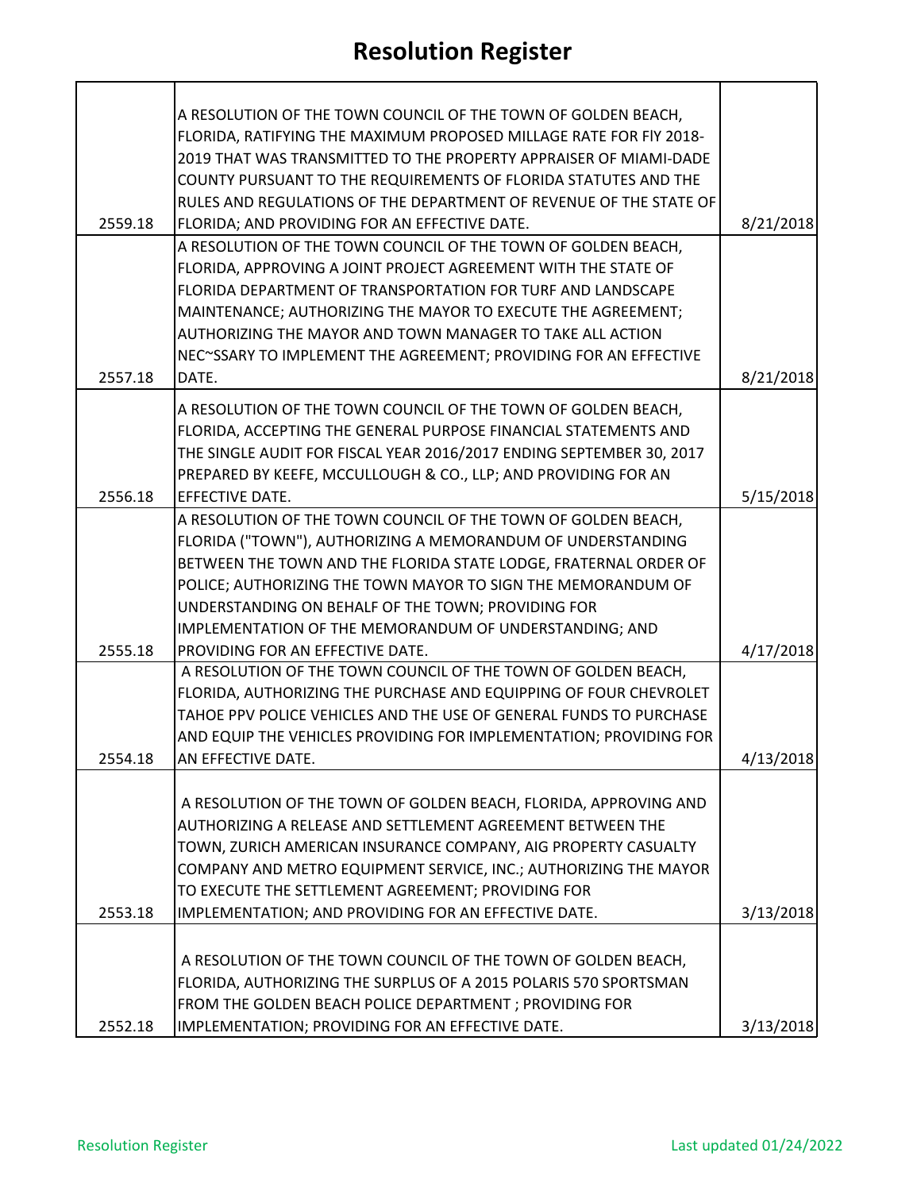# Resolution Register

| | | |
|---|---|---|
| 2559.18 | A RESOLUTION OF THE TOWN COUNCIL OF THE TOWN OF GOLDEN BEACH, FLORIDA, RATIFYING THE MAXIMUM PROPOSED MILLAGE RATE FOR FlY 2018-2019 THAT WAS TRANSMITTED TO THE PROPERTY APPRAISER OF MIAMI-DADE COUNTY PURSUANT TO THE REQUIREMENTS OF FLORIDA STATUTES AND THE RULES AND REGULATIONS OF THE DEPARTMENT OF REVENUE OF THE STATE OF FLORIDA; AND PROVIDING FOR AN EFFECTIVE DATE. | 8/21/2018 |
| 2557.18 | A RESOLUTION OF THE TOWN COUNCIL OF THE TOWN OF GOLDEN BEACH, FLORIDA, APPROVING A JOINT PROJECT AGREEMENT WITH THE STATE OF FLORIDA DEPARTMENT OF TRANSPORTATION FOR TURF AND LANDSCAPE MAINTENANCE; AUTHORIZING THE MAYOR TO EXECUTE THE AGREEMENT; AUTHORIZING THE MAYOR AND TOWN MANAGER TO TAKE ALL ACTION NEC~SSARY TO IMPLEMENT THE AGREEMENT; PROVIDING FOR AN EFFECTIVE DATE. | 8/21/2018 |
| 2556.18 | A RESOLUTION OF THE TOWN COUNCIL OF THE TOWN OF GOLDEN BEACH, FLORIDA, ACCEPTING THE GENERAL PURPOSE FINANCIAL STATEMENTS AND THE SINGLE AUDIT FOR FISCAL YEAR 2016/2017 ENDING SEPTEMBER 30, 2017 PREPARED BY KEEFE, MCCULLOUGH & CO., LLP; AND PROVIDING FOR AN EFFECTIVE DATE. | 5/15/2018 |
| 2555.18 | A RESOLUTION OF THE TOWN COUNCIL OF THE TOWN OF GOLDEN BEACH, FLORIDA ("TOWN"), AUTHORIZING A MEMORANDUM OF UNDERSTANDING BETWEEN THE TOWN AND THE FLORIDA STATE LODGE, FRATERNAL ORDER OF POLICE; AUTHORIZING THE TOWN MAYOR TO SIGN THE MEMORANDUM OF UNDERSTANDING ON BEHALF OF THE TOWN; PROVIDING FOR IMPLEMENTATION OF THE MEMORANDUM OF UNDERSTANDING; AND PROVIDING FOR AN EFFECTIVE DATE. | 4/17/2018 |
| 2554.18 | A RESOLUTION OF THE TOWN COUNCIL OF THE TOWN OF GOLDEN BEACH, FLORIDA, AUTHORIZING THE PURCHASE AND EQUIPPING OF FOUR CHEVROLET TAHOE PPV POLICE VEHICLES AND THE USE OF GENERAL FUNDS TO PURCHASE AND EQUIP THE VEHICLES PROVIDING FOR IMPLEMENTATION; PROVIDING FOR AN EFFECTIVE DATE. | 4/13/2018 |
| 2553.18 | A RESOLUTION OF THE TOWN OF GOLDEN BEACH, FLORIDA, APPROVING AND AUTHORIZING A RELEASE AND SETTLEMENT AGREEMENT BETWEEN THE TOWN, ZURICH AMERICAN INSURANCE COMPANY, AIG PROPERTY CASUALTY COMPANY AND METRO EQUIPMENT SERVICE, INC.; AUTHORIZING THE MAYOR TO EXECUTE THE SETTLEMENT AGREEMENT; PROVIDING FOR IMPLEMENTATION; AND PROVIDING FOR AN EFFECTIVE DATE. | 3/13/2018 |
| 2552.18 | A RESOLUTION OF THE TOWN COUNCIL OF THE TOWN OF GOLDEN BEACH, FLORIDA, AUTHORIZING THE SURPLUS OF A 2015 POLARIS 570 SPORTSMAN FROM THE GOLDEN BEACH POLICE DEPARTMENT ; PROVIDING FOR IMPLEMENTATION; PROVIDING FOR AN EFFECTIVE DATE. | 3/13/2018 |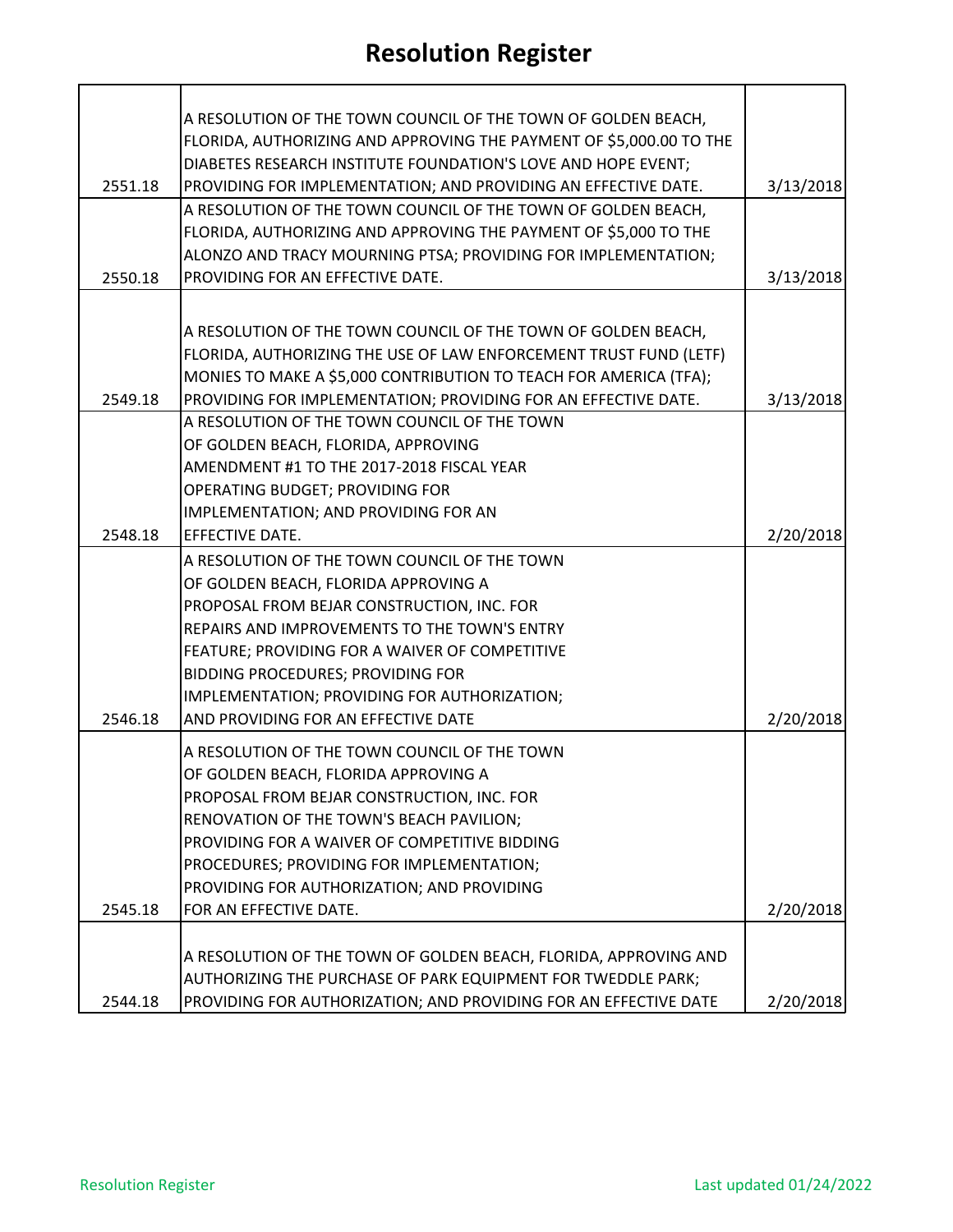# Resolution Register

| | | |
|---|---|---|
| 2551.18 | A RESOLUTION OF THE TOWN COUNCIL OF THE TOWN OF GOLDEN BEACH, FLORIDA, AUTHORIZING AND APPROVING THE PAYMENT OF $5,000.00 TO THE DIABETES RESEARCH INSTITUTE FOUNDATION'S LOVE AND HOPE EVENT; PROVIDING FOR IMPLEMENTATION; AND PROVIDING AN EFFECTIVE DATE. | 3/13/2018 |
| 2550.18 | A RESOLUTION OF THE TOWN COUNCIL OF THE TOWN OF GOLDEN BEACH, FLORIDA, AUTHORIZING AND APPROVING THE PAYMENT OF $5,000 TO THE ALONZO AND TRACY MOURNING PTSA; PROVIDING FOR IMPLEMENTATION; PROVIDING FOR AN EFFECTIVE DATE. | 3/13/2018 |
| 2549.18 | A RESOLUTION OF THE TOWN COUNCIL OF THE TOWN OF GOLDEN BEACH, FLORIDA, AUTHORIZING THE USE OF LAW ENFORCEMENT TRUST FUND (LETF) MONIES TO MAKE A $5,000 CONTRIBUTION TO TEACH FOR AMERICA (TFA); PROVIDING FOR IMPLEMENTATION; PROVIDING FOR AN EFFECTIVE DATE. | 3/13/2018 |
| 2548.18 | A RESOLUTION OF THE TOWN COUNCIL OF THE TOWN OF GOLDEN BEACH, FLORIDA, APPROVING AMENDMENT #1 TO THE 2017-2018 FISCAL YEAR OPERATING BUDGET; PROVIDING FOR IMPLEMENTATION; AND PROVIDING FOR AN EFFECTIVE DATE. | 2/20/2018 |
| 2546.18 | A RESOLUTION OF THE TOWN COUNCIL OF THE TOWN OF GOLDEN BEACH, FLORIDA APPROVING A PROPOSAL FROM BEJAR CONSTRUCTION, INC. FOR REPAIRS AND IMPROVEMENTS TO THE TOWN'S ENTRY FEATURE; PROVIDING FOR A WAIVER OF COMPETITIVE BIDDING PROCEDURES; PROVIDING FOR IMPLEMENTATION; PROVIDING FOR AUTHORIZATION; AND PROVIDING FOR AN EFFECTIVE DATE | 2/20/2018 |
| 2545.18 | A RESOLUTION OF THE TOWN COUNCIL OF THE TOWN OF GOLDEN BEACH, FLORIDA APPROVING A PROPOSAL FROM BEJAR CONSTRUCTION, INC. FOR RENOVATION OF THE TOWN'S BEACH PAVILION; PROVIDING FOR A WAIVER OF COMPETITIVE BIDDING PROCEDURES; PROVIDING FOR IMPLEMENTATION; PROVIDING FOR AUTHORIZATION; AND PROVIDING FOR AN EFFECTIVE DATE. | 2/20/2018 |
| 2544.18 | A RESOLUTION OF THE TOWN OF GOLDEN BEACH, FLORIDA, APPROVING AND AUTHORIZING THE PURCHASE OF PARK EQUIPMENT FOR TWEDDLE PARK; PROVIDING FOR AUTHORIZATION; AND PROVIDING FOR AN EFFECTIVE DATE | 2/20/2018 |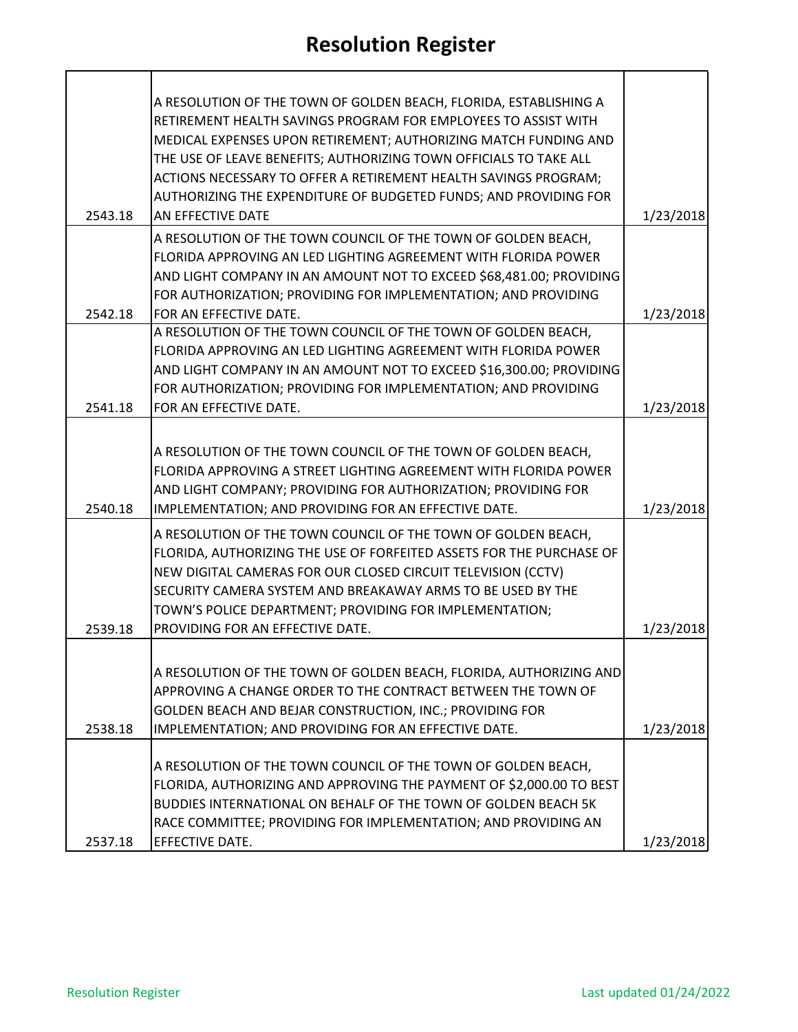# Resolution Register

| | | |
|---|---|---|
| 2543.18 | A RESOLUTION OF THE TOWN OF GOLDEN BEACH, FLORIDA, ESTABLISHING A RETIREMENT HEALTH SAVINGS PROGRAM FOR EMPLOYEES TO ASSIST WITH MEDICAL EXPENSES UPON RETIREMENT; AUTHORIZING MATCH FUNDING AND THE USE OF LEAVE BENEFITS; AUTHORIZING TOWN OFFICIALS TO TAKE ALL ACTIONS NECESSARY TO OFFER A RETIREMENT HEALTH SAVINGS PROGRAM; AUTHORIZING THE EXPENDITURE OF BUDGETED FUNDS; AND PROVIDING FOR AN EFFECTIVE DATE | 1/23/2018 |
| 2542.18 | A RESOLUTION OF THE TOWN COUNCIL OF THE TOWN OF GOLDEN BEACH, FLORIDA APPROVING AN LED LIGHTING AGREEMENT WITH FLORIDA POWER AND LIGHT COMPANY IN AN AMOUNT NOT TO EXCEED $68,481.00; PROVIDING FOR AUTHORIZATION; PROVIDING FOR IMPLEMENTATION; AND PROVIDING FOR AN EFFECTIVE DATE. | 1/23/2018 |
| 2541.18 | A RESOLUTION OF THE TOWN COUNCIL OF THE TOWN OF GOLDEN BEACH, FLORIDA APPROVING AN LED LIGHTING AGREEMENT WITH FLORIDA POWER AND LIGHT COMPANY IN AN AMOUNT NOT TO EXCEED $16,300.00; PROVIDING FOR AUTHORIZATION; PROVIDING FOR IMPLEMENTATION; AND PROVIDING FOR AN EFFECTIVE DATE. | 1/23/2018 |
| 2540.18 | A RESOLUTION OF THE TOWN COUNCIL OF THE TOWN OF GOLDEN BEACH, FLORIDA APPROVING A STREET LIGHTING AGREEMENT WITH FLORIDA POWER AND LIGHT COMPANY; PROVIDING FOR AUTHORIZATION; PROVIDING FOR IMPLEMENTATION; AND PROVIDING FOR AN EFFECTIVE DATE. | 1/23/2018 |
| 2539.18 | A RESOLUTION OF THE TOWN COUNCIL OF THE TOWN OF GOLDEN BEACH, FLORIDA, AUTHORIZING THE USE OF FORFEITED ASSETS FOR THE PURCHASE OF NEW DIGITAL CAMERAS FOR OUR CLOSED CIRCUIT TELEVISION (CCTV) SECURITY CAMERA SYSTEM AND BREAKAWAY ARMS TO BE USED BY THE TOWN'S POLICE DEPARTMENT; PROVIDING FOR IMPLEMENTATION; PROVIDING FOR AN EFFECTIVE DATE. | 1/23/2018 |
| 2538.18 | A RESOLUTION OF THE TOWN OF GOLDEN BEACH, FLORIDA, AUTHORIZING AND APPROVING A CHANGE ORDER TO THE CONTRACT BETWEEN THE TOWN OF GOLDEN BEACH AND BEJAR CONSTRUCTION, INC.; PROVIDING FOR IMPLEMENTATION; AND PROVIDING FOR AN EFFECTIVE DATE. | 1/23/2018 |
| 2537.18 | A RESOLUTION OF THE TOWN COUNCIL OF THE TOWN OF GOLDEN BEACH, FLORIDA, AUTHORIZING AND APPROVING THE PAYMENT OF $2,000.00 TO BEST BUDDIES INTERNATIONAL ON BEHALF OF THE TOWN OF GOLDEN BEACH 5K RACE COMMITTEE; PROVIDING FOR IMPLEMENTATION; AND PROVIDING AN EFFECTIVE DATE. | 1/23/2018 |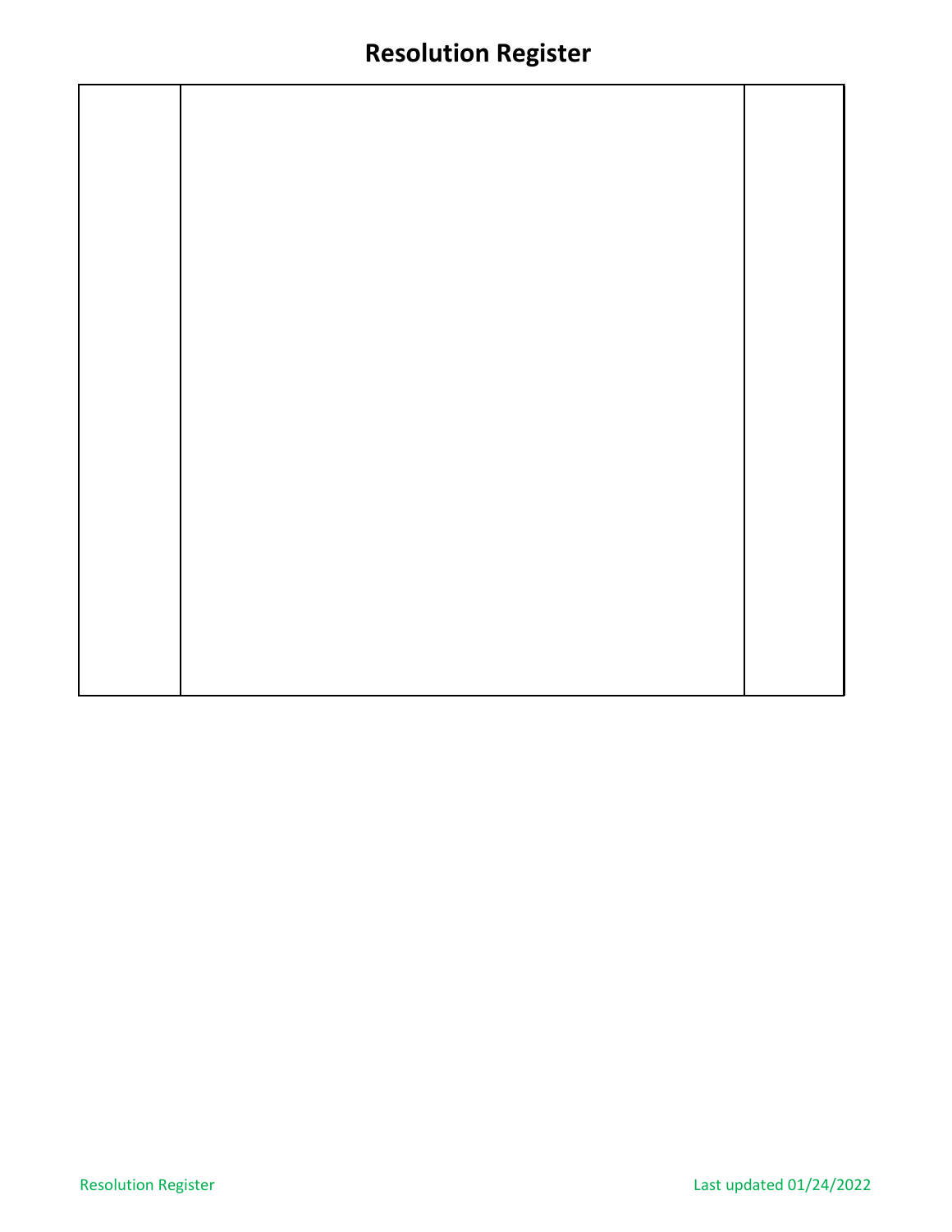# Resolution Register

| | | |
|---|---|---|
| | | |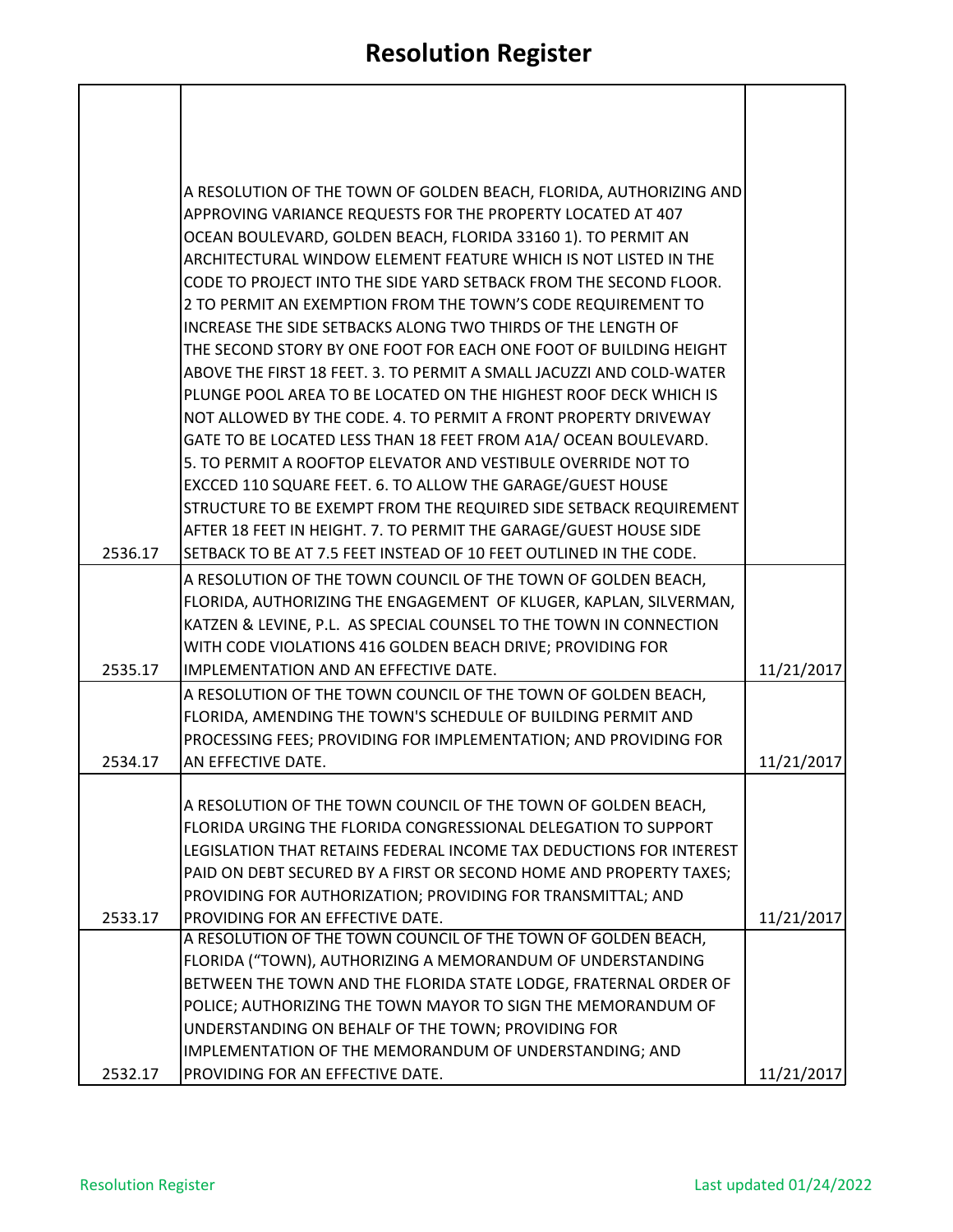# Resolution Register

| | | |
|---|---|---|
| 2536.17 | A RESOLUTION OF THE TOWN OF GOLDEN BEACH, FLORIDA, AUTHORIZING AND APPROVING VARIANCE REQUESTS FOR THE PROPERTY LOCATED AT 407 OCEAN BOULEVARD, GOLDEN BEACH, FLORIDA 33160 1). TO PERMIT AN ARCHITECTURAL WINDOW ELEMENT FEATURE WHICH IS NOT LISTED IN THE CODE TO PROJECT INTO THE SIDE YARD SETBACK FROM THE SECOND FLOOR. 2 TO PERMIT AN EXEMPTION FROM THE TOWN'S CODE REQUIREMENT TO INCREASE THE SIDE SETBACKS ALONG TWO THIRDS OF THE LENGTH OF THE SECOND STORY BY ONE FOOT FOR EACH ONE FOOT OF BUILDING HEIGHT ABOVE THE FIRST 18 FEET. 3. TO PERMIT A SMALL JACUZZI AND COLD-WATER PLUNGE POOL AREA TO BE LOCATED ON THE HIGHEST ROOF DECK WHICH IS NOT ALLOWED BY THE CODE. 4. TO PERMIT A FRONT PROPERTY DRIVEWAY GATE TO BE LOCATED LESS THAN 18 FEET FROM A1A/ OCEAN BOULEVARD. 5. TO PERMIT A ROOFTOP ELEVATOR AND VESTIBULE OVERRIDE NOT TO EXCCED 110 SQUARE FEET. 6. TO ALLOW THE GARAGE/GUEST HOUSE STRUCTURE TO BE EXEMPT FROM THE REQUIRED SIDE SETBACK REQUIREMENT AFTER 18 FEET IN HEIGHT. 7. TO PERMIT THE GARAGE/GUEST HOUSE SIDE SETBACK TO BE AT 7.5 FEET INSTEAD OF 10 FEET OUTLINED IN THE CODE. | |
| 2535.17 | A RESOLUTION OF THE TOWN COUNCIL OF THE TOWN OF GOLDEN BEACH, FLORIDA, AUTHORIZING THE ENGAGEMENT OF KLUGER, KAPLAN, SILVERMAN, KATZEN & LEVINE, P.L. AS SPECIAL COUNSEL TO THE TOWN IN CONNECTION WITH CODE VIOLATIONS 416 GOLDEN BEACH DRIVE; PROVIDING FOR IMPLEMENTATION AND AN EFFECTIVE DATE. | 11/21/2017 |
| 2534.17 | A RESOLUTION OF THE TOWN COUNCIL OF THE TOWN OF GOLDEN BEACH, FLORIDA, AMENDING THE TOWN'S SCHEDULE OF BUILDING PERMIT AND PROCESSING FEES; PROVIDING FOR IMPLEMENTATION; AND PROVIDING FOR AN EFFECTIVE DATE. | 11/21/2017 |
| 2533.17 | A RESOLUTION OF THE TOWN COUNCIL OF THE TOWN OF GOLDEN BEACH, FLORIDA URGING THE FLORIDA CONGRESSIONAL DELEGATION TO SUPPORT LEGISLATION THAT RETAINS FEDERAL INCOME TAX DEDUCTIONS FOR INTEREST PAID ON DEBT SECURED BY A FIRST OR SECOND HOME AND PROPERTY TAXES; PROVIDING FOR AUTHORIZATION; PROVIDING FOR TRANSMITTAL; AND PROVIDING FOR AN EFFECTIVE DATE. | 11/21/2017 |
| 2532.17 | A RESOLUTION OF THE TOWN COUNCIL OF THE TOWN OF GOLDEN BEACH, FLORIDA ("TOWN), AUTHORIZING A MEMORANDUM OF UNDERSTANDING BETWEEN THE TOWN AND THE FLORIDA STATE LODGE, FRATERNAL ORDER OF POLICE; AUTHORIZING THE TOWN MAYOR TO SIGN THE MEMORANDUM OF UNDERSTANDING ON BEHALF OF THE TOWN; PROVIDING FOR IMPLEMENTATION OF THE MEMORANDUM OF UNDERSTANDING; AND PROVIDING FOR AN EFFECTIVE DATE. | 11/21/2017 |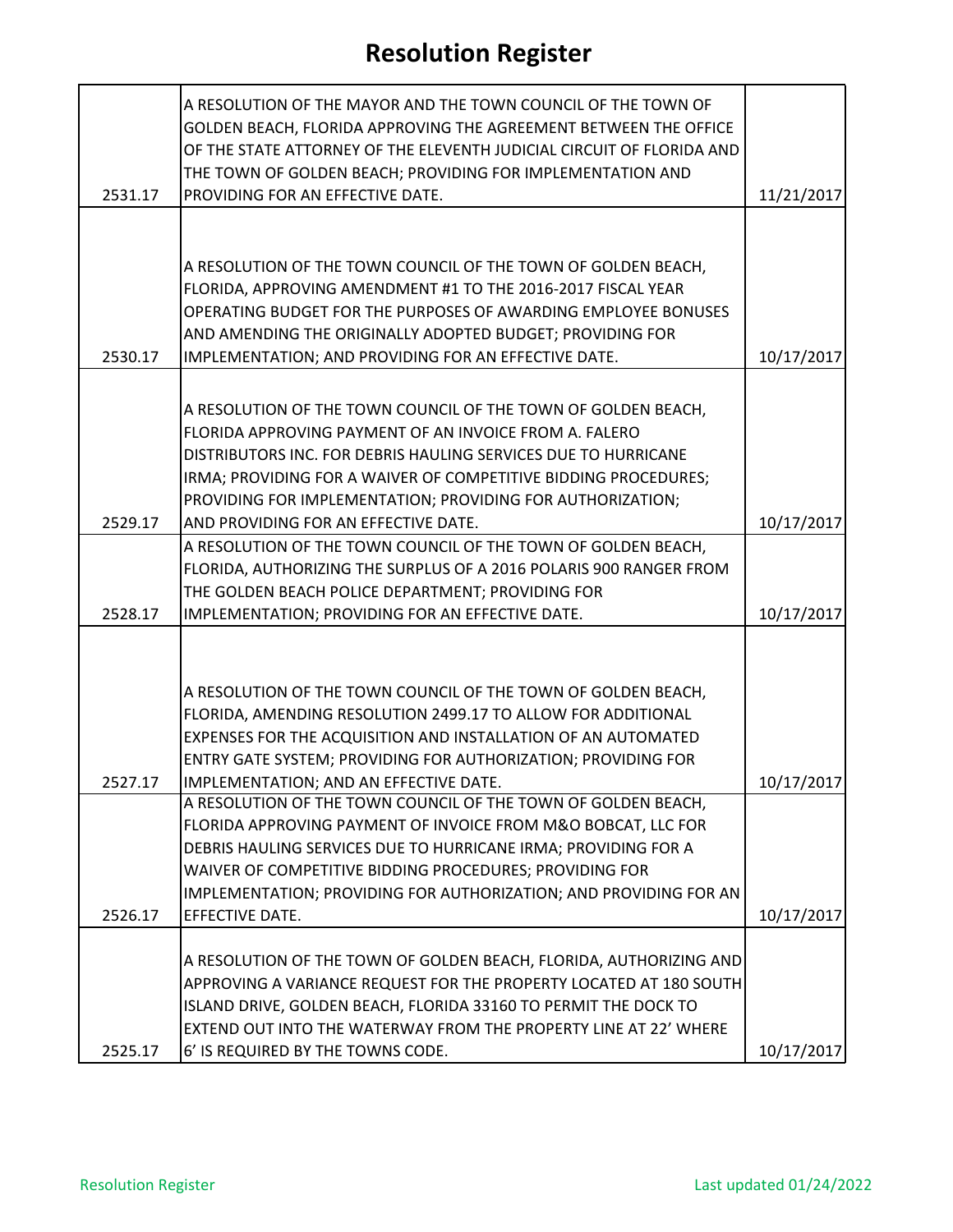# Resolution Register

| | | |
|---|---|---|
| 2531.17 | A RESOLUTION OF THE MAYOR AND THE TOWN COUNCIL OF THE TOWN OF GOLDEN BEACH, FLORIDA APPROVING THE AGREEMENT BETWEEN THE OFFICE OF THE STATE ATTORNEY OF THE ELEVENTH JUDICIAL CIRCUIT OF FLORIDA AND THE TOWN OF GOLDEN BEACH; PROVIDING FOR IMPLEMENTATION AND PROVIDING FOR AN EFFECTIVE DATE. | 11/21/2017 |
| 2530.17 | A RESOLUTION OF THE TOWN COUNCIL OF THE TOWN OF GOLDEN BEACH, FLORIDA, APPROVING AMENDMENT #1 TO THE 2016-2017 FISCAL YEAR OPERATING BUDGET FOR THE PURPOSES OF AWARDING EMPLOYEE BONUSES AND AMENDING THE ORIGINALLY ADOPTED BUDGET; PROVIDING FOR IMPLEMENTATION; AND PROVIDING FOR AN EFFECTIVE DATE. | 10/17/2017 |
| 2529.17 | A RESOLUTION OF THE TOWN COUNCIL OF THE TOWN OF GOLDEN BEACH, FLORIDA APPROVING PAYMENT OF AN INVOICE FROM A. FALERO DISTRIBUTORS INC. FOR DEBRIS HAULING SERVICES DUE TO HURRICANE IRMA; PROVIDING FOR A WAIVER OF COMPETITIVE BIDDING PROCEDURES; PROVIDING FOR IMPLEMENTATION; PROVIDING FOR AUTHORIZATION; AND PROVIDING FOR AN EFFECTIVE DATE. | 10/17/2017 |
| 2528.17 | A RESOLUTION OF THE TOWN COUNCIL OF THE TOWN OF GOLDEN BEACH, FLORIDA, AUTHORIZING THE SURPLUS OF A 2016 POLARIS 900 RANGER FROM THE GOLDEN BEACH POLICE DEPARTMENT; PROVIDING FOR IMPLEMENTATION; PROVIDING FOR AN EFFECTIVE DATE. | 10/17/2017 |
| 2527.17 | A RESOLUTION OF THE TOWN COUNCIL OF THE TOWN OF GOLDEN BEACH, FLORIDA, AMENDING RESOLUTION 2499.17 TO ALLOW FOR ADDITIONAL EXPENSES FOR THE ACQUISITION AND INSTALLATION OF AN AUTOMATED ENTRY GATE SYSTEM; PROVIDING FOR AUTHORIZATION; PROVIDING FOR IMPLEMENTATION; AND AN EFFECTIVE DATE. | 10/17/2017 |
| 2526.17 | A RESOLUTION OF THE TOWN COUNCIL OF THE TOWN OF GOLDEN BEACH, FLORIDA APPROVING PAYMENT OF INVOICE FROM M&O BOBCAT, LLC FOR DEBRIS HAULING SERVICES DUE TO HURRICANE IRMA; PROVIDING FOR A WAIVER OF COMPETITIVE BIDDING PROCEDURES; PROVIDING FOR IMPLEMENTATION; PROVIDING FOR AUTHORIZATION; AND PROVIDING FOR AN EFFECTIVE DATE. | 10/17/2017 |
| 2525.17 | A RESOLUTION OF THE TOWN OF GOLDEN BEACH, FLORIDA, AUTHORIZING AND APPROVING A VARIANCE REQUEST FOR THE PROPERTY LOCATED AT 180 SOUTH ISLAND DRIVE, GOLDEN BEACH, FLORIDA 33160 TO PERMIT THE DOCK TO EXTEND OUT INTO THE WATERWAY FROM THE PROPERTY LINE AT 22' WHERE 6' IS REQUIRED BY THE TOWNS CODE. | 10/17/2017 |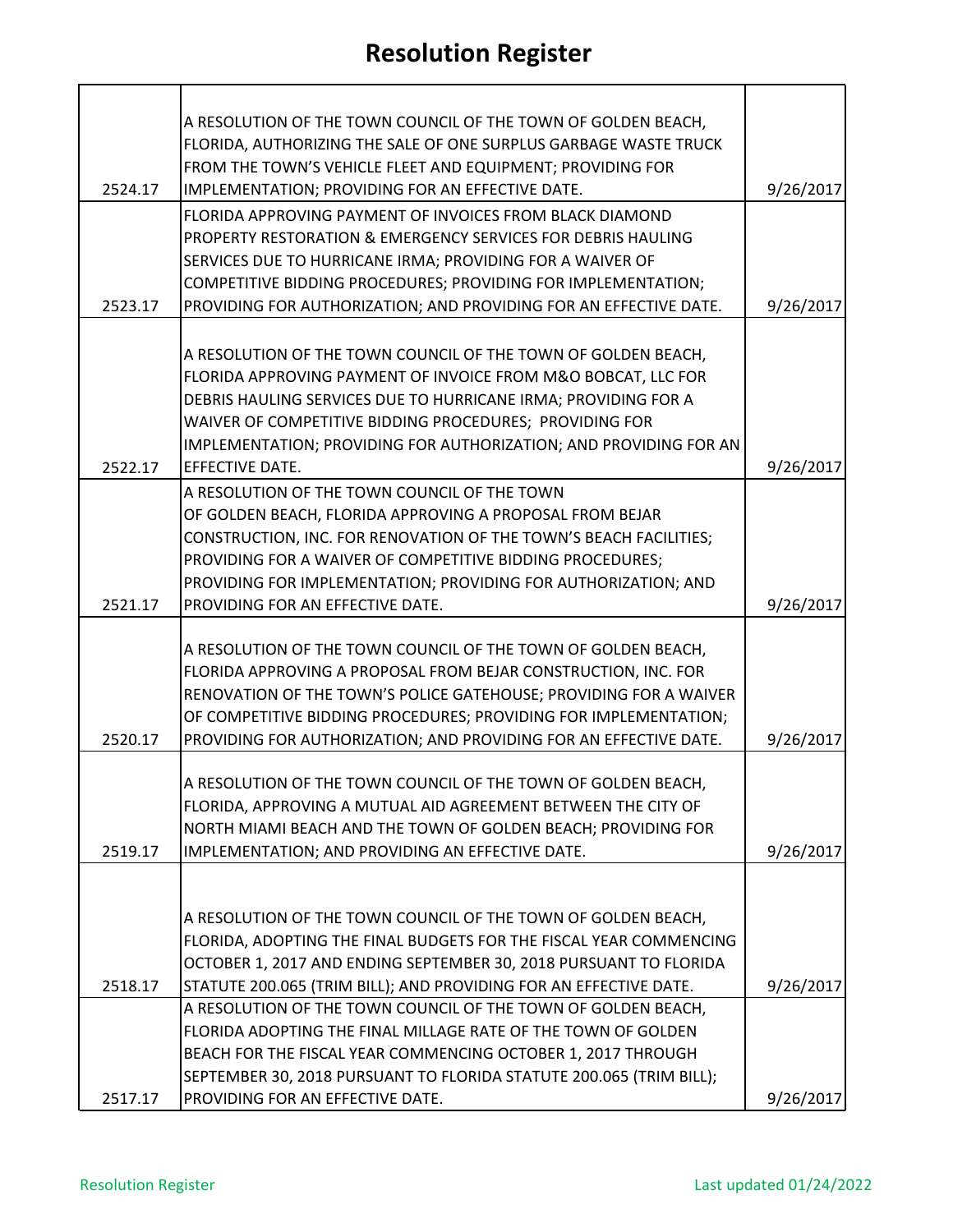# Resolution Register

| | | |
|---|---|---|
| 2524.17 | A RESOLUTION OF THE TOWN COUNCIL OF THE TOWN OF GOLDEN BEACH, FLORIDA, AUTHORIZING THE SALE OF ONE SURPLUS GARBAGE WASTE TRUCK FROM THE TOWN'S VEHICLE FLEET AND EQUIPMENT; PROVIDING FOR IMPLEMENTATION; PROVIDING FOR AN EFFECTIVE DATE. | 9/26/2017 |
| 2523.17 | FLORIDA APPROVING PAYMENT OF INVOICES FROM BLACK DIAMOND PROPERTY RESTORATION & EMERGENCY SERVICES FOR DEBRIS HAULING SERVICES DUE TO HURRICANE IRMA; PROVIDING FOR A WAIVER OF COMPETITIVE BIDDING PROCEDURES; PROVIDING FOR IMPLEMENTATION; PROVIDING FOR AUTHORIZATION; AND PROVIDING FOR AN EFFECTIVE DATE. | 9/26/2017 |
| 2522.17 | A RESOLUTION OF THE TOWN COUNCIL OF THE TOWN OF GOLDEN BEACH, FLORIDA APPROVING PAYMENT OF INVOICE FROM M&O BOBCAT, LLC FOR DEBRIS HAULING SERVICES DUE TO HURRICANE IRMA; PROVIDING FOR A WAIVER OF COMPETITIVE BIDDING PROCEDURES; PROVIDING FOR IMPLEMENTATION; PROVIDING FOR AUTHORIZATION; AND PROVIDING FOR AN EFFECTIVE DATE. | 9/26/2017 |
| 2521.17 | A RESOLUTION OF THE TOWN COUNCIL OF THE TOWN OF GOLDEN BEACH, FLORIDA APPROVING A PROPOSAL FROM BEJAR CONSTRUCTION, INC. FOR RENOVATION OF THE TOWN'S BEACH FACILITIES; PROVIDING FOR A WAIVER OF COMPETITIVE BIDDING PROCEDURES; PROVIDING FOR IMPLEMENTATION; PROVIDING FOR AUTHORIZATION; AND PROVIDING FOR AN EFFECTIVE DATE. | 9/26/2017 |
| 2520.17 | A RESOLUTION OF THE TOWN COUNCIL OF THE TOWN OF GOLDEN BEACH, FLORIDA APPROVING A PROPOSAL FROM BEJAR CONSTRUCTION, INC. FOR RENOVATION OF THE TOWN'S POLICE GATEHOUSE; PROVIDING FOR A WAIVER OF COMPETITIVE BIDDING PROCEDURES; PROVIDING FOR IMPLEMENTATION; PROVIDING FOR AUTHORIZATION; AND PROVIDING FOR AN EFFECTIVE DATE. | 9/26/2017 |
| 2519.17 | A RESOLUTION OF THE TOWN COUNCIL OF THE TOWN OF GOLDEN BEACH, FLORIDA, APPROVING A MUTUAL AID AGREEMENT BETWEEN THE CITY OF NORTH MIAMI BEACH AND THE TOWN OF GOLDEN BEACH; PROVIDING FOR IMPLEMENTATION; AND PROVIDING AN EFFECTIVE DATE. | 9/26/2017 |
| 2518.17 | A RESOLUTION OF THE TOWN COUNCIL OF THE TOWN OF GOLDEN BEACH, FLORIDA, ADOPTING THE FINAL BUDGETS FOR THE FISCAL YEAR COMMENCING OCTOBER 1, 2017 AND ENDING SEPTEMBER 30, 2018 PURSUANT TO FLORIDA STATUTE 200.065 (TRIM BILL); AND PROVIDING FOR AN EFFECTIVE DATE. | 9/26/2017 |
| 2517.17 | A RESOLUTION OF THE TOWN COUNCIL OF THE TOWN OF GOLDEN BEACH, FLORIDA ADOPTING THE FINAL MILLAGE RATE OF THE TOWN OF GOLDEN BEACH FOR THE FISCAL YEAR COMMENCING OCTOBER 1, 2017 THROUGH SEPTEMBER 30, 2018 PURSUANT TO FLORIDA STATUTE 200.065 (TRIM BILL); PROVIDING FOR AN EFFECTIVE DATE. | 9/26/2017 |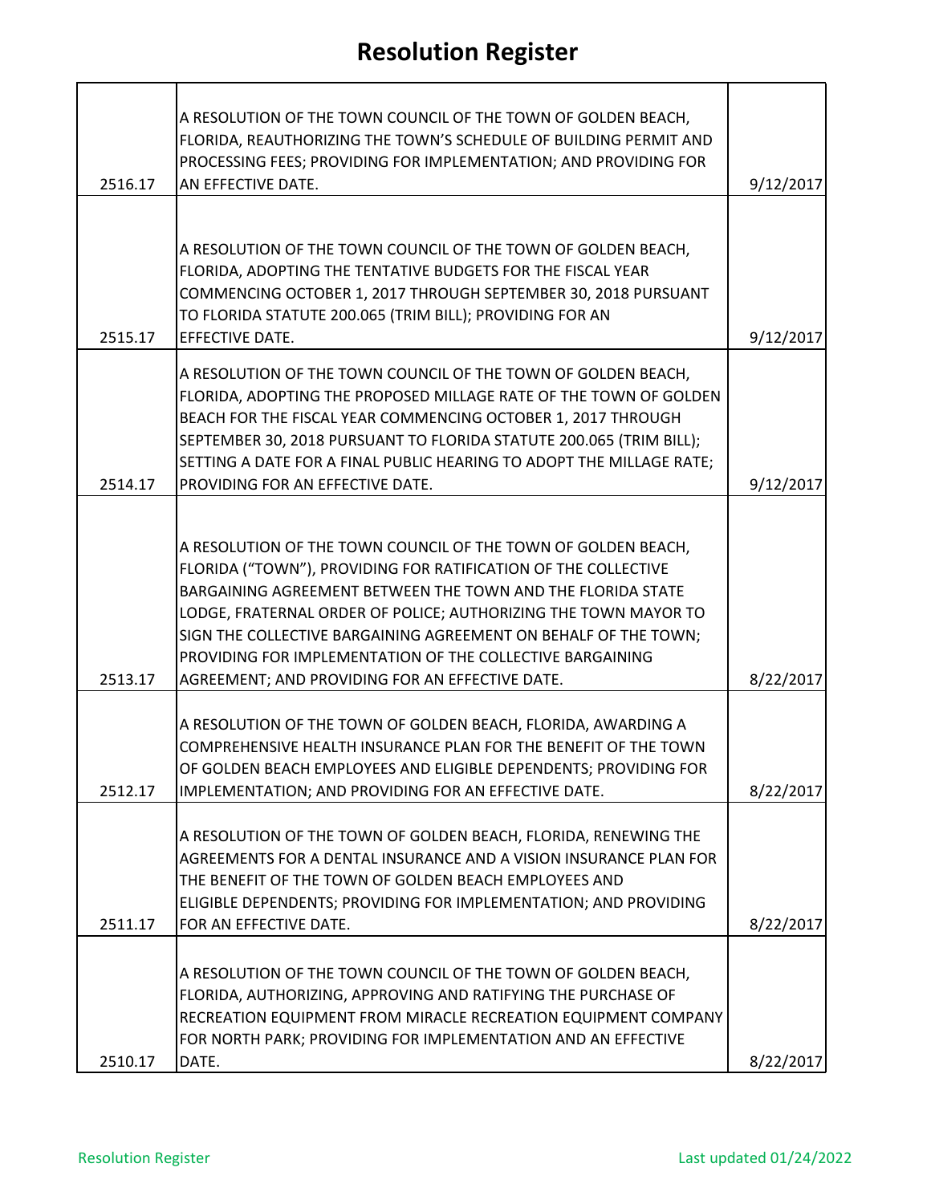# Resolution Register

| | | |
|---|---|---|
| 2516.17 | A RESOLUTION OF THE TOWN COUNCIL OF THE TOWN OF GOLDEN BEACH, FLORIDA, REAUTHORIZING THE TOWN'S SCHEDULE OF BUILDING PERMIT AND PROCESSING FEES; PROVIDING FOR IMPLEMENTATION; AND PROVIDING FOR AN EFFECTIVE DATE. | 9/12/2017 |
| 2515.17 | A RESOLUTION OF THE TOWN COUNCIL OF THE TOWN OF GOLDEN BEACH, FLORIDA, ADOPTING THE TENTATIVE BUDGETS FOR THE FISCAL YEAR COMMENCING OCTOBER 1, 2017 THROUGH SEPTEMBER 30, 2018 PURSUANT TO FLORIDA STATUTE 200.065 (TRIM BILL); PROVIDING FOR AN EFFECTIVE DATE. | 9/12/2017 |
| 2514.17 | A RESOLUTION OF THE TOWN COUNCIL OF THE TOWN OF GOLDEN BEACH, FLORIDA, ADOPTING THE PROPOSED MILLAGE RATE OF THE TOWN OF GOLDEN BEACH FOR THE FISCAL YEAR COMMENCING OCTOBER 1, 2017 THROUGH SEPTEMBER 30, 2018 PURSUANT TO FLORIDA STATUTE 200.065 (TRIM BILL); SETTING A DATE FOR A FINAL PUBLIC HEARING TO ADOPT THE MILLAGE RATE; PROVIDING FOR AN EFFECTIVE DATE. | 9/12/2017 |
| 2513.17 | A RESOLUTION OF THE TOWN COUNCIL OF THE TOWN OF GOLDEN BEACH, FLORIDA ("TOWN"), PROVIDING FOR RATIFICATION OF THE COLLECTIVE BARGAINING AGREEMENT BETWEEN THE TOWN AND THE FLORIDA STATE LODGE, FRATERNAL ORDER OF POLICE; AUTHORIZING THE TOWN MAYOR TO SIGN THE COLLECTIVE BARGAINING AGREEMENT ON BEHALF OF THE TOWN; PROVIDING FOR IMPLEMENTATION OF THE COLLECTIVE BARGAINING AGREEMENT; AND PROVIDING FOR AN EFFECTIVE DATE. | 8/22/2017 |
| 2512.17 | A RESOLUTION OF THE TOWN OF GOLDEN BEACH, FLORIDA, AWARDING A COMPREHENSIVE HEALTH INSURANCE PLAN FOR THE BENEFIT OF THE TOWN OF GOLDEN BEACH EMPLOYEES AND ELIGIBLE DEPENDENTS; PROVIDING FOR IMPLEMENTATION; AND PROVIDING FOR AN EFFECTIVE DATE. | 8/22/2017 |
| 2511.17 | A RESOLUTION OF THE TOWN OF GOLDEN BEACH, FLORIDA, RENEWING THE AGREEMENTS FOR A DENTAL INSURANCE AND A VISION INSURANCE PLAN FOR THE BENEFIT OF THE TOWN OF GOLDEN BEACH EMPLOYEES AND ELIGIBLE DEPENDENTS; PROVIDING FOR IMPLEMENTATION; AND PROVIDING FOR AN EFFECTIVE DATE. | 8/22/2017 |
| 2510.17 | A RESOLUTION OF THE TOWN COUNCIL OF THE TOWN OF GOLDEN BEACH, FLORIDA, AUTHORIZING, APPROVING AND RATIFYING THE PURCHASE OF RECREATION EQUIPMENT FROM MIRACLE RECREATION EQUIPMENT COMPANY FOR NORTH PARK; PROVIDING FOR IMPLEMENTATION AND AN EFFECTIVE DATE. | 8/22/2017 |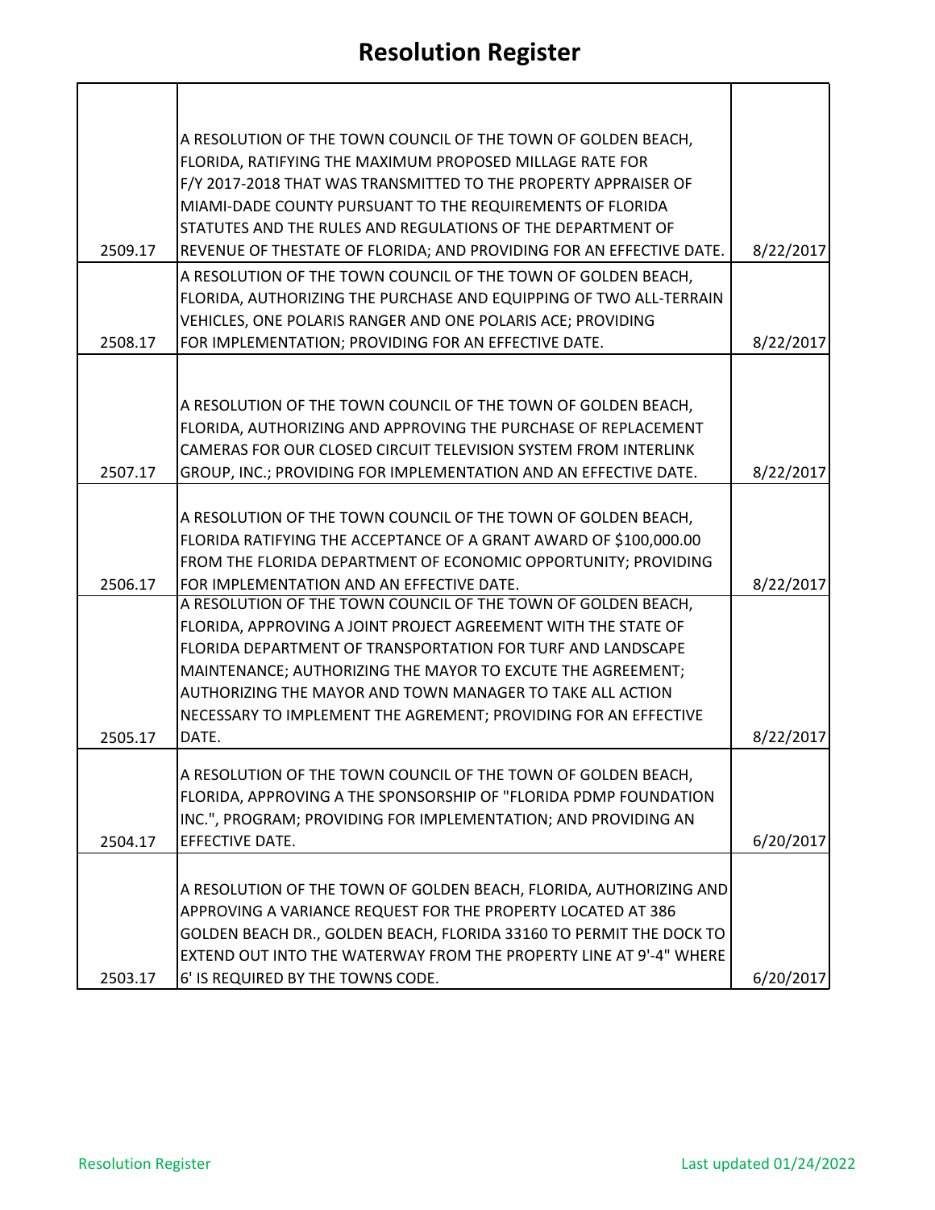# Resolution Register

| | | |
|---|---|---|
| 2509.17 | A RESOLUTION OF THE TOWN COUNCIL OF THE TOWN OF GOLDEN BEACH, FLORIDA, RATIFYING THE MAXIMUM PROPOSED MILLAGE RATE FOR F/Y 2017-2018 THAT WAS TRANSMITTED TO THE PROPERTY APPRAISER OF MIAMI-DADE COUNTY PURSUANT TO THE REQUIREMENTS OF FLORIDA STATUTES AND THE RULES AND REGULATIONS OF THE DEPARTMENT OF REVENUE OF THESTATE OF FLORIDA; AND PROVIDING FOR AN EFFECTIVE DATE. | 8/22/2017 |
| 2508.17 | A RESOLUTION OF THE TOWN COUNCIL OF THE TOWN OF GOLDEN BEACH, FLORIDA, AUTHORIZING THE PURCHASE AND EQUIPPING OF TWO ALL-TERRAIN VEHICLES, ONE POLARIS RANGER AND ONE POLARIS ACE; PROVIDING FOR IMPLEMENTATION; PROVIDING FOR AN EFFECTIVE DATE. | 8/22/2017 |
| 2507.17 | A RESOLUTION OF THE TOWN COUNCIL OF THE TOWN OF GOLDEN BEACH, FLORIDA, AUTHORIZING AND APPROVING THE PURCHASE OF REPLACEMENT CAMERAS FOR OUR CLOSED CIRCUIT TELEVISION SYSTEM FROM INTERLINK GROUP, INC.; PROVIDING FOR IMPLEMENTATION AND AN EFFECTIVE DATE. | 8/22/2017 |
| 2506.17 | A RESOLUTION OF THE TOWN COUNCIL OF THE TOWN OF GOLDEN BEACH, FLORIDA RATIFYING THE ACCEPTANCE OF A GRANT AWARD OF $100,000.00 FROM THE FLORIDA DEPARTMENT OF ECONOMIC OPPORTUNITY; PROVIDING FOR IMPLEMENTATION AND AN EFFECTIVE DATE. | 8/22/2017 |
| 2505.17 | A RESOLUTION OF THE TOWN COUNCIL OF THE TOWN OF GOLDEN BEACH, FLORIDA, APPROVING A JOINT PROJECT AGREEMENT WITH THE STATE OF FLORIDA DEPARTMENT OF TRANSPORTATION FOR TURF AND LANDSCAPE MAINTENANCE; AUTHORIZING THE MAYOR TO EXCUTE THE AGREEMENT; AUTHORIZING THE MAYOR AND TOWN MANAGER TO TAKE ALL ACTION NECESSARY TO IMPLEMENT THE AGREMENT; PROVIDING FOR AN EFFECTIVE DATE. | 8/22/2017 |
| 2504.17 | A RESOLUTION OF THE TOWN COUNCIL OF THE TOWN OF GOLDEN BEACH, FLORIDA, APPROVING A THE SPONSORSHIP OF "FLORIDA PDMP FOUNDATION INC.", PROGRAM; PROVIDING FOR IMPLEMENTATION; AND PROVIDING AN EFFECTIVE DATE. | 6/20/2017 |
| 2503.17 | A RESOLUTION OF THE TOWN OF GOLDEN BEACH, FLORIDA, AUTHORIZING AND APPROVING A VARIANCE REQUEST FOR THE PROPERTY LOCATED AT 386 GOLDEN BEACH DR., GOLDEN BEACH, FLORIDA 33160 TO PERMIT THE DOCK TO EXTEND OUT INTO THE WATERWAY FROM THE PROPERTY LINE AT 9'-4" WHERE 6' IS REQUIRED BY THE TOWNS CODE. | 6/20/2017 |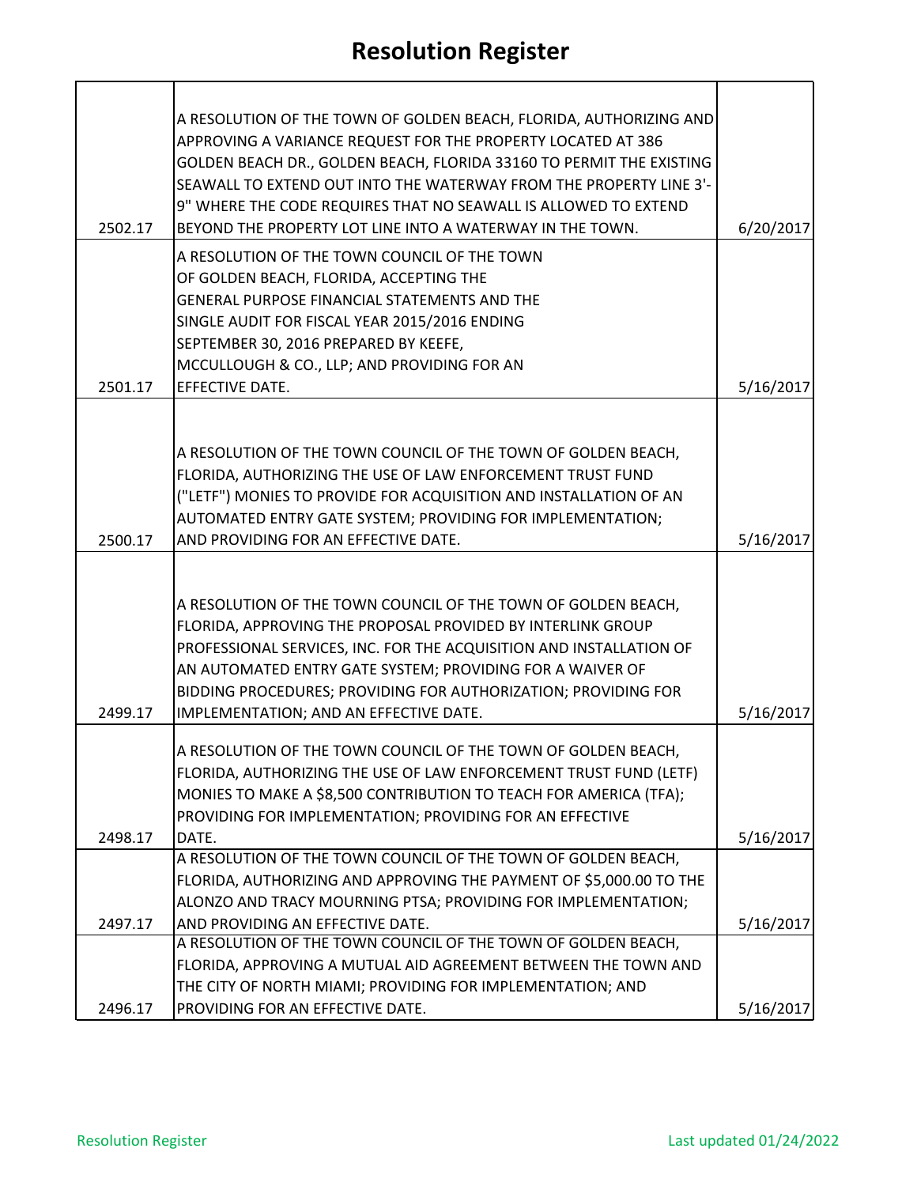# Resolution Register

| | | |
|---|---|---|
| 2502.17 | A RESOLUTION OF THE TOWN OF GOLDEN BEACH, FLORIDA, AUTHORIZING AND APPROVING A VARIANCE REQUEST FOR THE PROPERTY LOCATED AT 386 GOLDEN BEACH DR., GOLDEN BEACH, FLORIDA 33160 TO PERMIT THE EXISTING SEAWALL TO EXTEND OUT INTO THE WATERWAY FROM THE PROPERTY LINE 3'-9" WHERE THE CODE REQUIRES THAT NO SEAWALL IS ALLOWED TO EXTEND BEYOND THE PROPERTY LOT LINE INTO A WATERWAY IN THE TOWN. | 6/20/2017 |
| 2501.17 | A RESOLUTION OF THE TOWN COUNCIL OF THE TOWN OF GOLDEN BEACH, FLORIDA, ACCEPTING THE GENERAL PURPOSE FINANCIAL STATEMENTS AND THE SINGLE AUDIT FOR FISCAL YEAR 2015/2016 ENDING SEPTEMBER 30, 2016 PREPARED BY KEEFE, MCCULLOUGH & CO., LLP; AND PROVIDING FOR AN EFFECTIVE DATE. | 5/16/2017 |
| 2500.17 | A RESOLUTION OF THE TOWN COUNCIL OF THE TOWN OF GOLDEN BEACH, FLORIDA, AUTHORIZING THE USE OF LAW ENFORCEMENT TRUST FUND ("LETF") MONIES TO PROVIDE FOR ACQUISITION AND INSTALLATION OF AN AUTOMATED ENTRY GATE SYSTEM; PROVIDING FOR IMPLEMENTATION; AND PROVIDING FOR AN EFFECTIVE DATE. | 5/16/2017 |
| 2499.17 | A RESOLUTION OF THE TOWN COUNCIL OF THE TOWN OF GOLDEN BEACH, FLORIDA, APPROVING THE PROPOSAL PROVIDED BY INTERLINK GROUP PROFESSIONAL SERVICES, INC. FOR THE ACQUISITION AND INSTALLATION OF AN AUTOMATED ENTRY GATE SYSTEM; PROVIDING FOR A WAIVER OF BIDDING PROCEDURES; PROVIDING FOR AUTHORIZATION; PROVIDING FOR IMPLEMENTATION; AND AN EFFECTIVE DATE. | 5/16/2017 |
| 2498.17 | A RESOLUTION OF THE TOWN COUNCIL OF THE TOWN OF GOLDEN BEACH, FLORIDA, AUTHORIZING THE USE OF LAW ENFORCEMENT TRUST FUND (LETF) MONIES TO MAKE A $8,500 CONTRIBUTION TO TEACH FOR AMERICA (TFA); PROVIDING FOR IMPLEMENTATION; PROVIDING FOR AN EFFECTIVE DATE. | 5/16/2017 |
| 2497.17 | A RESOLUTION OF THE TOWN COUNCIL OF THE TOWN OF GOLDEN BEACH, FLORIDA, AUTHORIZING AND APPROVING THE PAYMENT OF $5,000.00 TO THE ALONZO AND TRACY MOURNING PTSA; PROVIDING FOR IMPLEMENTATION; AND PROVIDING AN EFFECTIVE DATE. | 5/16/2017 |
| 2496.17 | A RESOLUTION OF THE TOWN COUNCIL OF THE TOWN OF GOLDEN BEACH, FLORIDA, APPROVING A MUTUAL AID AGREEMENT BETWEEN THE TOWN AND THE CITY OF NORTH MIAMI; PROVIDING FOR IMPLEMENTATION; AND PROVIDING FOR AN EFFECTIVE DATE. | 5/16/2017 |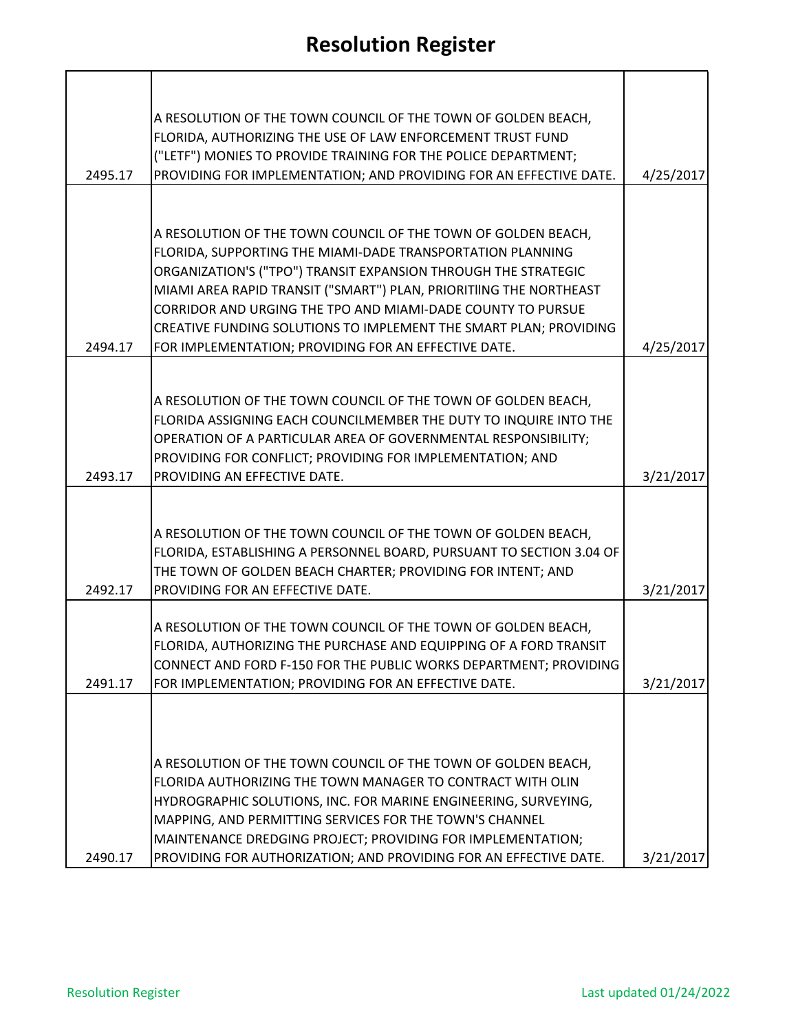# Resolution Register

| | | |
|---|---|---|
| 2495.17 | A RESOLUTION OF THE TOWN COUNCIL OF THE TOWN OF GOLDEN BEACH, FLORIDA, AUTHORIZING THE USE OF LAW ENFORCEMENT TRUST FUND ("LETF") MONIES TO PROVIDE TRAINING FOR THE POLICE DEPARTMENT; PROVIDING FOR IMPLEMENTATION; AND PROVIDING FOR AN EFFECTIVE DATE. | 4/25/2017 |
| 2494.17 | A RESOLUTION OF THE TOWN COUNCIL OF THE TOWN OF GOLDEN BEACH, FLORIDA, SUPPORTING THE MIAMI-DADE TRANSPORTATION PLANNING ORGANIZATION'S ("TPO") TRANSIT EXPANSION THROUGH THE STRATEGIC MIAMI AREA RAPID TRANSIT ("SMART") PLAN, PRIORITIlNG THE NORTHEAST CORRIDOR AND URGING THE TPO AND MIAMI-DADE COUNTY TO PURSUE CREATIVE FUNDING SOLUTIONS TO IMPLEMENT THE SMART PLAN; PROVIDING FOR IMPLEMENTATION; PROVIDING FOR AN EFFECTIVE DATE. | 4/25/2017 |
| 2493.17 | A RESOLUTION OF THE TOWN COUNCIL OF THE TOWN OF GOLDEN BEACH, FLORIDA ASSIGNING EACH COUNCILMEMBER THE DUTY TO INQUIRE INTO THE OPERATION OF A PARTICULAR AREA OF GOVERNMENTAL RESPONSIBILITY; PROVIDING FOR CONFLICT; PROVIDING FOR IMPLEMENTATION; AND PROVIDING AN EFFECTIVE DATE. | 3/21/2017 |
| 2492.17 | A RESOLUTION OF THE TOWN COUNCIL OF THE TOWN OF GOLDEN BEACH, FLORIDA, ESTABLISHING A PERSONNEL BOARD, PURSUANT TO SECTION 3.04 OF THE TOWN OF GOLDEN BEACH CHARTER; PROVIDING FOR INTENT; AND PROVIDING FOR AN EFFECTIVE DATE. | 3/21/2017 |
| 2491.17 | A RESOLUTION OF THE TOWN COUNCIL OF THE TOWN OF GOLDEN BEACH, FLORIDA, AUTHORIZING THE PURCHASE AND EQUIPPING OF A FORD TRANSIT CONNECT AND FORD F-150 FOR THE PUBLIC WORKS DEPARTMENT; PROVIDING FOR IMPLEMENTATION; PROVIDING FOR AN EFFECTIVE DATE. | 3/21/2017 |
| 2490.17 | A RESOLUTION OF THE TOWN COUNCIL OF THE TOWN OF GOLDEN BEACH, FLORIDA AUTHORIZING THE TOWN MANAGER TO CONTRACT WITH OLIN HYDROGRAPHIC SOLUTIONS, INC. FOR MARINE ENGINEERING, SURVEYING, MAPPING, AND PERMITTING SERVICES FOR THE TOWN'S CHANNEL MAINTENANCE DREDGING PROJECT; PROVIDING FOR IMPLEMENTATION; PROVIDING FOR AUTHORIZATION; AND PROVIDING FOR AN EFFECTIVE DATE. | 3/21/2017 |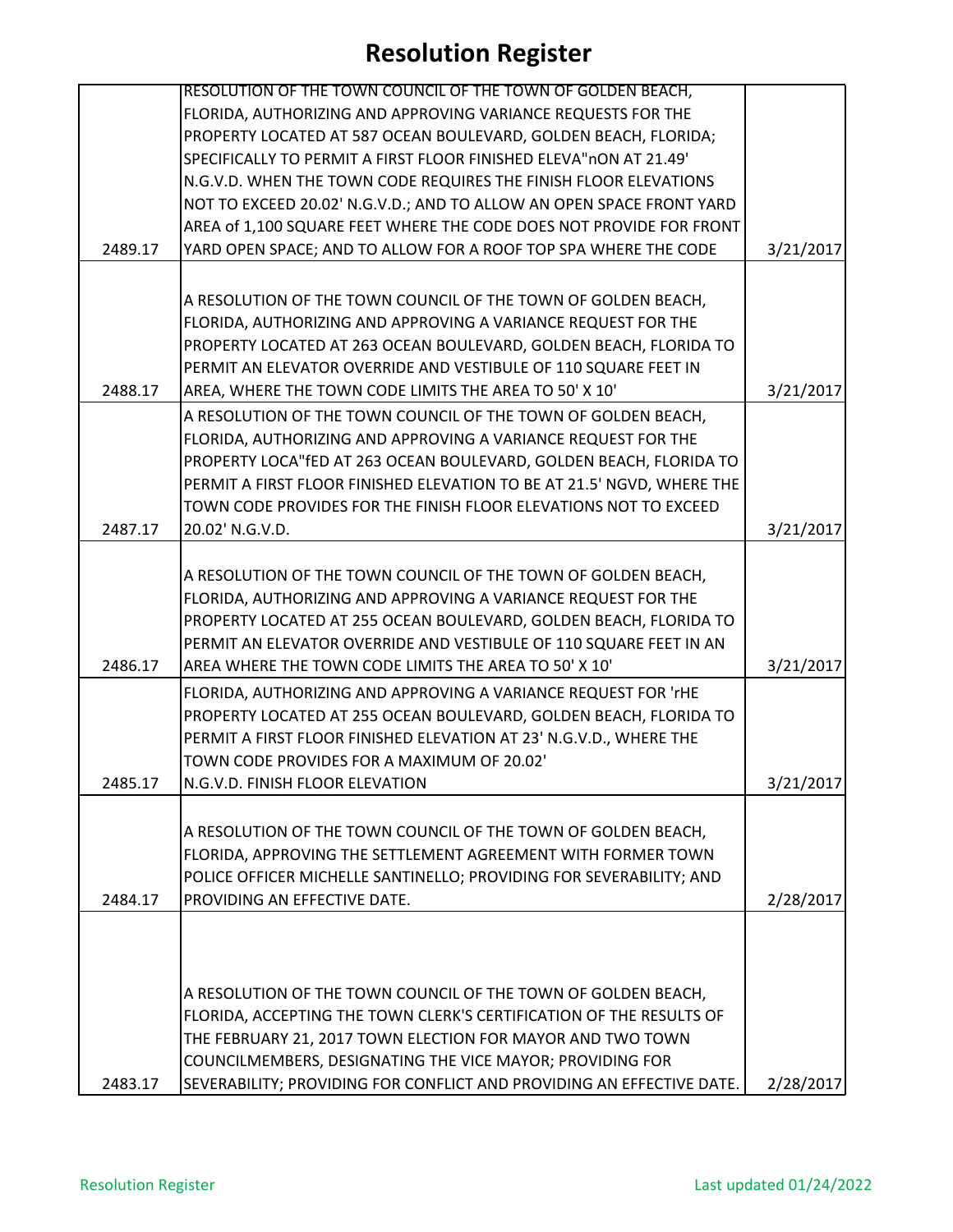# Resolution Register

| | | |
|---|---|---|
| 2489.17 | RESOLUTION OF THE TOWN COUNCIL OF THE TOWN OF GOLDEN BEACH, FLORIDA, AUTHORIZING AND APPROVING VARIANCE REQUESTS FOR THE PROPERTY LOCATED AT 587 OCEAN BOULEVARD, GOLDEN BEACH, FLORIDA; SPECIFICALLY TO PERMIT A FIRST FLOOR FINISHED ELEVA"nON AT 21.49' N.G.V.D. WHEN THE TOWN CODE REQUIRES THE FINISH FLOOR ELEVATIONS NOT TO EXCEED 20.02' N.G.V.D.; AND TO ALLOW AN OPEN SPACE FRONT YARD AREA of 1,100 SQUARE FEET WHERE THE CODE DOES NOT PROVIDE FOR FRONT YARD OPEN SPACE; AND TO ALLOW FOR A ROOF TOP SPA WHERE THE CODE | 3/21/2017 |
| 2488.17 | A RESOLUTION OF THE TOWN COUNCIL OF THE TOWN OF GOLDEN BEACH, FLORIDA, AUTHORIZING AND APPROVING A VARIANCE REQUEST FOR THE PROPERTY LOCATED AT 263 OCEAN BOULEVARD, GOLDEN BEACH, FLORIDA TO PERMIT AN ELEVATOR OVERRIDE AND VESTIBULE OF 110 SQUARE FEET IN AREA, WHERE THE TOWN CODE LIMITS THE AREA TO 50' X 10' | 3/21/2017 |
| 2487.17 | A RESOLUTION OF THE TOWN COUNCIL OF THE TOWN OF GOLDEN BEACH, FLORIDA, AUTHORIZING AND APPROVING A VARIANCE REQUEST FOR THE PROPERTY LOCA"fED AT 263 OCEAN BOULEVARD, GOLDEN BEACH, FLORIDA TO PERMIT A FIRST FLOOR FINISHED ELEVATION TO BE AT 21.5' NGVD, WHERE THE TOWN CODE PROVIDES FOR THE FINISH FLOOR ELEVATIONS NOT TO EXCEED 20.02' N.G.V.D. | 3/21/2017 |
| 2486.17 | A RESOLUTION OF THE TOWN COUNCIL OF THE TOWN OF GOLDEN BEACH, FLORIDA, AUTHORIZING AND APPROVING A VARIANCE REQUEST FOR THE PROPERTY LOCATED AT 255 OCEAN BOULEVARD, GOLDEN BEACH, FLORIDA TO PERMIT AN ELEVATOR OVERRIDE AND VESTIBULE OF 110 SQUARE FEET IN AN AREA WHERE THE TOWN CODE LIMITS THE AREA TO 50' X 10' | 3/21/2017 |
| 2485.17 | FLORIDA, AUTHORIZING AND APPROVING A VARIANCE REQUEST FOR 'rHE PROPERTY LOCATED AT 255 OCEAN BOULEVARD, GOLDEN BEACH, FLORIDA TO PERMIT A FIRST FLOOR FINISHED ELEVATION AT 23' N.G.V.D., WHERE THE TOWN CODE PROVIDES FOR A MAXIMUM OF 20.02' N.G.V.D. FINISH FLOOR ELEVATION | 3/21/2017 |
| 2484.17 | A RESOLUTION OF THE TOWN COUNCIL OF THE TOWN OF GOLDEN BEACH, FLORIDA, APPROVING THE SETTLEMENT AGREEMENT WITH FORMER TOWN POLICE OFFICER MICHELLE SANTINELLO; PROVIDING FOR SEVERABILITY; AND PROVIDING AN EFFECTIVE DATE. | 2/28/2017 |
| 2483.17 | A RESOLUTION OF THE TOWN COUNCIL OF THE TOWN OF GOLDEN BEACH, FLORIDA, ACCEPTING THE TOWN CLERK'S CERTIFICATION OF THE RESULTS OF THE FEBRUARY 21, 2017 TOWN ELECTION FOR MAYOR AND TWO TOWN COUNCILMEMBERS, DESIGNATING THE VICE MAYOR; PROVIDING FOR SEVERABILITY; PROVIDING FOR CONFLICT AND PROVIDING AN EFFECTIVE DATE. | 2/28/2017 |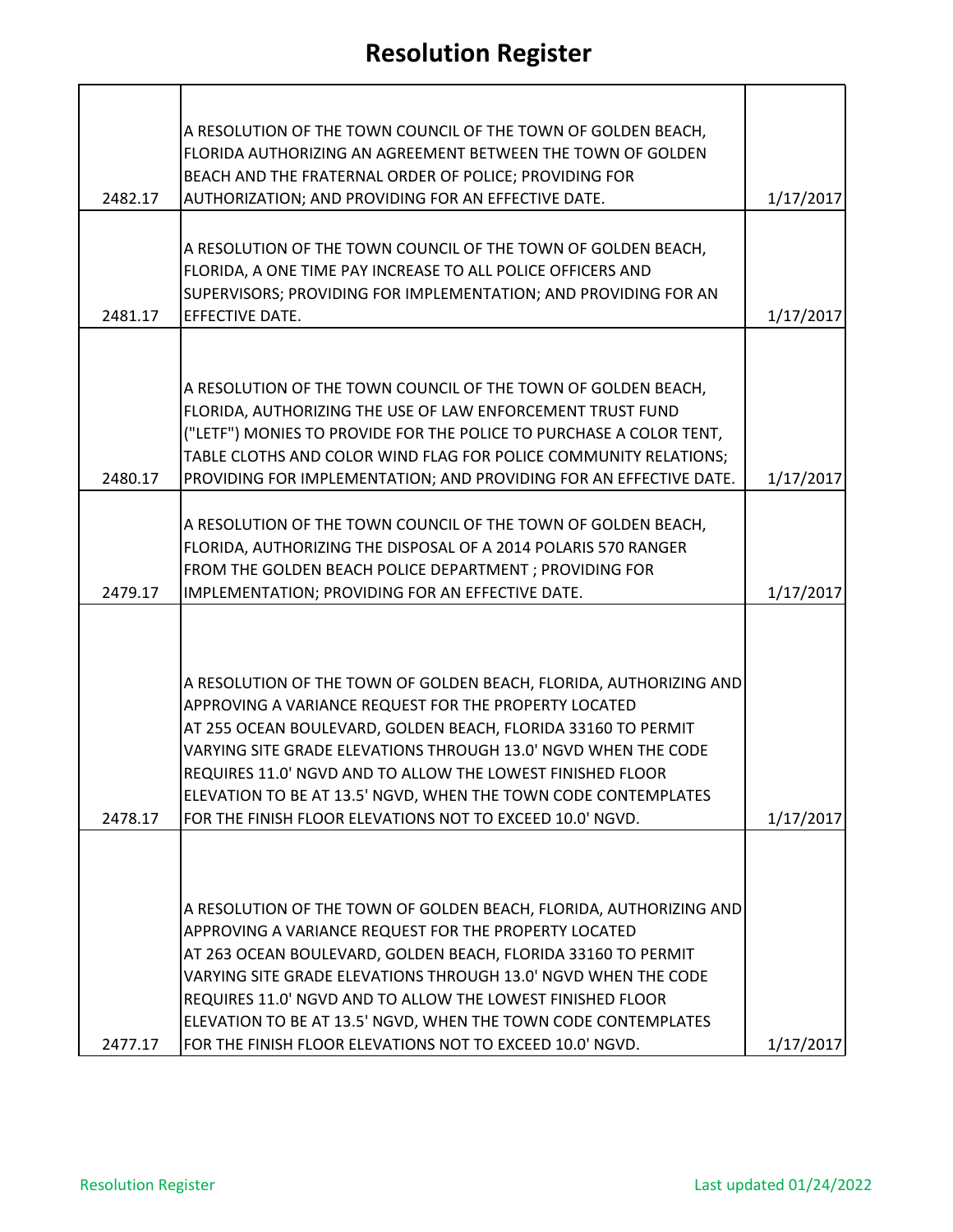# Resolution Register

| | | |
|---|---|---|
| 2482.17 | A RESOLUTION OF THE TOWN COUNCIL OF THE TOWN OF GOLDEN BEACH, FLORIDA AUTHORIZING AN AGREEMENT BETWEEN THE TOWN OF GOLDEN BEACH AND THE FRATERNAL ORDER OF POLICE; PROVIDING FOR AUTHORIZATION; AND PROVIDING FOR AN EFFECTIVE DATE. | 1/17/2017 |
| 2481.17 | A RESOLUTION OF THE TOWN COUNCIL OF THE TOWN OF GOLDEN BEACH, FLORIDA, A ONE TIME PAY INCREASE TO ALL POLICE OFFICERS AND SUPERVISORS; PROVIDING FOR IMPLEMENTATION; AND PROVIDING FOR AN EFFECTIVE DATE. | 1/17/2017 |
| 2480.17 | A RESOLUTION OF THE TOWN COUNCIL OF THE TOWN OF GOLDEN BEACH, FLORIDA, AUTHORIZING THE USE OF LAW ENFORCEMENT TRUST FUND ("LETF") MONIES TO PROVIDE FOR THE POLICE TO PURCHASE A COLOR TENT, TABLE CLOTHS AND COLOR WIND FLAG FOR POLICE COMMUNITY RELATIONS; PROVIDING FOR IMPLEMENTATION; AND PROVIDING FOR AN EFFECTIVE DATE. | 1/17/2017 |
| 2479.17 | A RESOLUTION OF THE TOWN COUNCIL OF THE TOWN OF GOLDEN BEACH, FLORIDA, AUTHORIZING THE DISPOSAL OF A 2014 POLARIS 570 RANGER FROM THE GOLDEN BEACH POLICE DEPARTMENT ; PROVIDING FOR IMPLEMENTATION; PROVIDING FOR AN EFFECTIVE DATE. | 1/17/2017 |
| 2478.17 | A RESOLUTION OF THE TOWN OF GOLDEN BEACH, FLORIDA, AUTHORIZING AND APPROVING A VARIANCE REQUEST FOR THE PROPERTY LOCATED AT 255 OCEAN BOULEVARD, GOLDEN BEACH, FLORIDA 33160 TO PERMIT VARYING SITE GRADE ELEVATIONS THROUGH 13.0' NGVD WHEN THE CODE REQUIRES 11.0' NGVD AND TO ALLOW THE LOWEST FINISHED FLOOR ELEVATION TO BE AT 13.5' NGVD, WHEN THE TOWN CODE CONTEMPLATES FOR THE FINISH FLOOR ELEVATIONS NOT TO EXCEED 10.0' NGVD. | 1/17/2017 |
| 2477.17 | A RESOLUTION OF THE TOWN OF GOLDEN BEACH, FLORIDA, AUTHORIZING AND APPROVING A VARIANCE REQUEST FOR THE PROPERTY LOCATED AT 263 OCEAN BOULEVARD, GOLDEN BEACH, FLORIDA 33160 TO PERMIT VARYING SITE GRADE ELEVATIONS THROUGH 13.0' NGVD WHEN THE CODE REQUIRES 11.0' NGVD AND TO ALLOW THE LOWEST FINISHED FLOOR ELEVATION TO BE AT 13.5' NGVD, WHEN THE TOWN CODE CONTEMPLATES FOR THE FINISH FLOOR ELEVATIONS NOT TO EXCEED 10.0' NGVD. | 1/17/2017 |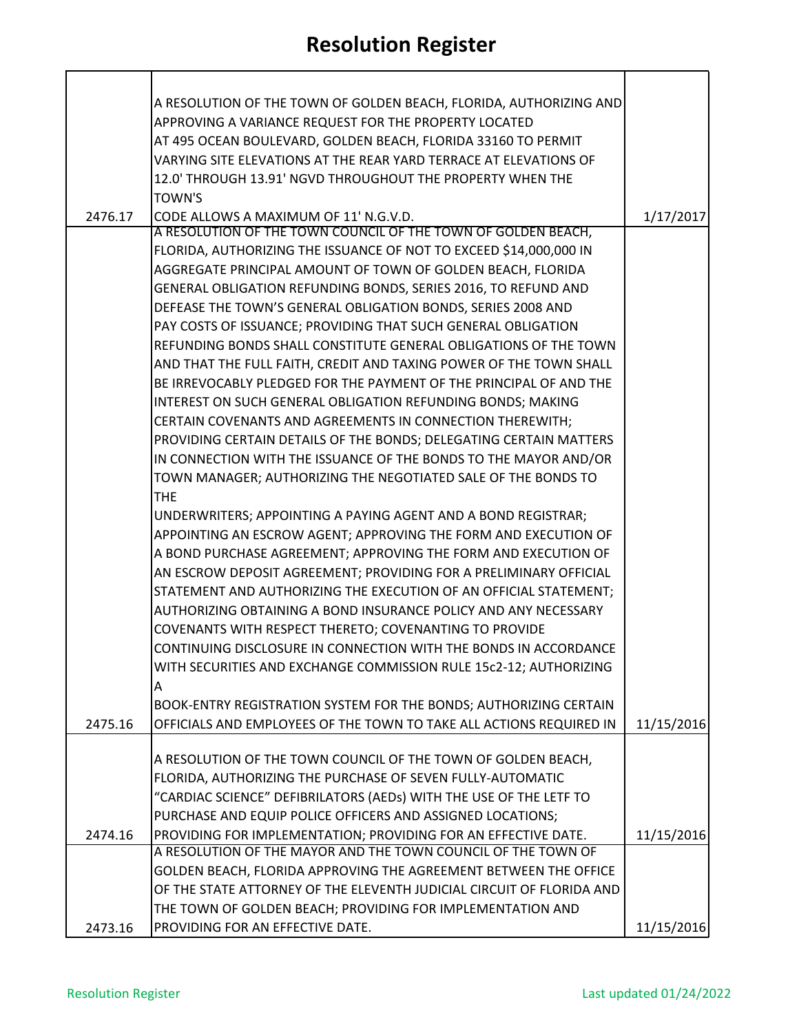# Resolution Register

| | | |
|---|---|---|
| 2476.17 | A RESOLUTION OF THE TOWN OF GOLDEN BEACH, FLORIDA, AUTHORIZING AND APPROVING A VARIANCE REQUEST FOR THE PROPERTY LOCATED AT 495 OCEAN BOULEVARD, GOLDEN BEACH, FLORIDA 33160 TO PERMIT VARYING SITE ELEVATIONS AT THE REAR YARD TERRACE AT ELEVATIONS OF 12.0' THROUGH 13.91' NGVD THROUGHOUT THE PROPERTY WHEN THE TOWN'S CODE ALLOWS A MAXIMUM OF 11' N.G.V.D. | 1/17/2017 |
| 2475.16 | A RESOLUTION OF THE TOWN COUNCIL OF THE TOWN OF GOLDEN BEACH, FLORIDA, AUTHORIZING THE ISSUANCE OF NOT TO EXCEED $14,000,000 IN AGGREGATE PRINCIPAL AMOUNT OF TOWN OF GOLDEN BEACH, FLORIDA GENERAL OBLIGATION REFUNDING BONDS, SERIES 2016, TO REFUND AND DEFEASE THE TOWN'S GENERAL OBLIGATION BONDS, SERIES 2008 AND PAY COSTS OF ISSUANCE; PROVIDING THAT SUCH GENERAL OBLIGATION REFUNDING BONDS SHALL CONSTITUTE GENERAL OBLIGATIONS OF THE TOWN AND THAT THE FULL FAITH, CREDIT AND TAXING POWER OF THE TOWN SHALL BE IRREVOCABLY PLEDGED FOR THE PAYMENT OF THE PRINCIPAL OF AND THE INTEREST ON SUCH GENERAL OBLIGATION REFUNDING BONDS; MAKING CERTAIN COVENANTS AND AGREEMENTS IN CONNECTION THEREWITH; PROVIDING CERTAIN DETAILS OF THE BONDS; DELEGATING CERTAIN MATTERS IN CONNECTION WITH THE ISSUANCE OF THE BONDS TO THE MAYOR AND/OR TOWN MANAGER; AUTHORIZING THE NEGOTIATED SALE OF THE BONDS TO THE UNDERWRITERS; APPOINTING A PAYING AGENT AND A BOND REGISTRAR; APPOINTING AN ESCROW AGENT; APPROVING THE FORM AND EXECUTION OF A BOND PURCHASE AGREEMENT; APPROVING THE FORM AND EXECUTION OF AN ESCROW DEPOSIT AGREEMENT; PROVIDING FOR A PRELIMINARY OFFICIAL STATEMENT AND AUTHORIZING THE EXECUTION OF AN OFFICIAL STATEMENT; AUTHORIZING OBTAINING A BOND INSURANCE POLICY AND ANY NECESSARY COVENANTS WITH RESPECT THERETO; COVENANTING TO PROVIDE CONTINUING DISCLOSURE IN CONNECTION WITH THE BONDS IN ACCORDANCE WITH SECURITIES AND EXCHANGE COMMISSION RULE 15c2-12; AUTHORIZING A BOOK-ENTRY REGISTRATION SYSTEM FOR THE BONDS; AUTHORIZING CERTAIN OFFICIALS AND EMPLOYEES OF THE TOWN TO TAKE ALL ACTIONS REQUIRED IN | 11/15/2016 |
| 2474.16 | A RESOLUTION OF THE TOWN COUNCIL OF THE TOWN OF GOLDEN BEACH, FLORIDA, AUTHORIZING THE PURCHASE OF SEVEN FULLY-AUTOMATIC "CARDIAC SCIENCE" DEFIBRILATORS (AEDs) WITH THE USE OF THE LETF TO PURCHASE AND EQUIP POLICE OFFICERS AND ASSIGNED LOCATIONS; PROVIDING FOR IMPLEMENTATION; PROVIDING FOR AN EFFECTIVE DATE. | 11/15/2016 |
| 2473.16 | A RESOLUTION OF THE MAYOR AND THE TOWN COUNCIL OF THE TOWN OF GOLDEN BEACH, FLORIDA APPROVING THE AGREEMENT BETWEEN THE OFFICE OF THE STATE ATTORNEY OF THE ELEVENTH JUDICIAL CIRCUIT OF FLORIDA AND THE TOWN OF GOLDEN BEACH; PROVIDING FOR IMPLEMENTATION AND PROVIDING FOR AN EFFECTIVE DATE. | 11/15/2016 |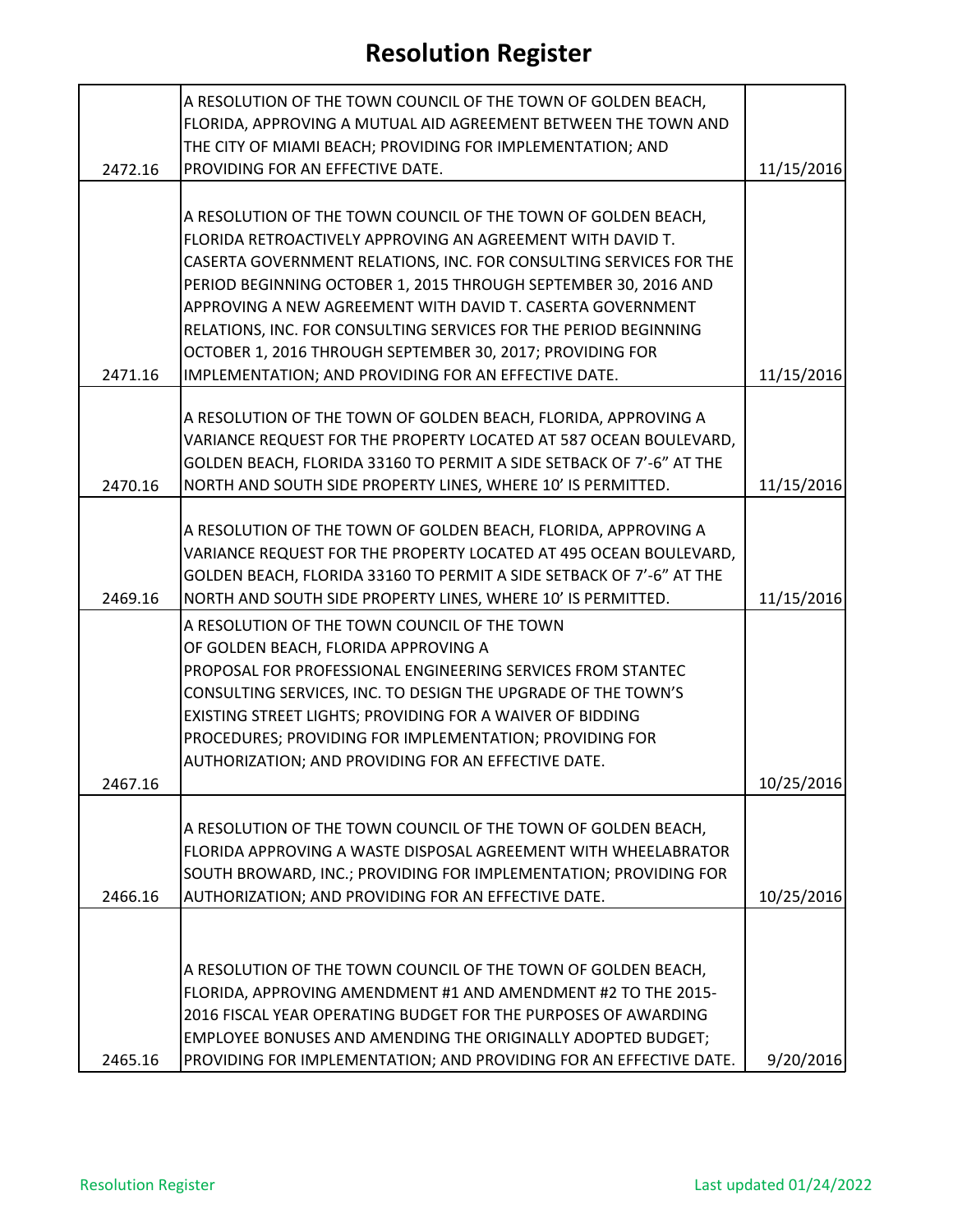# Resolution Register

| | | |
|---|---|---|
| 2472.16 | A RESOLUTION OF THE TOWN COUNCIL OF THE TOWN OF GOLDEN BEACH, FLORIDA, APPROVING A MUTUAL AID AGREEMENT BETWEEN THE TOWN AND THE CITY OF MIAMI BEACH; PROVIDING FOR IMPLEMENTATION; AND PROVIDING FOR AN EFFECTIVE DATE. | 11/15/2016 |
| 2471.16 | A RESOLUTION OF THE TOWN COUNCIL OF THE TOWN OF GOLDEN BEACH, FLORIDA RETROACTIVELY APPROVING AN AGREEMENT WITH DAVID T. CASERTA GOVERNMENT RELATIONS, INC. FOR CONSULTING SERVICES FOR THE PERIOD BEGINNING OCTOBER 1, 2015 THROUGH SEPTEMBER 30, 2016 AND APPROVING A NEW AGREEMENT WITH DAVID T. CASERTA GOVERNMENT RELATIONS, INC. FOR CONSULTING SERVICES FOR THE PERIOD BEGINNING OCTOBER 1, 2016 THROUGH SEPTEMBER 30, 2017; PROVIDING FOR IMPLEMENTATION; AND PROVIDING FOR AN EFFECTIVE DATE. | 11/15/2016 |
| 2470.16 | A RESOLUTION OF THE TOWN OF GOLDEN BEACH, FLORIDA, APPROVING A VARIANCE REQUEST FOR THE PROPERTY LOCATED AT 587 OCEAN BOULEVARD, GOLDEN BEACH, FLORIDA 33160 TO PERMIT A SIDE SETBACK OF 7'-6" AT THE NORTH AND SOUTH SIDE PROPERTY LINES, WHERE 10' IS PERMITTED. | 11/15/2016 |
| 2469.16 | A RESOLUTION OF THE TOWN OF GOLDEN BEACH, FLORIDA, APPROVING A VARIANCE REQUEST FOR THE PROPERTY LOCATED AT 495 OCEAN BOULEVARD, GOLDEN BEACH, FLORIDA 33160 TO PERMIT A SIDE SETBACK OF 7'-6" AT THE NORTH AND SOUTH SIDE PROPERTY LINES, WHERE 10' IS PERMITTED. | 11/15/2016 |
| 2467.16 | A RESOLUTION OF THE TOWN COUNCIL OF THE TOWN OF GOLDEN BEACH, FLORIDA APPROVING A PROPOSAL FOR PROFESSIONAL ENGINEERING SERVICES FROM STANTEC CONSULTING SERVICES, INC. TO DESIGN THE UPGRADE OF THE TOWN'S EXISTING STREET LIGHTS; PROVIDING FOR A WAIVER OF BIDDING PROCEDURES; PROVIDING FOR IMPLEMENTATION; PROVIDING FOR AUTHORIZATION; AND PROVIDING FOR AN EFFECTIVE DATE. | 10/25/2016 |
| 2466.16 | A RESOLUTION OF THE TOWN COUNCIL OF THE TOWN OF GOLDEN BEACH, FLORIDA APPROVING A WASTE DISPOSAL AGREEMENT WITH WHEELABRATOR SOUTH BROWARD, INC.; PROVIDING FOR IMPLEMENTATION; PROVIDING FOR AUTHORIZATION; AND PROVIDING FOR AN EFFECTIVE DATE. | 10/25/2016 |
| 2465.16 | A RESOLUTION OF THE TOWN COUNCIL OF THE TOWN OF GOLDEN BEACH, FLORIDA, APPROVING AMENDMENT #1 AND AMENDMENT #2 TO THE 2015-2016 FISCAL YEAR OPERATING BUDGET FOR THE PURPOSES OF AWARDING EMPLOYEE BONUSES AND AMENDING THE ORIGINALLY ADOPTED BUDGET; PROVIDING FOR IMPLEMENTATION; AND PROVIDING FOR AN EFFECTIVE DATE. | 9/20/2016 |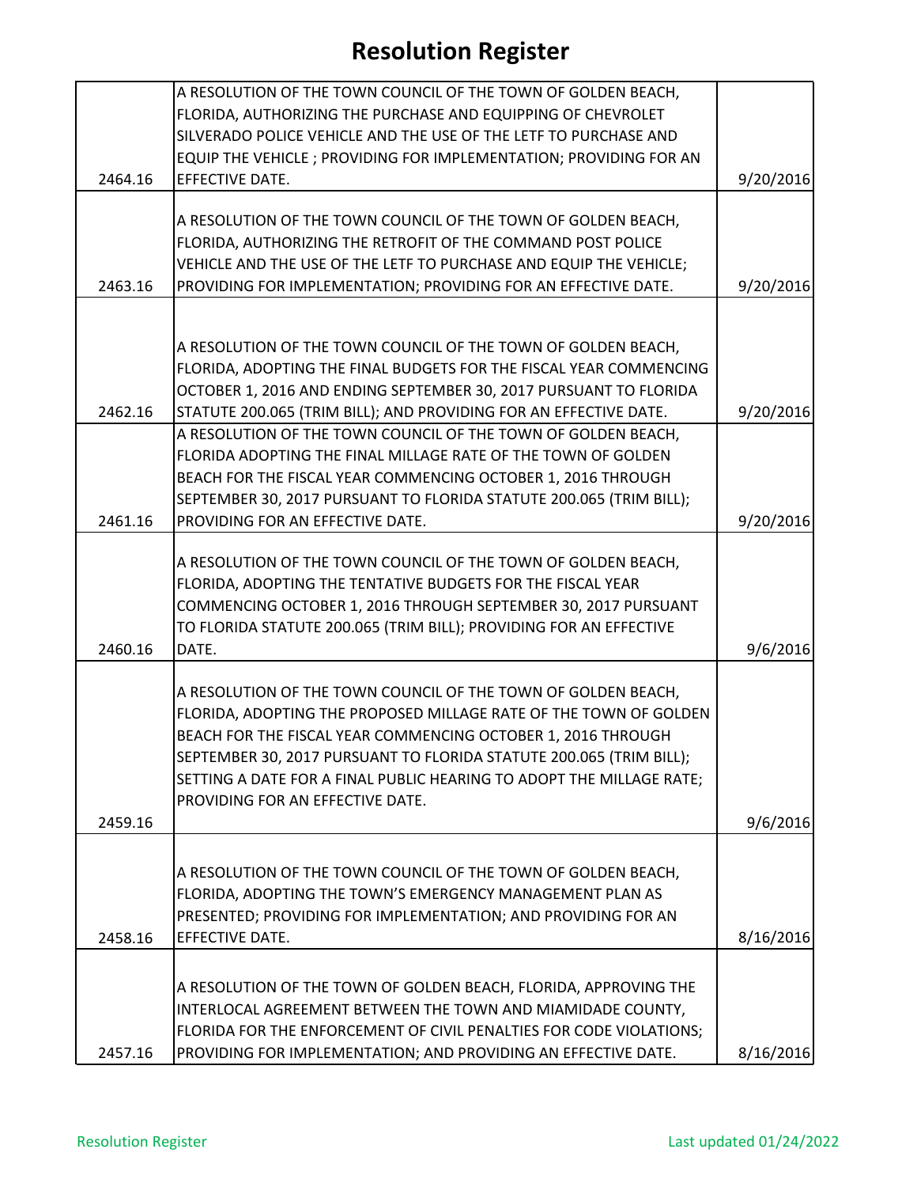# Resolution Register

| | | |
|---|---|---|
| 2464.16 | A RESOLUTION OF THE TOWN COUNCIL OF THE TOWN OF GOLDEN BEACH, FLORIDA, AUTHORIZING THE PURCHASE AND EQUIPPING OF CHEVROLET SILVERADO POLICE VEHICLE AND THE USE OF THE LETF TO PURCHASE AND EQUIP THE VEHICLE ; PROVIDING FOR IMPLEMENTATION; PROVIDING FOR AN EFFECTIVE DATE. | 9/20/2016 |
| 2463.16 | A RESOLUTION OF THE TOWN COUNCIL OF THE TOWN OF GOLDEN BEACH, FLORIDA, AUTHORIZING THE RETROFIT OF THE COMMAND POST POLICE VEHICLE AND THE USE OF THE LETF TO PURCHASE AND EQUIP THE VEHICLE; PROVIDING FOR IMPLEMENTATION; PROVIDING FOR AN EFFECTIVE DATE. | 9/20/2016 |
| 2462.16 | A RESOLUTION OF THE TOWN COUNCIL OF THE TOWN OF GOLDEN BEACH, FLORIDA, ADOPTING THE FINAL BUDGETS FOR THE FISCAL YEAR COMMENCING OCTOBER 1, 2016 AND ENDING SEPTEMBER 30, 2017 PURSUANT TO FLORIDA STATUTE 200.065 (TRIM BILL); AND PROVIDING FOR AN EFFECTIVE DATE. | 9/20/2016 |
| 2461.16 | A RESOLUTION OF THE TOWN COUNCIL OF THE TOWN OF GOLDEN BEACH, FLORIDA ADOPTING THE FINAL MILLAGE RATE OF THE TOWN OF GOLDEN BEACH FOR THE FISCAL YEAR COMMENCING OCTOBER 1, 2016 THROUGH SEPTEMBER 30, 2017 PURSUANT TO FLORIDA STATUTE 200.065 (TRIM BILL); PROVIDING FOR AN EFFECTIVE DATE. | 9/20/2016 |
| 2460.16 | A RESOLUTION OF THE TOWN COUNCIL OF THE TOWN OF GOLDEN BEACH, FLORIDA, ADOPTING THE TENTATIVE BUDGETS FOR THE FISCAL YEAR COMMENCING OCTOBER 1, 2016 THROUGH SEPTEMBER 30, 2017 PURSUANT TO FLORIDA STATUTE 200.065 (TRIM BILL); PROVIDING FOR AN EFFECTIVE DATE. | 9/6/2016 |
| 2459.16 | A RESOLUTION OF THE TOWN COUNCIL OF THE TOWN OF GOLDEN BEACH, FLORIDA, ADOPTING THE PROPOSED MILLAGE RATE OF THE TOWN OF GOLDEN BEACH FOR THE FISCAL YEAR COMMENCING OCTOBER 1, 2016 THROUGH SEPTEMBER 30, 2017 PURSUANT TO FLORIDA STATUTE 200.065 (TRIM BILL); SETTING A DATE FOR A FINAL PUBLIC HEARING TO ADOPT THE MILLAGE RATE; PROVIDING FOR AN EFFECTIVE DATE. | 9/6/2016 |
| 2458.16 | A RESOLUTION OF THE TOWN COUNCIL OF THE TOWN OF GOLDEN BEACH, FLORIDA, ADOPTING THE TOWN'S EMERGENCY MANAGEMENT PLAN AS PRESENTED; PROVIDING FOR IMPLEMENTATION; AND PROVIDING FOR AN EFFECTIVE DATE. | 8/16/2016 |
| 2457.16 | A RESOLUTION OF THE TOWN OF GOLDEN BEACH, FLORIDA, APPROVING THE INTERLOCAL AGREEMENT BETWEEN THE TOWN AND MIAMIDADE COUNTY, FLORIDA FOR THE ENFORCEMENT OF CIVIL PENALTIES FOR CODE VIOLATIONS; PROVIDING FOR IMPLEMENTATION; AND PROVIDING AN EFFECTIVE DATE. | 8/16/2016 |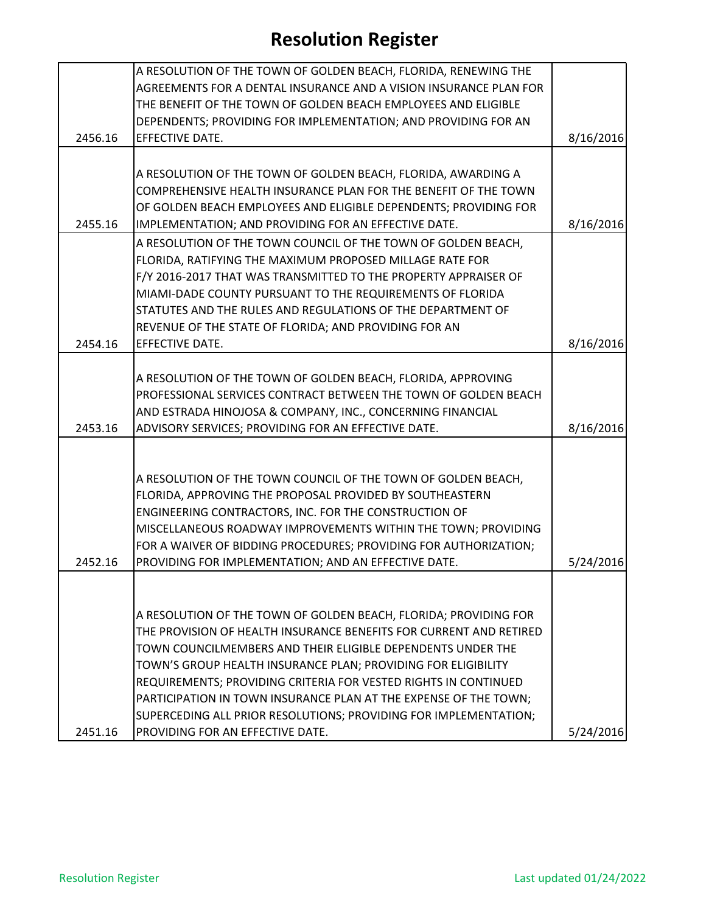# Resolution Register

| | | |
|---|---|---|
| 2456.16 | A RESOLUTION OF THE TOWN OF GOLDEN BEACH, FLORIDA, RENEWING THE AGREEMENTS FOR A DENTAL INSURANCE AND A VISION INSURANCE PLAN FOR THE BENEFIT OF THE TOWN OF GOLDEN BEACH EMPLOYEES AND ELIGIBLE DEPENDENTS; PROVIDING FOR IMPLEMENTATION; AND PROVIDING FOR AN EFFECTIVE DATE. | 8/16/2016 |
| 2455.16 | A RESOLUTION OF THE TOWN OF GOLDEN BEACH, FLORIDA, AWARDING A COMPREHENSIVE HEALTH INSURANCE PLAN FOR THE BENEFIT OF THE TOWN OF GOLDEN BEACH EMPLOYEES AND ELIGIBLE DEPENDENTS; PROVIDING FOR IMPLEMENTATION; AND PROVIDING FOR AN EFFECTIVE DATE. | 8/16/2016 |
| 2454.16 | A RESOLUTION OF THE TOWN COUNCIL OF THE TOWN OF GOLDEN BEACH, FLORIDA, RATIFYING THE MAXIMUM PROPOSED MILLAGE RATE FOR F/Y 2016-2017 THAT WAS TRANSMITTED TO THE PROPERTY APPRAISER OF MIAMI-DADE COUNTY PURSUANT TO THE REQUIREMENTS OF FLORIDA STATUTES AND THE RULES AND REGULATIONS OF THE DEPARTMENT OF REVENUE OF THE STATE OF FLORIDA; AND PROVIDING FOR AN EFFECTIVE DATE. | 8/16/2016 |
| 2453.16 | A RESOLUTION OF THE TOWN OF GOLDEN BEACH, FLORIDA, APPROVING PROFESSIONAL SERVICES CONTRACT BETWEEN THE TOWN OF GOLDEN BEACH AND ESTRADA HINOJOSA & COMPANY, INC., CONCERNING FINANCIAL ADVISORY SERVICES; PROVIDING FOR AN EFFECTIVE DATE. | 8/16/2016 |
| 2452.16 | A RESOLUTION OF THE TOWN COUNCIL OF THE TOWN OF GOLDEN BEACH, FLORIDA, APPROVING THE PROPOSAL PROVIDED BY SOUTHEASTERN ENGINEERING CONTRACTORS, INC. FOR THE CONSTRUCTION OF MISCELLANEOUS ROADWAY IMPROVEMENTS WITHIN THE TOWN; PROVIDING FOR A WAIVER OF BIDDING PROCEDURES; PROVIDING FOR AUTHORIZATION; PROVIDING FOR IMPLEMENTATION; AND AN EFFECTIVE DATE. | 5/24/2016 |
| 2451.16 | A RESOLUTION OF THE TOWN OF GOLDEN BEACH, FLORIDA; PROVIDING FOR THE PROVISION OF HEALTH INSURANCE BENEFITS FOR CURRENT AND RETIRED TOWN COUNCILMEMBERS AND THEIR ELIGIBLE DEPENDENTS UNDER THE TOWN'S GROUP HEALTH INSURANCE PLAN; PROVIDING FOR ELIGIBILITY REQUIREMENTS; PROVIDING CRITERIA FOR VESTED RIGHTS IN CONTINUED PARTICIPATION IN TOWN INSURANCE PLAN AT THE EXPENSE OF THE TOWN; SUPERCEDING ALL PRIOR RESOLUTIONS; PROVIDING FOR IMPLEMENTATION; PROVIDING FOR AN EFFECTIVE DATE. | 5/24/2016 |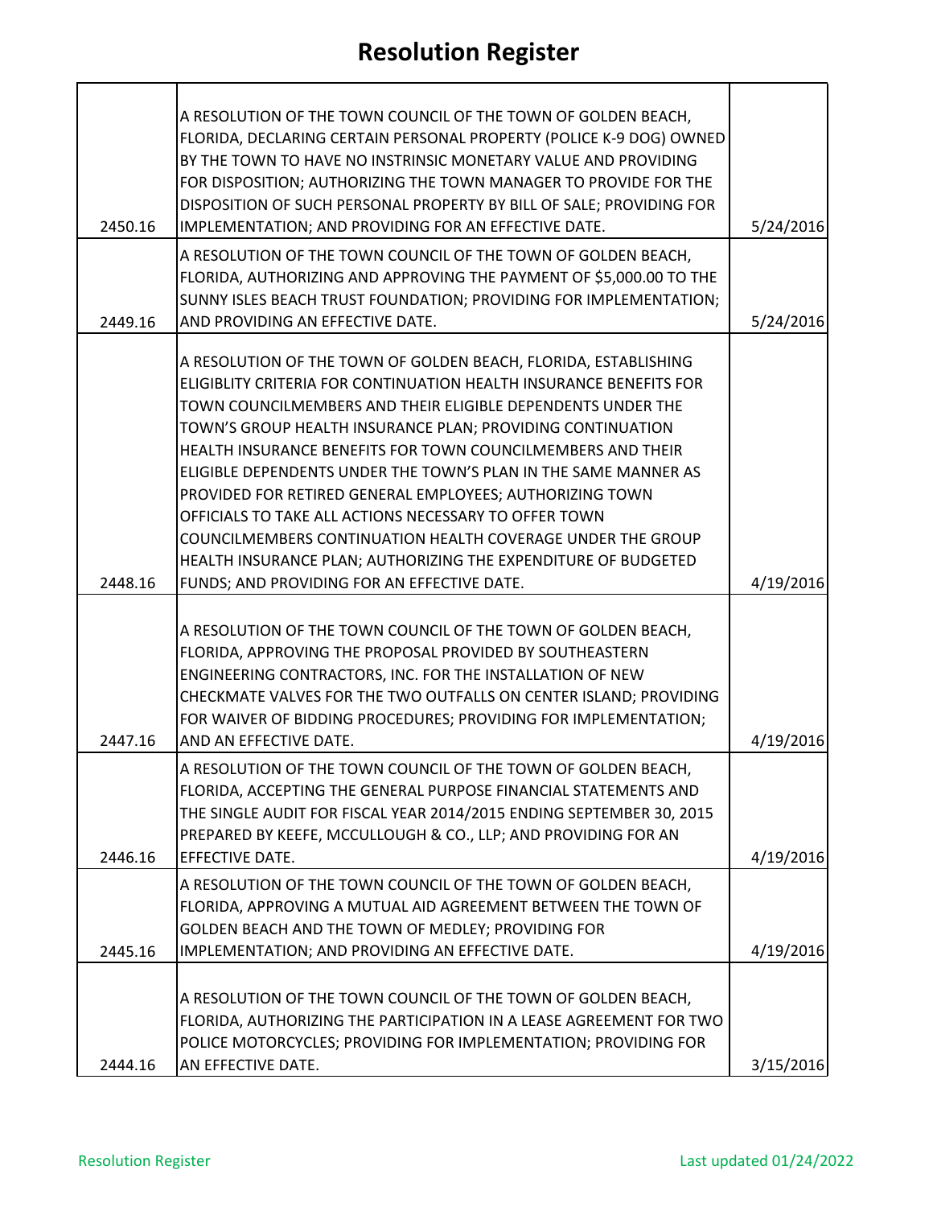# Resolution Register

| | | |
|---|---|---|
| 2450.16 | A RESOLUTION OF THE TOWN COUNCIL OF THE TOWN OF GOLDEN BEACH, FLORIDA, DECLARING CERTAIN PERSONAL PROPERTY (POLICE K-9 DOG) OWNED BY THE TOWN TO HAVE NO INSTRINSIC MONETARY VALUE AND PROVIDING FOR DISPOSITION; AUTHORIZING THE TOWN MANAGER TO PROVIDE FOR THE DISPOSITION OF SUCH PERSONAL PROPERTY BY BILL OF SALE; PROVIDING FOR IMPLEMENTATION; AND PROVIDING FOR AN EFFECTIVE DATE. | 5/24/2016 |
| 2449.16 | A RESOLUTION OF THE TOWN COUNCIL OF THE TOWN OF GOLDEN BEACH, FLORIDA, AUTHORIZING AND APPROVING THE PAYMENT OF $5,000.00 TO THE SUNNY ISLES BEACH TRUST FOUNDATION; PROVIDING FOR IMPLEMENTATION; AND PROVIDING AN EFFECTIVE DATE. | 5/24/2016 |
| 2448.16 | A RESOLUTION OF THE TOWN OF GOLDEN BEACH, FLORIDA, ESTABLISHING ELIGIBLITY CRITERIA FOR CONTINUATION HEALTH INSURANCE BENEFITS FOR TOWN COUNCILMEMBERS AND THEIR ELIGIBLE DEPENDENTS UNDER THE TOWN'S GROUP HEALTH INSURANCE PLAN; PROVIDING CONTINUATION HEALTH INSURANCE BENEFITS FOR TOWN COUNCILMEMBERS AND THEIR ELIGIBLE DEPENDENTS UNDER THE TOWN'S PLAN IN THE SAME MANNER AS PROVIDED FOR RETIRED GENERAL EMPLOYEES; AUTHORIZING TOWN OFFICIALS TO TAKE ALL ACTIONS NECESSARY TO OFFER TOWN COUNCILMEMBERS CONTINUATION HEALTH COVERAGE UNDER THE GROUP HEALTH INSURANCE PLAN; AUTHORIZING THE EXPENDITURE OF BUDGETED FUNDS; AND PROVIDING FOR AN EFFECTIVE DATE. | 4/19/2016 |
| 2447.16 | A RESOLUTION OF THE TOWN COUNCIL OF THE TOWN OF GOLDEN BEACH, FLORIDA, APPROVING THE PROPOSAL PROVIDED BY SOUTHEASTERN ENGINEERING CONTRACTORS, INC. FOR THE INSTALLATION OF NEW CHECKMATE VALVES FOR THE TWO OUTFALLS ON CENTER ISLAND; PROVIDING FOR WAIVER OF BIDDING PROCEDURES; PROVIDING FOR IMPLEMENTATION; AND AN EFFECTIVE DATE. | 4/19/2016 |
| 2446.16 | A RESOLUTION OF THE TOWN COUNCIL OF THE TOWN OF GOLDEN BEACH, FLORIDA, ACCEPTING THE GENERAL PURPOSE FINANCIAL STATEMENTS AND THE SINGLE AUDIT FOR FISCAL YEAR 2014/2015 ENDING SEPTEMBER 30, 2015 PREPARED BY KEEFE, MCCULLOUGH & CO., LLP; AND PROVIDING FOR AN EFFECTIVE DATE. | 4/19/2016 |
| 2445.16 | A RESOLUTION OF THE TOWN COUNCIL OF THE TOWN OF GOLDEN BEACH, FLORIDA, APPROVING A MUTUAL AID AGREEMENT BETWEEN THE TOWN OF GOLDEN BEACH AND THE TOWN OF MEDLEY; PROVIDING FOR IMPLEMENTATION; AND PROVIDING AN EFFECTIVE DATE. | 4/19/2016 |
| 2444.16 | A RESOLUTION OF THE TOWN COUNCIL OF THE TOWN OF GOLDEN BEACH, FLORIDA, AUTHORIZING THE PARTICIPATION IN A LEASE AGREEMENT FOR TWO POLICE MOTORCYCLES; PROVIDING FOR IMPLEMENTATION; PROVIDING FOR AN EFFECTIVE DATE. | 3/15/2016 |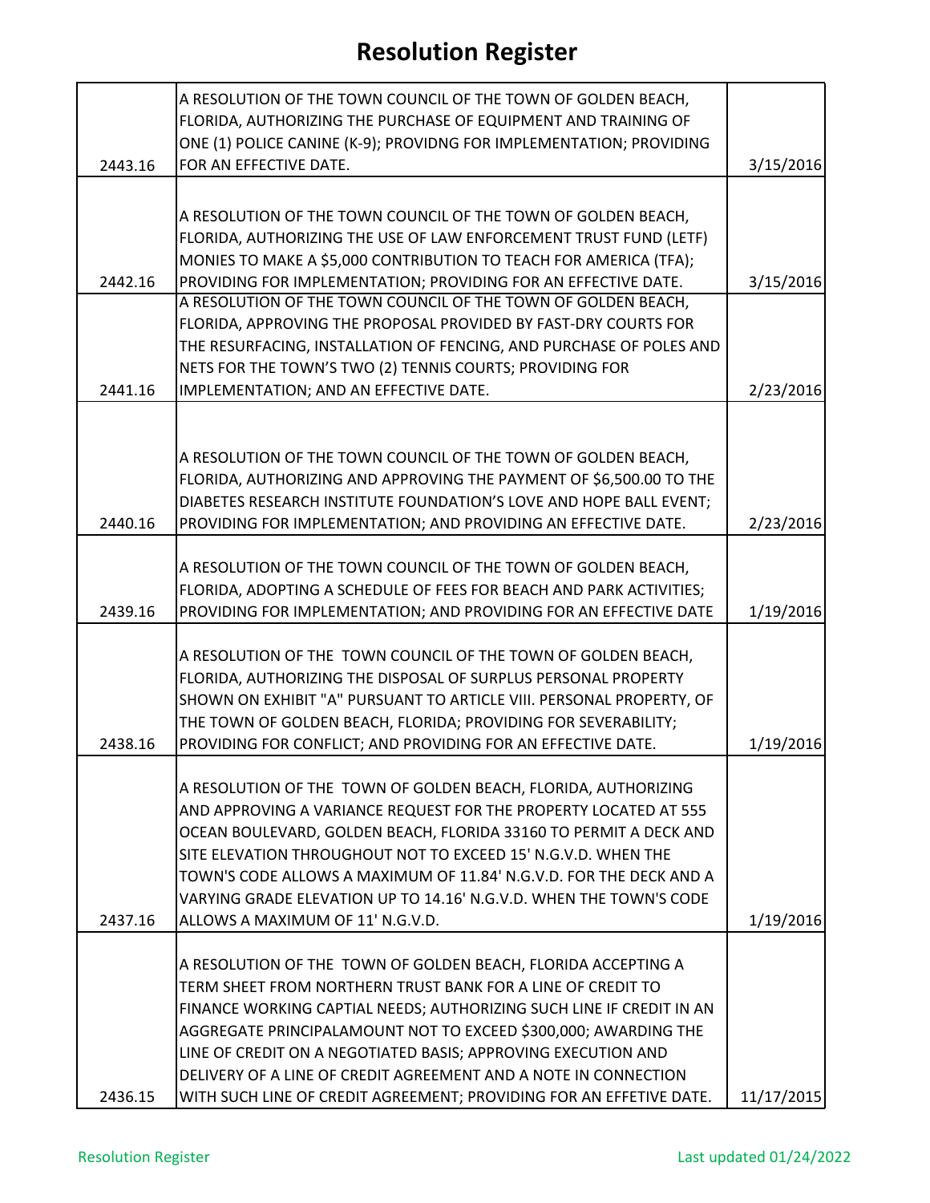# Resolution Register

| | | |
|---|---|---|
| 2443.16 | A RESOLUTION OF THE TOWN COUNCIL OF THE TOWN OF GOLDEN BEACH, FLORIDA, AUTHORIZING THE PURCHASE OF EQUIPMENT AND TRAINING OF ONE (1) POLICE CANINE (K-9); PROVIDNG FOR IMPLEMENTATION; PROVIDING FOR AN EFFECTIVE DATE. | 3/15/2016 |
| 2442.16 | A RESOLUTION OF THE TOWN COUNCIL OF THE TOWN OF GOLDEN BEACH, FLORIDA, AUTHORIZING THE USE OF LAW ENFORCEMENT TRUST FUND (LETF) MONIES TO MAKE A $5,000 CONTRIBUTION TO TEACH FOR AMERICA (TFA); PROVIDING FOR IMPLEMENTATION; PROVIDING FOR AN EFFECTIVE DATE. | 3/15/2016 |
| 2441.16 | A RESOLUTION OF THE TOWN COUNCIL OF THE TOWN OF GOLDEN BEACH, FLORIDA, APPROVING THE PROPOSAL PROVIDED BY FAST-DRY COURTS FOR THE RESURFACING, INSTALLATION OF FENCING, AND PURCHASE OF POLES AND NETS FOR THE TOWN'S TWO (2) TENNIS COURTS; PROVIDING FOR IMPLEMENTATION; AND AN EFFECTIVE DATE. | 2/23/2016 |
| 2440.16 | A RESOLUTION OF THE TOWN COUNCIL OF THE TOWN OF GOLDEN BEACH, FLORIDA, AUTHORIZING AND APPROVING THE PAYMENT OF $6,500.00 TO THE DIABETES RESEARCH INSTITUTE FOUNDATION'S LOVE AND HOPE BALL EVENT; PROVIDING FOR IMPLEMENTATION; AND PROVIDING AN EFFECTIVE DATE. | 2/23/2016 |
| 2439.16 | A RESOLUTION OF THE TOWN COUNCIL OF THE TOWN OF GOLDEN BEACH, FLORIDA, ADOPTING A SCHEDULE OF FEES FOR BEACH AND PARK ACTIVITIES; PROVIDING FOR IMPLEMENTATION; AND PROVIDING FOR AN EFFECTIVE DATE | 1/19/2016 |
| 2438.16 | A RESOLUTION OF THE TOWN COUNCIL OF THE TOWN OF GOLDEN BEACH, FLORIDA, AUTHORIZING THE DISPOSAL OF SURPLUS PERSONAL PROPERTY SHOWN ON EXHIBIT "A" PURSUANT TO ARTICLE VIII. PERSONAL PROPERTY, OF THE TOWN OF GOLDEN BEACH, FLORIDA; PROVIDING FOR SEVERABILITY; PROVIDING FOR CONFLICT; AND PROVIDING FOR AN EFFECTIVE DATE. | 1/19/2016 |
| 2437.16 | A RESOLUTION OF THE TOWN OF GOLDEN BEACH, FLORIDA, AUTHORIZING AND APPROVING A VARIANCE REQUEST FOR THE PROPERTY LOCATED AT 555 OCEAN BOULEVARD, GOLDEN BEACH, FLORIDA 33160 TO PERMIT A DECK AND SITE ELEVATION THROUGHOUT NOT TO EXCEED 15' N.G.V.D. WHEN THE TOWN'S CODE ALLOWS A MAXIMUM OF 11.84' N.G.V.D. FOR THE DECK AND A VARYING GRADE ELEVATION UP TO 14.16' N.G.V.D. WHEN THE TOWN'S CODE ALLOWS A MAXIMUM OF 11' N.G.V.D. | 1/19/2016 |
| 2436.15 | A RESOLUTION OF THE TOWN OF GOLDEN BEACH, FLORIDA ACCEPTING A TERM SHEET FROM NORTHERN TRUST BANK FOR A LINE OF CREDIT TO FINANCE WORKING CAPTIAL NEEDS; AUTHORIZING SUCH LINE IF CREDIT IN AN AGGREGATE PRINCIPALAMOUNT NOT TO EXCEED $300,000; AWARDING THE LINE OF CREDIT ON A NEGOTIATED BASIS; APPROVING EXECUTION AND DELIVERY OF A LINE OF CREDIT AGREEMENT AND A NOTE IN CONNECTION WITH SUCH LINE OF CREDIT AGREEMENT; PROVIDING FOR AN EFFETIVE DATE. | 11/17/2015 |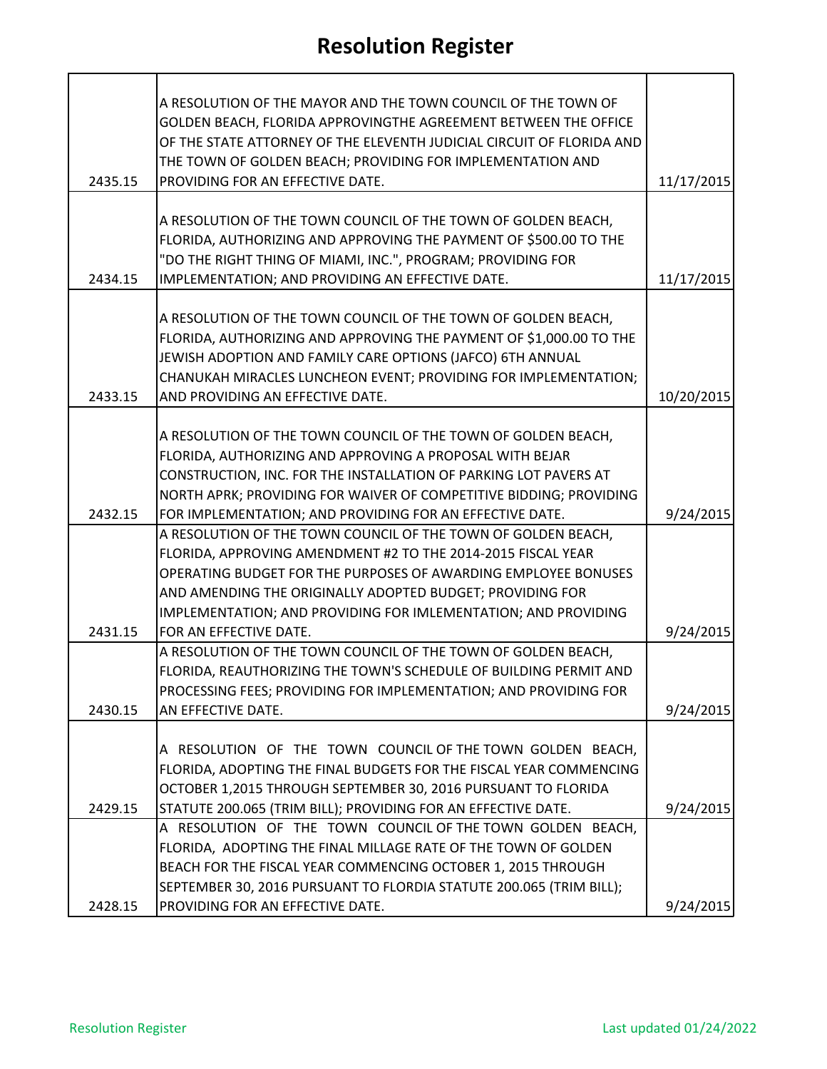# Resolution Register

| | | |
|---|---|---|
| 2435.15 | A RESOLUTION OF THE MAYOR AND THE TOWN COUNCIL OF THE TOWN OF GOLDEN BEACH, FLORIDA APPROVINGTHE AGREEMENT BETWEEN THE OFFICE OF THE STATE ATTORNEY OF THE ELEVENTH JUDICIAL CIRCUIT OF FLORIDA AND THE TOWN OF GOLDEN BEACH; PROVIDING FOR IMPLEMENTATION AND PROVIDING FOR AN EFFECTIVE DATE. | 11/17/2015 |
| 2434.15 | A RESOLUTION OF THE TOWN COUNCIL OF THE TOWN OF GOLDEN BEACH, FLORIDA, AUTHORIZING AND APPROVING THE PAYMENT OF $500.00 TO THE "DO THE RIGHT THING OF MIAMI, INC.", PROGRAM; PROVIDING FOR IMPLEMENTATION; AND PROVIDING AN EFFECTIVE DATE. | 11/17/2015 |
| 2433.15 | A RESOLUTION OF THE TOWN COUNCIL OF THE TOWN OF GOLDEN BEACH, FLORIDA, AUTHORIZING AND APPROVING THE PAYMENT OF $1,000.00 TO THE JEWISH ADOPTION AND FAMILY CARE OPTIONS (JAFCO) 6TH ANNUAL CHANUKAH MIRACLES LUNCHEON EVENT; PROVIDING FOR IMPLEMENTATION; AND PROVIDING AN EFFECTIVE DATE. | 10/20/2015 |
| 2432.15 | A RESOLUTION OF THE TOWN COUNCIL OF THE TOWN OF GOLDEN BEACH, FLORIDA, AUTHORIZING AND APPROVING A PROPOSAL WITH BEJAR CONSTRUCTION, INC. FOR THE INSTALLATION OF PARKING LOT PAVERS AT NORTH APRK; PROVIDING FOR WAIVER OF COMPETITIVE BIDDING; PROVIDING FOR IMPLEMENTATION; AND PROVIDING FOR AN EFFECTIVE DATE. | 9/24/2015 |
| 2431.15 | A RESOLUTION OF THE TOWN COUNCIL OF THE TOWN OF GOLDEN BEACH, FLORIDA, APPROVING AMENDMENT #2 TO THE 2014-2015 FISCAL YEAR OPERATING BUDGET FOR THE PURPOSES OF AWARDING EMPLOYEE BONUSES AND AMENDING THE ORIGINALLY ADOPTED BUDGET; PROVIDING FOR IMPLEMENTATION; AND PROVIDING FOR IMLEMENTATION; AND PROVIDING FOR AN EFFECTIVE DATE. | 9/24/2015 |
| 2430.15 | A RESOLUTION OF THE TOWN COUNCIL OF THE TOWN OF GOLDEN BEACH, FLORIDA, REAUTHORIZING THE TOWN'S SCHEDULE OF BUILDING PERMIT AND PROCESSING FEES; PROVIDING FOR IMPLEMENTATION; AND PROVIDING FOR AN EFFECTIVE DATE. | 9/24/2015 |
| 2429.15 | A RESOLUTION OF THE TOWN COUNCIL OF THE TOWN GOLDEN BEACH, FLORIDA, ADOPTING THE FINAL BUDGETS FOR THE FISCAL YEAR COMMENCING OCTOBER 1,2015 THROUGH SEPTEMBER 30, 2016 PURSUANT TO FLORIDA STATUTE 200.065 (TRIM BILL); PROVIDING FOR AN EFFECTIVE DATE. | 9/24/2015 |
| 2428.15 | A RESOLUTION OF THE TOWN COUNCIL OF THE TOWN GOLDEN BEACH, FLORIDA, ADOPTING THE FINAL MILLAGE RATE OF THE TOWN OF GOLDEN BEACH FOR THE FISCAL YEAR COMMENCING OCTOBER 1, 2015 THROUGH SEPTEMBER 30, 2016 PURSUANT TO FLORDIA STATUTE 200.065 (TRIM BILL); PROVIDING FOR AN EFFECTIVE DATE. | 9/24/2015 |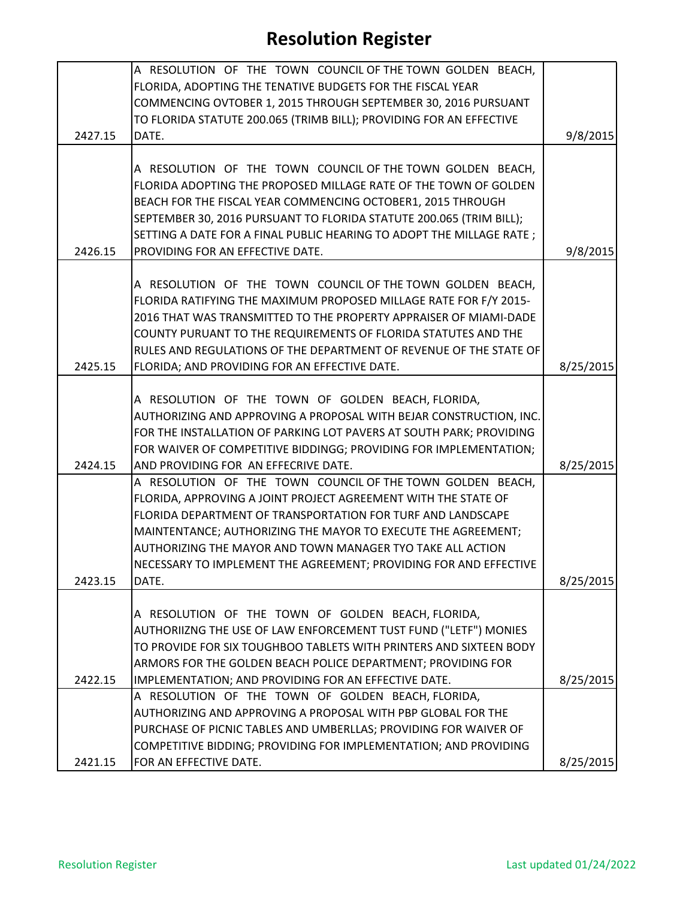# Resolution Register

| | | |
|---|---|---|
| 2427.15 | A RESOLUTION OF THE TOWN COUNCIL OF THE TOWN GOLDEN BEACH, FLORIDA, ADOPTING THE TENATIVE BUDGETS FOR THE FISCAL YEAR COMMENCING OVTOBER 1, 2015 THROUGH SEPTEMBER 30, 2016 PURSUANT TO FLORIDA STATUTE 200.065 (TRIMB BILL); PROVIDING FOR AN EFFECTIVE DATE. | 9/8/2015 |
| 2426.15 | A RESOLUTION OF THE TOWN COUNCIL OF THE TOWN GOLDEN BEACH, FLORIDA ADOPTING THE PROPOSED MILLAGE RATE OF THE TOWN OF GOLDEN BEACH FOR THE FISCAL YEAR COMMENCING OCTOBER1, 2015 THROUGH SEPTEMBER 30, 2016 PURSUANT TO FLORIDA STATUTE 200.065 (TRIM BILL); SETTING A DATE FOR A FINAL PUBLIC HEARING TO ADOPT THE MILLAGE RATE ; PROVIDING FOR AN EFFECTIVE DATE. | 9/8/2015 |
| 2425.15 | A RESOLUTION OF THE TOWN COUNCIL OF THE TOWN GOLDEN BEACH, FLORIDA RATIFYING THE MAXIMUM PROPOSED MILLAGE RATE FOR F/Y 2015-2016 THAT WAS TRANSMITTED TO THE PROPERTY APPRAISER OF MIAMI-DADE COUNTY PURUANT TO THE REQUIREMENTS OF FLORIDA STATUTES AND THE RULES AND REGULATIONS OF THE DEPARTMENT OF REVENUE OF THE STATE OF FLORIDA; AND PROVIDING FOR AN EFFECTIVE DATE. | 8/25/2015 |
| 2424.15 | A RESOLUTION OF THE TOWN OF GOLDEN BEACH, FLORIDA, AUTHORIZING AND APPROVING A PROPOSAL WITH BEJAR CONSTRUCTION, INC. FOR THE INSTALLATION OF PARKING LOT PAVERS AT SOUTH PARK; PROVIDING FOR WAIVER OF COMPETITIVE BIDDINGG; PROVIDING FOR IMPLEMENTATION; AND PROVIDING FOR AN EFFECRIVE DATE. | 8/25/2015 |
| 2423.15 | A RESOLUTION OF THE TOWN COUNCIL OF THE TOWN GOLDEN BEACH, FLORIDA, APPROVING A JOINT PROJECT AGREEMENT WITH THE STATE OF FLORIDA DEPARTMENT OF TRANSPORTATION FOR TURF AND LANDSCAPE MAINTENTANCE; AUTHORIZING THE MAYOR TO EXECUTE THE AGREEMENT; AUTHORIZING THE MAYOR AND TOWN MANAGER TYO TAKE ALL ACTION NECESSARY TO IMPLEMENT THE AGREEMENT; PROVIDING FOR AND EFFECTIVE DATE. | 8/25/2015 |
| 2422.15 | A RESOLUTION OF THE TOWN OF GOLDEN BEACH, FLORIDA, AUTHORIIZNG THE USE OF LAW ENFORCEMENT TUST FUND ("LETF") MONIES TO PROVIDE FOR SIX TOUGHBOO TABLETS WITH PRINTERS AND SIXTEEN BODY ARMORS FOR THE GOLDEN BEACH POLICE DEPARTMENT; PROVIDING FOR IMPLEMENTATION; AND PROVIDING FOR AN EFFECTIVE DATE. | 8/25/2015 |
| 2421.15 | A RESOLUTION OF THE TOWN OF GOLDEN BEACH, FLORIDA, AUTHORIZING AND APPROVING A PROPOSAL WITH PBP GLOBAL FOR THE PURCHASE OF PICNIC TABLES AND UMBERLLAS; PROVIDING FOR WAIVER OF COMPETITIVE BIDDING; PROVIDING FOR IMPLEMENTATION; AND PROVIDING FOR AN EFFECTIVE DATE. | 8/25/2015 |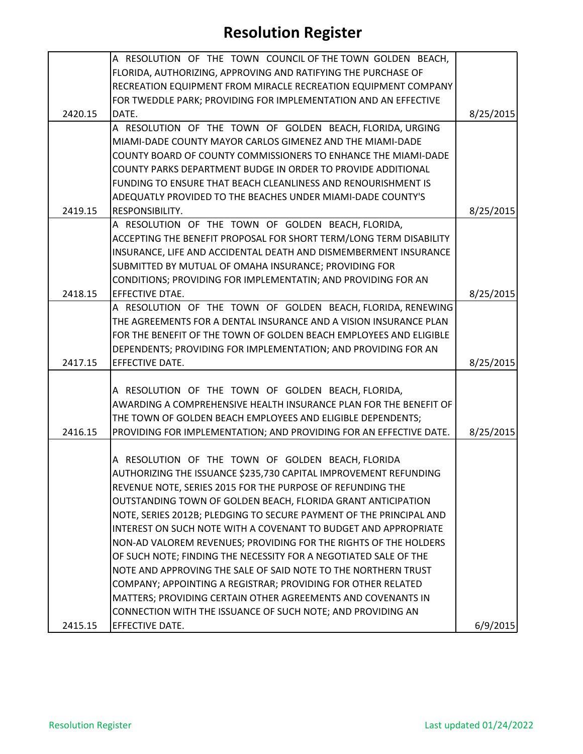# Resolution Register

| | | |
|---|---|---|
| 2420.15 | A RESOLUTION OF THE TOWN COUNCIL OF THE TOWN GOLDEN BEACH, FLORIDA, AUTHORIZING, APPROVING AND RATIFYING THE PURCHASE OF RECREATION EQUIPMENT FROM MIRACLE RECREATION EQUIPMENT COMPANY FOR TWEDDLE PARK; PROVIDING FOR IMPLEMENTATION AND AN EFFECTIVE DATE. | 8/25/2015 |
| 2419.15 | A RESOLUTION OF THE TOWN OF GOLDEN BEACH, FLORIDA, URGING MIAMI-DADE COUNTY MAYOR CARLOS GIMENEZ AND THE MIAMI-DADE COUNTY BOARD OF COUNTY COMMISSIONERS TO ENHANCE THE MIAMI-DADE COUNTY PARKS DEPARTMENT BUDGE IN ORDER TO PROVIDE ADDITIONAL FUNDING TO ENSURE THAT BEACH CLEANLINESS AND RENOURISHMENT IS ADEQUATLY PROVIDED TO THE BEACHES UNDER MIAMI-DADE COUNTY'S RESPONSIBILITY. | 8/25/2015 |
| 2418.15 | A RESOLUTION OF THE TOWN OF GOLDEN BEACH, FLORIDA, ACCEPTING THE BENEFIT PROPOSAL FOR SHORT TERM/LONG TERM DISABILITY INSURANCE, LIFE AND ACCIDENTAL DEATH AND DISMEMBERMENT INSURANCE SUBMITTED BY MUTUAL OF OMAHA INSURANCE; PROVIDING FOR CONDITIONS; PROVIDING FOR IMPLEMENTATIN; AND PROVIDING FOR AN EFFECTIVE DTAE. | 8/25/2015 |
| 2417.15 | A RESOLUTION OF THE TOWN OF GOLDEN BEACH, FLORIDA, RENEWING THE AGREEMENTS FOR A DENTAL INSURANCE AND A VISION INSURANCE PLAN FOR THE BENEFIT OF THE TOWN OF GOLDEN BEACH EMPLOYEES AND ELIGIBLE DEPENDENTS; PROVIDING FOR IMPLEMENTATION; AND PROVIDING FOR AN EFFECTIVE DATE. | 8/25/2015 |
| 2416.15 | A RESOLUTION OF THE TOWN OF GOLDEN BEACH, FLORIDA, AWARDING A COMPREHENSIVE HEALTH INSURANCE PLAN FOR THE BENEFIT OF THE TOWN OF GOLDEN BEACH EMPLOYEES AND ELIGIBLE DEPENDENTS; PROVIDING FOR IMPLEMENTATION; AND PROVIDING FOR AN EFFECTIVE DATE. | 8/25/2015 |
| 2415.15 | A RESOLUTION OF THE TOWN OF GOLDEN BEACH, FLORIDA AUTHORIZING THE ISSUANCE $235,730 CAPITAL IMPROVEMENT REFUNDING REVENUE NOTE, SERIES 2015 FOR THE PURPOSE OF REFUNDING THE OUTSTANDING TOWN OF GOLDEN BEACH, FLORIDA GRANT ANTICIPATION NOTE, SERIES 2012B; PLEDGING TO SECURE PAYMENT OF THE PRINCIPAL AND INTEREST ON SUCH NOTE WITH A COVENANT TO BUDGET AND APPROPRIATE NON-AD VALOREM REVENUES; PROVIDING FOR THE RIGHTS OF THE HOLDERS OF SUCH NOTE; FINDING THE NECESSITY FOR A NEGOTIATED SALE OF THE NOTE AND APPROVING THE SALE OF SAID NOTE TO THE NORTHERN TRUST COMPANY; APPOINTING A REGISTRAR; PROVIDING FOR OTHER RELATED MATTERS; PROVIDING CERTAIN OTHER AGREEMENTS AND COVENANTS IN CONNECTION WITH THE ISSUANCE OF SUCH NOTE; AND PROVIDING AN EFFECTIVE DATE. | 6/9/2015 |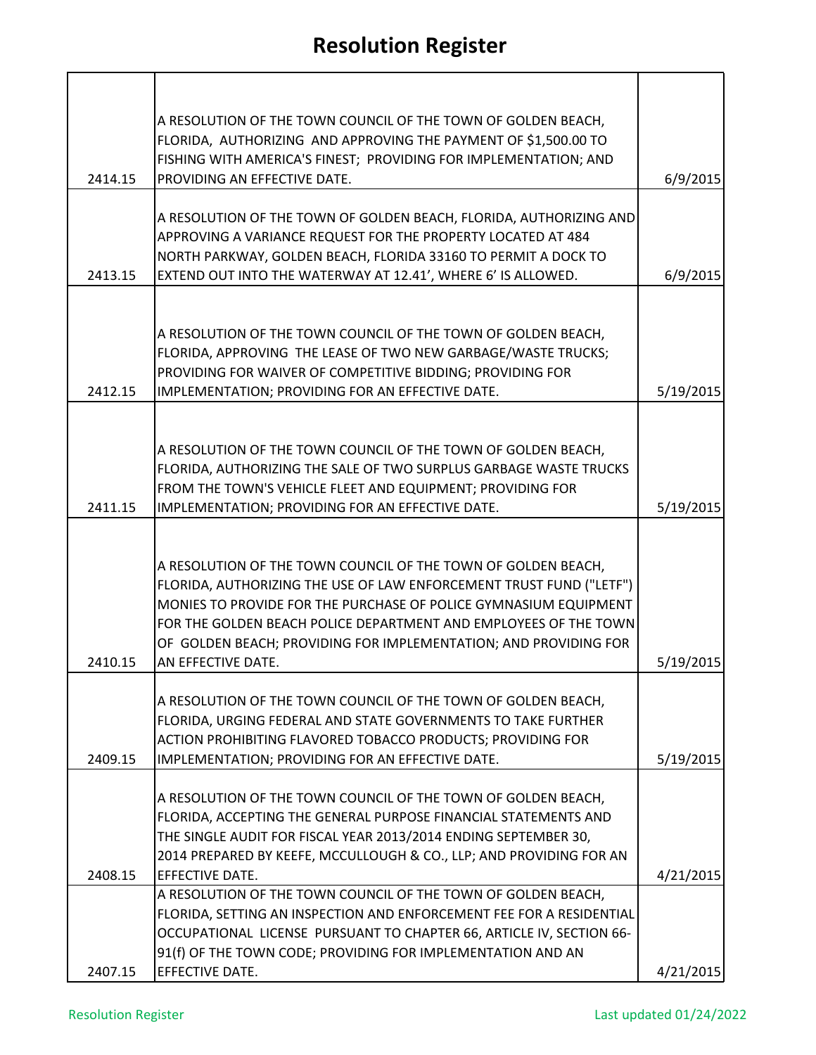# Resolution Register

| | | |
|---|---|---|
| 2414.15 | A RESOLUTION OF THE TOWN COUNCIL OF THE TOWN OF GOLDEN BEACH, FLORIDA, AUTHORIZING AND APPROVING THE PAYMENT OF $1,500.00 TO FISHING WITH AMERICA'S FINEST; PROVIDING FOR IMPLEMENTATION; AND PROVIDING AN EFFECTIVE DATE. | 6/9/2015 |
| 2413.15 | A RESOLUTION OF THE TOWN OF GOLDEN BEACH, FLORIDA, AUTHORIZING AND APPROVING A VARIANCE REQUEST FOR THE PROPERTY LOCATED AT 484 NORTH PARKWAY, GOLDEN BEACH, FLORIDA 33160 TO PERMIT A DOCK TO EXTEND OUT INTO THE WATERWAY AT 12.41', WHERE 6' IS ALLOWED. | 6/9/2015 |
| 2412.15 | A RESOLUTION OF THE TOWN COUNCIL OF THE TOWN OF GOLDEN BEACH, FLORIDA, APPROVING THE LEASE OF TWO NEW GARBAGE/WASTE TRUCKS; PROVIDING FOR WAIVER OF COMPETITIVE BIDDING; PROVIDING FOR IMPLEMENTATION; PROVIDING FOR AN EFFECTIVE DATE. | 5/19/2015 |
| 2411.15 | A RESOLUTION OF THE TOWN COUNCIL OF THE TOWN OF GOLDEN BEACH, FLORIDA, AUTHORIZING THE SALE OF TWO SURPLUS GARBAGE WASTE TRUCKS FROM THE TOWN'S VEHICLE FLEET AND EQUIPMENT; PROVIDING FOR IMPLEMENTATION; PROVIDING FOR AN EFFECTIVE DATE. | 5/19/2015 |
| 2410.15 | A RESOLUTION OF THE TOWN COUNCIL OF THE TOWN OF GOLDEN BEACH, FLORIDA, AUTHORIZING THE USE OF LAW ENFORCEMENT TRUST FUND ("LETF") MONIES TO PROVIDE FOR THE PURCHASE OF POLICE GYMNASIUM EQUIPMENT FOR THE GOLDEN BEACH POLICE DEPARTMENT AND EMPLOYEES OF THE TOWN OF GOLDEN BEACH; PROVIDING FOR IMPLEMENTATION; AND PROVIDING FOR AN EFFECTIVE DATE. | 5/19/2015 |
| 2409.15 | A RESOLUTION OF THE TOWN COUNCIL OF THE TOWN OF GOLDEN BEACH, FLORIDA, URGING FEDERAL AND STATE GOVERNMENTS TO TAKE FURTHER ACTION PROHIBITING FLAVORED TOBACCO PRODUCTS; PROVIDING FOR IMPLEMENTATION; PROVIDING FOR AN EFFECTIVE DATE. | 5/19/2015 |
| 2408.15 | A RESOLUTION OF THE TOWN COUNCIL OF THE TOWN OF GOLDEN BEACH, FLORIDA, ACCEPTING THE GENERAL PURPOSE FINANCIAL STATEMENTS AND THE SINGLE AUDIT FOR FISCAL YEAR 2013/2014 ENDING SEPTEMBER 30, 2014 PREPARED BY KEEFE, MCCULLOUGH & CO., LLP; AND PROVIDING FOR AN EFFECTIVE DATE. | 4/21/2015 |
| 2407.15 | A RESOLUTION OF THE TOWN COUNCIL OF THE TOWN OF GOLDEN BEACH, FLORIDA, SETTING AN INSPECTION AND ENFORCEMENT FEE FOR A RESIDENTIAL OCCUPATIONAL LICENSE PURSUANT TO CHAPTER 66, ARTICLE IV, SECTION 66-91(f) OF THE TOWN CODE; PROVIDING FOR IMPLEMENTATION AND AN EFFECTIVE DATE. | 4/21/2015 |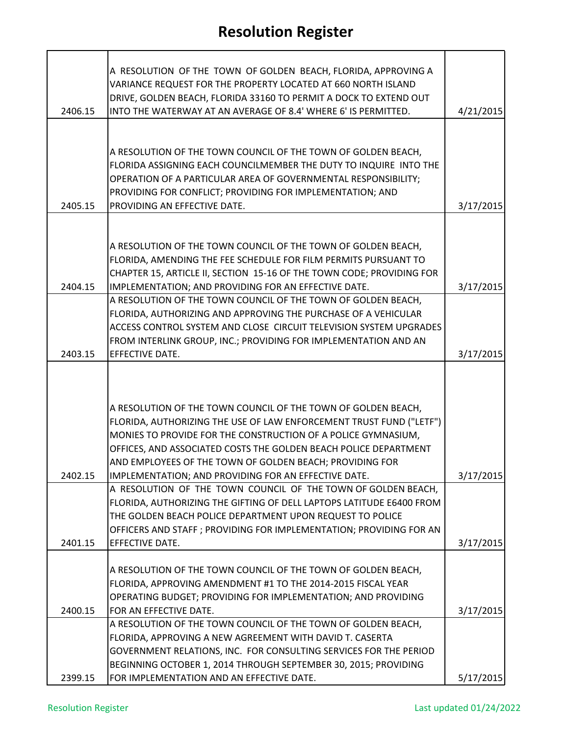# Resolution Register

| | | |
|---|---|---|
| 2406.15 | A RESOLUTION OF THE TOWN OF GOLDEN BEACH, FLORIDA, APPROVING A VARIANCE REQUEST FOR THE PROPERTY LOCATED AT 660 NORTH ISLAND DRIVE, GOLDEN BEACH, FLORIDA 33160 TO PERMIT A DOCK TO EXTEND OUT INTO THE WATERWAY AT AN AVERAGE OF 8.4' WHERE 6' IS PERMITTED. | 4/21/2015 |
| 2405.15 | A RESOLUTION OF THE TOWN COUNCIL OF THE TOWN OF GOLDEN BEACH, FLORIDA ASSIGNING EACH COUNCILMEMBER THE DUTY TO INQUIRE INTO THE OPERATION OF A PARTICULAR AREA OF GOVERNMENTAL RESPONSIBILITY; PROVIDING FOR CONFLICT; PROVIDING FOR IMPLEMENTATION; AND PROVIDING AN EFFECTIVE DATE. | 3/17/2015 |
| 2404.15 | A RESOLUTION OF THE TOWN COUNCIL OF THE TOWN OF GOLDEN BEACH, FLORIDA, AMENDING THE FEE SCHEDULE FOR FILM PERMITS PURSUANT TO CHAPTER 15, ARTICLE II, SECTION 15-16 OF THE TOWN CODE; PROVIDING FOR IMPLEMENTATION; AND PROVIDING FOR AN EFFECTIVE DATE. | 3/17/2015 |
| 2403.15 | A RESOLUTION OF THE TOWN COUNCIL OF THE TOWN OF GOLDEN BEACH, FLORIDA, AUTHORIZING AND APPROVING THE PURCHASE OF A VEHICULAR ACCESS CONTROL SYSTEM AND CLOSE CIRCUIT TELEVISION SYSTEM UPGRADES FROM INTERLINK GROUP, INC.; PROVIDING FOR IMPLEMENTATION AND AN EFFECTIVE DATE. | 3/17/2015 |
| 2402.15 | A RESOLUTION OF THE TOWN COUNCIL OF THE TOWN OF GOLDEN BEACH, FLORIDA, AUTHORIZING THE USE OF LAW ENFORCEMENT TRUST FUND ("LETF") MONIES TO PROVIDE FOR THE CONSTRUCTION OF A POLICE GYMNASIUM, OFFICES, AND ASSOCIATED COSTS THE GOLDEN BEACH POLICE DEPARTMENT AND EMPLOYEES OF THE TOWN OF GOLDEN BEACH; PROVIDING FOR IMPLEMENTATION; AND PROVIDING FOR AN EFFECTIVE DATE. | 3/17/2015 |
| 2401.15 | A RESOLUTION OF THE TOWN COUNCIL OF THE TOWN OF GOLDEN BEACH, FLORIDA, AUTHORIZING THE GIFTING OF DELL LAPTOPS LATITUDE E6400 FROM THE GOLDEN BEACH POLICE DEPARTMENT UPON REQUEST TO POLICE OFFICERS AND STAFF ; PROVIDING FOR IMPLEMENTATION; PROVIDING FOR AN EFFECTIVE DATE. | 3/17/2015 |
| 2400.15 | A RESOLUTION OF THE TOWN COUNCIL OF THE TOWN OF GOLDEN BEACH, FLORIDA, APPROVING AMENDMENT #1 TO THE 2014-2015 FISCAL YEAR OPERATING BUDGET; PROVIDING FOR IMPLEMENTATION; AND PROVIDING FOR AN EFFECTIVE DATE. | 3/17/2015 |
| 2399.15 | A RESOLUTION OF THE TOWN COUNCIL OF THE TOWN OF GOLDEN BEACH, FLORIDA, APPROVING A NEW AGREEMENT WITH DAVID T. CASERTA GOVERNMENT RELATIONS, INC. FOR CONSULTING SERVICES FOR THE PERIOD BEGINNING OCTOBER 1, 2014 THROUGH SEPTEMBER 30, 2015; PROVIDING FOR IMPLEMENTATION AND AN EFFECTIVE DATE. | 5/17/2015 |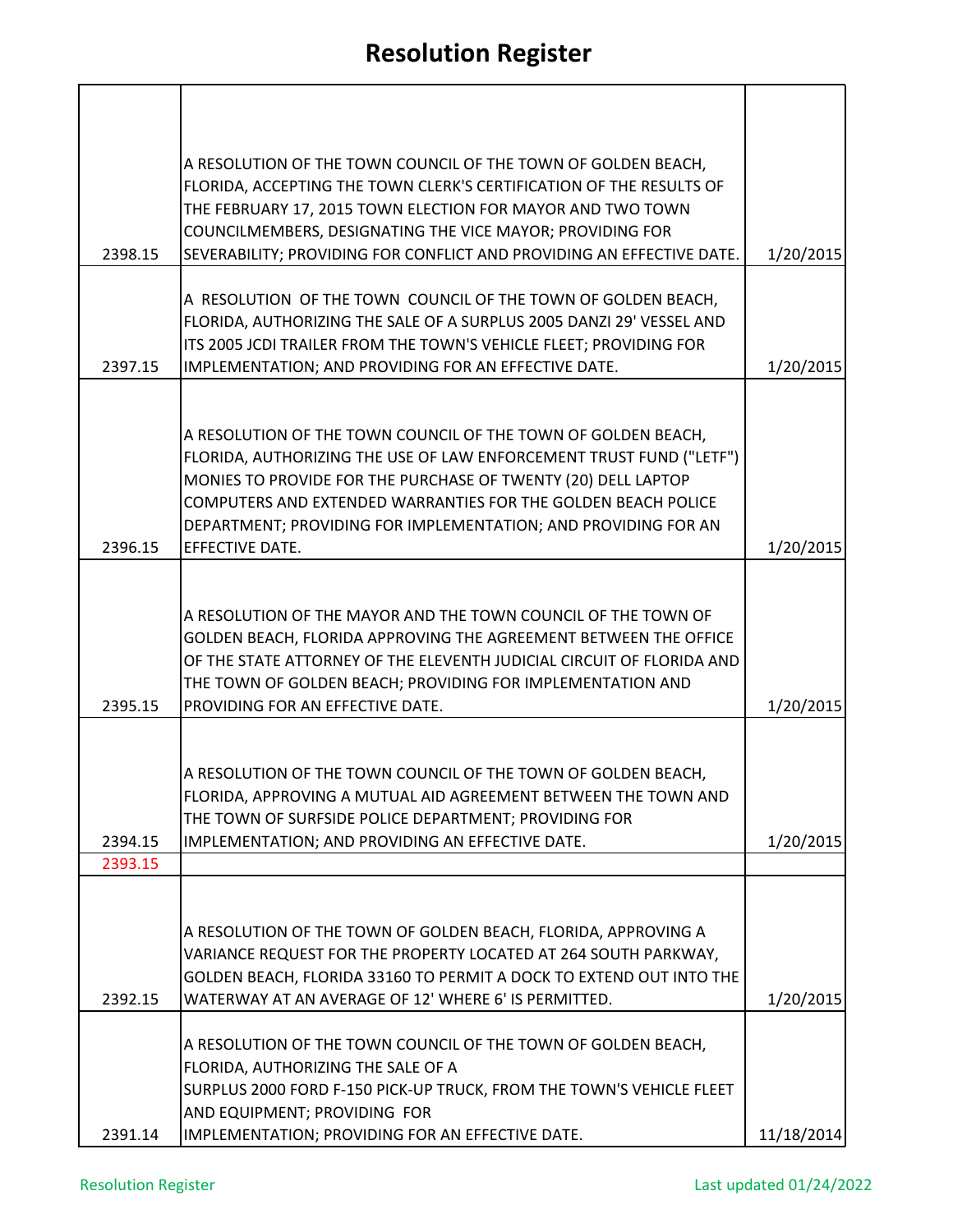# Resolution Register

| | | |
|---|---|---|
| 2398.15 | A RESOLUTION OF THE TOWN COUNCIL OF THE TOWN OF GOLDEN BEACH, FLORIDA, ACCEPTING THE TOWN CLERK'S CERTIFICATION OF THE RESULTS OF THE FEBRUARY 17, 2015 TOWN ELECTION FOR MAYOR AND TWO TOWN COUNCILMEMBERS, DESIGNATING THE VICE MAYOR; PROVIDING FOR SEVERABILITY; PROVIDING FOR CONFLICT AND PROVIDING AN EFFECTIVE DATE. | 1/20/2015 |
| 2397.15 | A RESOLUTION OF THE TOWN COUNCIL OF THE TOWN OF GOLDEN BEACH, FLORIDA, AUTHORIZING THE SALE OF A SURPLUS 2005 DANZI 29' VESSEL AND ITS 2005 JCDI TRAILER FROM THE TOWN'S VEHICLE FLEET; PROVIDING FOR IMPLEMENTATION; AND PROVIDING FOR AN EFFECTIVE DATE. | 1/20/2015 |
| 2396.15 | A RESOLUTION OF THE TOWN COUNCIL OF THE TOWN OF GOLDEN BEACH, FLORIDA, AUTHORIZING THE USE OF LAW ENFORCEMENT TRUST FUND ("LETF") MONIES TO PROVIDE FOR THE PURCHASE OF TWENTY (20) DELL LAPTOP COMPUTERS AND EXTENDED WARRANTIES FOR THE GOLDEN BEACH POLICE DEPARTMENT; PROVIDING FOR IMPLEMENTATION; AND PROVIDING FOR AN EFFECTIVE DATE. | 1/20/2015 |
| 2395.15 | A RESOLUTION OF THE MAYOR AND THE TOWN COUNCIL OF THE TOWN OF GOLDEN BEACH, FLORIDA APPROVING THE AGREEMENT BETWEEN THE OFFICE OF THE STATE ATTORNEY OF THE ELEVENTH JUDICIAL CIRCUIT OF FLORIDA AND THE TOWN OF GOLDEN BEACH; PROVIDING FOR IMPLEMENTATION AND PROVIDING FOR AN EFFECTIVE DATE. | 1/20/2015 |
| 2394.15 | A RESOLUTION OF THE TOWN COUNCIL OF THE TOWN OF GOLDEN BEACH, FLORIDA, APPROVING A MUTUAL AID AGREEMENT BETWEEN THE TOWN AND THE TOWN OF SURFSIDE POLICE DEPARTMENT; PROVIDING FOR IMPLEMENTATION; AND PROVIDING AN EFFECTIVE DATE. | 1/20/2015 |
| 2393.15 | | |
| 2392.15 | A RESOLUTION OF THE TOWN OF GOLDEN BEACH, FLORIDA, APPROVING A VARIANCE REQUEST FOR THE PROPERTY LOCATED AT 264 SOUTH PARKWAY, GOLDEN BEACH, FLORIDA 33160 TO PERMIT A DOCK TO EXTEND OUT INTO THE WATERWAY AT AN AVERAGE OF 12' WHERE 6' IS PERMITTED. | 1/20/2015 |
| 2391.14 | A RESOLUTION OF THE TOWN COUNCIL OF THE TOWN OF GOLDEN BEACH, FLORIDA, AUTHORIZING THE SALE OF A SURPLUS 2000 FORD F-150 PICK-UP TRUCK, FROM THE TOWN'S VEHICLE FLEET AND EQUIPMENT; PROVIDING FOR IMPLEMENTATION; PROVIDING FOR AN EFFECTIVE DATE. | 11/18/2014 |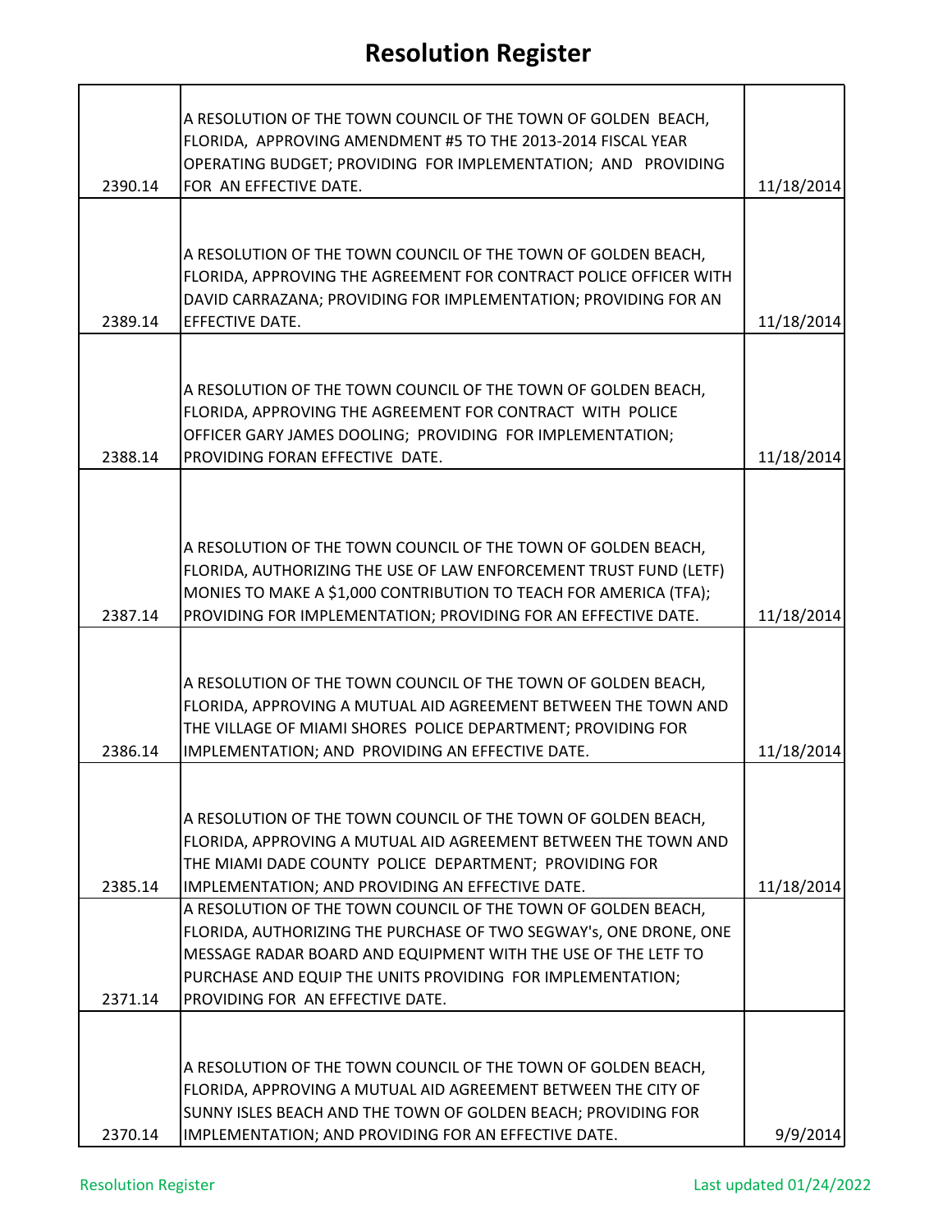# Resolution Register

| | | |
|---|---|---|
| 2390.14 | A RESOLUTION OF THE TOWN COUNCIL OF THE TOWN OF GOLDEN BEACH, FLORIDA, APPROVING AMENDMENT #5 TO THE 2013-2014 FISCAL YEAR OPERATING BUDGET; PROVIDING FOR IMPLEMENTATION; AND PROVIDING FOR AN EFFECTIVE DATE. | 11/18/2014 |
| 2389.14 | A RESOLUTION OF THE TOWN COUNCIL OF THE TOWN OF GOLDEN BEACH, FLORIDA, APPROVING THE AGREEMENT FOR CONTRACT POLICE OFFICER WITH DAVID CARRAZANA; PROVIDING FOR IMPLEMENTATION; PROVIDING FOR AN EFFECTIVE DATE. | 11/18/2014 |
| 2388.14 | A RESOLUTION OF THE TOWN COUNCIL OF THE TOWN OF GOLDEN BEACH, FLORIDA, APPROVING THE AGREEMENT FOR CONTRACT WITH POLICE OFFICER GARY JAMES DOOLING; PROVIDING FOR IMPLEMENTATION; PROVIDING FORAN EFFECTIVE DATE. | 11/18/2014 |
| 2387.14 | A RESOLUTION OF THE TOWN COUNCIL OF THE TOWN OF GOLDEN BEACH, FLORIDA, AUTHORIZING THE USE OF LAW ENFORCEMENT TRUST FUND (LETF) MONIES TO MAKE A $1,000 CONTRIBUTION TO TEACH FOR AMERICA (TFA); PROVIDING FOR IMPLEMENTATION; PROVIDING FOR AN EFFECTIVE DATE. | 11/18/2014 |
| 2386.14 | A RESOLUTION OF THE TOWN COUNCIL OF THE TOWN OF GOLDEN BEACH, FLORIDA, APPROVING A MUTUAL AID AGREEMENT BETWEEN THE TOWN AND THE VILLAGE OF MIAMI SHORES POLICE DEPARTMENT; PROVIDING FOR IMPLEMENTATION; AND PROVIDING AN EFFECTIVE DATE. | 11/18/2014 |
| 2385.14 | A RESOLUTION OF THE TOWN COUNCIL OF THE TOWN OF GOLDEN BEACH, FLORIDA, APPROVING A MUTUAL AID AGREEMENT BETWEEN THE TOWN AND THE MIAMI DADE COUNTY POLICE DEPARTMENT; PROVIDING FOR IMPLEMENTATION; AND PROVIDING AN EFFECTIVE DATE. | 11/18/2014 |
| 2371.14 | A RESOLUTION OF THE TOWN COUNCIL OF THE TOWN OF GOLDEN BEACH, FLORIDA, AUTHORIZING THE PURCHASE OF TWO SEGWAY's, ONE DRONE, ONE MESSAGE RADAR BOARD AND EQUIPMENT WITH THE USE OF THE LETF TO PURCHASE AND EQUIP THE UNITS PROVIDING FOR IMPLEMENTATION; PROVIDING FOR AN EFFECTIVE DATE. | |
| 2370.14 | A RESOLUTION OF THE TOWN COUNCIL OF THE TOWN OF GOLDEN BEACH, FLORIDA, APPROVING A MUTUAL AID AGREEMENT BETWEEN THE CITY OF SUNNY ISLES BEACH AND THE TOWN OF GOLDEN BEACH; PROVIDING FOR IMPLEMENTATION; AND PROVIDING FOR AN EFFECTIVE DATE. | 9/9/2014 |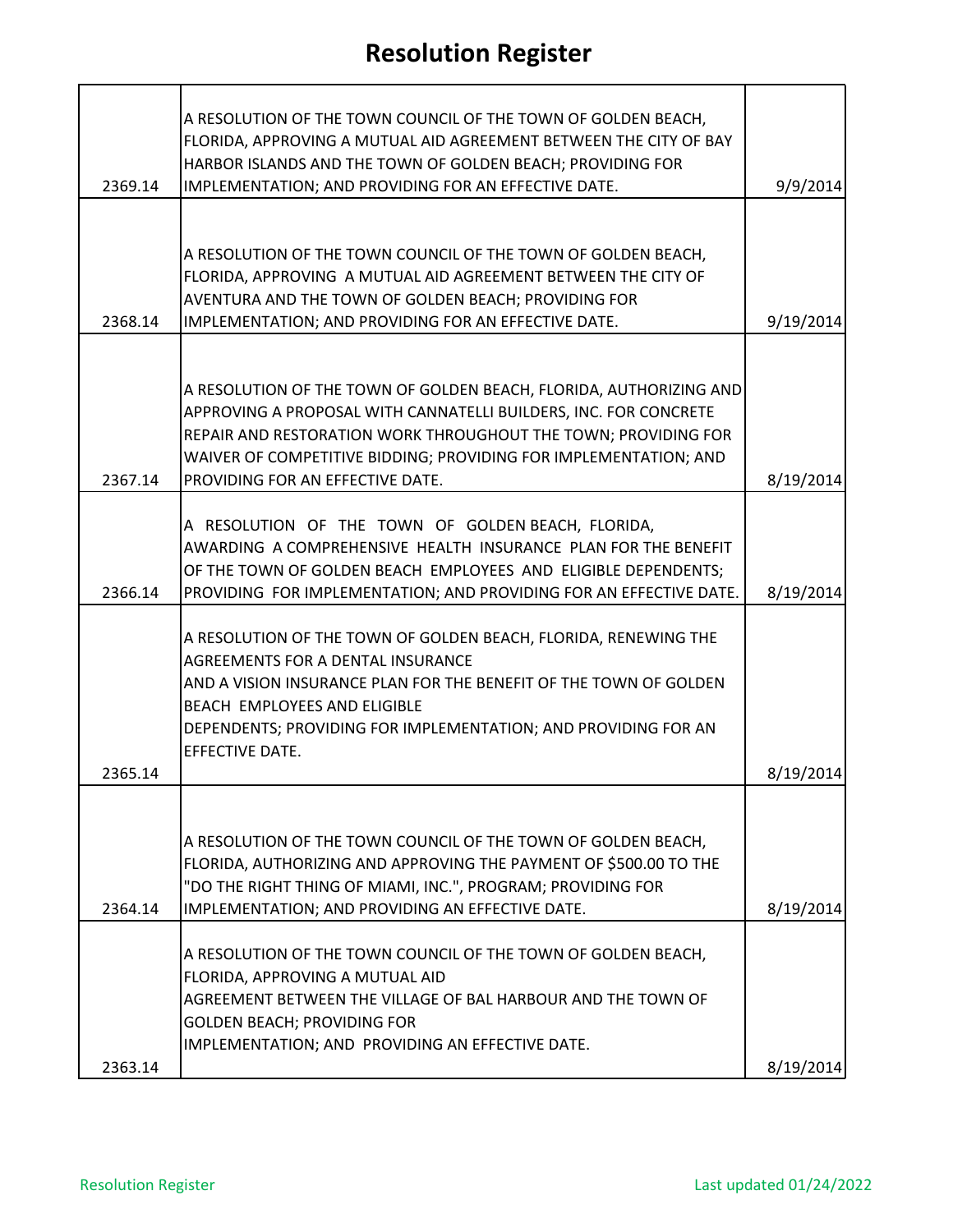# Resolution Register

| | | |
|---|---|---|
| 2369.14 | A RESOLUTION OF THE TOWN COUNCIL OF THE TOWN OF GOLDEN BEACH, FLORIDA, APPROVING A MUTUAL AID AGREEMENT BETWEEN THE CITY OF BAY HARBOR ISLANDS AND THE TOWN OF GOLDEN BEACH; PROVIDING FOR IMPLEMENTATION; AND PROVIDING FOR AN EFFECTIVE DATE. | 9/9/2014 |
| 2368.14 | A RESOLUTION OF THE TOWN COUNCIL OF THE TOWN OF GOLDEN BEACH, FLORIDA, APPROVING A MUTUAL AID AGREEMENT BETWEEN THE CITY OF AVENTURA AND THE TOWN OF GOLDEN BEACH; PROVIDING FOR IMPLEMENTATION; AND PROVIDING FOR AN EFFECTIVE DATE. | 9/19/2014 |
| 2367.14 | A RESOLUTION OF THE TOWN OF GOLDEN BEACH, FLORIDA, AUTHORIZING AND APPROVING A PROPOSAL WITH CANNATELLI BUILDERS, INC. FOR CONCRETE REPAIR AND RESTORATION WORK THROUGHOUT THE TOWN; PROVIDING FOR WAIVER OF COMPETITIVE BIDDING; PROVIDING FOR IMPLEMENTATION; AND PROVIDING FOR AN EFFECTIVE DATE. | 8/19/2014 |
| 2366.14 | A RESOLUTION OF THE TOWN OF GOLDEN BEACH, FLORIDA, AWARDING A COMPREHENSIVE HEALTH INSURANCE PLAN FOR THE BENEFIT OF THE TOWN OF GOLDEN BEACH EMPLOYEES AND ELIGIBLE DEPENDENTS; PROVIDING FOR IMPLEMENTATION; AND PROVIDING FOR AN EFFECTIVE DATE. | 8/19/2014 |
| 2365.14 | A RESOLUTION OF THE TOWN OF GOLDEN BEACH, FLORIDA, RENEWING THE AGREEMENTS FOR A DENTAL INSURANCE AND A VISION INSURANCE PLAN FOR THE BENEFIT OF THE TOWN OF GOLDEN BEACH EMPLOYEES AND ELIGIBLE DEPENDENTS; PROVIDING FOR IMPLEMENTATION; AND PROVIDING FOR AN EFFECTIVE DATE. | 8/19/2014 |
| 2364.14 | A RESOLUTION OF THE TOWN COUNCIL OF THE TOWN OF GOLDEN BEACH, FLORIDA, AUTHORIZING AND APPROVING THE PAYMENT OF $500.00 TO THE "DO THE RIGHT THING OF MIAMI, INC.", PROGRAM; PROVIDING FOR IMPLEMENTATION; AND PROVIDING AN EFFECTIVE DATE. | 8/19/2014 |
| 2363.14 | A RESOLUTION OF THE TOWN COUNCIL OF THE TOWN OF GOLDEN BEACH, FLORIDA, APPROVING A MUTUAL AID AGREEMENT BETWEEN THE VILLAGE OF BAL HARBOUR AND THE TOWN OF GOLDEN BEACH; PROVIDING FOR IMPLEMENTATION; AND PROVIDING AN EFFECTIVE DATE. | 8/19/2014 |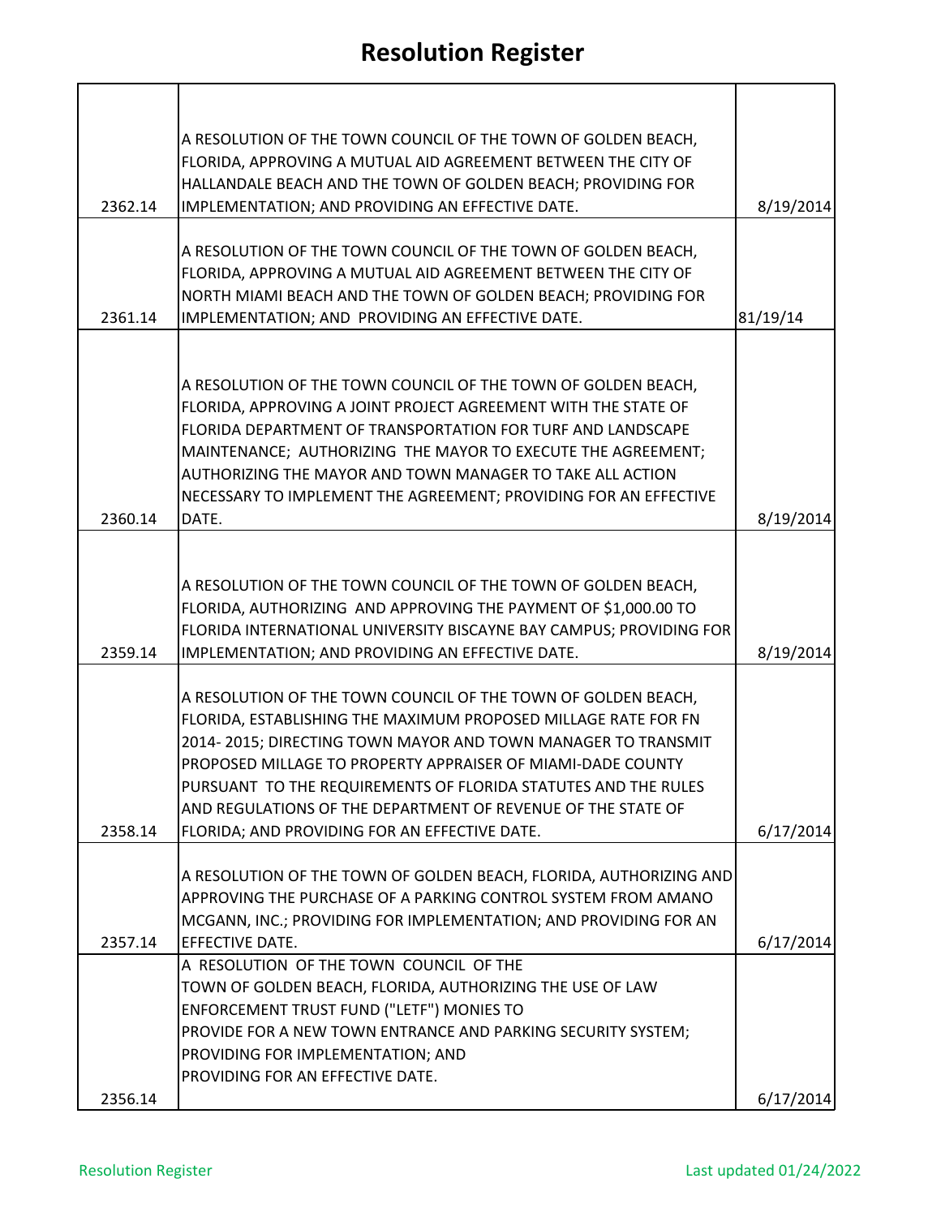# Resolution Register

| | | |
|---|---|---|
| 2362.14 | A RESOLUTION OF THE TOWN COUNCIL OF THE TOWN OF GOLDEN BEACH, FLORIDA, APPROVING A MUTUAL AID AGREEMENT BETWEEN THE CITY OF HALLANDALE BEACH AND THE TOWN OF GOLDEN BEACH; PROVIDING FOR IMPLEMENTATION; AND PROVIDING AN EFFECTIVE DATE. | 8/19/2014 |
| 2361.14 | A RESOLUTION OF THE TOWN COUNCIL OF THE TOWN OF GOLDEN BEACH, FLORIDA, APPROVING A MUTUAL AID AGREEMENT BETWEEN THE CITY OF NORTH MIAMI BEACH AND THE TOWN OF GOLDEN BEACH; PROVIDING FOR IMPLEMENTATION; AND PROVIDING AN EFFECTIVE DATE. | 81/19/14 |
| 2360.14 | A RESOLUTION OF THE TOWN COUNCIL OF THE TOWN OF GOLDEN BEACH, FLORIDA, APPROVING A JOINT PROJECT AGREEMENT WITH THE STATE OF FLORIDA DEPARTMENT OF TRANSPORTATION FOR TURF AND LANDSCAPE MAINTENANCE; AUTHORIZING THE MAYOR TO EXECUTE THE AGREEMENT; AUTHORIZING THE MAYOR AND TOWN MANAGER TO TAKE ALL ACTION NECESSARY TO IMPLEMENT THE AGREEMENT; PROVIDING FOR AN EFFECTIVE DATE. | 8/19/2014 |
| 2359.14 | A RESOLUTION OF THE TOWN COUNCIL OF THE TOWN OF GOLDEN BEACH, FLORIDA, AUTHORIZING AND APPROVING THE PAYMENT OF $1,000.00 TO FLORIDA INTERNATIONAL UNIVERSITY BISCAYNE BAY CAMPUS; PROVIDING FOR IMPLEMENTATION; AND PROVIDING AN EFFECTIVE DATE. | 8/19/2014 |
| 2358.14 | A RESOLUTION OF THE TOWN COUNCIL OF THE TOWN OF GOLDEN BEACH, FLORIDA, ESTABLISHING THE MAXIMUM PROPOSED MILLAGE RATE FOR FN 2014- 2015; DIRECTING TOWN MAYOR AND TOWN MANAGER TO TRANSMIT PROPOSED MILLAGE TO PROPERTY APPRAISER OF MIAMI-DADE COUNTY PURSUANT TO THE REQUIREMENTS OF FLORIDA STATUTES AND THE RULES AND REGULATIONS OF THE DEPARTMENT OF REVENUE OF THE STATE OF FLORIDA; AND PROVIDING FOR AN EFFECTIVE DATE. | 6/17/2014 |
| 2357.14 | A RESOLUTION OF THE TOWN OF GOLDEN BEACH, FLORIDA, AUTHORIZING AND APPROVING THE PURCHASE OF A PARKING CONTROL SYSTEM FROM AMANO MCGANN, INC.; PROVIDING FOR IMPLEMENTATION; AND PROVIDING FOR AN EFFECTIVE DATE. | 6/17/2014 |
| 2356.14 | A RESOLUTION OF THE TOWN COUNCIL OF THE TOWN OF GOLDEN BEACH, FLORIDA, AUTHORIZING THE USE OF LAW ENFORCEMENT TRUST FUND ("LETF") MONIES TO PROVIDE FOR A NEW TOWN ENTRANCE AND PARKING SECURITY SYSTEM; PROVIDING FOR IMPLEMENTATION; AND PROVIDING FOR AN EFFECTIVE DATE. | 6/17/2014 |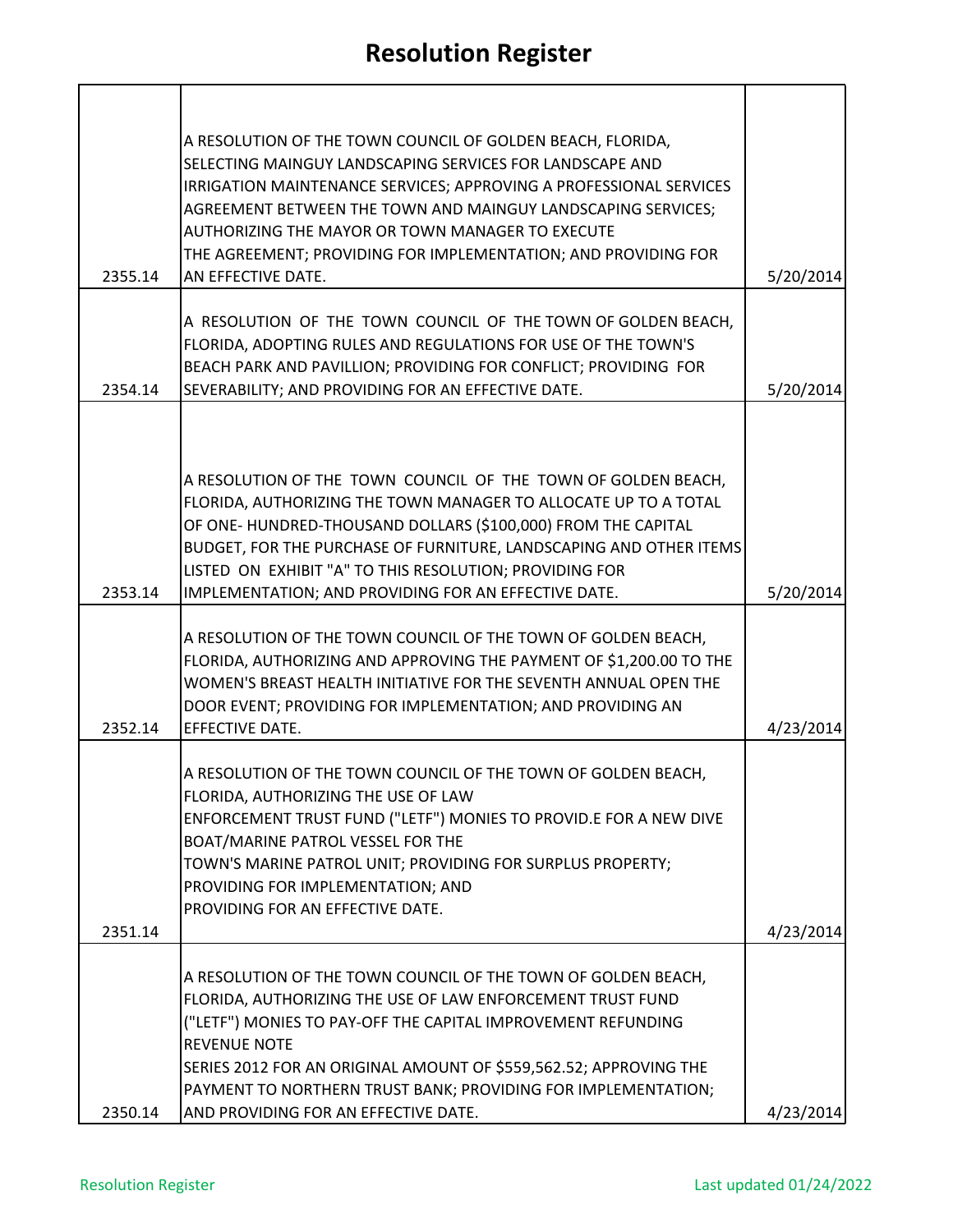# Resolution Register

| | | |
|---|---|---|
| 2355.14 | A RESOLUTION OF THE TOWN COUNCIL OF GOLDEN BEACH, FLORIDA, SELECTING MAINGUY LANDSCAPING SERVICES FOR LANDSCAPE AND IRRIGATION MAINTENANCE SERVICES; APPROVING A PROFESSIONAL SERVICES AGREEMENT BETWEEN THE TOWN AND MAINGUY LANDSCAPING SERVICES; AUTHORIZING THE MAYOR OR TOWN MANAGER TO EXECUTE THE AGREEMENT; PROVIDING FOR IMPLEMENTATION; AND PROVIDING FOR AN EFFECTIVE DATE. | 5/20/2014 |
| 2354.14 | A RESOLUTION OF THE TOWN COUNCIL OF THE TOWN OF GOLDEN BEACH, FLORIDA, ADOPTING RULES AND REGULATIONS FOR USE OF THE TOWN'S BEACH PARK AND PAVILLION; PROVIDING FOR CONFLICT; PROVIDING FOR SEVERABILITY; AND PROVIDING FOR AN EFFECTIVE DATE. | 5/20/2014 |
| 2353.14 | A RESOLUTION OF THE TOWN COUNCIL OF THE TOWN OF GOLDEN BEACH, FLORIDA, AUTHORIZING THE TOWN MANAGER TO ALLOCATE UP TO A TOTAL OF ONE- HUNDRED-THOUSAND DOLLARS ($100,000) FROM THE CAPITAL BUDGET, FOR THE PURCHASE OF FURNITURE, LANDSCAPING AND OTHER ITEMS LISTED ON EXHIBIT "A" TO THIS RESOLUTION; PROVIDING FOR IMPLEMENTATION; AND PROVIDING FOR AN EFFECTIVE DATE. | 5/20/2014 |
| 2352.14 | A RESOLUTION OF THE TOWN COUNCIL OF THE TOWN OF GOLDEN BEACH, FLORIDA, AUTHORIZING AND APPROVING THE PAYMENT OF $1,200.00 TO THE WOMEN'S BREAST HEALTH INITIATIVE FOR THE SEVENTH ANNUAL OPEN THE DOOR EVENT; PROVIDING FOR IMPLEMENTATION; AND PROVIDING AN EFFECTIVE DATE. | 4/23/2014 |
| 2351.14 | A RESOLUTION OF THE TOWN COUNCIL OF THE TOWN OF GOLDEN BEACH, FLORIDA, AUTHORIZING THE USE OF LAW ENFORCEMENT TRUST FUND ("LETF") MONIES TO PROVID.E FOR A NEW DIVE BOAT/MARINE PATROL VESSEL FOR THE TOWN'S MARINE PATROL UNIT; PROVIDING FOR SURPLUS PROPERTY; PROVIDING FOR IMPLEMENTATION; AND PROVIDING FOR AN EFFECTIVE DATE. | 4/23/2014 |
| 2350.14 | A RESOLUTION OF THE TOWN COUNCIL OF THE TOWN OF GOLDEN BEACH, FLORIDA, AUTHORIZING THE USE OF LAW ENFORCEMENT TRUST FUND ("LETF") MONIES TO PAY-OFF THE CAPITAL IMPROVEMENT REFUNDING REVENUE NOTE SERIES 2012 FOR AN ORIGINAL AMOUNT OF $559,562.52; APPROVING THE PAYMENT TO NORTHERN TRUST BANK; PROVIDING FOR IMPLEMENTATION; AND PROVIDING FOR AN EFFECTIVE DATE. | 4/23/2014 |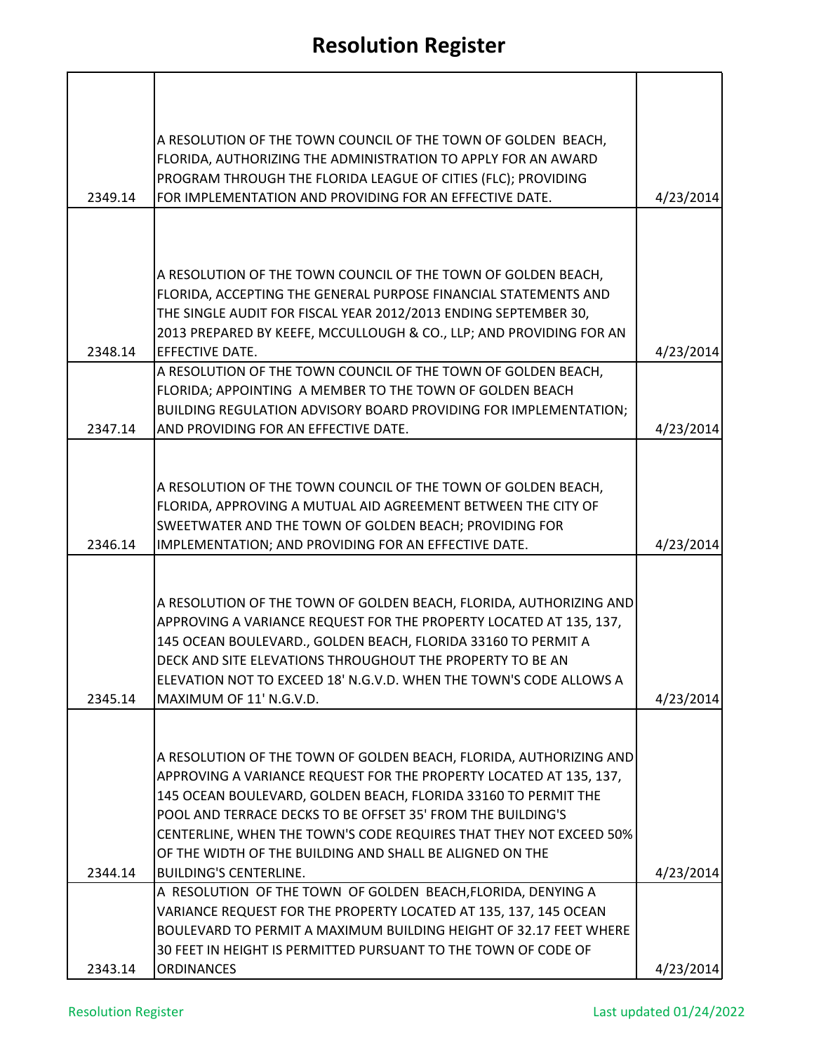# Resolution Register

| | | |
|---|---|---|
| 2349.14 | A RESOLUTION OF THE TOWN COUNCIL OF THE TOWN OF GOLDEN BEACH, FLORIDA, AUTHORIZING THE ADMINISTRATION TO APPLY FOR AN AWARD PROGRAM THROUGH THE FLORIDA LEAGUE OF CITIES (FLC); PROVIDING FOR IMPLEMENTATION AND PROVIDING FOR AN EFFECTIVE DATE. | 4/23/2014 |
| 2348.14 | A RESOLUTION OF THE TOWN COUNCIL OF THE TOWN OF GOLDEN BEACH, FLORIDA, ACCEPTING THE GENERAL PURPOSE FINANCIAL STATEMENTS AND THE SINGLE AUDIT FOR FISCAL YEAR 2012/2013 ENDING SEPTEMBER 30, 2013 PREPARED BY KEEFE, MCCULLOUGH & CO., LLP; AND PROVIDING FOR AN EFFECTIVE DATE. | 4/23/2014 |
| 2347.14 | A RESOLUTION OF THE TOWN COUNCIL OF THE TOWN OF GOLDEN BEACH, FLORIDA; APPOINTING A MEMBER TO THE TOWN OF GOLDEN BEACH BUILDING REGULATION ADVISORY BOARD PROVIDING FOR IMPLEMENTATION; AND PROVIDING FOR AN EFFECTIVE DATE. | 4/23/2014 |
| 2346.14 | A RESOLUTION OF THE TOWN COUNCIL OF THE TOWN OF GOLDEN BEACH, FLORIDA, APPROVING A MUTUAL AID AGREEMENT BETWEEN THE CITY OF SWEETWATER AND THE TOWN OF GOLDEN BEACH; PROVIDING FOR IMPLEMENTATION; AND PROVIDING FOR AN EFFECTIVE DATE. | 4/23/2014 |
| 2345.14 | A RESOLUTION OF THE TOWN OF GOLDEN BEACH, FLORIDA, AUTHORIZING AND APPROVING A VARIANCE REQUEST FOR THE PROPERTY LOCATED AT 135, 137, 145 OCEAN BOULEVARD., GOLDEN BEACH, FLORIDA 33160 TO PERMIT A DECK AND SITE ELEVATIONS THROUGHOUT THE PROPERTY TO BE AN ELEVATION NOT TO EXCEED 18' N.G.V.D. WHEN THE TOWN'S CODE ALLOWS A MAXIMUM OF 11' N.G.V.D. | 4/23/2014 |
| 2344.14 | A RESOLUTION OF THE TOWN OF GOLDEN BEACH, FLORIDA, AUTHORIZING AND APPROVING A VARIANCE REQUEST FOR THE PROPERTY LOCATED AT 135, 137, 145 OCEAN BOULEVARD, GOLDEN BEACH, FLORIDA 33160 TO PERMIT THE POOL AND TERRACE DECKS TO BE OFFSET 35' FROM THE BUILDING'S CENTERLINE, WHEN THE TOWN'S CODE REQUIRES THAT THEY NOT EXCEED 50% OF THE WIDTH OF THE BUILDING AND SHALL BE ALIGNED ON THE BUILDING'S CENTERLINE. | 4/23/2014 |
| 2343.14 | A RESOLUTION OF THE TOWN OF GOLDEN BEACH,FLORIDA, DENYING A VARIANCE REQUEST FOR THE PROPERTY LOCATED AT 135, 137, 145 OCEAN BOULEVARD TO PERMIT A MAXIMUM BUILDING HEIGHT OF 32.17 FEET WHERE 30 FEET IN HEIGHT IS PERMITTED PURSUANT TO THE TOWN OF CODE OF ORDINANCES | 4/23/2014 |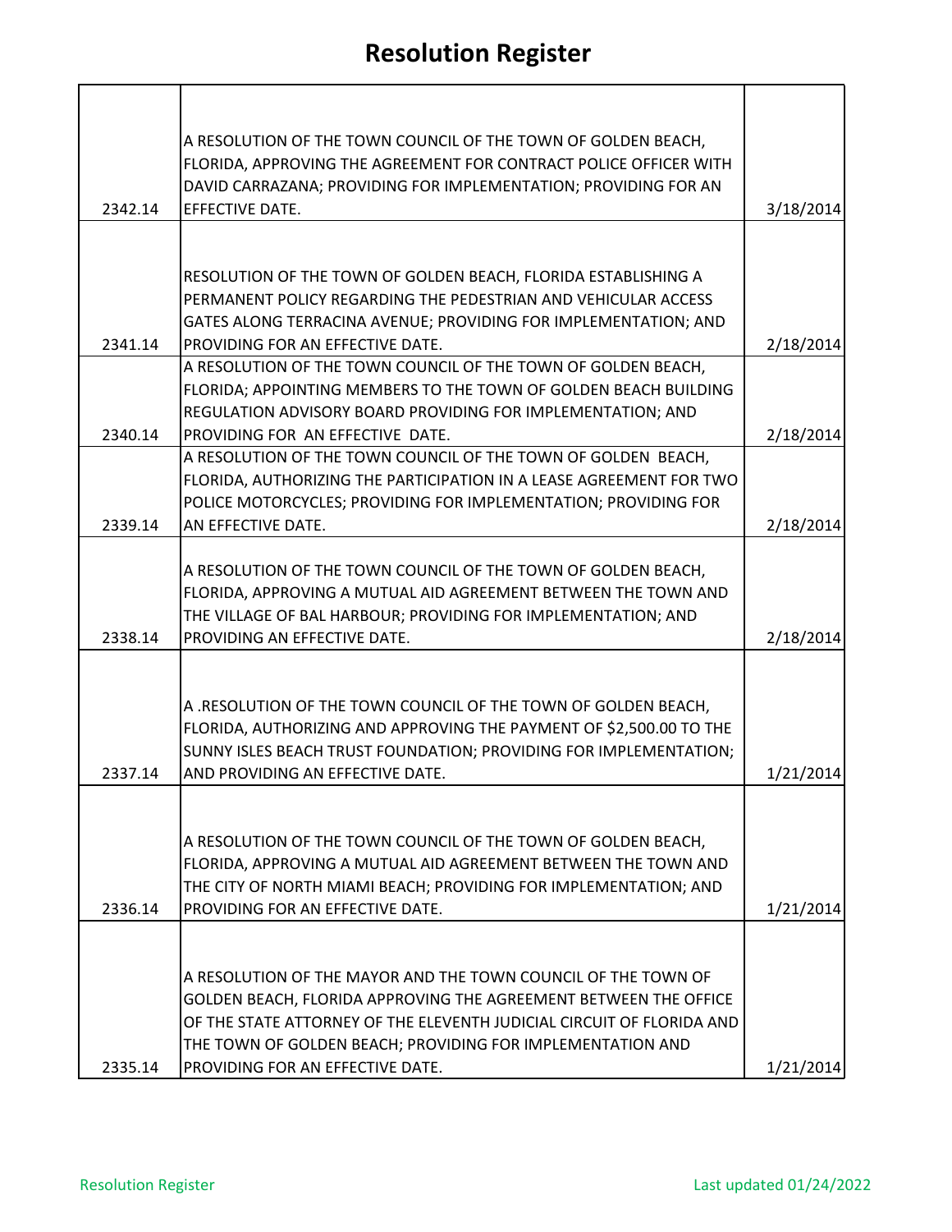# Resolution Register

| | | |
|---|---|---|
| 2342.14 | A RESOLUTION OF THE TOWN COUNCIL OF THE TOWN OF GOLDEN BEACH, FLORIDA, APPROVING THE AGREEMENT FOR CONTRACT POLICE OFFICER WITH DAVID CARRAZANA; PROVIDING FOR IMPLEMENTATION; PROVIDING FOR AN EFFECTIVE DATE. | 3/18/2014 |
| 2341.14 | RESOLUTION OF THE TOWN OF GOLDEN BEACH, FLORIDA ESTABLISHING A PERMANENT POLICY REGARDING THE PEDESTRIAN AND VEHICULAR ACCESS GATES ALONG TERRACINA AVENUE; PROVIDING FOR IMPLEMENTATION; AND PROVIDING FOR AN EFFECTIVE DATE. | 2/18/2014 |
| 2340.14 | A RESOLUTION OF THE TOWN COUNCIL OF THE TOWN OF GOLDEN BEACH, FLORIDA; APPOINTING MEMBERS TO THE TOWN OF GOLDEN BEACH BUILDING REGULATION ADVISORY BOARD PROVIDING FOR IMPLEMENTATION; AND PROVIDING FOR AN EFFECTIVE DATE. | 2/18/2014 |
| 2339.14 | A RESOLUTION OF THE TOWN COUNCIL OF THE TOWN OF GOLDEN BEACH, FLORIDA, AUTHORIZING THE PARTICIPATION IN A LEASE AGREEMENT FOR TWO POLICE MOTORCYCLES; PROVIDING FOR IMPLEMENTATION; PROVIDING FOR AN EFFECTIVE DATE. | 2/18/2014 |
| 2338.14 | A RESOLUTION OF THE TOWN COUNCIL OF THE TOWN OF GOLDEN BEACH, FLORIDA, APPROVING A MUTUAL AID AGREEMENT BETWEEN THE TOWN AND THE VILLAGE OF BAL HARBOUR; PROVIDING FOR IMPLEMENTATION; AND PROVIDING AN EFFECTIVE DATE. | 2/18/2014 |
| 2337.14 | A .RESOLUTION OF THE TOWN COUNCIL OF THE TOWN OF GOLDEN BEACH, FLORIDA, AUTHORIZING AND APPROVING THE PAYMENT OF $2,500.00 TO THE SUNNY ISLES BEACH TRUST FOUNDATION; PROVIDING FOR IMPLEMENTATION; AND PROVIDING AN EFFECTIVE DATE. | 1/21/2014 |
| 2336.14 | A RESOLUTION OF THE TOWN COUNCIL OF THE TOWN OF GOLDEN BEACH, FLORIDA, APPROVING A MUTUAL AID AGREEMENT BETWEEN THE TOWN AND THE CITY OF NORTH MIAMI BEACH; PROVIDING FOR IMPLEMENTATION; AND PROVIDING FOR AN EFFECTIVE DATE. | 1/21/2014 |
| 2335.14 | A RESOLUTION OF THE MAYOR AND THE TOWN COUNCIL OF THE TOWN OF GOLDEN BEACH, FLORIDA APPROVING THE AGREEMENT BETWEEN THE OFFICE OF THE STATE ATTORNEY OF THE ELEVENTH JUDICIAL CIRCUIT OF FLORIDA AND THE TOWN OF GOLDEN BEACH; PROVIDING FOR IMPLEMENTATION AND PROVIDING FOR AN EFFECTIVE DATE. | 1/21/2014 |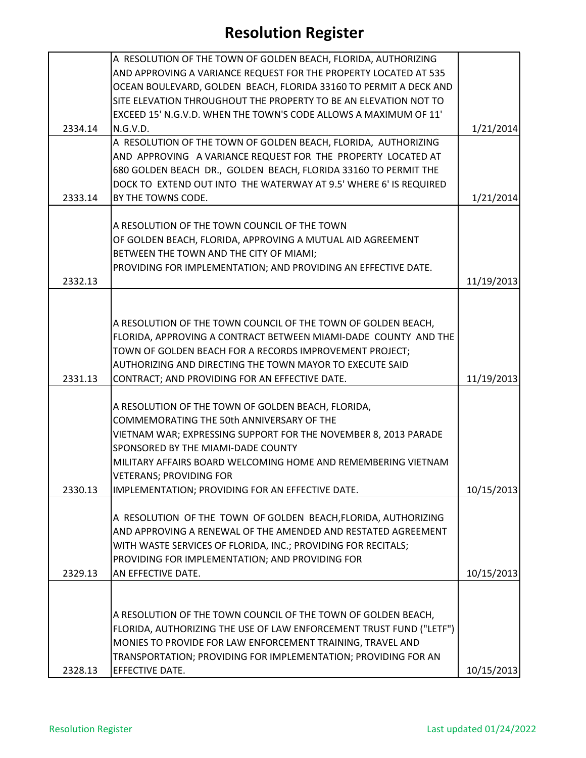# Resolution Register

| | | |
|---|---|---|
| 2334.14 | A RESOLUTION OF THE TOWN OF GOLDEN BEACH, FLORIDA, AUTHORIZING AND APPROVING A VARIANCE REQUEST FOR THE PROPERTY LOCATED AT 535 OCEAN BOULEVARD, GOLDEN BEACH, FLORIDA 33160 TO PERMIT A DECK AND SITE ELEVATION THROUGHOUT THE PROPERTY TO BE AN ELEVATION NOT TO EXCEED 15' N.G.V.D. WHEN THE TOWN'S CODE ALLOWS A MAXIMUM OF 11' N.G.V.D. | 1/21/2014 |
| 2333.14 | A RESOLUTION OF THE TOWN OF GOLDEN BEACH, FLORIDA, AUTHORIZING AND APPROVING A VARIANCE REQUEST FOR THE PROPERTY LOCATED AT 680 GOLDEN BEACH DR., GOLDEN BEACH, FLORIDA 33160 TO PERMIT THE DOCK TO EXTEND OUT INTO THE WATERWAY AT 9.5' WHERE 6' IS REQUIRED BY THE TOWNS CODE. | 1/21/2014 |
| 2332.13 | A RESOLUTION OF THE TOWN COUNCIL OF THE TOWN OF GOLDEN BEACH, FLORIDA, APPROVING A MUTUAL AID AGREEMENT BETWEEN THE TOWN AND THE CITY OF MIAMI; PROVIDING FOR IMPLEMENTATION; AND PROVIDING AN EFFECTIVE DATE. | 11/19/2013 |
| 2331.13 | A RESOLUTION OF THE TOWN COUNCIL OF THE TOWN OF GOLDEN BEACH, FLORIDA, APPROVING A CONTRACT BETWEEN MIAMI-DADE COUNTY AND THE TOWN OF GOLDEN BEACH FOR A RECORDS IMPROVEMENT PROJECT; AUTHORIZING AND DIRECTING THE TOWN MAYOR TO EXECUTE SAID CONTRACT; AND PROVIDING FOR AN EFFECTIVE DATE. | 11/19/2013 |
| 2330.13 | A RESOLUTION OF THE TOWN OF GOLDEN BEACH, FLORIDA, COMMEMORATING THE 50th ANNIVERSARY OF THE VIETNAM WAR; EXPRESSING SUPPORT FOR THE NOVEMBER 8, 2013 PARADE SPONSORED BY THE MIAMI-DADE COUNTY MILITARY AFFAIRS BOARD WELCOMING HOME AND REMEMBERING VIETNAM VETERANS; PROVIDING FOR IMPLEMENTATION; PROVIDING FOR AN EFFECTIVE DATE. | 10/15/2013 |
| 2329.13 | A RESOLUTION OF THE TOWN OF GOLDEN BEACH,FLORIDA, AUTHORIZING AND APPROVING A RENEWAL OF THE AMENDED AND RESTATED AGREEMENT WITH WASTE SERVICES OF FLORIDA, INC.; PROVIDING FOR RECITALS; PROVIDING FOR IMPLEMENTATION; AND PROVIDING FOR AN EFFECTIVE DATE. | 10/15/2013 |
| 2328.13 | A RESOLUTION OF THE TOWN COUNCIL OF THE TOWN OF GOLDEN BEACH, FLORIDA, AUTHORIZING THE USE OF LAW ENFORCEMENT TRUST FUND ("LETF") MONIES TO PROVIDE FOR LAW ENFORCEMENT TRAINING, TRAVEL AND TRANSPORTATION; PROVIDING FOR IMPLEMENTATION; PROVIDING FOR AN EFFECTIVE DATE. | 10/15/2013 |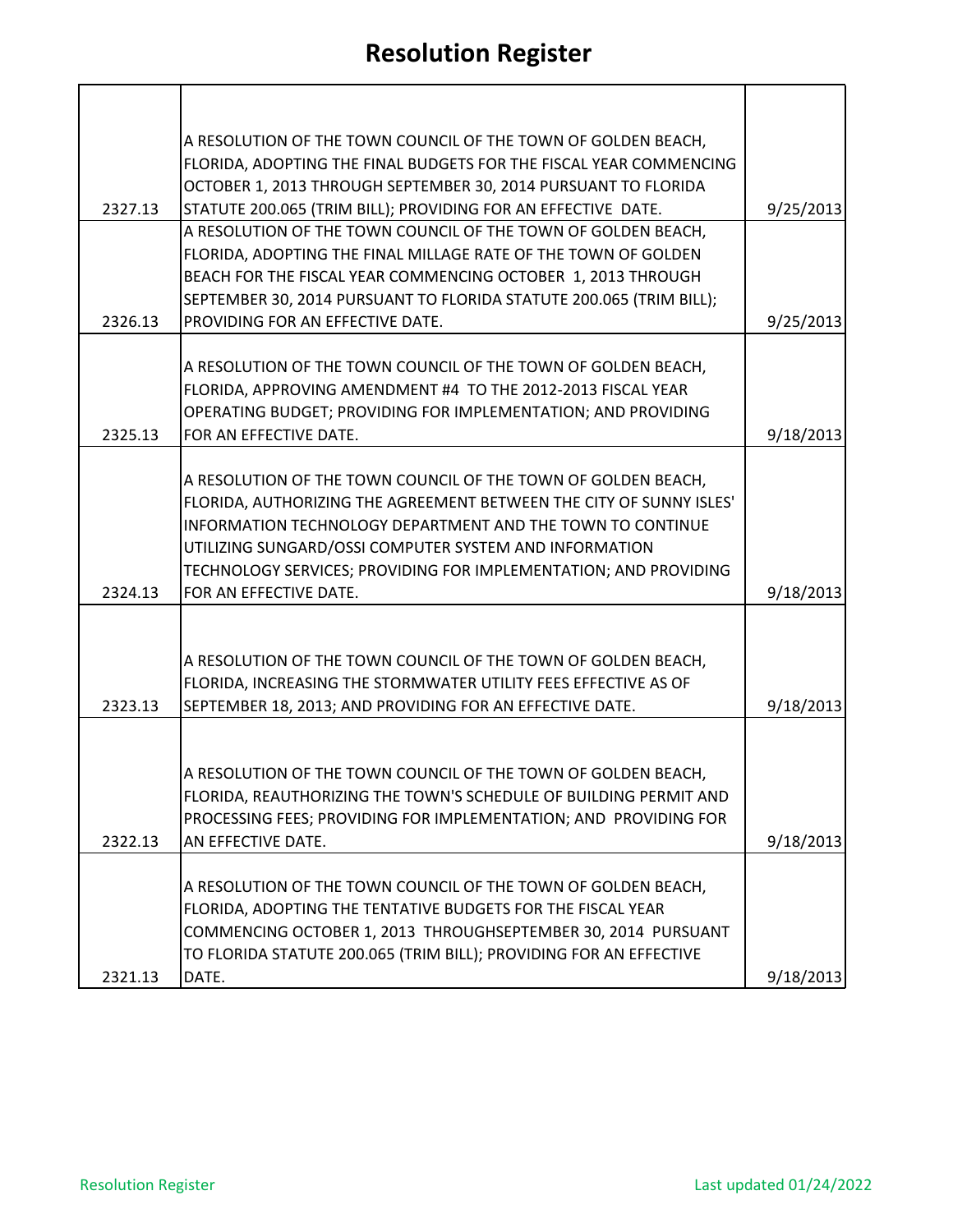# Resolution Register

| | | |
|---|---|---|
| 2327.13 | A RESOLUTION OF THE TOWN COUNCIL OF THE TOWN OF GOLDEN BEACH, FLORIDA, ADOPTING THE FINAL BUDGETS FOR THE FISCAL YEAR COMMENCING OCTOBER 1, 2013 THROUGH SEPTEMBER 30, 2014 PURSUANT TO FLORIDA STATUTE 200.065 (TRIM BILL); PROVIDING FOR AN EFFECTIVE DATE. | 9/25/2013 |
| 2326.13 | A RESOLUTION OF THE TOWN COUNCIL OF THE TOWN OF GOLDEN BEACH, FLORIDA, ADOPTING THE FINAL MILLAGE RATE OF THE TOWN OF GOLDEN BEACH FOR THE FISCAL YEAR COMMENCING OCTOBER 1, 2013 THROUGH SEPTEMBER 30, 2014 PURSUANT TO FLORIDA STATUTE 200.065 (TRIM BILL); PROVIDING FOR AN EFFECTIVE DATE. | 9/25/2013 |
| 2325.13 | A RESOLUTION OF THE TOWN COUNCIL OF THE TOWN OF GOLDEN BEACH, FLORIDA, APPROVING AMENDMENT #4 TO THE 2012-2013 FISCAL YEAR OPERATING BUDGET; PROVIDING FOR IMPLEMENTATION; AND PROVIDING FOR AN EFFECTIVE DATE. | 9/18/2013 |
| 2324.13 | A RESOLUTION OF THE TOWN COUNCIL OF THE TOWN OF GOLDEN BEACH, FLORIDA, AUTHORIZING THE AGREEMENT BETWEEN THE CITY OF SUNNY ISLES' INFORMATION TECHNOLOGY DEPARTMENT AND THE TOWN TO CONTINUE UTILIZING SUNGARD/OSSI COMPUTER SYSTEM AND INFORMATION TECHNOLOGY SERVICES; PROVIDING FOR IMPLEMENTATION; AND PROVIDING FOR AN EFFECTIVE DATE. | 9/18/2013 |
| 2323.13 | A RESOLUTION OF THE TOWN COUNCIL OF THE TOWN OF GOLDEN BEACH, FLORIDA, INCREASING THE STORMWATER UTILITY FEES EFFECTIVE AS OF SEPTEMBER 18, 2013; AND PROVIDING FOR AN EFFECTIVE DATE. | 9/18/2013 |
| 2322.13 | A RESOLUTION OF THE TOWN COUNCIL OF THE TOWN OF GOLDEN BEACH, FLORIDA, REAUTHORIZING THE TOWN'S SCHEDULE OF BUILDING PERMIT AND PROCESSING FEES; PROVIDING FOR IMPLEMENTATION; AND PROVIDING FOR AN EFFECTIVE DATE. | 9/18/2013 |
| 2321.13 | A RESOLUTION OF THE TOWN COUNCIL OF THE TOWN OF GOLDEN BEACH, FLORIDA, ADOPTING THE TENTATIVE BUDGETS FOR THE FISCAL YEAR COMMENCING OCTOBER 1, 2013 THROUGHSEPTEMBER 30, 2014 PURSUANT TO FLORIDA STATUTE 200.065 (TRIM BILL); PROVIDING FOR AN EFFECTIVE DATE. | 9/18/2013 |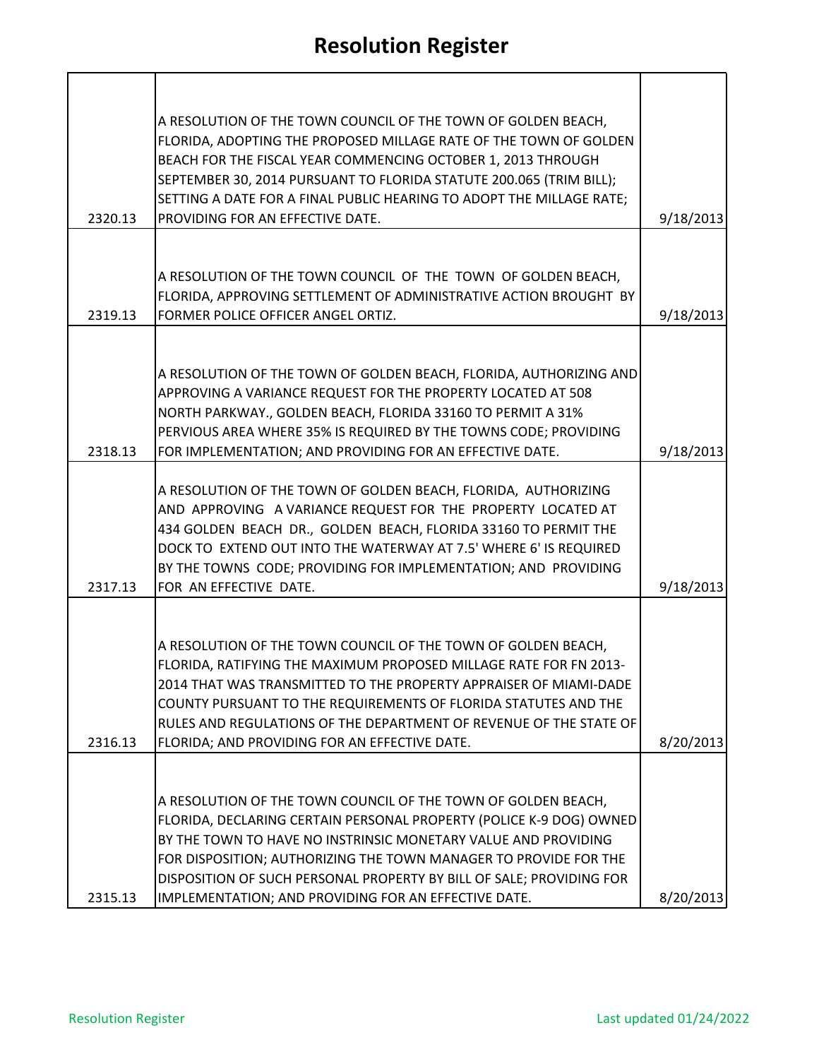# Resolution Register

| | | |
|---|---|---|
| 2320.13 | A RESOLUTION OF THE TOWN COUNCIL OF THE TOWN OF GOLDEN BEACH, FLORIDA, ADOPTING THE PROPOSED MILLAGE RATE OF THE TOWN OF GOLDEN BEACH FOR THE FISCAL YEAR COMMENCING OCTOBER 1, 2013 THROUGH SEPTEMBER 30, 2014 PURSUANT TO FLORIDA STATUTE 200.065 (TRIM BILL); SETTING A DATE FOR A FINAL PUBLIC HEARING TO ADOPT THE MILLAGE RATE; PROVIDING FOR AN EFFECTIVE DATE. | 9/18/2013 |
| 2319.13 | A RESOLUTION OF THE TOWN COUNCIL OF THE TOWN OF GOLDEN BEACH, FLORIDA, APPROVING SETTLEMENT OF ADMINISTRATIVE ACTION BROUGHT BY FORMER POLICE OFFICER ANGEL ORTIZ. | 9/18/2013 |
| 2318.13 | A RESOLUTION OF THE TOWN OF GOLDEN BEACH, FLORIDA, AUTHORIZING AND APPROVING A VARIANCE REQUEST FOR THE PROPERTY LOCATED AT 508 NORTH PARKWAY., GOLDEN BEACH, FLORIDA 33160 TO PERMIT A 31% PERVIOUS AREA WHERE 35% IS REQUIRED BY THE TOWNS CODE; PROVIDING FOR IMPLEMENTATION; AND PROVIDING FOR AN EFFECTIVE DATE. | 9/18/2013 |
| 2317.13 | A RESOLUTION OF THE TOWN OF GOLDEN BEACH, FLORIDA, AUTHORIZING AND APPROVING A VARIANCE REQUEST FOR THE PROPERTY LOCATED AT 434 GOLDEN BEACH DR., GOLDEN BEACH, FLORIDA 33160 TO PERMIT THE DOCK TO EXTEND OUT INTO THE WATERWAY AT 7.5' WHERE 6' IS REQUIRED BY THE TOWNS CODE; PROVIDING FOR IMPLEMENTATION; AND PROVIDING FOR AN EFFECTIVE DATE. | 9/18/2013 |
| 2316.13 | A RESOLUTION OF THE TOWN COUNCIL OF THE TOWN OF GOLDEN BEACH, FLORIDA, RATIFYING THE MAXIMUM PROPOSED MILLAGE RATE FOR FN 2013-2014 THAT WAS TRANSMITTED TO THE PROPERTY APPRAISER OF MIAMI-DADE COUNTY PURSUANT TO THE REQUIREMENTS OF FLORIDA STATUTES AND THE RULES AND REGULATIONS OF THE DEPARTMENT OF REVENUE OF THE STATE OF FLORIDA; AND PROVIDING FOR AN EFFECTIVE DATE. | 8/20/2013 |
| 2315.13 | A RESOLUTION OF THE TOWN COUNCIL OF THE TOWN OF GOLDEN BEACH, FLORIDA, DECLARING CERTAIN PERSONAL PROPERTY (POLICE K-9 DOG) OWNED BY THE TOWN TO HAVE NO INSTRINSIC MONETARY VALUE AND PROVIDING FOR DISPOSITION; AUTHORIZING THE TOWN MANAGER TO PROVIDE FOR THE DISPOSITION OF SUCH PERSONAL PROPERTY BY BILL OF SALE; PROVIDING FOR IMPLEMENTATION; AND PROVIDING FOR AN EFFECTIVE DATE. | 8/20/2013 |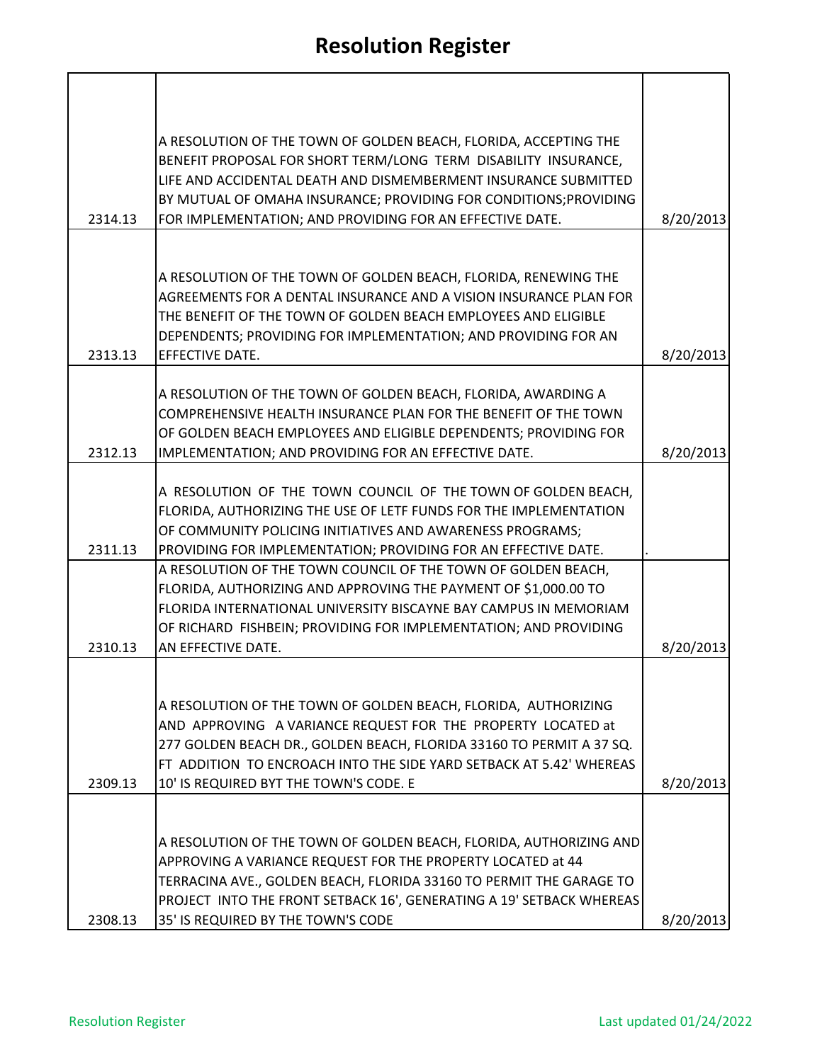# Resolution Register

| | | |
|---|---|---|
| 2314.13 | A RESOLUTION OF THE TOWN OF GOLDEN BEACH, FLORIDA, ACCEPTING THE BENEFIT PROPOSAL FOR SHORT TERM/LONG TERM DISABILITY INSURANCE, LIFE AND ACCIDENTAL DEATH AND DISMEMBERMENT INSURANCE SUBMITTED BY MUTUAL OF OMAHA INSURANCE; PROVIDING FOR CONDITIONS;PROVIDING FOR IMPLEMENTATION; AND PROVIDING FOR AN EFFECTIVE DATE. | 8/20/2013 |
| 2313.13 | A RESOLUTION OF THE TOWN OF GOLDEN BEACH, FLORIDA, RENEWING THE AGREEMENTS FOR A DENTAL INSURANCE AND A VISION INSURANCE PLAN FOR THE BENEFIT OF THE TOWN OF GOLDEN BEACH EMPLOYEES AND ELIGIBLE DEPENDENTS; PROVIDING FOR IMPLEMENTATION; AND PROVIDING FOR AN EFFECTIVE DATE. | 8/20/2013 |
| 2312.13 | A RESOLUTION OF THE TOWN OF GOLDEN BEACH, FLORIDA, AWARDING A COMPREHENSIVE HEALTH INSURANCE PLAN FOR THE BENEFIT OF THE TOWN OF GOLDEN BEACH EMPLOYEES AND ELIGIBLE DEPENDENTS; PROVIDING FOR IMPLEMENTATION; AND PROVIDING FOR AN EFFECTIVE DATE. | 8/20/2013 |
| 2311.13 | A RESOLUTION OF THE TOWN COUNCIL OF THE TOWN OF GOLDEN BEACH, FLORIDA, AUTHORIZING THE USE OF LETF FUNDS FOR THE IMPLEMENTATION OF COMMUNITY POLICING INITIATIVES AND AWARENESS PROGRAMS; PROVIDING FOR IMPLEMENTATION; PROVIDING FOR AN EFFECTIVE DATE. | . |
| 2310.13 | A RESOLUTION OF THE TOWN COUNCIL OF THE TOWN OF GOLDEN BEACH, FLORIDA, AUTHORIZING AND APPROVING THE PAYMENT OF $1,000.00 TO FLORIDA INTERNATIONAL UNIVERSITY BISCAYNE BAY CAMPUS IN MEMORIAM OF RICHARD FISHBEIN; PROVIDING FOR IMPLEMENTATION; AND PROVIDING AN EFFECTIVE DATE. | 8/20/2013 |
| 2309.13 | A RESOLUTION OF THE TOWN OF GOLDEN BEACH, FLORIDA, AUTHORIZING AND APPROVING A VARIANCE REQUEST FOR THE PROPERTY LOCATED at 277 GOLDEN BEACH DR., GOLDEN BEACH, FLORIDA 33160 TO PERMIT A 37 SQ. FT ADDITION TO ENCROACH INTO THE SIDE YARD SETBACK AT 5.42' WHEREAS 10' IS REQUIRED BYT THE TOWN'S CODE. E | 8/20/2013 |
| 2308.13 | A RESOLUTION OF THE TOWN OF GOLDEN BEACH, FLORIDA, AUTHORIZING AND APPROVING A VARIANCE REQUEST FOR THE PROPERTY LOCATED at 44 TERRACINA AVE., GOLDEN BEACH, FLORIDA 33160 TO PERMIT THE GARAGE TO PROJECT INTO THE FRONT SETBACK 16', GENERATING A 19' SETBACK WHEREAS 35' IS REQUIRED BY THE TOWN'S CODE | 8/20/2013 |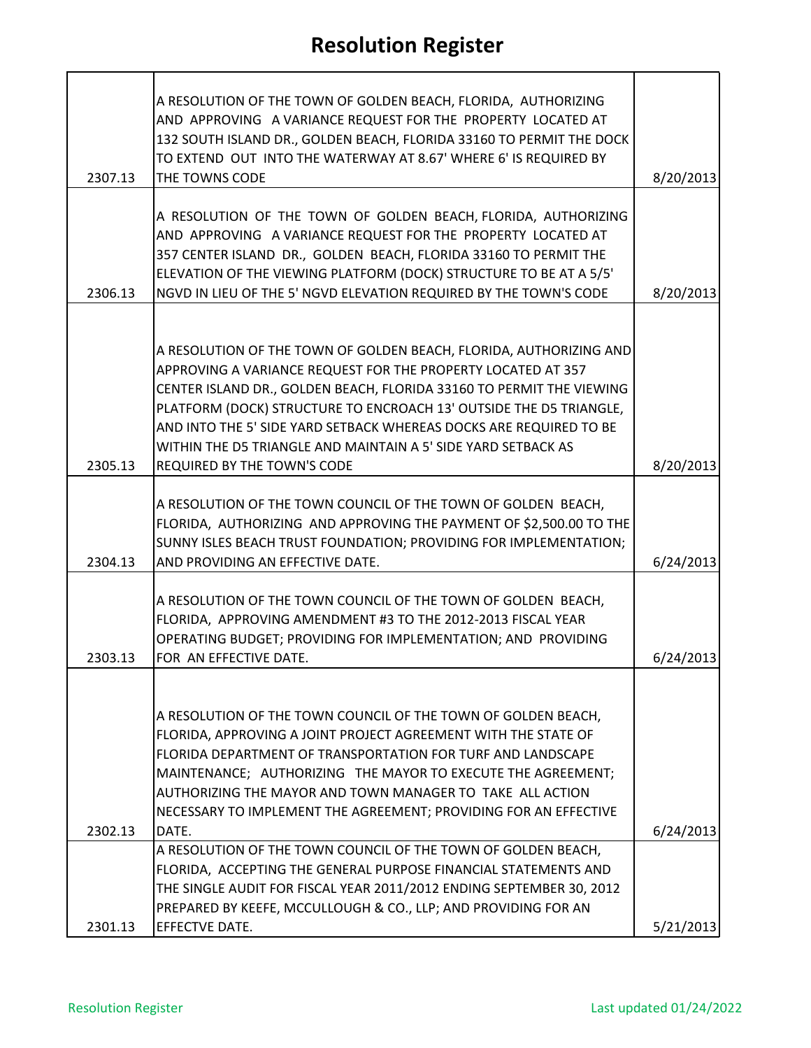# Resolution Register

| | | |
|---|---|---|
| 2307.13 | A RESOLUTION OF THE TOWN OF GOLDEN BEACH, FLORIDA, AUTHORIZING AND APPROVING A VARIANCE REQUEST FOR THE PROPERTY LOCATED AT 132 SOUTH ISLAND DR., GOLDEN BEACH, FLORIDA 33160 TO PERMIT THE DOCK TO EXTEND OUT INTO THE WATERWAY AT 8.67' WHERE 6' IS REQUIRED BY THE TOWNS CODE | 8/20/2013 |
| 2306.13 | A RESOLUTION OF THE TOWN OF GOLDEN BEACH, FLORIDA, AUTHORIZING AND APPROVING A VARIANCE REQUEST FOR THE PROPERTY LOCATED AT 357 CENTER ISLAND DR., GOLDEN BEACH, FLORIDA 33160 TO PERMIT THE ELEVATION OF THE VIEWING PLATFORM (DOCK) STRUCTURE TO BE AT A 5/5' NGVD IN LIEU OF THE 5' NGVD ELEVATION REQUIRED BY THE TOWN'S CODE | 8/20/2013 |
| 2305.13 | A RESOLUTION OF THE TOWN OF GOLDEN BEACH, FLORIDA, AUTHORIZING AND APPROVING A VARIANCE REQUEST FOR THE PROPERTY LOCATED AT 357 CENTER ISLAND DR., GOLDEN BEACH, FLORIDA 33160 TO PERMIT THE VIEWING PLATFORM (DOCK) STRUCTURE TO ENCROACH 13' OUTSIDE THE D5 TRIANGLE, AND INTO THE 5' SIDE YARD SETBACK WHEREAS DOCKS ARE REQUIRED TO BE WITHIN THE D5 TRIANGLE AND MAINTAIN A 5' SIDE YARD SETBACK AS REQUIRED BY THE TOWN'S CODE | 8/20/2013 |
| 2304.13 | A RESOLUTION OF THE TOWN COUNCIL OF THE TOWN OF GOLDEN BEACH, FLORIDA, AUTHORIZING AND APPROVING THE PAYMENT OF $2,500.00 TO THE SUNNY ISLES BEACH TRUST FOUNDATION; PROVIDING FOR IMPLEMENTATION; AND PROVIDING AN EFFECTIVE DATE. | 6/24/2013 |
| 2303.13 | A RESOLUTION OF THE TOWN COUNCIL OF THE TOWN OF GOLDEN BEACH, FLORIDA, APPROVING AMENDMENT #3 TO THE 2012-2013 FISCAL YEAR OPERATING BUDGET; PROVIDING FOR IMPLEMENTATION; AND PROVIDING FOR AN EFFECTIVE DATE. | 6/24/2013 |
| 2302.13 | A RESOLUTION OF THE TOWN COUNCIL OF THE TOWN OF GOLDEN BEACH, FLORIDA, APPROVING A JOINT PROJECT AGREEMENT WITH THE STATE OF FLORIDA DEPARTMENT OF TRANSPORTATION FOR TURF AND LANDSCAPE MAINTENANCE; AUTHORIZING THE MAYOR TO EXECUTE THE AGREEMENT; AUTHORIZING THE MAYOR AND TOWN MANAGER TO TAKE ALL ACTION NECESSARY TO IMPLEMENT THE AGREEMENT; PROVIDING FOR AN EFFECTIVE DATE. | 6/24/2013 |
| 2301.13 | A RESOLUTION OF THE TOWN COUNCIL OF THE TOWN OF GOLDEN BEACH, FLORIDA, ACCEPTING THE GENERAL PURPOSE FINANCIAL STATEMENTS AND THE SINGLE AUDIT FOR FISCAL YEAR 2011/2012 ENDING SEPTEMBER 30, 2012 PREPARED BY KEEFE, MCCULLOUGH & CO., LLP; AND PROVIDING FOR AN EFFECTVE DATE. | 5/21/2013 |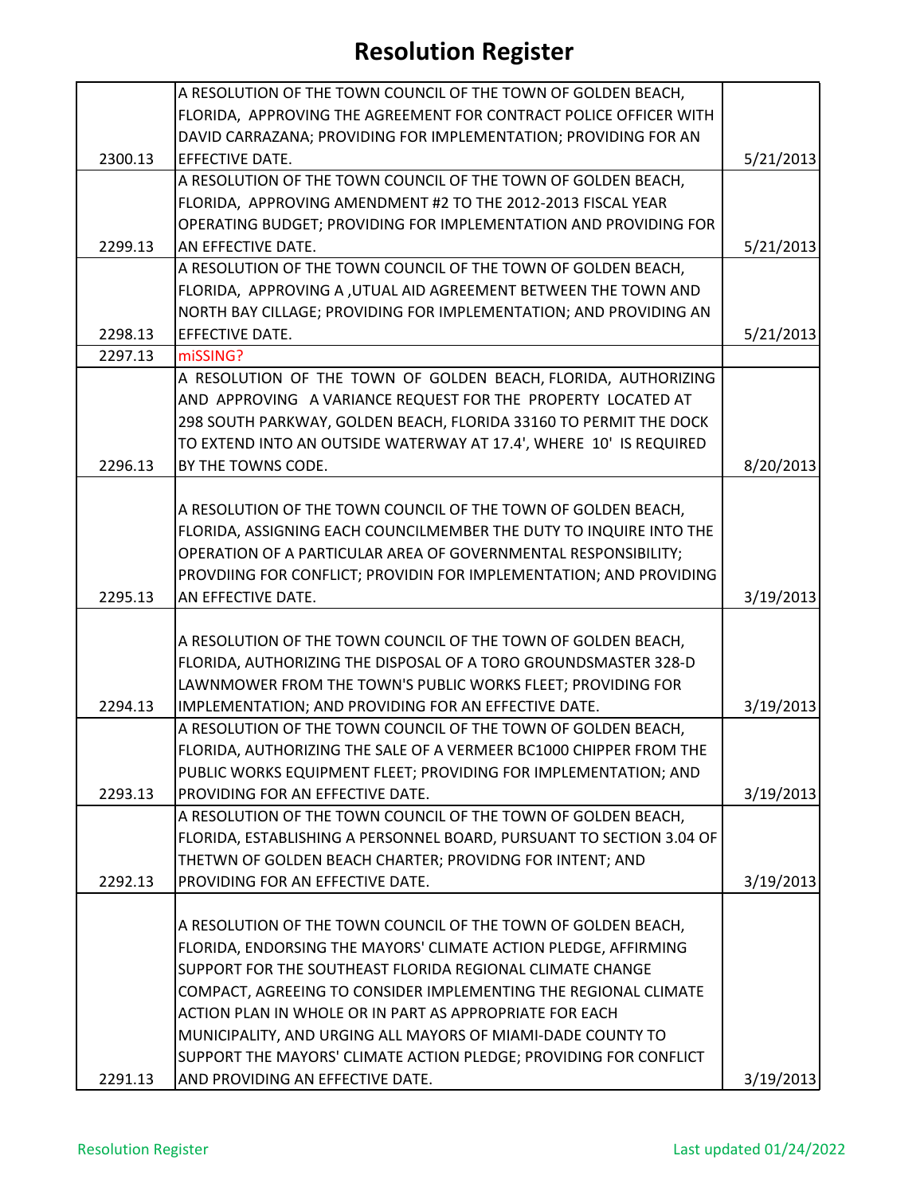# Resolution Register

| | | |
|---|---|---|
| 2300.13 | A RESOLUTION OF THE TOWN COUNCIL OF THE TOWN OF GOLDEN BEACH, FLORIDA, APPROVING THE AGREEMENT FOR CONTRACT POLICE OFFICER WITH DAVID CARRAZANA; PROVIDING FOR IMPLEMENTATION; PROVIDING FOR AN EFFECTIVE DATE. | 5/21/2013 |
| 2299.13 | A RESOLUTION OF THE TOWN COUNCIL OF THE TOWN OF GOLDEN BEACH, FLORIDA, APPROVING AMENDMENT #2 TO THE 2012-2013 FISCAL YEAR OPERATING BUDGET; PROVIDING FOR IMPLEMENTATION AND PROVIDING FOR AN EFFECTIVE DATE. | 5/21/2013 |
| 2298.13 | A RESOLUTION OF THE TOWN COUNCIL OF THE TOWN OF GOLDEN BEACH, FLORIDA, APPROVING A ,UTUAL AID AGREEMENT BETWEEN THE TOWN AND NORTH BAY CILLAGE; PROVIDING FOR IMPLEMENTATION; AND PROVIDING AN EFFECTIVE DATE. | 5/21/2013 |
| 2297.13 | miSSING? | |
| 2296.13 | A RESOLUTION OF THE TOWN OF GOLDEN BEACH, FLORIDA, AUTHORIZING AND APPROVING A VARIANCE REQUEST FOR THE PROPERTY LOCATED AT 298 SOUTH PARKWAY, GOLDEN BEACH, FLORIDA 33160 TO PERMIT THE DOCK TO EXTEND INTO AN OUTSIDE WATERWAY AT 17.4', WHERE 10' IS REQUIRED BY THE TOWNS CODE. | 8/20/2013 |
| 2295.13 | A RESOLUTION OF THE TOWN COUNCIL OF THE TOWN OF GOLDEN BEACH, FLORIDA, ASSIGNING EACH COUNCILMEMBER THE DUTY TO INQUIRE INTO THE OPERATION OF A PARTICULAR AREA OF GOVERNMENTAL RESPONSIBILITY; PROVDIING FOR CONFLICT; PROVIDIN FOR IMPLEMENTATION; AND PROVIDING AN EFFECTIVE DATE. | 3/19/2013 |
| 2294.13 | A RESOLUTION OF THE TOWN COUNCIL OF THE TOWN OF GOLDEN BEACH, FLORIDA, AUTHORIZING THE DISPOSAL OF A TORO GROUNDSMASTER 328-D LAWNMOWER FROM THE TOWN'S PUBLIC WORKS FLEET; PROVIDING FOR IMPLEMENTATION; AND PROVIDING FOR AN EFFECTIVE DATE. | 3/19/2013 |
| 2293.13 | A RESOLUTION OF THE TOWN COUNCIL OF THE TOWN OF GOLDEN BEACH, FLORIDA, AUTHORIZING THE SALE OF A VERMEER BC1000 CHIPPER FROM THE PUBLIC WORKS EQUIPMENT FLEET; PROVIDING FOR IMPLEMENTATION; AND PROVIDING FOR AN EFFECTIVE DATE. | 3/19/2013 |
| 2292.13 | A RESOLUTION OF THE TOWN COUNCIL OF THE TOWN OF GOLDEN BEACH, FLORIDA, ESTABLISHING A PERSONNEL BOARD, PURSUANT TO SECTION 3.04 OF THETWN OF GOLDEN BEACH CHARTER; PROVIDNG FOR INTENT; AND PROVIDING FOR AN EFFECTIVE DATE. | 3/19/2013 |
| 2291.13 | A RESOLUTION OF THE TOWN COUNCIL OF THE TOWN OF GOLDEN BEACH, FLORIDA, ENDORSING THE MAYORS' CLIMATE ACTION PLEDGE, AFFIRMING SUPPORT FOR THE SOUTHEAST FLORIDA REGIONAL CLIMATE CHANGE COMPACT, AGREEING TO CONSIDER IMPLEMENTING THE REGIONAL CLIMATE ACTION PLAN IN WHOLE OR IN PART AS APPROPRIATE FOR EACH MUNICIPALITY, AND URGING ALL MAYORS OF MIAMI-DADE COUNTY TO SUPPORT THE MAYORS' CLIMATE ACTION PLEDGE; PROVIDING FOR CONFLICT AND PROVIDING AN EFFECTIVE DATE. | 3/19/2013 |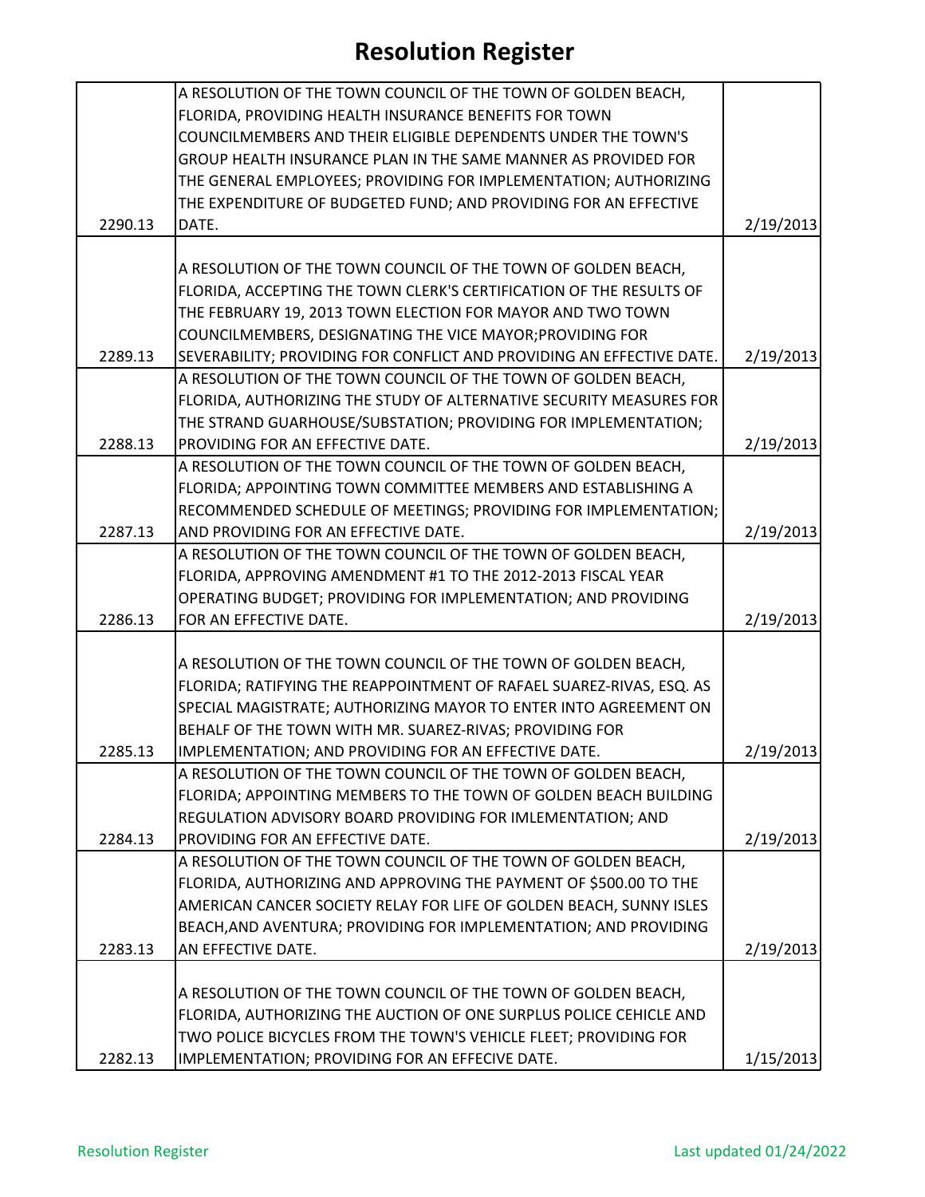# Resolution Register

| | | |
|---|---|---|
| 2290.13 | A RESOLUTION OF THE TOWN COUNCIL OF THE TOWN OF GOLDEN BEACH, FLORIDA, PROVIDING HEALTH INSURANCE BENEFITS FOR TOWN COUNCILMEMBERS AND THEIR ELIGIBLE DEPENDENTS UNDER THE TOWN'S GROUP HEALTH INSURANCE PLAN IN THE SAME MANNER AS PROVIDED FOR THE GENERAL EMPLOYEES; PROVIDING FOR IMPLEMENTATION; AUTHORIZING THE EXPENDITURE OF BUDGETED FUND; AND PROVIDING FOR AN EFFECTIVE DATE. | 2/19/2013 |
| 2289.13 | A RESOLUTION OF THE TOWN COUNCIL OF THE TOWN OF GOLDEN BEACH, FLORIDA, ACCEPTING THE TOWN CLERK'S CERTIFICATION OF THE RESULTS OF THE FEBRUARY 19, 2013 TOWN ELECTION FOR MAYOR AND TWO TOWN COUNCILMEMBERS, DESIGNATING THE VICE MAYOR;PROVIDING FOR SEVERABILITY; PROVIDING FOR CONFLICT AND PROVIDING AN EFFECTIVE DATE. | 2/19/2013 |
| 2288.13 | A RESOLUTION OF THE TOWN COUNCIL OF THE TOWN OF GOLDEN BEACH, FLORIDA, AUTHORIZING THE STUDY OF ALTERNATIVE SECURITY MEASURES FOR THE STRAND GUARHOUSE/SUBSTATION; PROVIDING FOR IMPLEMENTATION; PROVIDING FOR AN EFFECTIVE DATE. | 2/19/2013 |
| 2287.13 | A RESOLUTION OF THE TOWN COUNCIL OF THE TOWN OF GOLDEN BEACH, FLORIDA; APPOINTING TOWN COMMITTEE MEMBERS AND ESTABLISHING A RECOMMENDED SCHEDULE OF MEETINGS; PROVIDING FOR IMPLEMENTATION; AND PROVIDING FOR AN EFFECTIVE DATE. | 2/19/2013 |
| 2286.13 | A RESOLUTION OF THE TOWN COUNCIL OF THE TOWN OF GOLDEN BEACH, FLORIDA, APPROVING AMENDMENT #1 TO THE 2012-2013 FISCAL YEAR OPERATING BUDGET; PROVIDING FOR IMPLEMENTATION; AND PROVIDING FOR AN EFFECTIVE DATE. | 2/19/2013 |
| 2285.13 | A RESOLUTION OF THE TOWN COUNCIL OF THE TOWN OF GOLDEN BEACH, FLORIDA; RATIFYING THE REAPPOINTMENT OF RAFAEL SUAREZ-RIVAS, ESQ. AS SPECIAL MAGISTRATE; AUTHORIZING MAYOR TO ENTER INTO AGREEMENT ON BEHALF OF THE TOWN WITH MR. SUAREZ-RIVAS; PROVIDING FOR IMPLEMENTATION; AND PROVIDING FOR AN EFFECTIVE DATE. | 2/19/2013 |
| 2284.13 | A RESOLUTION OF THE TOWN COUNCIL OF THE TOWN OF GOLDEN BEACH, FLORIDA; APPOINTING MEMBERS TO THE TOWN OF GOLDEN BEACH BUILDING REGULATION ADVISORY BOARD PROVIDING FOR IMLEMENTATION; AND PROVIDING FOR AN EFFECTIVE DATE. | 2/19/2013 |
| 2283.13 | A RESOLUTION OF THE TOWN COUNCIL OF THE TOWN OF GOLDEN BEACH, FLORIDA, AUTHORIZING AND APPROVING THE PAYMENT OF $500.00 TO THE AMERICAN CANCER SOCIETY RELAY FOR LIFE OF GOLDEN BEACH, SUNNY ISLES BEACH,AND AVENTURA; PROVIDING FOR IMPLEMENTATION; AND PROVIDING AN EFFECTIVE DATE. | 2/19/2013 |
| 2282.13 | A RESOLUTION OF THE TOWN COUNCIL OF THE TOWN OF GOLDEN BEACH, FLORIDA, AUTHORIZING THE AUCTION OF ONE SURPLUS POLICE CEHICLE AND TWO POLICE BICYCLES FROM THE TOWN'S VEHICLE FLEET; PROVIDING FOR IMPLEMENTATION; PROVIDING FOR AN EFFECIVE DATE. | 1/15/2013 |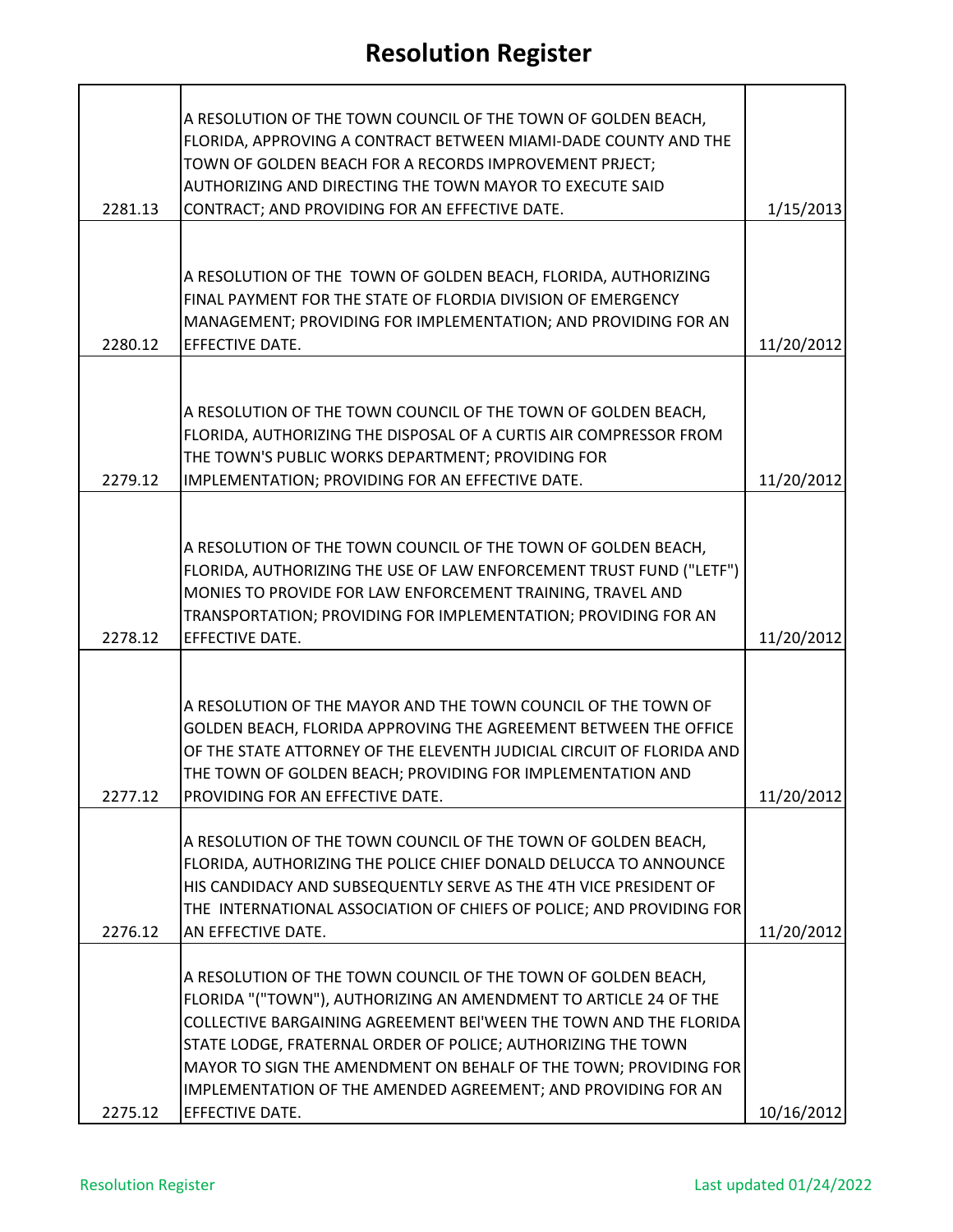# Resolution Register

| | | |
|---|---|---|
| 2281.13 | A RESOLUTION OF THE TOWN COUNCIL OF THE TOWN OF GOLDEN BEACH, FLORIDA, APPROVING A CONTRACT BETWEEN MIAMI-DADE COUNTY AND THE TOWN OF GOLDEN BEACH FOR A RECORDS IMPROVEMENT PRJECT; AUTHORIZING AND DIRECTING THE TOWN MAYOR TO EXECUTE SAID CONTRACT; AND PROVIDING FOR AN EFFECTIVE DATE. | 1/15/2013 |
| 2280.12 | A RESOLUTION OF THE TOWN OF GOLDEN BEACH, FLORIDA, AUTHORIZING FINAL PAYMENT FOR THE STATE OF FLORDIA DIVISION OF EMERGENCY MANAGEMENT; PROVIDING FOR IMPLEMENTATION; AND PROVIDING FOR AN EFFECTIVE DATE. | 11/20/2012 |
| 2279.12 | A RESOLUTION OF THE TOWN COUNCIL OF THE TOWN OF GOLDEN BEACH, FLORIDA, AUTHORIZING THE DISPOSAL OF A CURTIS AIR COMPRESSOR FROM THE TOWN'S PUBLIC WORKS DEPARTMENT; PROVIDING FOR IMPLEMENTATION; PROVIDING FOR AN EFFECTIVE DATE. | 11/20/2012 |
| 2278.12 | A RESOLUTION OF THE TOWN COUNCIL OF THE TOWN OF GOLDEN BEACH, FLORIDA, AUTHORIZING THE USE OF LAW ENFORCEMENT TRUST FUND ("LETF") MONIES TO PROVIDE FOR LAW ENFORCEMENT TRAINING, TRAVEL AND TRANSPORTATION; PROVIDING FOR IMPLEMENTATION; PROVIDING FOR AN EFFECTIVE DATE. | 11/20/2012 |
| 2277.12 | A RESOLUTION OF THE MAYOR AND THE TOWN COUNCIL OF THE TOWN OF GOLDEN BEACH, FLORIDA APPROVING THE AGREEMENT BETWEEN THE OFFICE OF THE STATE ATTORNEY OF THE ELEVENTH JUDICIAL CIRCUIT OF FLORIDA AND THE TOWN OF GOLDEN BEACH; PROVIDING FOR IMPLEMENTATION AND PROVIDING FOR AN EFFECTIVE DATE. | 11/20/2012 |
| 2276.12 | A RESOLUTION OF THE TOWN COUNCIL OF THE TOWN OF GOLDEN BEACH, FLORIDA, AUTHORIZING THE POLICE CHIEF DONALD DELUCCA TO ANNOUNCE HIS CANDIDACY AND SUBSEQUENTLY SERVE AS THE 4TH VICE PRESIDENT OF THE INTERNATIONAL ASSOCIATION OF CHIEFS OF POLICE; AND PROVIDING FOR AN EFFECTIVE DATE. | 11/20/2012 |
| 2275.12 | A RESOLUTION OF THE TOWN COUNCIL OF THE TOWN OF GOLDEN BEACH, FLORIDA "("TOWN"), AUTHORIZING AN AMENDMENT TO ARTICLE 24 OF THE COLLECTIVE BARGAINING AGREEMENT BEl'WEEN THE TOWN AND THE FLORIDA STATE LODGE, FRATERNAL ORDER OF POLICE; AUTHORIZING THE TOWN MAYOR TO SIGN THE AMENDMENT ON BEHALF OF THE TOWN; PROVIDING FOR IMPLEMENTATION OF THE AMENDED AGREEMENT; AND PROVIDING FOR AN EFFECTIVE DATE. | 10/16/2012 |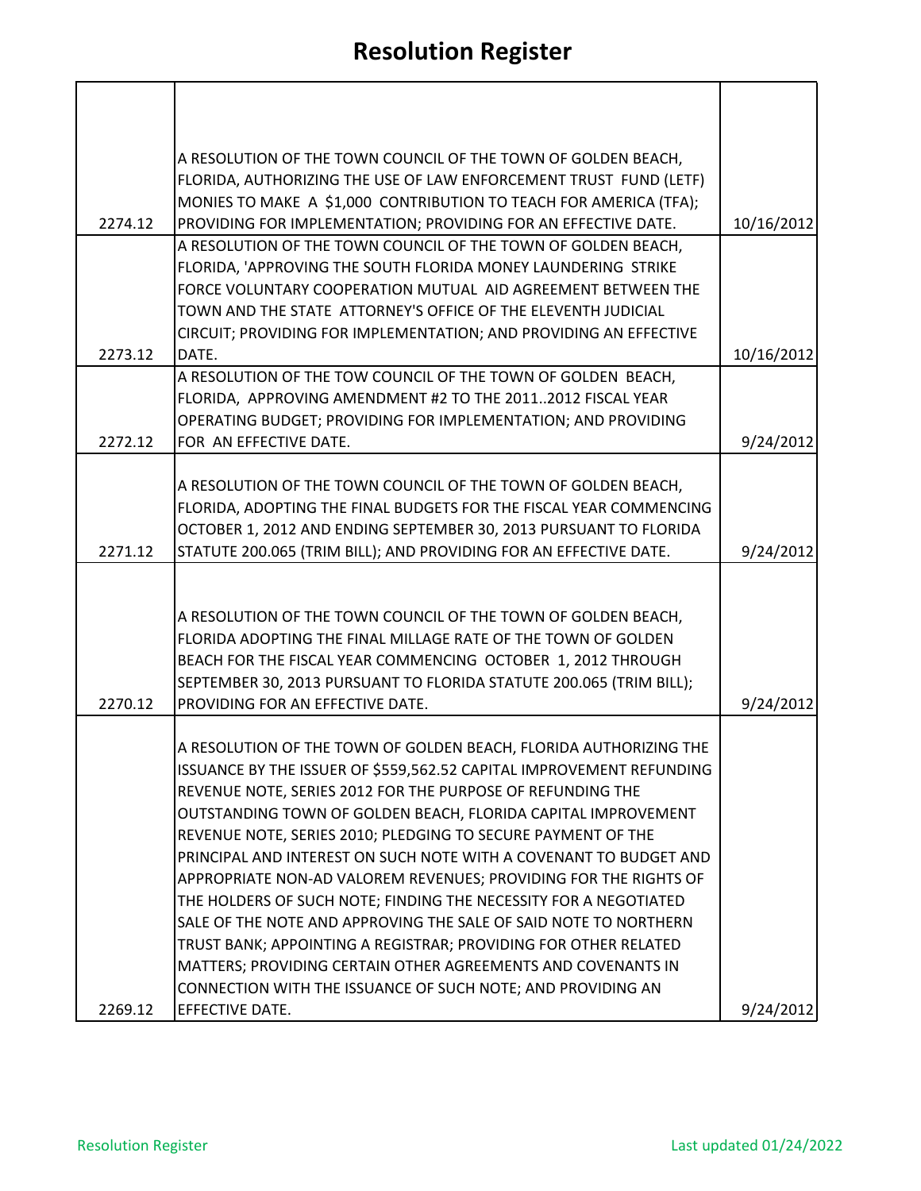# Resolution Register

| | | |
|---|---|---|
| 2274.12 | A RESOLUTION OF THE TOWN COUNCIL OF THE TOWN OF GOLDEN BEACH, FLORIDA, AUTHORIZING THE USE OF LAW ENFORCEMENT TRUST FUND (LETF) MONIES TO MAKE A $1,000 CONTRIBUTION TO TEACH FOR AMERICA (TFA); PROVIDING FOR IMPLEMENTATION; PROVIDING FOR AN EFFECTIVE DATE. | 10/16/2012 |
| 2273.12 | A RESOLUTION OF THE TOWN COUNCIL OF THE TOWN OF GOLDEN BEACH, FLORIDA, 'APPROVING THE SOUTH FLORIDA MONEY LAUNDERING STRIKE FORCE VOLUNTARY COOPERATION MUTUAL AID AGREEMENT BETWEEN THE TOWN AND THE STATE ATTORNEY'S OFFICE OF THE ELEVENTH JUDICIAL CIRCUIT; PROVIDING FOR IMPLEMENTATION; AND PROVIDING AN EFFECTIVE DATE. | 10/16/2012 |
| 2272.12 | A RESOLUTION OF THE TOW COUNCIL OF THE TOWN OF GOLDEN BEACH, FLORIDA, APPROVING AMENDMENT #2 TO THE 2011..2012 FISCAL YEAR OPERATING BUDGET; PROVIDING FOR IMPLEMENTATION; AND PROVIDING FOR AN EFFECTIVE DATE. | 9/24/2012 |
| 2271.12 | A RESOLUTION OF THE TOWN COUNCIL OF THE TOWN OF GOLDEN BEACH, FLORIDA, ADOPTING THE FINAL BUDGETS FOR THE FISCAL YEAR COMMENCING OCTOBER 1, 2012 AND ENDING SEPTEMBER 30, 2013 PURSUANT TO FLORIDA STATUTE 200.065 (TRIM BILL); AND PROVIDING FOR AN EFFECTIVE DATE. | 9/24/2012 |
| 2270.12 | A RESOLUTION OF THE TOWN COUNCIL OF THE TOWN OF GOLDEN BEACH, FLORIDA ADOPTING THE FINAL MILLAGE RATE OF THE TOWN OF GOLDEN BEACH FOR THE FISCAL YEAR COMMENCING OCTOBER 1, 2012 THROUGH SEPTEMBER 30, 2013 PURSUANT TO FLORIDA STATUTE 200.065 (TRIM BILL); PROVIDING FOR AN EFFECTIVE DATE. | 9/24/2012 |
| 2269.12 | A RESOLUTION OF THE TOWN OF GOLDEN BEACH, FLORIDA AUTHORIZING THE ISSUANCE BY THE ISSUER OF $559,562.52 CAPITAL IMPROVEMENT REFUNDING REVENUE NOTE, SERIES 2012 FOR THE PURPOSE OF REFUNDING THE OUTSTANDING TOWN OF GOLDEN BEACH, FLORIDA CAPITAL IMPROVEMENT REVENUE NOTE, SERIES 2010; PLEDGING TO SECURE PAYMENT OF THE PRINCIPAL AND INTEREST ON SUCH NOTE WITH A COVENANT TO BUDGET AND APPROPRIATE NON-AD VALOREM REVENUES; PROVIDING FOR THE RIGHTS OF THE HOLDERS OF SUCH NOTE; FINDING THE NECESSITY FOR A NEGOTIATED SALE OF THE NOTE AND APPROVING THE SALE OF SAID NOTE TO NORTHERN TRUST BANK; APPOINTING A REGISTRAR; PROVIDING FOR OTHER RELATED MATTERS; PROVIDING CERTAIN OTHER AGREEMENTS AND COVENANTS IN CONNECTION WITH THE ISSUANCE OF SUCH NOTE; AND PROVIDING AN EFFECTIVE DATE. | 9/24/2012 |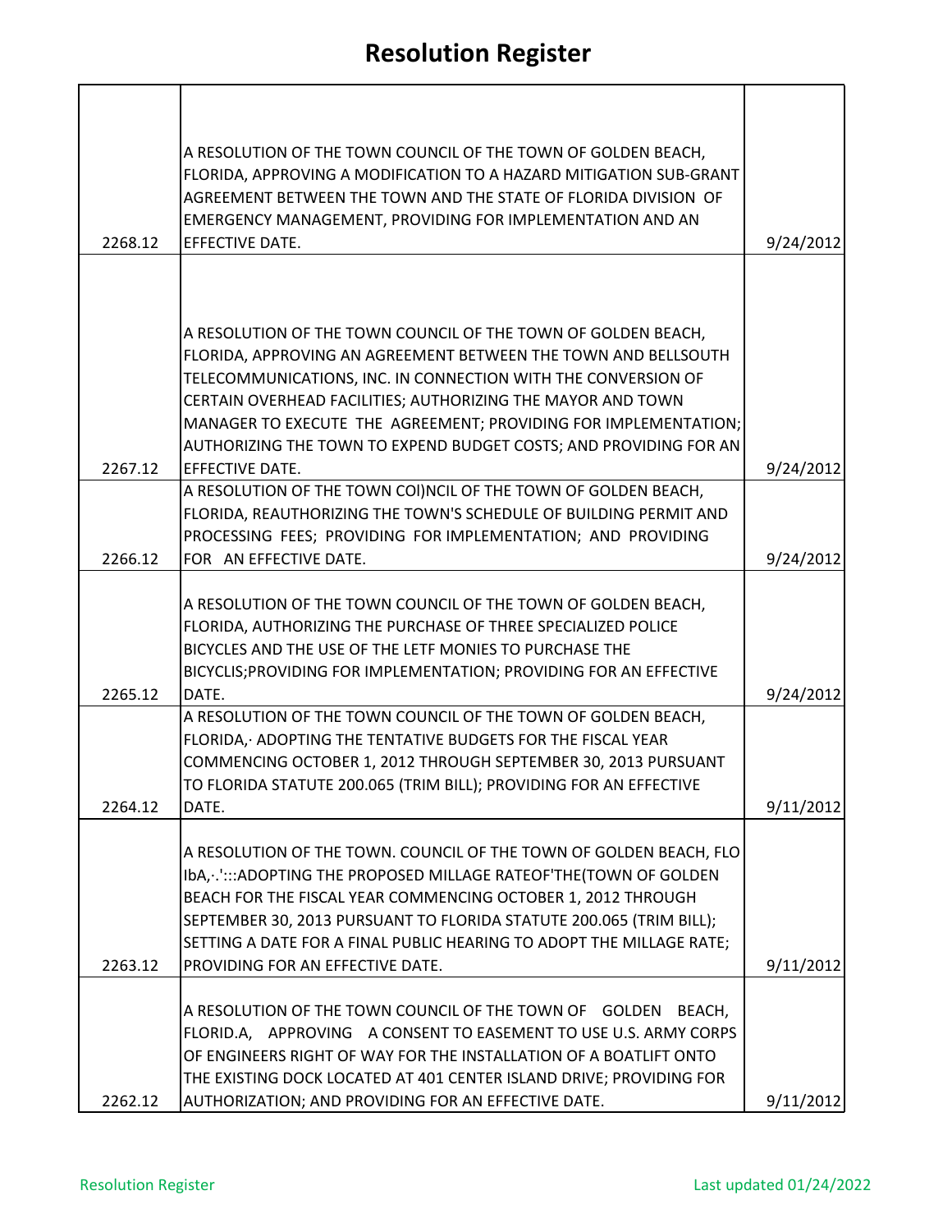# Resolution Register

| | | |
|---|---|---|
| 2268.12 | A RESOLUTION OF THE TOWN COUNCIL OF THE TOWN OF GOLDEN BEACH, FLORIDA, APPROVING A MODIFICATION TO A HAZARD MITIGATION SUB-GRANT AGREEMENT BETWEEN THE TOWN AND THE STATE OF FLORIDA DIVISION OF EMERGENCY MANAGEMENT, PROVIDING FOR IMPLEMENTATION AND AN EFFECTIVE DATE. | 9/24/2012 |
| 2267.12 | A RESOLUTION OF THE TOWN COUNCIL OF THE TOWN OF GOLDEN BEACH, FLORIDA, APPROVING AN AGREEMENT BETWEEN THE TOWN AND BELLSOUTH TELECOMMUNICATIONS, INC. IN CONNECTION WITH THE CONVERSION OF CERTAIN OVERHEAD FACILITIES; AUTHORIZING THE MAYOR AND TOWN MANAGER TO EXECUTE THE AGREEMENT; PROVIDING FOR IMPLEMENTATION; AUTHORIZING THE TOWN TO EXPEND BUDGET COSTS; AND PROVIDING FOR AN EFFECTIVE DATE. | 9/24/2012 |
| 2266.12 | A RESOLUTION OF THE TOWN COI)NCIL OF THE TOWN OF GOLDEN BEACH, FLORIDA, REAUTHORIZING THE TOWN'S SCHEDULE OF BUILDING PERMIT AND PROCESSING FEES; PROVIDING FOR IMPLEMENTATION; AND PROVIDING FOR AN EFFECTIVE DATE. | 9/24/2012 |
| 2265.12 | A RESOLUTION OF THE TOWN COUNCIL OF THE TOWN OF GOLDEN BEACH, FLORIDA, AUTHORIZING THE PURCHASE OF THREE SPECIALIZED POLICE BICYCLES AND THE USE OF THE LETF MONIES TO PURCHASE THE BICYCLIS;PROVIDING FOR IMPLEMENTATION; PROVIDING FOR AN EFFECTIVE DATE. | 9/24/2012 |
| 2264.12 | A RESOLUTION OF THE TOWN COUNCIL OF THE TOWN OF GOLDEN BEACH, FLORIDA,· ADOPTING THE TENTATIVE BUDGETS FOR THE FISCAL YEAR COMMENCING OCTOBER 1, 2012 THROUGH SEPTEMBER 30, 2013 PURSUANT TO FLORIDA STATUTE 200.065 (TRIM BILL); PROVIDING FOR AN EFFECTIVE DATE. | 9/11/2012 |
| 2263.12 | A RESOLUTION OF THE TOWN. COUNCIL OF THE TOWN OF GOLDEN BEACH, FLO IbA,·.':::ADOPTING THE PROPOSED MILLAGE RATEOF'THE(TOWN OF GOLDEN BEACH FOR THE FISCAL YEAR COMMENCING OCTOBER 1, 2012 THROUGH SEPTEMBER 30, 2013 PURSUANT TO FLORIDA STATUTE 200.065 (TRIM BILL); SETTING A DATE FOR A FINAL PUBLIC HEARING TO ADOPT THE MILLAGE RATE; PROVIDING FOR AN EFFECTIVE DATE. | 9/11/2012 |
| 2262.12 | A RESOLUTION OF THE TOWN COUNCIL OF THE TOWN OF GOLDEN BEACH, FLORID.A, APPROVING A CONSENT TO EASEMENT TO USE U.S. ARMY CORPS OF ENGINEERS RIGHT OF WAY FOR THE INSTALLATION OF A BOATLIFT ONTO THE EXISTING DOCK LOCATED AT 401 CENTER ISLAND DRIVE; PROVIDING FOR AUTHORIZATION; AND PROVIDING FOR AN EFFECTIVE DATE. | 9/11/2012 |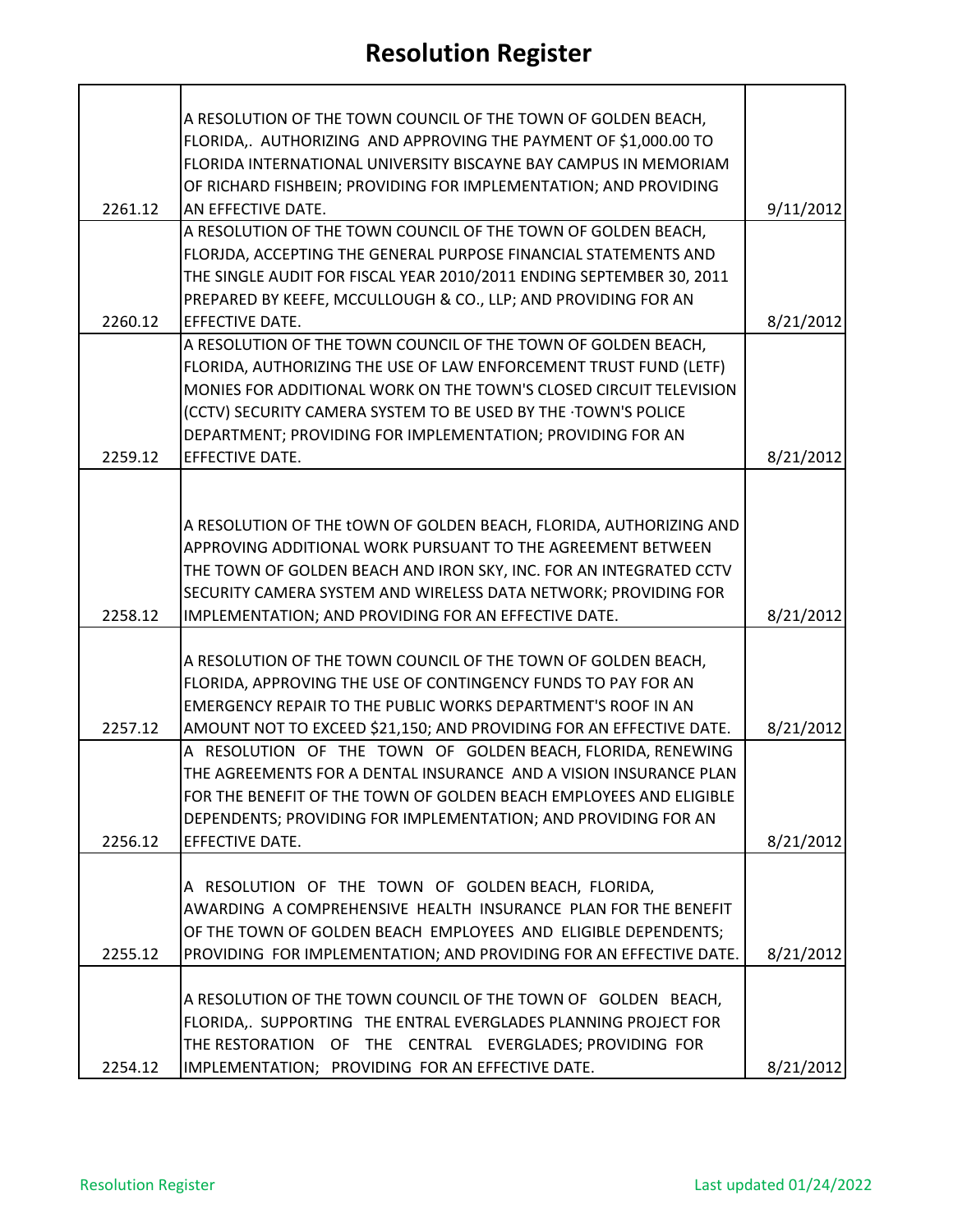# Resolution Register

| | | |
|---|---|---|
| 2261.12 | A RESOLUTION OF THE TOWN COUNCIL OF THE TOWN OF GOLDEN BEACH, FLORIDA,. AUTHORIZING AND APPROVING THE PAYMENT OF $1,000.00 TO FLORIDA INTERNATIONAL UNIVERSITY BISCAYNE BAY CAMPUS IN MEMORIAM OF RICHARD FISHBEIN; PROVIDING FOR IMPLEMENTATION; AND PROVIDING AN EFFECTIVE DATE. | 9/11/2012 |
| 2260.12 | A RESOLUTION OF THE TOWN COUNCIL OF THE TOWN OF GOLDEN BEACH, FLORJDA, ACCEPTING THE GENERAL PURPOSE FINANCIAL STATEMENTS AND THE SINGLE AUDIT FOR FISCAL YEAR 2010/2011 ENDING SEPTEMBER 30, 2011 PREPARED BY KEEFE, MCCULLOUGH & CO., LLP; AND PROVIDING FOR AN EFFECTIVE DATE. | 8/21/2012 |
| 2259.12 | A RESOLUTION OF THE TOWN COUNCIL OF THE TOWN OF GOLDEN BEACH, FLORIDA, AUTHORIZING THE USE OF LAW ENFORCEMENT TRUST FUND (LETF) MONIES FOR ADDITIONAL WORK ON THE TOWN'S CLOSED CIRCUIT TELEVISION (CCTV) SECURITY CAMERA SYSTEM TO BE USED BY THE ·TOWN'S POLICE DEPARTMENT; PROVIDING FOR IMPLEMENTATION; PROVIDING FOR AN EFFECTIVE DATE. | 8/21/2012 |
| 2258.12 | A RESOLUTION OF THE tOWN OF GOLDEN BEACH, FLORIDA, AUTHORIZING AND APPROVING ADDITIONAL WORK PURSUANT TO THE AGREEMENT BETWEEN THE TOWN OF GOLDEN BEACH AND IRON SKY, INC. FOR AN INTEGRATED CCTV SECURITY CAMERA SYSTEM AND WIRELESS DATA NETWORK; PROVIDING FOR IMPLEMENTATION; AND PROVIDING FOR AN EFFECTIVE DATE. | 8/21/2012 |
| 2257.12 | A RESOLUTION OF THE TOWN COUNCIL OF THE TOWN OF GOLDEN BEACH, FLORIDA, APPROVING THE USE OF CONTINGENCY FUNDS TO PAY FOR AN EMERGENCY REPAIR TO THE PUBLIC WORKS DEPARTMENT'S ROOF IN AN AMOUNT NOT TO EXCEED $21,150; AND PROVIDING FOR AN EFFECTIVE DATE. | 8/21/2012 |
| 2256.12 | A RESOLUTION OF THE TOWN OF GOLDEN BEACH, FLORIDA, RENEWING THE AGREEMENTS FOR A DENTAL INSURANCE AND A VISION INSURANCE PLAN FOR THE BENEFIT OF THE TOWN OF GOLDEN BEACH EMPLOYEES AND ELIGIBLE DEPENDENTS; PROVIDING FOR IMPLEMENTATION; AND PROVIDING FOR AN EFFECTIVE DATE. | 8/21/2012 |
| 2255.12 | A RESOLUTION OF THE TOWN OF GOLDEN BEACH, FLORIDA, AWARDING A COMPREHENSIVE HEALTH INSURANCE PLAN FOR THE BENEFIT OF THE TOWN OF GOLDEN BEACH EMPLOYEES AND ELIGIBLE DEPENDENTS; PROVIDING FOR IMPLEMENTATION; AND PROVIDING FOR AN EFFECTIVE DATE. | 8/21/2012 |
| 2254.12 | A RESOLUTION OF THE TOWN COUNCIL OF THE TOWN OF GOLDEN BEACH, FLORIDA,. SUPPORTING THE ENTRAL EVERGLADES PLANNING PROJECT FOR THE RESTORATION OF THE CENTRAL EVERGLADES; PROVIDING FOR IMPLEMENTATION; PROVIDING FOR AN EFFECTIVE DATE. | 8/21/2012 |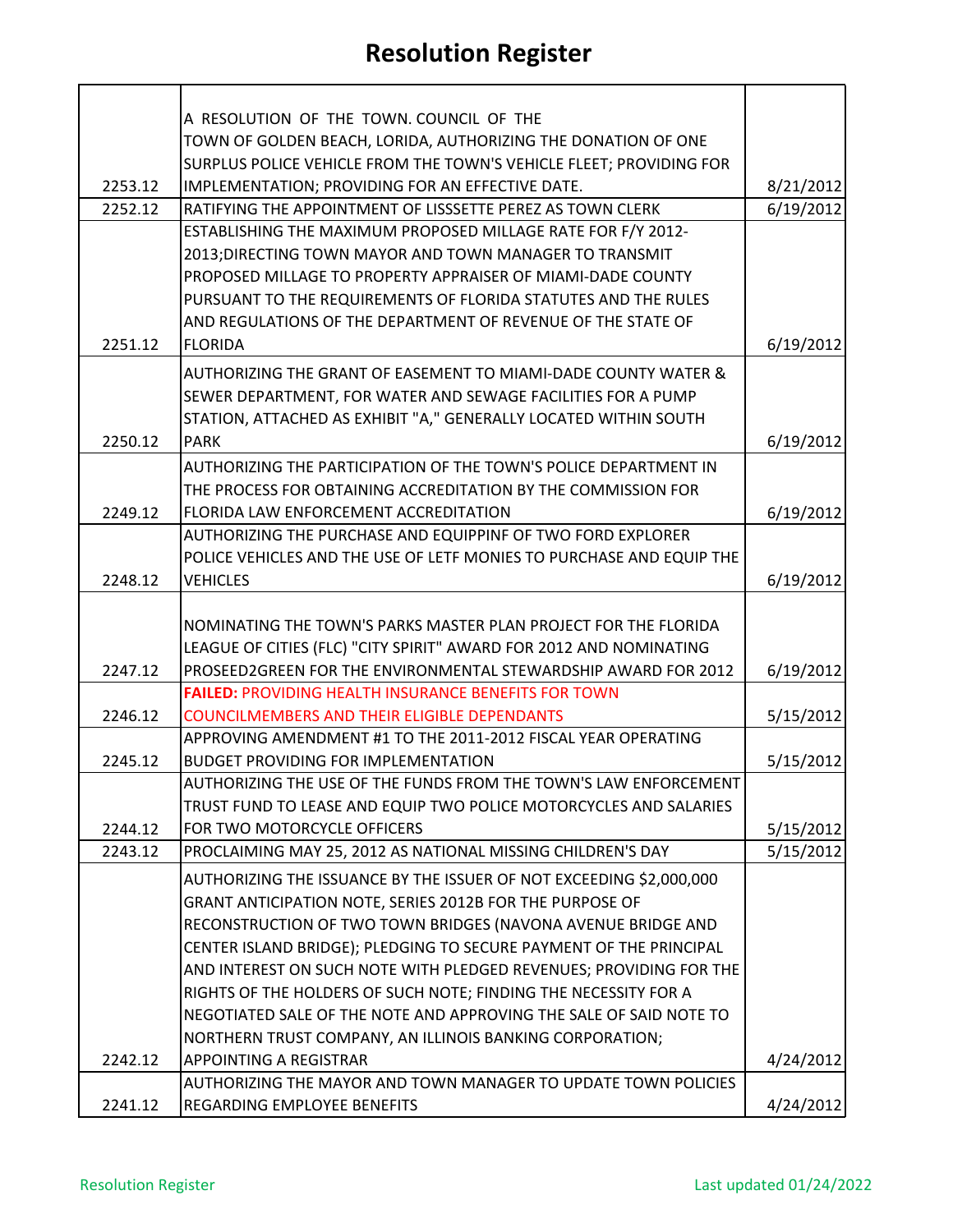# Resolution Register

| | | |
|---|---|---|
| 2253.12 | A RESOLUTION OF THE TOWN. COUNCIL OF THE TOWN OF GOLDEN BEACH, LORIDA, AUTHORIZING THE DONATION OF ONE SURPLUS POLICE VEHICLE FROM THE TOWN'S VEHICLE FLEET; PROVIDING FOR IMPLEMENTATION; PROVIDING FOR AN EFFECTIVE DATE. | 8/21/2012 |
| 2252.12 | RATIFYING THE APPOINTMENT OF LISSSETTE PEREZ AS TOWN CLERK | 6/19/2012 |
| 2251.12 | ESTABLISHING THE MAXIMUM PROPOSED MILLAGE RATE FOR F/Y 2012-2013;DIRECTING TOWN MAYOR AND TOWN MANAGER TO TRANSMIT PROPOSED MILLAGE TO PROPERTY APPRAISER OF MIAMI-DADE COUNTY PURSUANT TO THE REQUIREMENTS OF FLORIDA STATUTES AND THE RULES AND REGULATIONS OF THE DEPARTMENT OF REVENUE OF THE STATE OF FLORIDA | 6/19/2012 |
| 2250.12 | AUTHORIZING THE GRANT OF EASEMENT TO MIAMI-DADE COUNTY WATER & SEWER DEPARTMENT, FOR WATER AND SEWAGE FACILITIES FOR A PUMP STATION, ATTACHED AS EXHIBIT "A," GENERALLY LOCATED WITHIN SOUTH PARK | 6/19/2012 |
| 2249.12 | AUTHORIZING THE PARTICIPATION OF THE TOWN'S POLICE DEPARTMENT IN THE PROCESS FOR OBTAINING ACCREDITATION BY THE COMMISSION FOR FLORIDA LAW ENFORCEMENT ACCREDITATION | 6/19/2012 |
| 2248.12 | AUTHORIZING THE PURCHASE AND EQUIPPINF OF TWO FORD EXPLORER POLICE VEHICLES AND THE USE OF LETF MONIES TO PURCHASE AND EQUIP THE VEHICLES | 6/19/2012 |
| 2247.12 | NOMINATING THE TOWN'S PARKS MASTER PLAN PROJECT FOR THE FLORIDA LEAGUE OF CITIES (FLC) "CITY SPIRIT" AWARD FOR 2012 AND NOMINATING PROSEED2GREEN FOR THE ENVIRONMENTAL STEWARDSHIP AWARD FOR 2012 | 6/19/2012 |
| 2246.12 | **FAILED:** PROVIDING HEALTH INSURANCE BENEFITS FOR TOWN COUNCILMEMBERS AND THEIR ELIGIBLE DEPENDANTS | 5/15/2012 |
| 2245.12 | APPROVING AMENDMENT #1 TO THE 2011-2012 FISCAL YEAR OPERATING BUDGET PROVIDING FOR IMPLEMENTATION | 5/15/2012 |
| 2244.12 | AUTHORIZING THE USE OF THE FUNDS FROM THE TOWN'S LAW ENFORCEMENT TRUST FUND TO LEASE AND EQUIP TWO POLICE MOTORCYCLES AND SALARIES FOR TWO MOTORCYCLE OFFICERS | 5/15/2012 |
| 2243.12 | PROCLAIMING MAY 25, 2012 AS NATIONAL MISSING CHILDREN'S DAY | 5/15/2012 |
| 2242.12 | AUTHORIZING THE ISSUANCE BY THE ISSUER OF NOT EXCEEDING $2,000,000 GRANT ANTICIPATION NOTE, SERIES 2012B FOR THE PURPOSE OF RECONSTRUCTION OF TWO TOWN BRIDGES (NAVONA AVENUE BRIDGE AND CENTER ISLAND BRIDGE); PLEDGING TO SECURE PAYMENT OF THE PRINCIPAL AND INTEREST ON SUCH NOTE WITH PLEDGED REVENUES; PROVIDING FOR THE RIGHTS OF THE HOLDERS OF SUCH NOTE; FINDING THE NECESSITY FOR A NEGOTIATED SALE OF THE NOTE AND APPROVING THE SALE OF SAID NOTE TO NORTHERN TRUST COMPANY, AN ILLINOIS BANKING CORPORATION; APPOINTING A REGISTRAR | 4/24/2012 |
| 2241.12 | AUTHORIZING THE MAYOR AND TOWN MANAGER TO UPDATE TOWN POLICIES REGARDING EMPLOYEE BENEFITS | 4/24/2012 |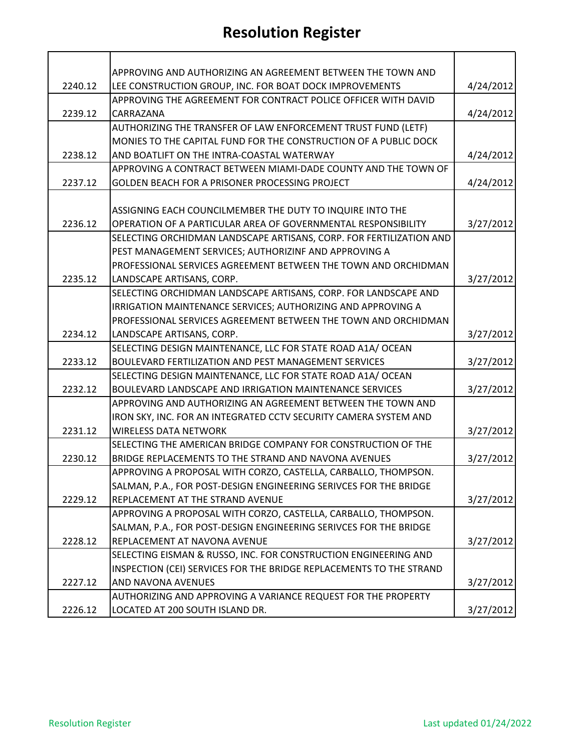# Resolution Register

| | | |
|---|---|---|
| 2240.12 | APPROVING AND AUTHORIZING AN AGREEMENT BETWEEN THE TOWN AND LEE CONSTRUCTION GROUP, INC. FOR BOAT DOCK IMPROVEMENTS | 4/24/2012 |
| 2239.12 | APPROVING THE AGREEMENT FOR CONTRACT POLICE OFFICER WITH DAVID CARRAZANA | 4/24/2012 |
| 2238.12 | AUTHORIZING THE TRANSFER OF LAW ENFORCEMENT TRUST FUND (LETF) MONIES TO THE CAPITAL FUND FOR THE CONSTRUCTION OF A PUBLIC DOCK AND BOATLIFT ON THE INTRA-COASTAL WATERWAY | 4/24/2012 |
| 2237.12 | APPROVING A CONTRACT BETWEEN MIAMI-DADE COUNTY AND THE TOWN OF GOLDEN BEACH FOR A PRISONER PROCESSING PROJECT | 4/24/2012 |
| 2236.12 | ASSIGNING EACH COUNCILMEMBER THE DUTY TO INQUIRE INTO THE OPERATION OF A PARTICULAR AREA OF GOVERNMENTAL RESPONSIBILITY | 3/27/2012 |
| 2235.12 | SELECTING ORCHIDMAN LANDSCAPE ARTISANS, CORP. FOR FERTILIZATION AND PEST MANAGEMENT SERVICES; AUTHORIZINF AND APPROVING A PROFESSIONAL SERVICES AGREEMENT BETWEEN THE TOWN AND ORCHIDMAN LANDSCAPE ARTISANS, CORP. | 3/27/2012 |
| 2234.12 | SELECTING ORCHIDMAN LANDSCAPE ARTISANS, CORP. FOR LANDSCAPE AND IRRIGATION MAINTENANCE SERVICES; AUTHORIZING AND APPROVING A PROFESSIONAL SERVICES AGREEMENT BETWEEN THE TOWN AND ORCHIDMAN LANDSCAPE ARTISANS, CORP. | 3/27/2012 |
| 2233.12 | SELECTING DESIGN MAINTENANCE, LLC FOR STATE ROAD A1A/ OCEAN BOULEVARD FERTILIZATION AND PEST MANAGEMENT SERVICES | 3/27/2012 |
| 2232.12 | SELECTING DESIGN MAINTENANCE, LLC FOR STATE ROAD A1A/ OCEAN BOULEVARD LANDSCAPE AND IRRIGATION MAINTENANCE SERVICES | 3/27/2012 |
| 2231.12 | APPROVING AND AUTHORIZING AN AGREEMENT BETWEEN THE TOWN AND IRON SKY, INC. FOR AN INTEGRATED CCTV SECURITY CAMERA SYSTEM AND WIRELESS DATA NETWORK | 3/27/2012 |
| 2230.12 | SELECTING THE AMERICAN BRIDGE COMPANY FOR CONSTRUCTION OF THE BRIDGE REPLACEMENTS TO THE STRAND AND NAVONA AVENUES | 3/27/2012 |
| 2229.12 | APPROVING A PROPOSAL WITH CORZO, CASTELLA, CARBALLO, THOMPSON. SALMAN, P.A., FOR POST-DESIGN ENGINEERING SERIVCES FOR THE BRIDGE REPLACEMENT AT THE STRAND AVENUE | 3/27/2012 |
| 2228.12 | APPROVING A PROPOSAL WITH CORZO, CASTELLA, CARBALLO, THOMPSON. SALMAN, P.A., FOR POST-DESIGN ENGINEERING SERIVCES FOR THE BRIDGE REPLACEMENT AT NAVONA AVENUE | 3/27/2012 |
| 2227.12 | SELECTING EISMAN & RUSSO, INC. FOR CONSTRUCTION ENGINEERING AND INSPECTION (CEI) SERVICES FOR THE BRIDGE REPLACEMENTS TO THE STRAND AND NAVONA AVENUES | 3/27/2012 |
| 2226.12 | AUTHORIZING AND APPROVING A VARIANCE REQUEST FOR THE PROPERTY LOCATED AT 200 SOUTH ISLAND DR. | 3/27/2012 |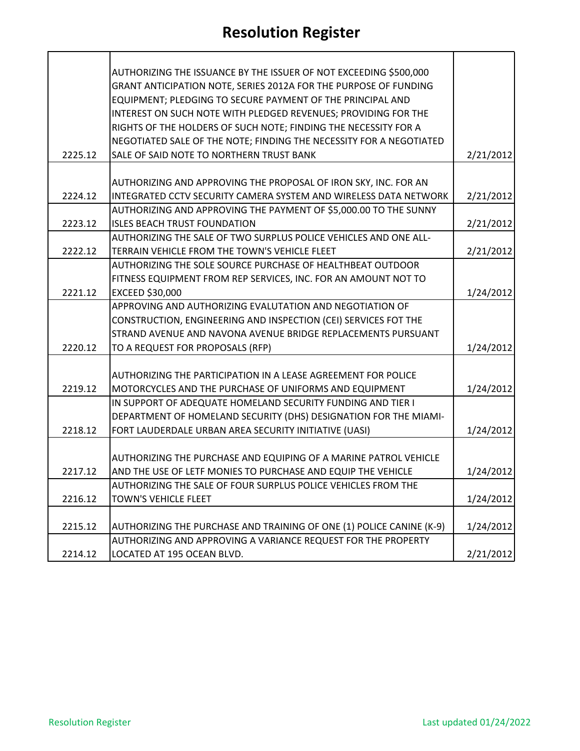# Resolution Register

| | | |
|---|---|---|
| 2225.12 | AUTHORIZING THE ISSUANCE BY THE ISSUER OF NOT EXCEEDING $500,000 GRANT ANTICIPATION NOTE, SERIES 2012A FOR THE PURPOSE OF FUNDING EQUIPMENT; PLEDGING TO SECURE PAYMENT OF THE PRINCIPAL AND INTEREST ON SUCH NOTE WITH PLEDGED REVENUES; PROVIDING FOR THE RIGHTS OF THE HOLDERS OF SUCH NOTE; FINDING THE NECESSITY FOR A NEGOTIATED SALE OF THE NOTE; FINDING THE NECESSITY FOR A NEGOTIATED SALE OF SAID NOTE TO NORTHERN TRUST BANK | 2/21/2012 |
| 2224.12 | AUTHORIZING AND APPROVING THE PROPOSAL OF IRON SKY, INC. FOR AN INTEGRATED CCTV SECURITY CAMERA SYSTEM AND WIRELESS DATA NETWORK | 2/21/2012 |
| 2223.12 | AUTHORIZING AND APPROVING THE PAYMENT OF $5,000.00 TO THE SUNNY ISLES BEACH TRUST FOUNDATION | 2/21/2012 |
| 2222.12 | AUTHORIZING THE SALE OF TWO SURPLUS POLICE VEHICLES AND ONE ALL-TERRAIN VEHICLE FROM THE TOWN'S VEHICLE FLEET | 2/21/2012 |
| 2221.12 | AUTHORIZING THE SOLE SOURCE PURCHASE OF HEALTHBEAT OUTDOOR FITNESS EQUIPMENT FROM REP SERVICES, INC. FOR AN AMOUNT NOT TO EXCEED $30,000 | 1/24/2012 |
| 2220.12 | APPROVING AND AUTHORIZING EVALUTATION AND NEGOTIATION OF CONSTRUCTION, ENGINEERING AND INSPECTION (CEI) SERVICES FOT THE STRAND AVENUE AND NAVONA AVENUE BRIDGE REPLACEMENTS PURSUANT TO A REQUEST FOR PROPOSALS (RFP) | 1/24/2012 |
| 2219.12 | AUTHORIZING THE PARTICIPATION IN A LEASE AGREEMENT FOR POLICE MOTORCYCLES AND THE PURCHASE OF UNIFORMS AND EQUIPMENT | 1/24/2012 |
| 2218.12 | IN SUPPORT OF ADEQUATE HOMELAND SECURITY FUNDING AND TIER I DEPARTMENT OF HOMELAND SECURITY (DHS) DESIGNATION FOR THE MIAMI-FORT LAUDERDALE URBAN AREA SECURITY INITIATIVE (UASI) | 1/24/2012 |
| 2217.12 | AUTHORIZING THE PURCHASE AND EQUIPING OF A MARINE PATROL VEHICLE AND THE USE OF LETF MONIES TO PURCHASE AND EQUIP THE VEHICLE | 1/24/2012 |
| 2216.12 | AUTHORIZING THE SALE OF FOUR SURPLUS POLICE VEHICLES FROM THE TOWN'S VEHICLE FLEET | 1/24/2012 |
| 2215.12 | AUTHORIZING THE PURCHASE AND TRAINING OF ONE (1) POLICE CANINE (K-9) | 1/24/2012 |
| 2214.12 | AUTHORIZING AND APPROVING A VARIANCE REQUEST FOR THE PROPERTY LOCATED AT 195 OCEAN BLVD. | 2/21/2012 |